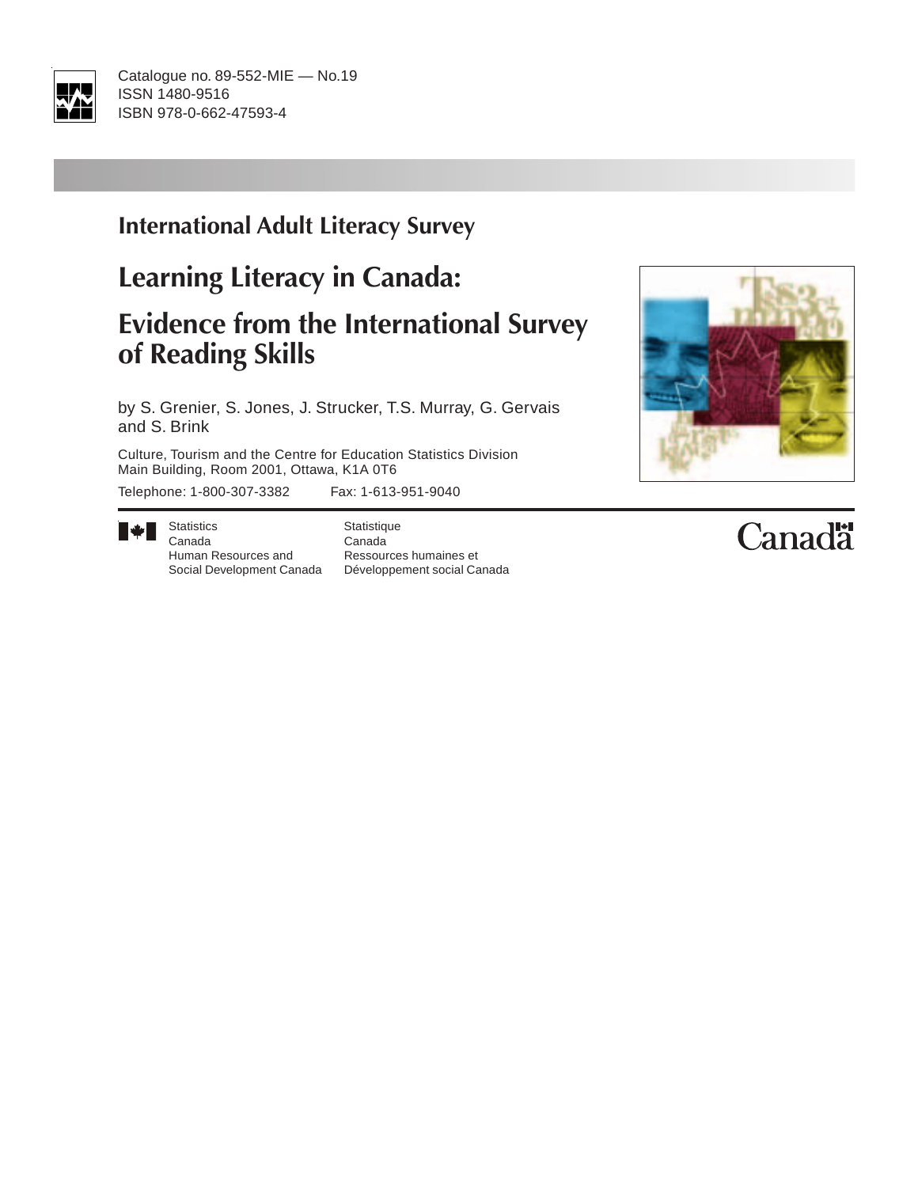Catalogue no. 89-552-MIE — No.19
ISSN 1480-9516
ISBN 978-0-662-47593-4

## International Adult Literacy Survey

# Learning Literacy in Canada:

# Evidence from the International Survey of Reading Skills

by S. Grenier, S. Jones, J. Strucker, T.S. Murray, G. Gervais and S. Brink

Culture, Tourism and the Centre for Education Statistics Division
Main Building, Room 2001, Ottawa, K1A 0T6

Telephone: 1-800-307-3382    Fax: 1-613-951-9040

Statistics Canada
Human Resources and Social Development Canada

Statistique Canada
Ressources humaines et Développement social Canada

Canada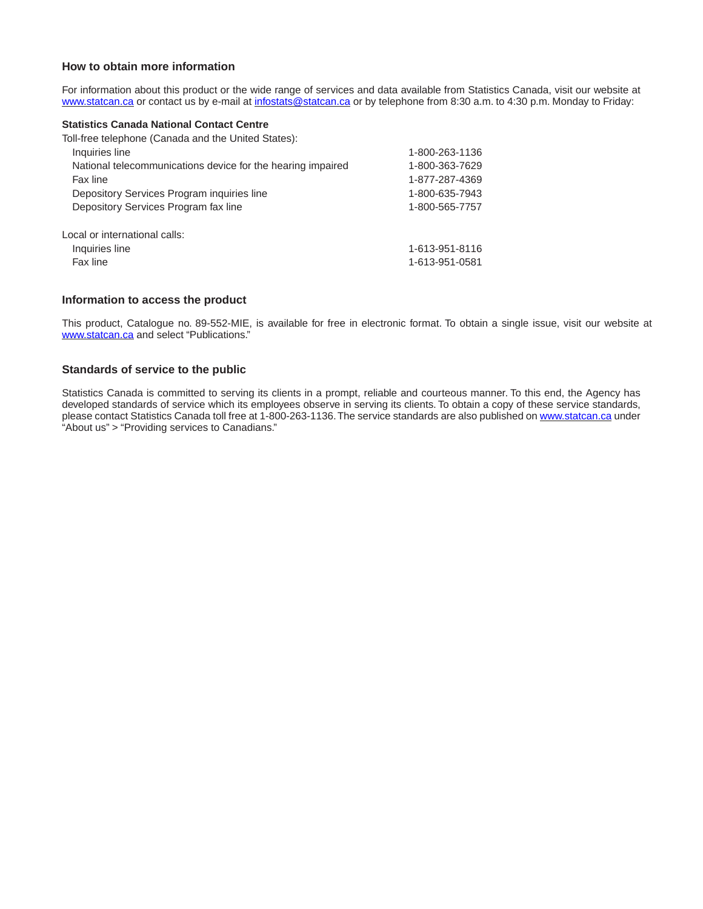## How to obtain more information

For information about this product or the wide range of services and data available from Statistics Canada, visit our website at www.statcan.ca or contact us by e-mail at infostats@statcan.ca or by telephone from 8:30 a.m. to 4:30 p.m. Monday to Friday:

**Statistics Canada National Contact Centre**

Toll-free telephone (Canada and the United States):

| | |
|---|---|
| Inquiries line | 1-800-263-1136 |
| National telecommunications device for the hearing impaired | 1-800-363-7629 |
| Fax line | 1-877-287-4369 |
| Depository Services Program inquiries line | 1-800-635-7943 |
| Depository Services Program fax line | 1-800-565-7757 |

Local or international calls:

| | |
|---|---|
| Inquiries line | 1-613-951-8116 |
| Fax line | 1-613-951-0581 |

## Information to access the product

This product, Catalogue no. 89-552-MIE, is available for free in electronic format. To obtain a single issue, visit our website at www.statcan.ca and select "Publications."

## Standards of service to the public

Statistics Canada is committed to serving its clients in a prompt, reliable and courteous manner. To this end, the Agency has developed standards of service which its employees observe in serving its clients. To obtain a copy of these service standards, please contact Statistics Canada toll free at 1-800-263-1136. The service standards are also published on www.statcan.ca under "About us" > "Providing services to Canadians."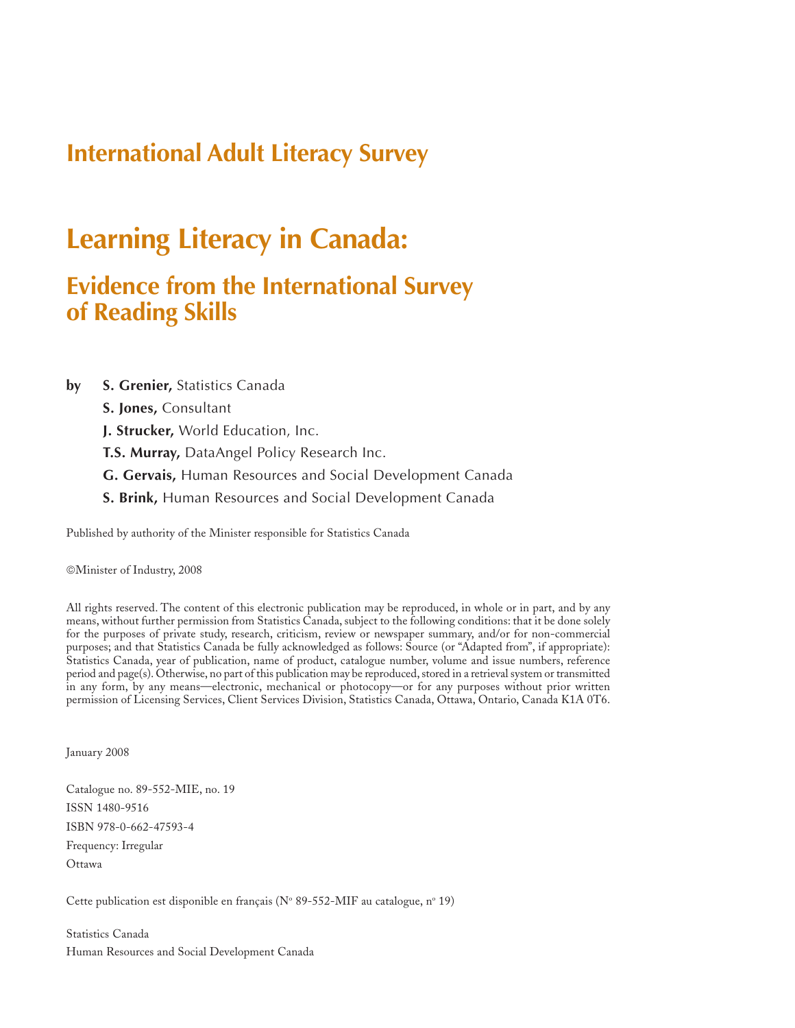## International Adult Literacy Survey

# Learning Literacy in Canada:

## Evidence from the International Survey of Reading Skills

**by** **S. Grenier,** Statistics Canada
**S. Jones,** Consultant
**J. Strucker,** World Education, Inc.
**T.S. Murray,** DataAngel Policy Research Inc.
**G. Gervais,** Human Resources and Social Development Canada
**S. Brink,** Human Resources and Social Development Canada

Published by authority of the Minister responsible for Statistics Canada

©Minister of Industry, 2008

All rights reserved. The content of this electronic publication may be reproduced, in whole or in part, and by any means, without further permission from Statistics Canada, subject to the following conditions: that it be done solely for the purposes of private study, research, criticism, review or newspaper summary, and/or for non-commercial purposes; and that Statistics Canada be fully acknowledged as follows: Source (or "Adapted from", if appropriate): Statistics Canada, year of publication, name of product, catalogue number, volume and issue numbers, reference period and page(s). Otherwise, no part of this publication may be reproduced, stored in a retrieval system or transmitted in any form, by any means—electronic, mechanical or photocopy—or for any purposes without prior written permission of Licensing Services, Client Services Division, Statistics Canada, Ottawa, Ontario, Canada K1A 0T6.

January 2008

Catalogue no. 89-552-MIE, no. 19
ISSN 1480-9516
ISBN 978-0-662-47593-4
Frequency: Irregular
Ottawa

Cette publication est disponible en français (N° 89-552-MIF au catalogue, n° 19)

Statistics Canada
Human Resources and Social Development Canada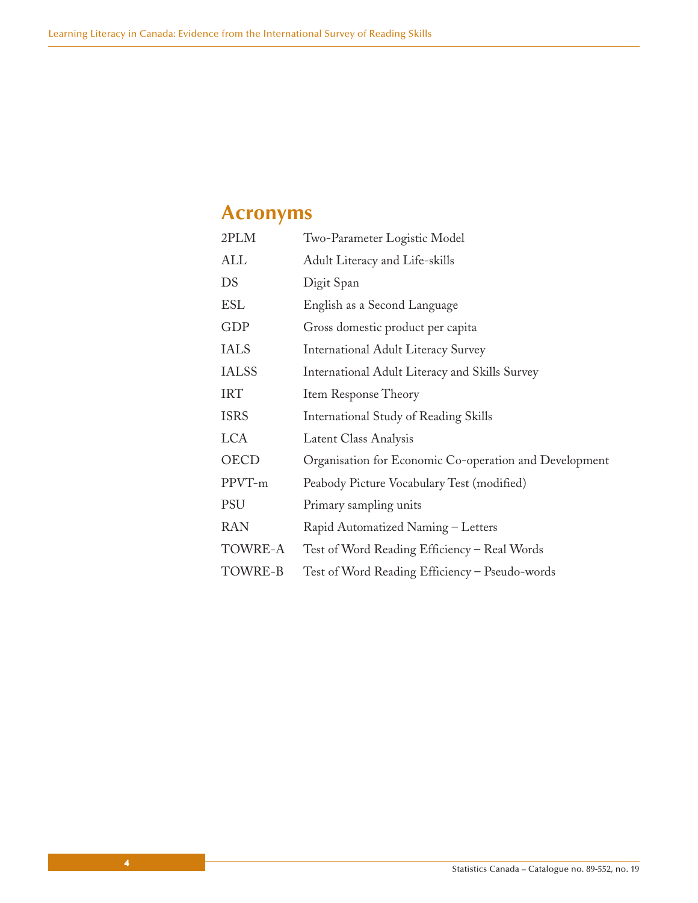# Acronyms

| | |
|---|---|
| 2PLM | Two-Parameter Logistic Model |
| ALL | Adult Literacy and Life-skills |
| DS | Digit Span |
| ESL | English as a Second Language |
| GDP | Gross domestic product per capita |
| IALS | International Adult Literacy Survey |
| IALSS | International Adult Literacy and Skills Survey |
| IRT | Item Response Theory |
| ISRS | International Study of Reading Skills |
| LCA | Latent Class Analysis |
| OECD | Organisation for Economic Co-operation and Development |
| PPVT-m | Peabody Picture Vocabulary Test (modified) |
| PSU | Primary sampling units |
| RAN | Rapid Automatized Naming – Letters |
| TOWRE-A | Test of Word Reading Efficiency – Real Words |
| TOWRE-B | Test of Word Reading Efficiency – Pseudo-words |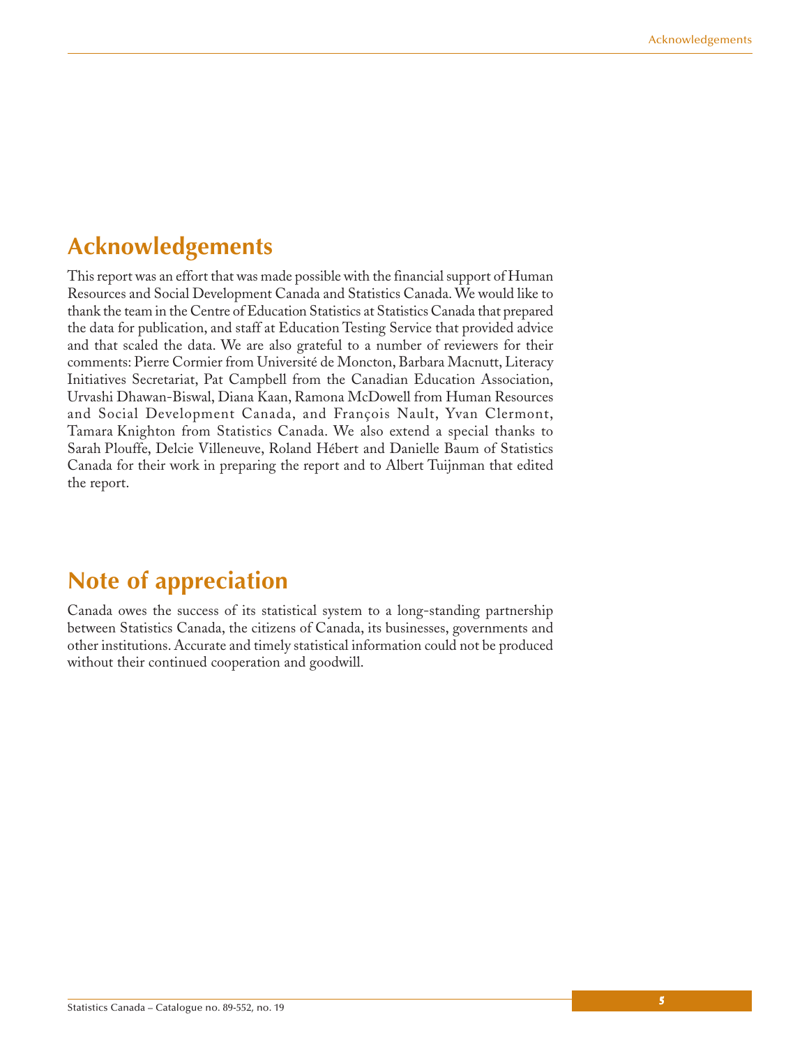# Acknowledgements

This report was an effort that was made possible with the financial support of Human Resources and Social Development Canada and Statistics Canada. We would like to thank the team in the Centre of Education Statistics at Statistics Canada that prepared the data for publication, and staff at Education Testing Service that provided advice and that scaled the data. We are also grateful to a number of reviewers for their comments: Pierre Cormier from Université de Moncton, Barbara Macnutt, Literacy Initiatives Secretariat, Pat Campbell from the Canadian Education Association, Urvashi Dhawan-Biswal, Diana Kaan, Ramona McDowell from Human Resources and Social Development Canada, and François Nault, Yvan Clermont, Tamara Knighton from Statistics Canada. We also extend a special thanks to Sarah Plouffe, Delcie Villeneuve, Roland Hébert and Danielle Baum of Statistics Canada for their work in preparing the report and to Albert Tuijnman that edited the report.

# Note of appreciation

Canada owes the success of its statistical system to a long-standing partnership between Statistics Canada, the citizens of Canada, its businesses, governments and other institutions. Accurate and timely statistical information could not be produced without their continued cooperation and goodwill.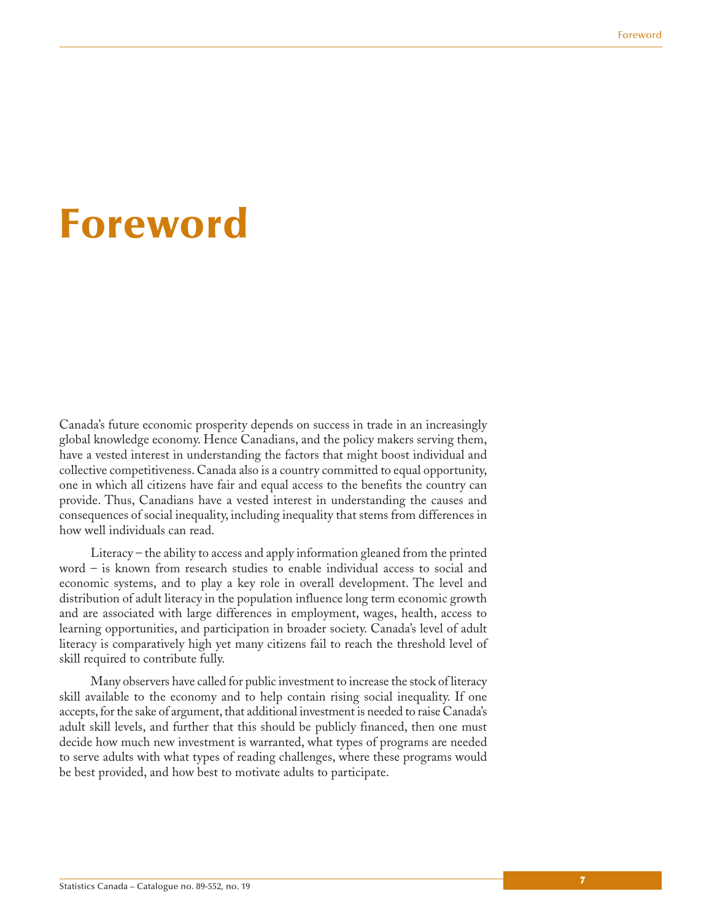# Foreword

Canada's future economic prosperity depends on success in trade in an increasingly global knowledge economy. Hence Canadians, and the policy makers serving them, have a vested interest in understanding the factors that might boost individual and collective competitiveness. Canada also is a country committed to equal opportunity, one in which all citizens have fair and equal access to the benefits the country can provide. Thus, Canadians have a vested interest in understanding the causes and consequences of social inequality, including inequality that stems from differences in how well individuals can read.

Literacy – the ability to access and apply information gleaned from the printed word – is known from research studies to enable individual access to social and economic systems, and to play a key role in overall development. The level and distribution of adult literacy in the population influence long term economic growth and are associated with large differences in employment, wages, health, access to learning opportunities, and participation in broader society. Canada's level of adult literacy is comparatively high yet many citizens fail to reach the threshold level of skill required to contribute fully.

Many observers have called for public investment to increase the stock of literacy skill available to the economy and to help contain rising social inequality. If one accepts, for the sake of argument, that additional investment is needed to raise Canada's adult skill levels, and further that this should be publicly financed, then one must decide how much new investment is warranted, what types of programs are needed to serve adults with what types of reading challenges, where these programs would be best provided, and how best to motivate adults to participate.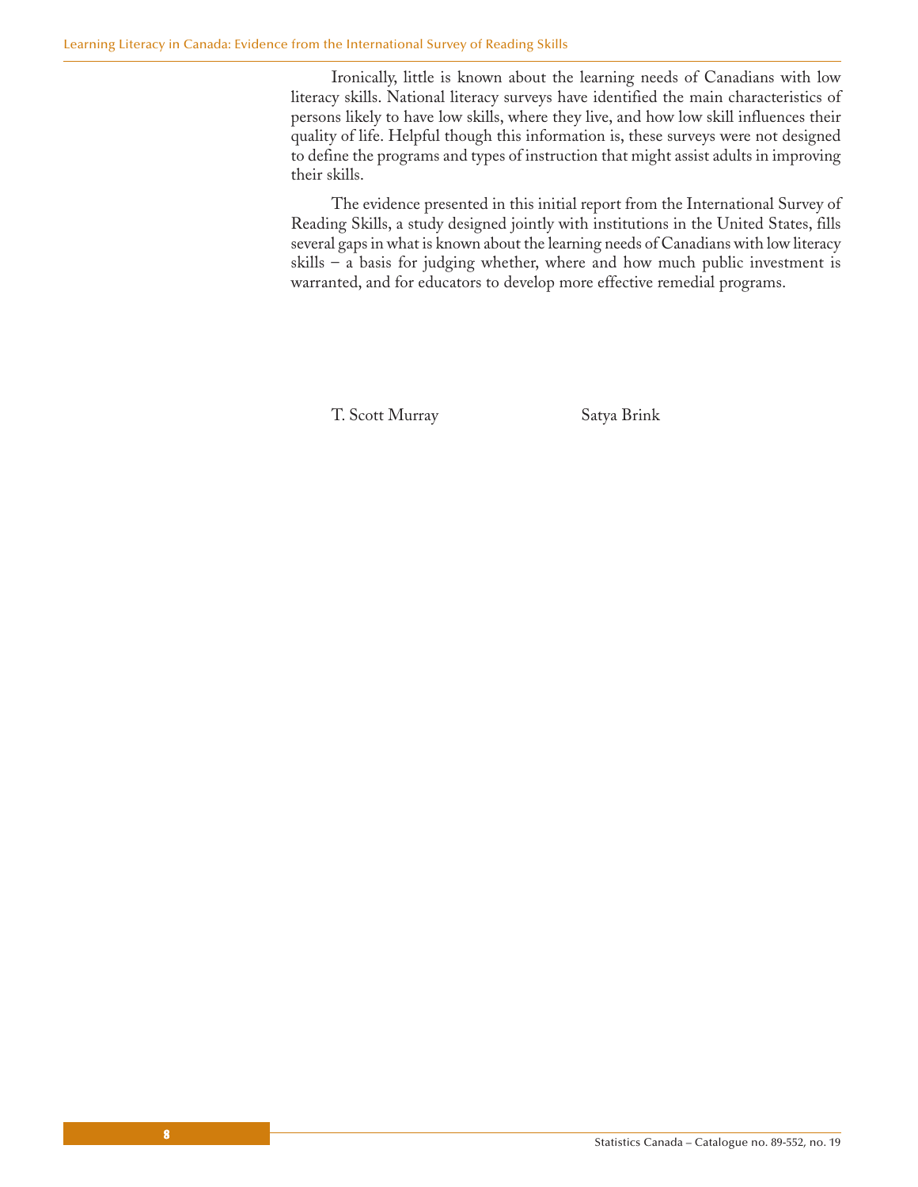Ironically, little is known about the learning needs of Canadians with low literacy skills. National literacy surveys have identified the main characteristics of persons likely to have low skills, where they live, and how low skill influences their quality of life. Helpful though this information is, these surveys were not designed to define the programs and types of instruction that might assist adults in improving their skills.

The evidence presented in this initial report from the International Survey of Reading Skills, a study designed jointly with institutions in the United States, fills several gaps in what is known about the learning needs of Canadians with low literacy skills – a basis for judging whether, where and how much public investment is warranted, and for educators to develop more effective remedial programs.

T. Scott Murray          Satya Brink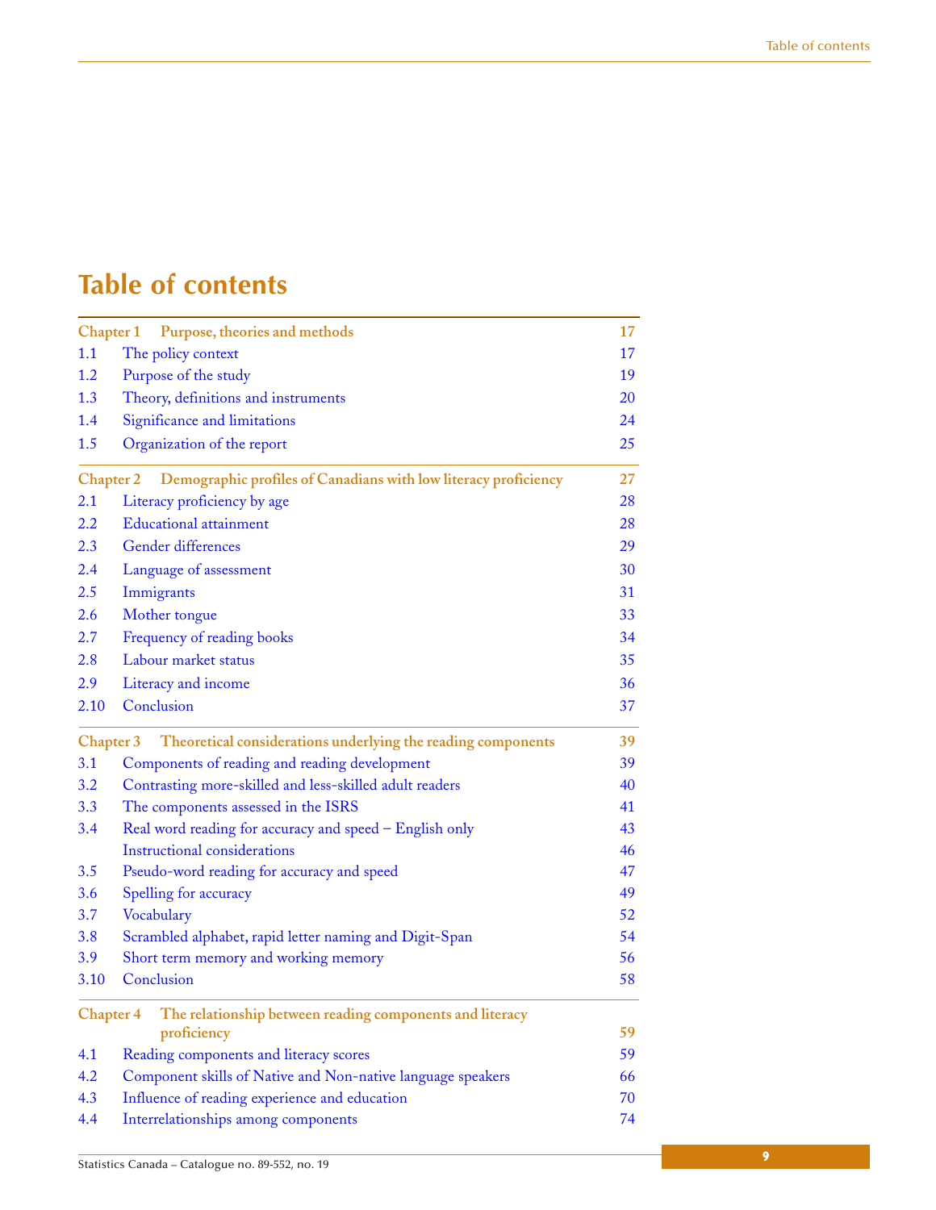# Table of contents

| | | |
|---|---|---|
| **Chapter 1** | **Purpose, theories and methods** | **17** |
| 1.1 | The policy context | 17 |
| 1.2 | Purpose of the study | 19 |
| 1.3 | Theory, definitions and instruments | 20 |
| 1.4 | Significance and limitations | 24 |
| 1.5 | Organization of the report | 25 |
| **Chapter 2** | **Demographic profiles of Canadians with low literacy proficiency** | **27** |
| 2.1 | Literacy proficiency by age | 28 |
| 2.2 | Educational attainment | 28 |
| 2.3 | Gender differences | 29 |
| 2.4 | Language of assessment | 30 |
| 2.5 | Immigrants | 31 |
| 2.6 | Mother tongue | 33 |
| 2.7 | Frequency of reading books | 34 |
| 2.8 | Labour market status | 35 |
| 2.9 | Literacy and income | 36 |
| 2.10 | Conclusion | 37 |
| **Chapter 3** | **Theoretical considerations underlying the reading components** | **39** |
| 3.1 | Components of reading and reading development | 39 |
| 3.2 | Contrasting more-skilled and less-skilled adult readers | 40 |
| 3.3 | The components assessed in the ISRS | 41 |
| 3.4 | Real word reading for accuracy and speed – English only | 43 |
| | Instructional considerations | 46 |
| 3.5 | Pseudo-word reading for accuracy and speed | 47 |
| 3.6 | Spelling for accuracy | 49 |
| 3.7 | Vocabulary | 52 |
| 3.8 | Scrambled alphabet, rapid letter naming and Digit-Span | 54 |
| 3.9 | Short term memory and working memory | 56 |
| 3.10 | Conclusion | 58 |
| **Chapter 4** | **The relationship between reading components and literacy proficiency** | **59** |
| 4.1 | Reading components and literacy scores | 59 |
| 4.2 | Component skills of Native and Non-native language speakers | 66 |
| 4.3 | Influence of reading experience and education | 70 |
| 4.4 | Interrelationships among components | 74 |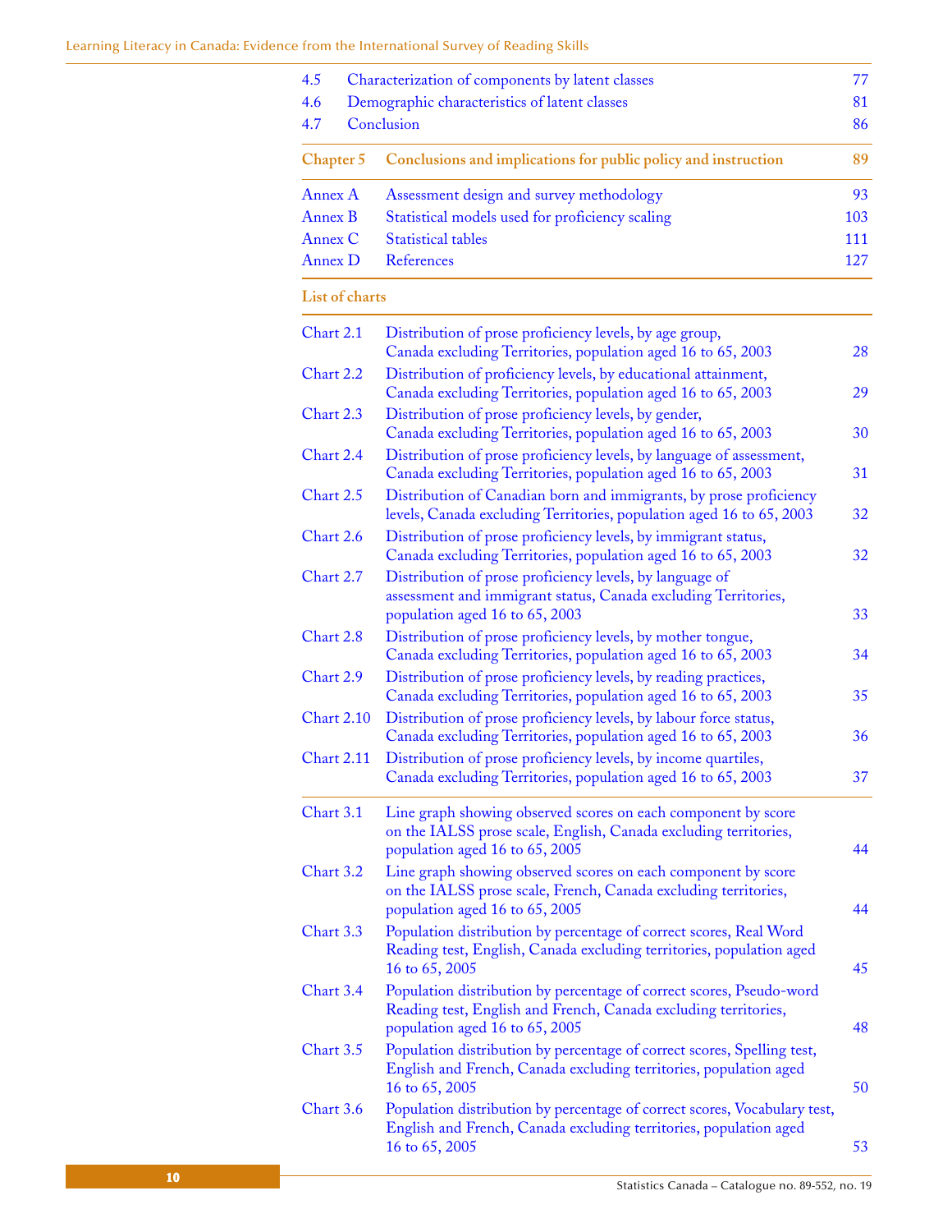| | | |
|---|---|---|
| 4.5 | Characterization of components by latent classes | 77 |
| 4.6 | Demographic characteristics of latent classes | 81 |
| 4.7 | Conclusion | 86 |
| **Chapter 5** | **Conclusions and implications for public policy and instruction** | **89** |
| Annex A | Assessment design and survey methodology | 93 |
| Annex B | Statistical models used for proficiency scaling | 103 |
| Annex C | Statistical tables | 111 |
| Annex D | References | 127 |

**List of charts**

| | | |
|---|---|---|
| Chart 2.1 | Distribution of prose proficiency levels, by age group, Canada excluding Territories, population aged 16 to 65, 2003 | 28 |
| Chart 2.2 | Distribution of proficiency levels, by educational attainment, Canada excluding Territories, population aged 16 to 65, 2003 | 29 |
| Chart 2.3 | Distribution of prose proficiency levels, by gender, Canada excluding Territories, population aged 16 to 65, 2003 | 30 |
| Chart 2.4 | Distribution of prose proficiency levels, by language of assessment, Canada excluding Territories, population aged 16 to 65, 2003 | 31 |
| Chart 2.5 | Distribution of Canadian born and immigrants, by prose proficiency levels, Canada excluding Territories, population aged 16 to 65, 2003 | 32 |
| Chart 2.6 | Distribution of prose proficiency levels, by immigrant status, Canada excluding Territories, population aged 16 to 65, 2003 | 32 |
| Chart 2.7 | Distribution of prose proficiency levels, by language of assessment and immigrant status, Canada excluding Territories, population aged 16 to 65, 2003 | 33 |
| Chart 2.8 | Distribution of prose proficiency levels, by mother tongue, Canada excluding Territories, population aged 16 to 65, 2003 | 34 |
| Chart 2.9 | Distribution of prose proficiency levels, by reading practices, Canada excluding Territories, population aged 16 to 65, 2003 | 35 |
| Chart 2.10 | Distribution of prose proficiency levels, by labour force status, Canada excluding Territories, population aged 16 to 65, 2003 | 36 |
| Chart 2.11 | Distribution of prose proficiency levels, by income quartiles, Canada excluding Territories, population aged 16 to 65, 2003 | 37 |
| Chart 3.1 | Line graph showing observed scores on each component by score on the IALSS prose scale, English, Canada excluding territories, population aged 16 to 65, 2005 | 44 |
| Chart 3.2 | Line graph showing observed scores on each component by score on the IALSS prose scale, French, Canada excluding territories, population aged 16 to 65, 2005 | 44 |
| Chart 3.3 | Population distribution by percentage of correct scores, Real Word Reading test, English, Canada excluding territories, population aged 16 to 65, 2005 | 45 |
| Chart 3.4 | Population distribution by percentage of correct scores, Pseudo-word Reading test, English and French, Canada excluding territories, population aged 16 to 65, 2005 | 48 |
| Chart 3.5 | Population distribution by percentage of correct scores, Spelling test, English and French, Canada excluding territories, population aged 16 to 65, 2005 | 50 |
| Chart 3.6 | Population distribution by percentage of correct scores, Vocabulary test, English and French, Canada excluding territories, population aged 16 to 65, 2005 | 53 |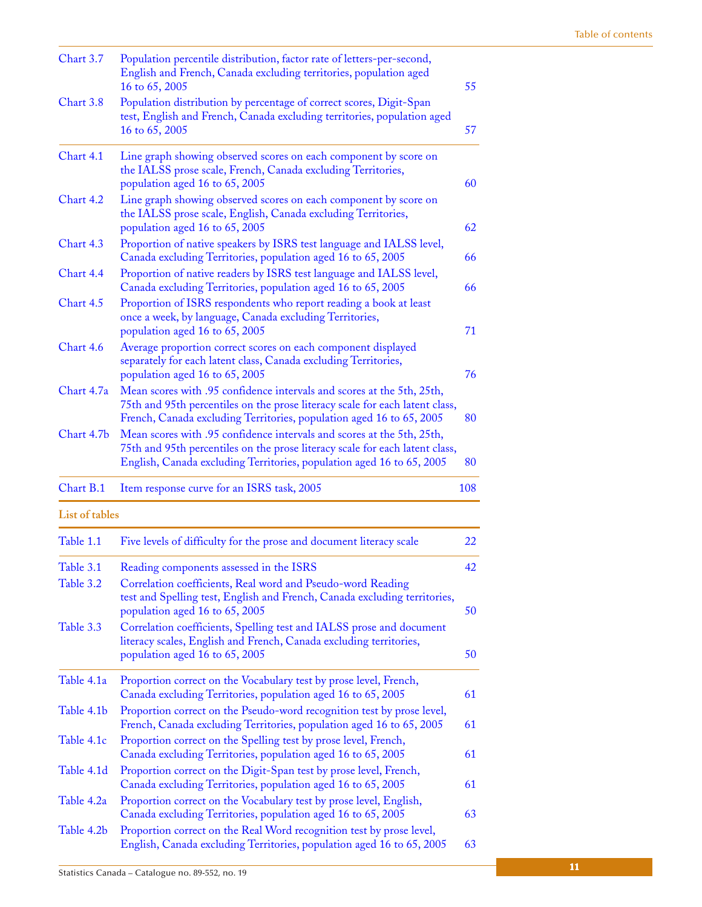| | | |
|---|---|---|
| Chart 3.7 | Population percentile distribution, factor rate of letters-per-second, English and French, Canada excluding territories, population aged 16 to 65, 2005 | 55 |
| Chart 3.8 | Population distribution by percentage of correct scores, Digit-Span test, English and French, Canada excluding territories, population aged 16 to 65, 2005 | 57 |
| Chart 4.1 | Line graph showing observed scores on each component by score on the IALSS prose scale, French, Canada excluding Territories, population aged 16 to 65, 2005 | 60 |
| Chart 4.2 | Line graph showing observed scores on each component by score on the IALSS prose scale, English, Canada excluding Territories, population aged 16 to 65, 2005 | 62 |
| Chart 4.3 | Proportion of native speakers by ISRS test language and IALSS level, Canada excluding Territories, population aged 16 to 65, 2005 | 66 |
| Chart 4.4 | Proportion of native readers by ISRS test language and IALSS level, Canada excluding Territories, population aged 16 to 65, 2005 | 66 |
| Chart 4.5 | Proportion of ISRS respondents who report reading a book at least once a week, by language, Canada excluding Territories, population aged 16 to 65, 2005 | 71 |
| Chart 4.6 | Average proportion correct scores on each component displayed separately for each latent class, Canada excluding Territories, population aged 16 to 65, 2005 | 76 |
| Chart 4.7a | Mean scores with .95 confidence intervals and scores at the 5th, 25th, 75th and 95th percentiles on the prose literacy scale for each latent class, French, Canada excluding Territories, population aged 16 to 65, 2005 | 80 |
| Chart 4.7b | Mean scores with .95 confidence intervals and scores at the 5th, 25th, 75th and 95th percentiles on the prose literacy scale for each latent class, English, Canada excluding Territories, population aged 16 to 65, 2005 | 80 |
| Chart B.1 | Item response curve for an ISRS task, 2005 | 108 |

**List of tables**

| | | |
|---|---|---|
| Table 1.1 | Five levels of difficulty for the prose and document literacy scale | 22 |
| Table 3.1 | Reading components assessed in the ISRS | 42 |
| Table 3.2 | Correlation coefficients, Real word and Pseudo-word Reading test and Spelling test, English and French, Canada excluding territories, population aged 16 to 65, 2005 | 50 |
| Table 3.3 | Correlation coefficients, Spelling test and IALSS prose and document literacy scales, English and French, Canada excluding territories, population aged 16 to 65, 2005 | 50 |
| Table 4.1a | Proportion correct on the Vocabulary test by prose level, French, Canada excluding Territories, population aged 16 to 65, 2005 | 61 |
| Table 4.1b | Proportion correct on the Pseudo-word recognition test by prose level, French, Canada excluding Territories, population aged 16 to 65, 2005 | 61 |
| Table 4.1c | Proportion correct on the Spelling test by prose level, French, Canada excluding Territories, population aged 16 to 65, 2005 | 61 |
| Table 4.1d | Proportion correct on the Digit-Span test by prose level, French, Canada excluding Territories, population aged 16 to 65, 2005 | 61 |
| Table 4.2a | Proportion correct on the Vocabulary test by prose level, English, Canada excluding Territories, population aged 16 to 65, 2005 | 63 |
| Table 4.2b | Proportion correct on the Real Word recognition test by prose level, English, Canada excluding Territories, population aged 16 to 65, 2005 | 63 |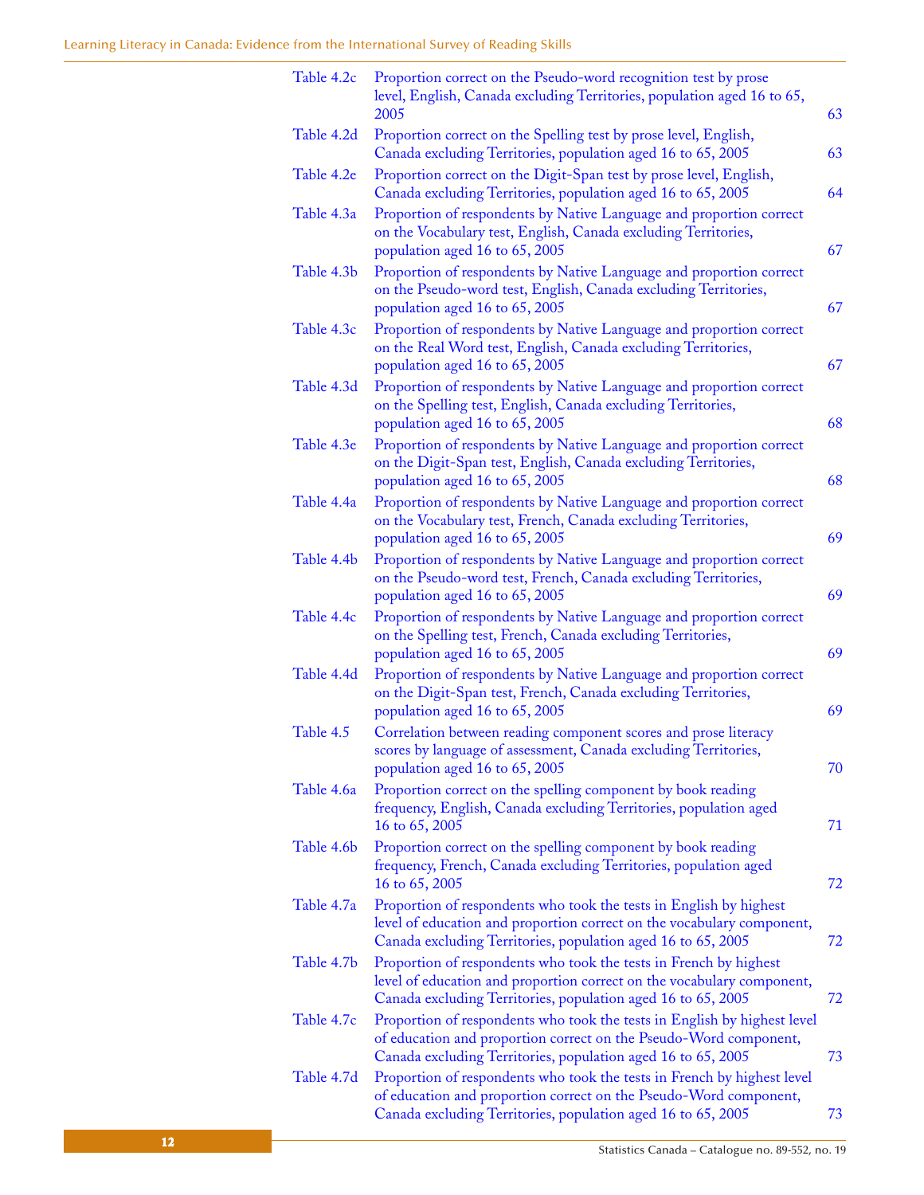| | | |
|---|---|---|
| Table 4.2c | Proportion correct on the Pseudo-word recognition test by prose level, English, Canada excluding Territories, population aged 16 to 65, 2005 | 63 |
| Table 4.2d | Proportion correct on the Spelling test by prose level, English, Canada excluding Territories, population aged 16 to 65, 2005 | 63 |
| Table 4.2e | Proportion correct on the Digit-Span test by prose level, English, Canada excluding Territories, population aged 16 to 65, 2005 | 64 |
| Table 4.3a | Proportion of respondents by Native Language and proportion correct on the Vocabulary test, English, Canada excluding Territories, population aged 16 to 65, 2005 | 67 |
| Table 4.3b | Proportion of respondents by Native Language and proportion correct on the Pseudo-word test, English, Canada excluding Territories, population aged 16 to 65, 2005 | 67 |
| Table 4.3c | Proportion of respondents by Native Language and proportion correct on the Real Word test, English, Canada excluding Territories, population aged 16 to 65, 2005 | 67 |
| Table 4.3d | Proportion of respondents by Native Language and proportion correct on the Spelling test, English, Canada excluding Territories, population aged 16 to 65, 2005 | 68 |
| Table 4.3e | Proportion of respondents by Native Language and proportion correct on the Digit-Span test, English, Canada excluding Territories, population aged 16 to 65, 2005 | 68 |
| Table 4.4a | Proportion of respondents by Native Language and proportion correct on the Vocabulary test, French, Canada excluding Territories, population aged 16 to 65, 2005 | 69 |
| Table 4.4b | Proportion of respondents by Native Language and proportion correct on the Pseudo-word test, French, Canada excluding Territories, population aged 16 to 65, 2005 | 69 |
| Table 4.4c | Proportion of respondents by Native Language and proportion correct on the Spelling test, French, Canada excluding Territories, population aged 16 to 65, 2005 | 69 |
| Table 4.4d | Proportion of respondents by Native Language and proportion correct on the Digit-Span test, French, Canada excluding Territories, population aged 16 to 65, 2005 | 69 |
| Table 4.5 | Correlation between reading component scores and prose literacy scores by language of assessment, Canada excluding Territories, population aged 16 to 65, 2005 | 70 |
| Table 4.6a | Proportion correct on the spelling component by book reading frequency, English, Canada excluding Territories, population aged 16 to 65, 2005 | 71 |
| Table 4.6b | Proportion correct on the spelling component by book reading frequency, French, Canada excluding Territories, population aged 16 to 65, 2005 | 72 |
| Table 4.7a | Proportion of respondents who took the tests in English by highest level of education and proportion correct on the vocabulary component, Canada excluding Territories, population aged 16 to 65, 2005 | 72 |
| Table 4.7b | Proportion of respondents who took the tests in French by highest level of education and proportion correct on the vocabulary component, Canada excluding Territories, population aged 16 to 65, 2005 | 72 |
| Table 4.7c | Proportion of respondents who took the tests in English by highest level of education and proportion correct on the Pseudo-Word component, Canada excluding Territories, population aged 16 to 65, 2005 | 73 |
| Table 4.7d | Proportion of respondents who took the tests in French by highest level of education and proportion correct on the Pseudo-Word component, Canada excluding Territories, population aged 16 to 65, 2005 | 73 |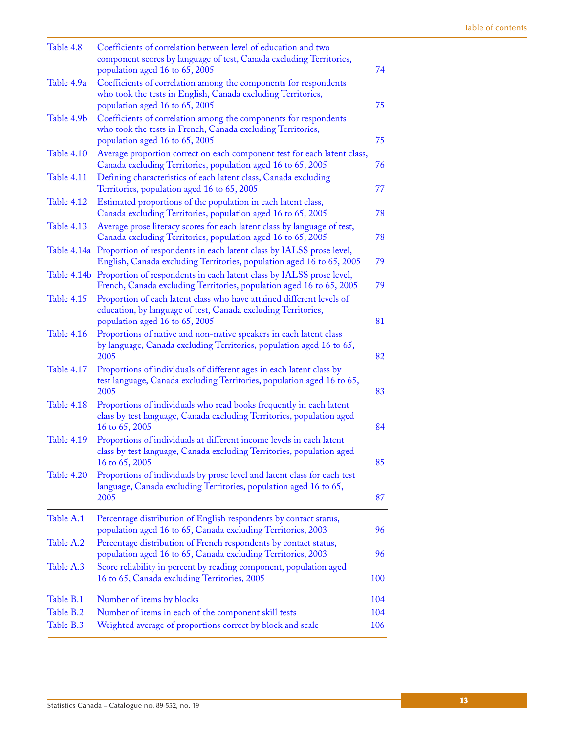| | | |
|---|---|---|
| Table 4.8 | Coefficients of correlation between level of education and two component scores by language of test, Canada excluding Territories, population aged 16 to 65, 2005 | 74 |
| Table 4.9a | Coefficients of correlation among the components for respondents who took the tests in English, Canada excluding Territories, population aged 16 to 65, 2005 | 75 |
| Table 4.9b | Coefficients of correlation among the components for respondents who took the tests in French, Canada excluding Territories, population aged 16 to 65, 2005 | 75 |
| Table 4.10 | Average proportion correct on each component test for each latent class, Canada excluding Territories, population aged 16 to 65, 2005 | 76 |
| Table 4.11 | Defining characteristics of each latent class, Canada excluding Territories, population aged 16 to 65, 2005 | 77 |
| Table 4.12 | Estimated proportions of the population in each latent class, Canada excluding Territories, population aged 16 to 65, 2005 | 78 |
| Table 4.13 | Average prose literacy scores for each latent class by language of test, Canada excluding Territories, population aged 16 to 65, 2005 | 78 |
| Table 4.14a | Proportion of respondents in each latent class by IALSS prose level, English, Canada excluding Territories, population aged 16 to 65, 2005 | 79 |
| Table 4.14b | Proportion of respondents in each latent class by IALSS prose level, French, Canada excluding Territories, population aged 16 to 65, 2005 | 79 |
| Table 4.15 | Proportion of each latent class who have attained different levels of education, by language of test, Canada excluding Territories, population aged 16 to 65, 2005 | 81 |
| Table 4.16 | Proportions of native and non-native speakers in each latent class by language, Canada excluding Territories, population aged 16 to 65, 2005 | 82 |
| Table 4.17 | Proportions of individuals of different ages in each latent class by test language, Canada excluding Territories, population aged 16 to 65, 2005 | 83 |
| Table 4.18 | Proportions of individuals who read books frequently in each latent class by test language, Canada excluding Territories, population aged 16 to 65, 2005 | 84 |
| Table 4.19 | Proportions of individuals at different income levels in each latent class by test language, Canada excluding Territories, population aged 16 to 65, 2005 | 85 |
| Table 4.20 | Proportions of individuals by prose level and latent class for each test language, Canada excluding Territories, population aged 16 to 65, 2005 | 87 |
| Table A.1 | Percentage distribution of English respondents by contact status, population aged 16 to 65, Canada excluding Territories, 2003 | 96 |
| Table A.2 | Percentage distribution of French respondents by contact status, population aged 16 to 65, Canada excluding Territories, 2003 | 96 |
| Table A.3 | Score reliability in percent by reading component, population aged 16 to 65, Canada excluding Territories, 2005 | 100 |
| Table B.1 | Number of items by blocks | 104 |
| Table B.2 | Number of items in each of the component skill tests | 104 |
| Table B.3 | Weighted average of proportions correct by block and scale | 106 |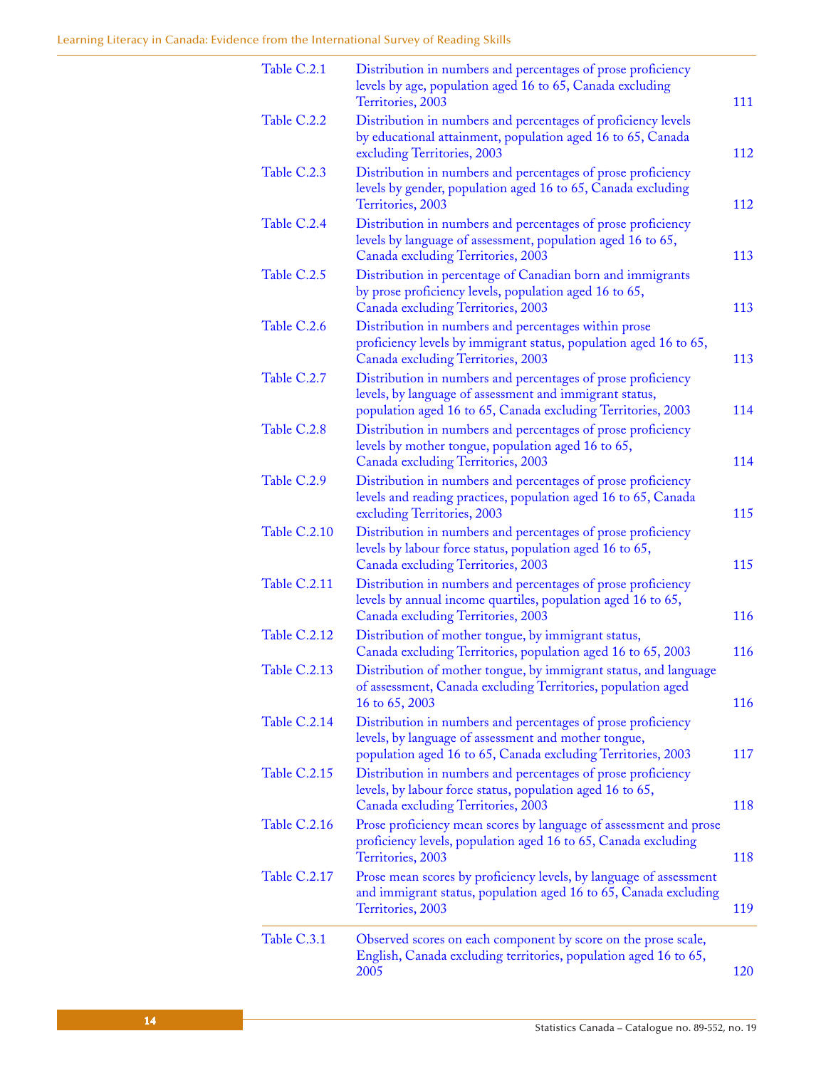| | | |
|---|---|---|
| Table C.2.1 | Distribution in numbers and percentages of prose proficiency levels by age, population aged 16 to 65, Canada excluding Territories, 2003 | 111 |
| Table C.2.2 | Distribution in numbers and percentages of proficiency levels by educational attainment, population aged 16 to 65, Canada excluding Territories, 2003 | 112 |
| Table C.2.3 | Distribution in numbers and percentages of prose proficiency levels by gender, population aged 16 to 65, Canada excluding Territories, 2003 | 112 |
| Table C.2.4 | Distribution in numbers and percentages of prose proficiency levels by language of assessment, population aged 16 to 65, Canada excluding Territories, 2003 | 113 |
| Table C.2.5 | Distribution in percentage of Canadian born and immigrants by prose proficiency levels, population aged 16 to 65, Canada excluding Territories, 2003 | 113 |
| Table C.2.6 | Distribution in numbers and percentages within prose proficiency levels by immigrant status, population aged 16 to 65, Canada excluding Territories, 2003 | 113 |
| Table C.2.7 | Distribution in numbers and percentages of prose proficiency levels, by language of assessment and immigrant status, population aged 16 to 65, Canada excluding Territories, 2003 | 114 |
| Table C.2.8 | Distribution in numbers and percentages of prose proficiency levels by mother tongue, population aged 16 to 65, Canada excluding Territories, 2003 | 114 |
| Table C.2.9 | Distribution in numbers and percentages of prose proficiency levels and reading practices, population aged 16 to 65, Canada excluding Territories, 2003 | 115 |
| Table C.2.10 | Distribution in numbers and percentages of prose proficiency levels by labour force status, population aged 16 to 65, Canada excluding Territories, 2003 | 115 |
| Table C.2.11 | Distribution in numbers and percentages of prose proficiency levels by annual income quartiles, population aged 16 to 65, Canada excluding Territories, 2003 | 116 |
| Table C.2.12 | Distribution of mother tongue, by immigrant status, Canada excluding Territories, population aged 16 to 65, 2003 | 116 |
| Table C.2.13 | Distribution of mother tongue, by immigrant status, and language of assessment, Canada excluding Territories, population aged 16 to 65, 2003 | 116 |
| Table C.2.14 | Distribution in numbers and percentages of prose proficiency levels, by language of assessment and mother tongue, population aged 16 to 65, Canada excluding Territories, 2003 | 117 |
| Table C.2.15 | Distribution in numbers and percentages of prose proficiency levels, by labour force status, population aged 16 to 65, Canada excluding Territories, 2003 | 118 |
| Table C.2.16 | Prose proficiency mean scores by language of assessment and prose proficiency levels, population aged 16 to 65, Canada excluding Territories, 2003 | 118 |
| Table C.2.17 | Prose mean scores by proficiency levels, by language of assessment and immigrant status, population aged 16 to 65, Canada excluding Territories, 2003 | 119 |
| Table C.3.1 | Observed scores on each component by score on the prose scale, English, Canada excluding territories, population aged 16 to 65, 2005 | 120 |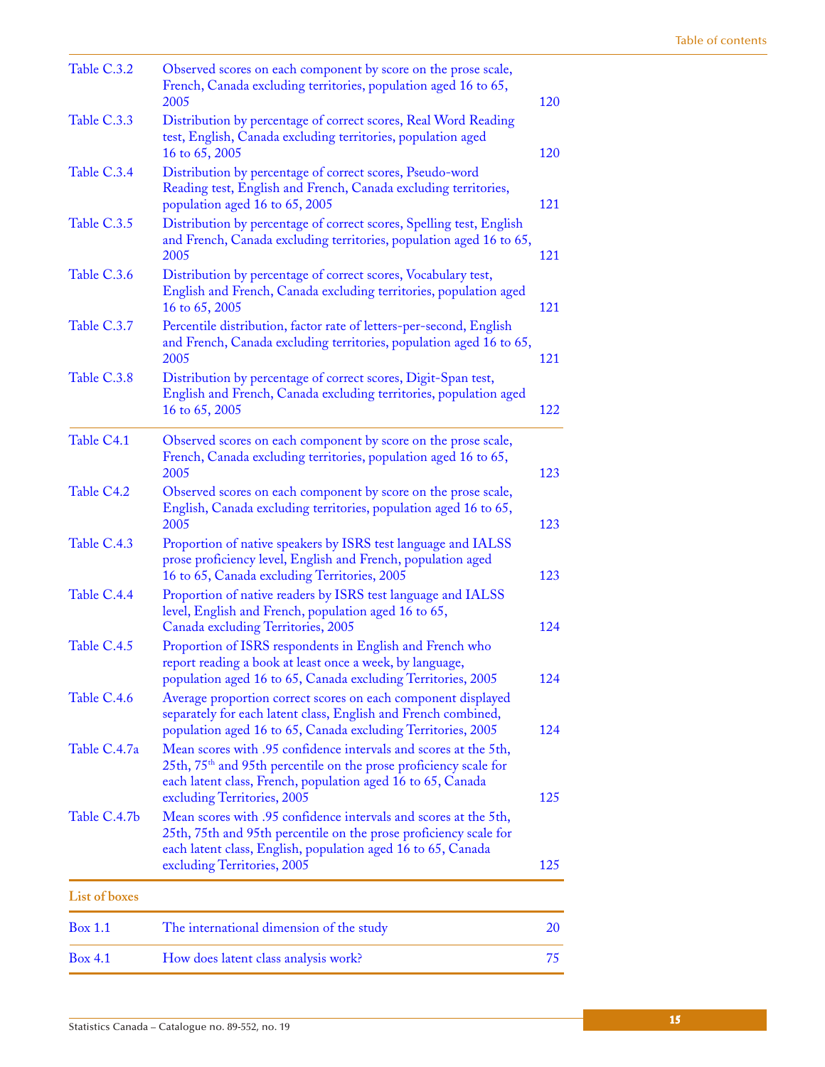| | | |
|---|---|---|
| Table C.3.2 | Observed scores on each component by score on the prose scale, French, Canada excluding territories, population aged 16 to 65, 2005 | 120 |
| Table C.3.3 | Distribution by percentage of correct scores, Real Word Reading test, English, Canada excluding territories, population aged 16 to 65, 2005 | 120 |
| Table C.3.4 | Distribution by percentage of correct scores, Pseudo-word Reading test, English and French, Canada excluding territories, population aged 16 to 65, 2005 | 121 |
| Table C.3.5 | Distribution by percentage of correct scores, Spelling test, English and French, Canada excluding territories, population aged 16 to 65, 2005 | 121 |
| Table C.3.6 | Distribution by percentage of correct scores, Vocabulary test, English and French, Canada excluding territories, population aged 16 to 65, 2005 | 121 |
| Table C.3.7 | Percentile distribution, factor rate of letters-per-second, English and French, Canada excluding territories, population aged 16 to 65, 2005 | 121 |
| Table C.3.8 | Distribution by percentage of correct scores, Digit-Span test, English and French, Canada excluding territories, population aged 16 to 65, 2005 | 122 |
| Table C4.1 | Observed scores on each component by score on the prose scale, French, Canada excluding territories, population aged 16 to 65, 2005 | 123 |
| Table C4.2 | Observed scores on each component by score on the prose scale, English, Canada excluding territories, population aged 16 to 65, 2005 | 123 |
| Table C.4.3 | Proportion of native speakers by ISRS test language and IALSS prose proficiency level, English and French, population aged 16 to 65, Canada excluding Territories, 2005 | 123 |
| Table C.4.4 | Proportion of native readers by ISRS test language and IALSS level, English and French, population aged 16 to 65, Canada excluding Territories, 2005 | 124 |
| Table C.4.5 | Proportion of ISRS respondents in English and French who report reading a book at least once a week, by language, population aged 16 to 65, Canada excluding Territories, 2005 | 124 |
| Table C.4.6 | Average proportion correct scores on each component displayed separately for each latent class, English and French combined, population aged 16 to 65, Canada excluding Territories, 2005 | 124 |
| Table C.4.7a | Mean scores with .95 confidence intervals and scores at the 5th, 25th, 75th and 95th percentile on the prose proficiency scale for each latent class, French, population aged 16 to 65, Canada excluding Territories, 2005 | 125 |
| Table C.4.7b | Mean scores with .95 confidence intervals and scores at the 5th, 25th, 75th and 95th percentile on the prose proficiency scale for each latent class, English, population aged 16 to 65, Canada excluding Territories, 2005 | 125 |

## List of boxes

| | | |
|---|---|---|
| Box 1.1 | The international dimension of the study | 20 |
| Box 4.1 | How does latent class analysis work? | 75 |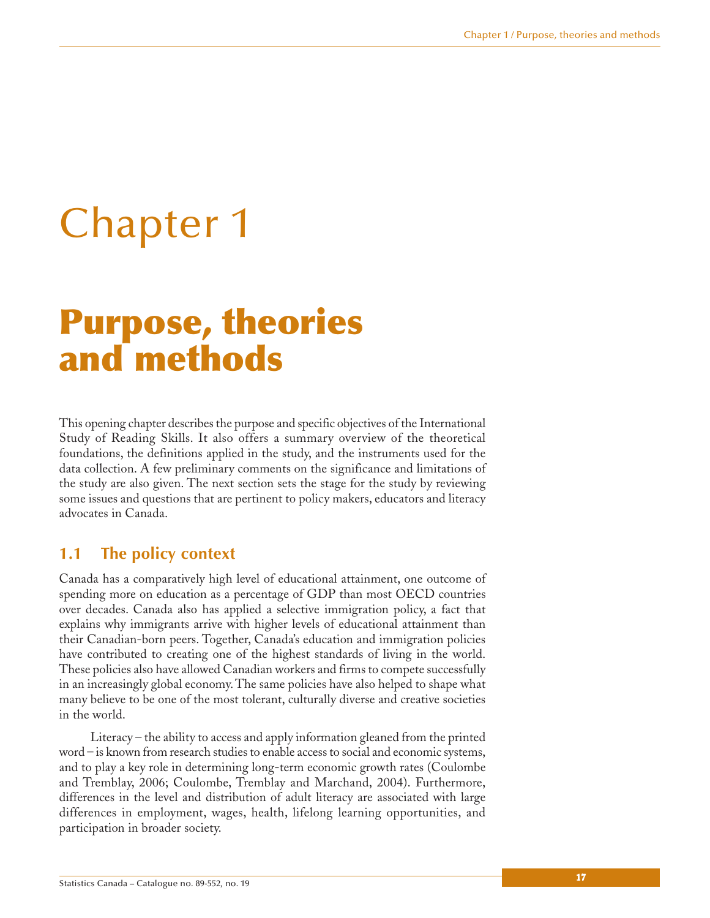# Chapter 1

# Purpose, theories and methods

This opening chapter describes the purpose and specific objectives of the International Study of Reading Skills. It also offers a summary overview of the theoretical foundations, the definitions applied in the study, and the instruments used for the data collection. A few preliminary comments on the significance and limitations of the study are also given. The next section sets the stage for the study by reviewing some issues and questions that are pertinent to policy makers, educators and literacy advocates in Canada.

## 1.1 The policy context

Canada has a comparatively high level of educational attainment, one outcome of spending more on education as a percentage of GDP than most OECD countries over decades. Canada also has applied a selective immigration policy, a fact that explains why immigrants arrive with higher levels of educational attainment than their Canadian-born peers. Together, Canada's education and immigration policies have contributed to creating one of the highest standards of living in the world. These policies also have allowed Canadian workers and firms to compete successfully in an increasingly global economy. The same policies have also helped to shape what many believe to be one of the most tolerant, culturally diverse and creative societies in the world.

Literacy – the ability to access and apply information gleaned from the printed word – is known from research studies to enable access to social and economic systems, and to play a key role in determining long-term economic growth rates (Coulombe and Tremblay, 2006; Coulombe, Tremblay and Marchand, 2004). Furthermore, differences in the level and distribution of adult literacy are associated with large differences in employment, wages, health, lifelong learning opportunities, and participation in broader society.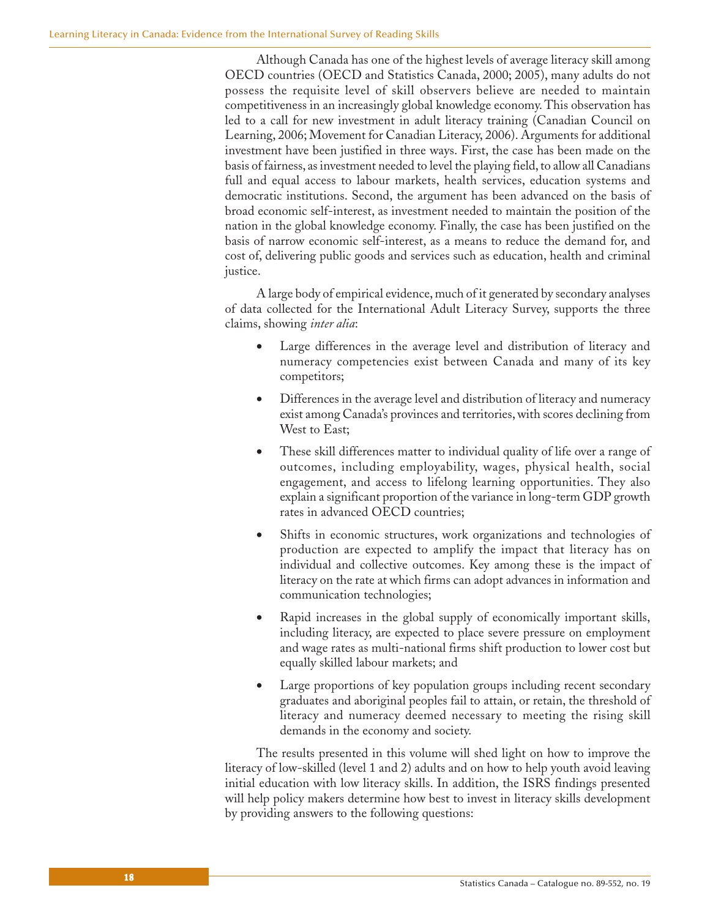Although Canada has one of the highest levels of average literacy skill among OECD countries (OECD and Statistics Canada, 2000; 2005), many adults do not possess the requisite level of skill observers believe are needed to maintain competitiveness in an increasingly global knowledge economy. This observation has led to a call for new investment in adult literacy training (Canadian Council on Learning, 2006; Movement for Canadian Literacy, 2006). Arguments for additional investment have been justified in three ways. First, the case has been made on the basis of fairness, as investment needed to level the playing field, to allow all Canadians full and equal access to labour markets, health services, education systems and democratic institutions. Second, the argument has been advanced on the basis of broad economic self-interest, as investment needed to maintain the position of the nation in the global knowledge economy. Finally, the case has been justified on the basis of narrow economic self-interest, as a means to reduce the demand for, and cost of, delivering public goods and services such as education, health and criminal justice.

A large body of empirical evidence, much of it generated by secondary analyses of data collected for the International Adult Literacy Survey, supports the three claims, showing *inter alia*:

- Large differences in the average level and distribution of literacy and numeracy competencies exist between Canada and many of its key competitors;
- Differences in the average level and distribution of literacy and numeracy exist among Canada's provinces and territories, with scores declining from West to East;
- These skill differences matter to individual quality of life over a range of outcomes, including employability, wages, physical health, social engagement, and access to lifelong learning opportunities. They also explain a significant proportion of the variance in long-term GDP growth rates in advanced OECD countries;
- Shifts in economic structures, work organizations and technologies of production are expected to amplify the impact that literacy has on individual and collective outcomes. Key among these is the impact of literacy on the rate at which firms can adopt advances in information and communication technologies;
- Rapid increases in the global supply of economically important skills, including literacy, are expected to place severe pressure on employment and wage rates as multi-national firms shift production to lower cost but equally skilled labour markets; and
- Large proportions of key population groups including recent secondary graduates and aboriginal peoples fail to attain, or retain, the threshold of literacy and numeracy deemed necessary to meeting the rising skill demands in the economy and society.

The results presented in this volume will shed light on how to improve the literacy of low-skilled (level 1 and 2) adults and on how to help youth avoid leaving initial education with low literacy skills. In addition, the ISRS findings presented will help policy makers determine how best to invest in literacy skills development by providing answers to the following questions: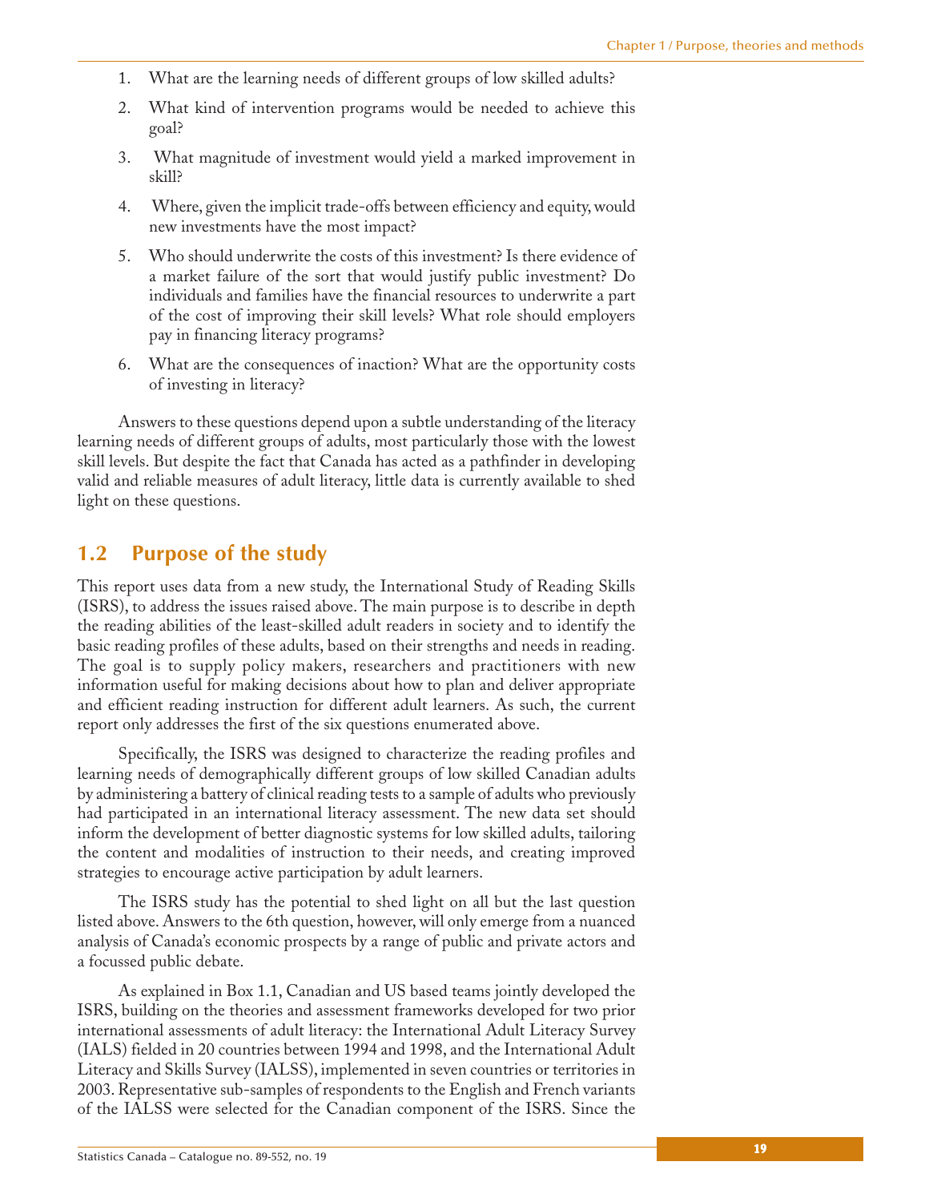1. What are the learning needs of different groups of low skilled adults?

2. What kind of intervention programs would be needed to achieve this goal?

3. What magnitude of investment would yield a marked improvement in skill?

4. Where, given the implicit trade-offs between efficiency and equity, would new investments have the most impact?

5. Who should underwrite the costs of this investment? Is there evidence of a market failure of the sort that would justify public investment? Do individuals and families have the financial resources to underwrite a part of the cost of improving their skill levels? What role should employers pay in financing literacy programs?

6. What are the consequences of inaction? What are the opportunity costs of investing in literacy?

Answers to these questions depend upon a subtle understanding of the literacy learning needs of different groups of adults, most particularly those with the lowest skill levels. But despite the fact that Canada has acted as a pathfinder in developing valid and reliable measures of adult literacy, little data is currently available to shed light on these questions.

## 1.2 Purpose of the study

This report uses data from a new study, the International Study of Reading Skills (ISRS), to address the issues raised above. The main purpose is to describe in depth the reading abilities of the least-skilled adult readers in society and to identify the basic reading profiles of these adults, based on their strengths and needs in reading. The goal is to supply policy makers, researchers and practitioners with new information useful for making decisions about how to plan and deliver appropriate and efficient reading instruction for different adult learners. As such, the current report only addresses the first of the six questions enumerated above.

Specifically, the ISRS was designed to characterize the reading profiles and learning needs of demographically different groups of low skilled Canadian adults by administering a battery of clinical reading tests to a sample of adults who previously had participated in an international literacy assessment. The new data set should inform the development of better diagnostic systems for low skilled adults, tailoring the content and modalities of instruction to their needs, and creating improved strategies to encourage active participation by adult learners.

The ISRS study has the potential to shed light on all but the last question listed above. Answers to the 6th question, however, will only emerge from a nuanced analysis of Canada's economic prospects by a range of public and private actors and a focussed public debate.

As explained in Box 1.1, Canadian and US based teams jointly developed the ISRS, building on the theories and assessment frameworks developed for two prior international assessments of adult literacy: the International Adult Literacy Survey (IALS) fielded in 20 countries between 1994 and 1998, and the International Adult Literacy and Skills Survey (IALSS), implemented in seven countries or territories in 2003. Representative sub-samples of respondents to the English and French variants of the IALSS were selected for the Canadian component of the ISRS. Since the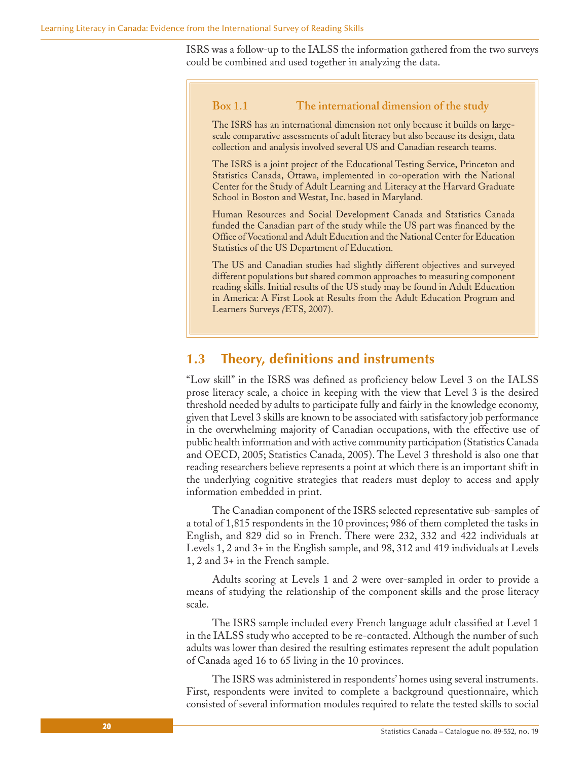ISRS was a follow-up to the IALSS the information gathered from the two surveys could be combined and used together in analyzing the data.

> **Box 1.1 The international dimension of the study**
>
> The ISRS has an international dimension not only because it builds on large-scale comparative assessments of adult literacy but also because its design, data collection and analysis involved several US and Canadian research teams.
>
> The ISRS is a joint project of the Educational Testing Service, Princeton and Statistics Canada, Ottawa, implemented in co-operation with the National Center for the Study of Adult Learning and Literacy at the Harvard Graduate School in Boston and Westat, Inc. based in Maryland.
>
> Human Resources and Social Development Canada and Statistics Canada funded the Canadian part of the study while the US part was financed by the Office of Vocational and Adult Education and the National Center for Education Statistics of the US Department of Education.
>
> The US and Canadian studies had slightly different objectives and surveyed different populations but shared common approaches to measuring component reading skills. Initial results of the US study may be found in Adult Education in America: A First Look at Results from the Adult Education Program and Learners Surveys *(*ETS, 2007).

## 1.3 Theory, definitions and instruments

"Low skill" in the ISRS was defined as proficiency below Level 3 on the IALSS prose literacy scale, a choice in keeping with the view that Level 3 is the desired threshold needed by adults to participate fully and fairly in the knowledge economy, given that Level 3 skills are known to be associated with satisfactory job performance in the overwhelming majority of Canadian occupations, with the effective use of public health information and with active community participation (Statistics Canada and OECD, 2005; Statistics Canada, 2005). The Level 3 threshold is also one that reading researchers believe represents a point at which there is an important shift in the underlying cognitive strategies that readers must deploy to access and apply information embedded in print.

The Canadian component of the ISRS selected representative sub-samples of a total of 1,815 respondents in the 10 provinces; 986 of them completed the tasks in English, and 829 did so in French. There were 232, 332 and 422 individuals at Levels 1, 2 and 3+ in the English sample, and 98, 312 and 419 individuals at Levels 1, 2 and 3+ in the French sample.

Adults scoring at Levels 1 and 2 were over-sampled in order to provide a means of studying the relationship of the component skills and the prose literacy scale.

The ISRS sample included every French language adult classified at Level 1 in the IALSS study who accepted to be re-contacted. Although the number of such adults was lower than desired the resulting estimates represent the adult population of Canada aged 16 to 65 living in the 10 provinces.

The ISRS was administered in respondents' homes using several instruments. First, respondents were invited to complete a background questionnaire, which consisted of several information modules required to relate the tested skills to social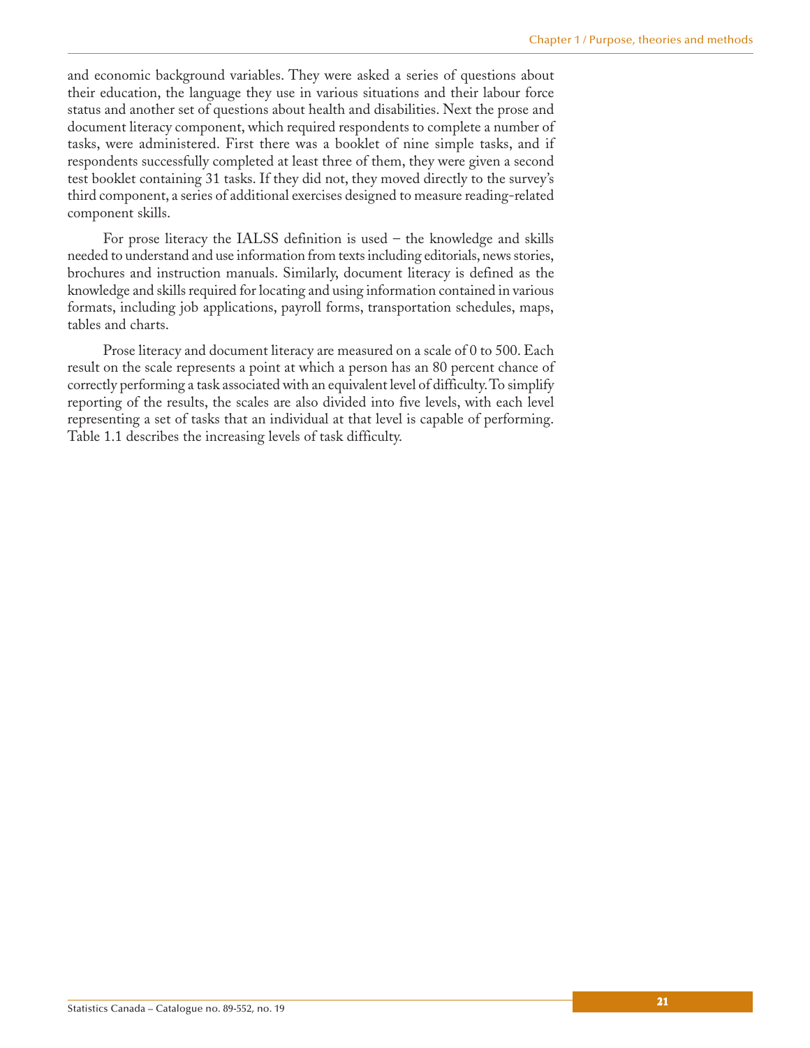and economic background variables. They were asked a series of questions about their education, the language they use in various situations and their labour force status and another set of questions about health and disabilities. Next the prose and document literacy component, which required respondents to complete a number of tasks, were administered. First there was a booklet of nine simple tasks, and if respondents successfully completed at least three of them, they were given a second test booklet containing 31 tasks. If they did not, they moved directly to the survey's third component, a series of additional exercises designed to measure reading-related component skills.

For prose literacy the IALSS definition is used – the knowledge and skills needed to understand and use information from texts including editorials, news stories, brochures and instruction manuals. Similarly, document literacy is defined as the knowledge and skills required for locating and using information contained in various formats, including job applications, payroll forms, transportation schedules, maps, tables and charts.

Prose literacy and document literacy are measured on a scale of 0 to 500. Each result on the scale represents a point at which a person has an 80 percent chance of correctly performing a task associated with an equivalent level of difficulty. To simplify reporting of the results, the scales are also divided into five levels, with each level representing a set of tasks that an individual at that level is capable of performing. Table 1.1 describes the increasing levels of task difficulty.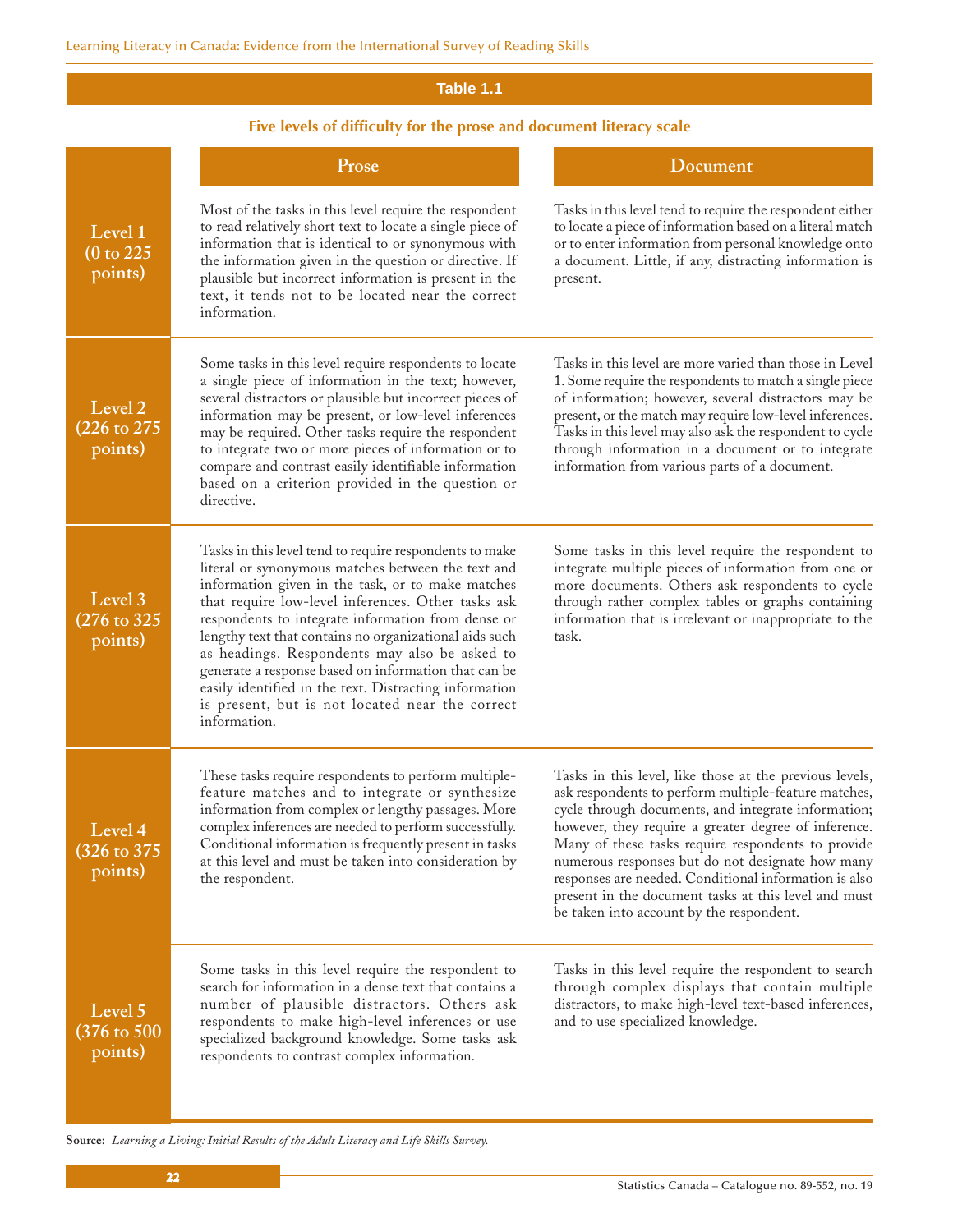## Table 1.1

**Five levels of difficulty for the prose and document literacy scale**

| | Prose | Document |
|---|---|---|
| **Level 1 (0 to 225 points)** | Most of the tasks in this level require the respondent to read relatively short text to locate a single piece of information that is identical to or synonymous with the information given in the question or directive. If plausible but incorrect information is present in the text, it tends not to be located near the correct information. | Tasks in this level tend to require the respondent either to locate a piece of information based on a literal match or to enter information from personal knowledge onto a document. Little, if any, distracting information is present. |
| **Level 2 (226 to 275 points)** | Some tasks in this level require respondents to locate a single piece of information in the text; however, several distractors or plausible but incorrect pieces of information may be present, or low-level inferences may be required. Other tasks require the respondent to integrate two or more pieces of information or to compare and contrast easily identifiable information based on a criterion provided in the question or directive. | Tasks in this level are more varied than those in Level 1. Some require the respondents to match a single piece of information; however, several distractors may be present, or the match may require low-level inferences. Tasks in this level may also ask the respondent to cycle through information in a document or to integrate information from various parts of a document. |
| **Level 3 (276 to 325 points)** | Tasks in this level tend to require respondents to make literal or synonymous matches between the text and information given in the task, or to make matches that require low-level inferences. Other tasks ask respondents to integrate information from dense or lengthy text that contains no organizational aids such as headings. Respondents may also be asked to generate a response based on information that can be easily identified in the text. Distracting information is present, but is not located near the correct information. | Some tasks in this level require the respondent to integrate multiple pieces of information from one or more documents. Others ask respondents to cycle through rather complex tables or graphs containing information that is irrelevant or inappropriate to the task. |
| **Level 4 (326 to 375 points)** | These tasks require respondents to perform multiple-feature matches and to integrate or synthesize information from complex or lengthy passages. More complex inferences are needed to perform successfully. Conditional information is frequently present in tasks at this level and must be taken into consideration by the respondent. | Tasks in this level, like those at the previous levels, ask respondents to perform multiple-feature matches, cycle through documents, and integrate information; however, they require a greater degree of inference. Many of these tasks require respondents to provide numerous responses but do not designate how many responses are needed. Conditional information is also present in the document tasks at this level and must be taken into account by the respondent. |
| **Level 5 (376 to 500 points)** | Some tasks in this level require the respondent to search for information in a dense text that contains a number of plausible distractors. Others ask respondents to make high-level inferences or use specialized background knowledge. Some tasks ask respondents to contrast complex information. | Tasks in this level require the respondent to search through complex displays that contain multiple distractors, to make high-level text-based inferences, and to use specialized knowledge. |

**Source:** *Learning a Living: Initial Results of the Adult Literacy and Life Skills Survey.*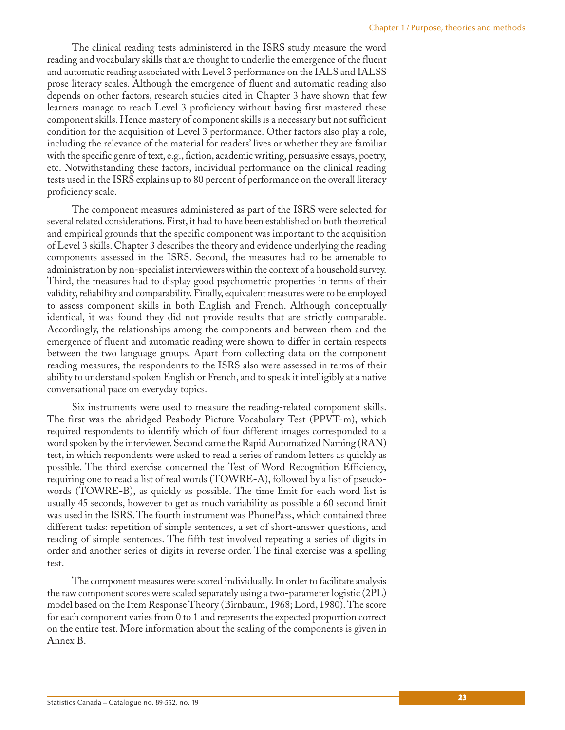The clinical reading tests administered in the ISRS study measure the word reading and vocabulary skills that are thought to underlie the emergence of the fluent and automatic reading associated with Level 3 performance on the IALS and IALSS prose literacy scales. Although the emergence of fluent and automatic reading also depends on other factors, research studies cited in Chapter 3 have shown that few learners manage to reach Level 3 proficiency without having first mastered these component skills. Hence mastery of component skills is a necessary but not sufficient condition for the acquisition of Level 3 performance. Other factors also play a role, including the relevance of the material for readers' lives or whether they are familiar with the specific genre of text, e.g., fiction, academic writing, persuasive essays, poetry, etc. Notwithstanding these factors, individual performance on the clinical reading tests used in the ISRS explains up to 80 percent of performance on the overall literacy proficiency scale.

The component measures administered as part of the ISRS were selected for several related considerations. First, it had to have been established on both theoretical and empirical grounds that the specific component was important to the acquisition of Level 3 skills. Chapter 3 describes the theory and evidence underlying the reading components assessed in the ISRS. Second, the measures had to be amenable to administration by non-specialist interviewers within the context of a household survey. Third, the measures had to display good psychometric properties in terms of their validity, reliability and comparability. Finally, equivalent measures were to be employed to assess component skills in both English and French. Although conceptually identical, it was found they did not provide results that are strictly comparable. Accordingly, the relationships among the components and between them and the emergence of fluent and automatic reading were shown to differ in certain respects between the two language groups. Apart from collecting data on the component reading measures, the respondents to the ISRS also were assessed in terms of their ability to understand spoken English or French, and to speak it intelligibly at a native conversational pace on everyday topics.

Six instruments were used to measure the reading-related component skills. The first was the abridged Peabody Picture Vocabulary Test (PPVT-m), which required respondents to identify which of four different images corresponded to a word spoken by the interviewer. Second came the Rapid Automatized Naming (RAN) test, in which respondents were asked to read a series of random letters as quickly as possible. The third exercise concerned the Test of Word Recognition Efficiency, requiring one to read a list of real words (TOWRE-A), followed by a list of pseudo-words (TOWRE-B), as quickly as possible. The time limit for each word list is usually 45 seconds, however to get as much variability as possible a 60 second limit was used in the ISRS. The fourth instrument was PhonePass, which contained three different tasks: repetition of simple sentences, a set of short-answer questions, and reading of simple sentences. The fifth test involved repeating a series of digits in order and another series of digits in reverse order. The final exercise was a spelling test.

The component measures were scored individually. In order to facilitate analysis the raw component scores were scaled separately using a two-parameter logistic (2PL) model based on the Item Response Theory (Birnbaum, 1968; Lord, 1980). The score for each component varies from 0 to 1 and represents the expected proportion correct on the entire test. More information about the scaling of the components is given in Annex B.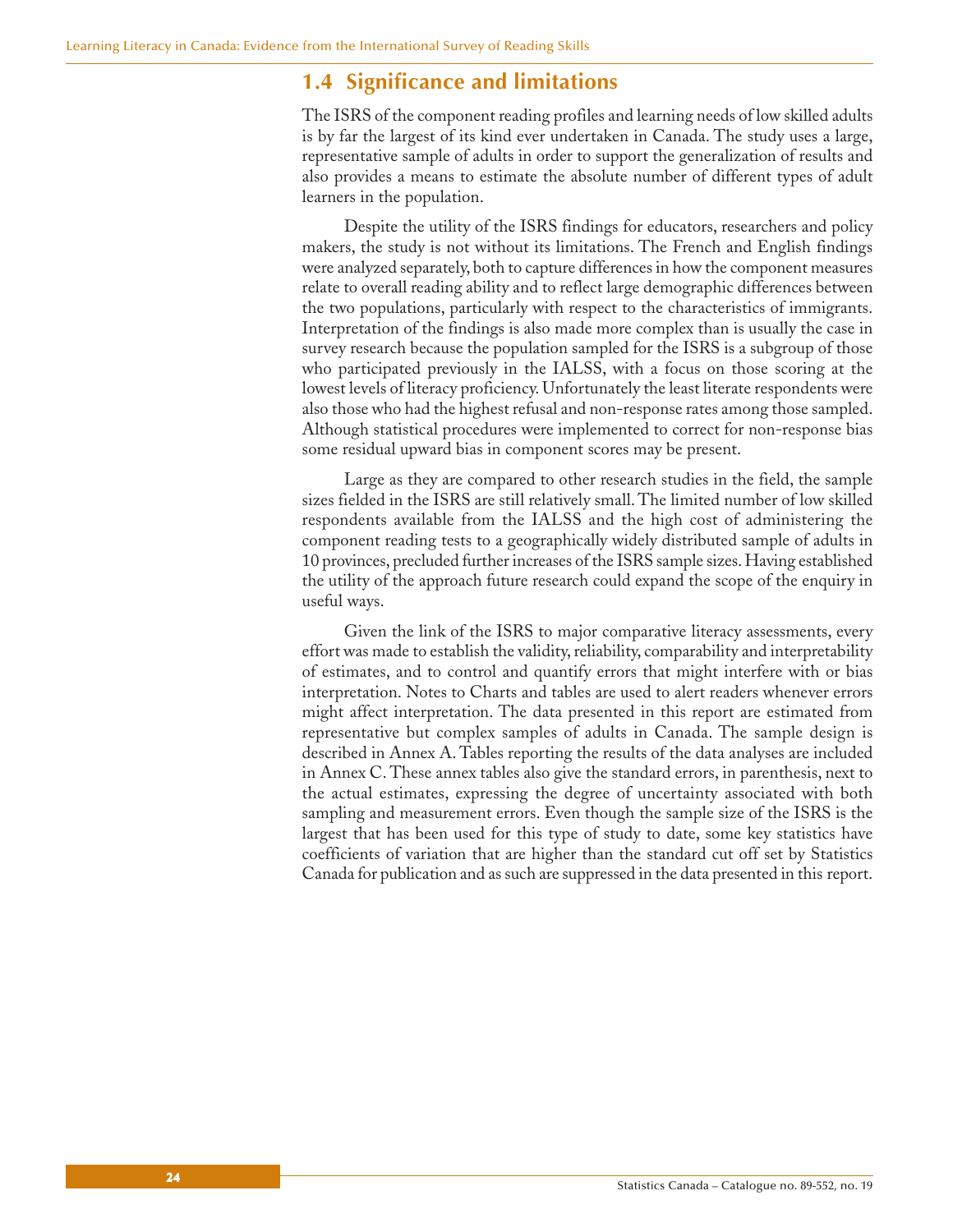## 1.4 Significance and limitations

The ISRS of the component reading profiles and learning needs of low skilled adults is by far the largest of its kind ever undertaken in Canada. The study uses a large, representative sample of adults in order to support the generalization of results and also provides a means to estimate the absolute number of different types of adult learners in the population.

Despite the utility of the ISRS findings for educators, researchers and policy makers, the study is not without its limitations. The French and English findings were analyzed separately, both to capture differences in how the component measures relate to overall reading ability and to reflect large demographic differences between the two populations, particularly with respect to the characteristics of immigrants. Interpretation of the findings is also made more complex than is usually the case in survey research because the population sampled for the ISRS is a subgroup of those who participated previously in the IALSS, with a focus on those scoring at the lowest levels of literacy proficiency. Unfortunately the least literate respondents were also those who had the highest refusal and non-response rates among those sampled. Although statistical procedures were implemented to correct for non-response bias some residual upward bias in component scores may be present.

Large as they are compared to other research studies in the field, the sample sizes fielded in the ISRS are still relatively small. The limited number of low skilled respondents available from the IALSS and the high cost of administering the component reading tests to a geographically widely distributed sample of adults in 10 provinces, precluded further increases of the ISRS sample sizes. Having established the utility of the approach future research could expand the scope of the enquiry in useful ways.

Given the link of the ISRS to major comparative literacy assessments, every effort was made to establish the validity, reliability, comparability and interpretability of estimates, and to control and quantify errors that might interfere with or bias interpretation. Notes to Charts and tables are used to alert readers whenever errors might affect interpretation. The data presented in this report are estimated from representative but complex samples of adults in Canada. The sample design is described in Annex A. Tables reporting the results of the data analyses are included in Annex C. These annex tables also give the standard errors, in parenthesis, next to the actual estimates, expressing the degree of uncertainty associated with both sampling and measurement errors. Even though the sample size of the ISRS is the largest that has been used for this type of study to date, some key statistics have coefficients of variation that are higher than the standard cut off set by Statistics Canada for publication and as such are suppressed in the data presented in this report.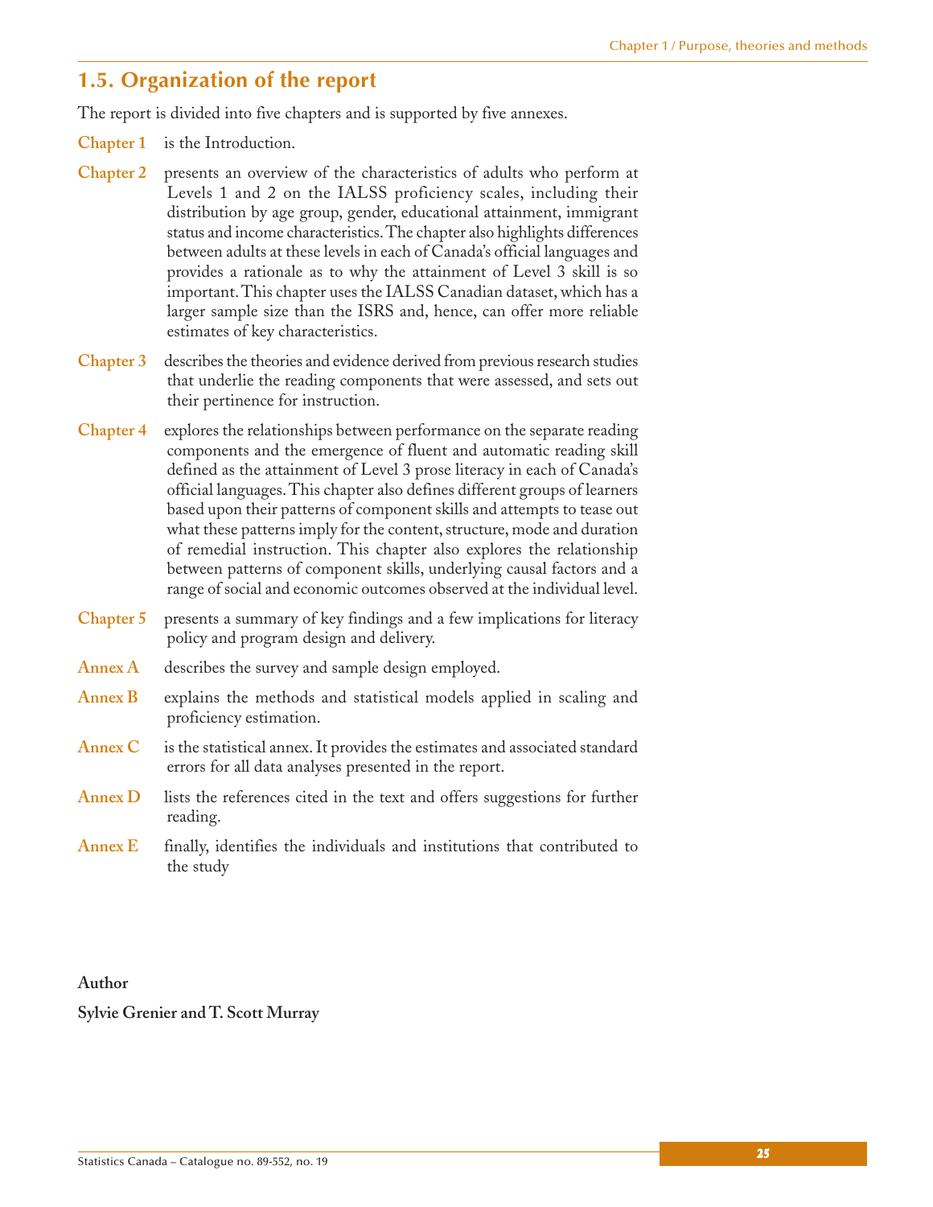## 1.5. Organization of the report

The report is divided into five chapters and is supported by five annexes.

**Chapter 1** is the Introduction.

**Chapter 2** presents an overview of the characteristics of adults who perform at Levels 1 and 2 on the IALSS proficiency scales, including their distribution by age group, gender, educational attainment, immigrant status and income characteristics. The chapter also highlights differences between adults at these levels in each of Canada's official languages and provides a rationale as to why the attainment of Level 3 skill is so important. This chapter uses the IALSS Canadian dataset, which has a larger sample size than the ISRS and, hence, can offer more reliable estimates of key characteristics.

**Chapter 3** describes the theories and evidence derived from previous research studies that underlie the reading components that were assessed, and sets out their pertinence for instruction.

**Chapter 4** explores the relationships between performance on the separate reading components and the emergence of fluent and automatic reading skill defined as the attainment of Level 3 prose literacy in each of Canada's official languages. This chapter also defines different groups of learners based upon their patterns of component skills and attempts to tease out what these patterns imply for the content, structure, mode and duration of remedial instruction. This chapter also explores the relationship between patterns of component skills, underlying causal factors and a range of social and economic outcomes observed at the individual level.

**Chapter 5** presents a summary of key findings and a few implications for literacy policy and program design and delivery.

**Annex A** describes the survey and sample design employed.

**Annex B** explains the methods and statistical models applied in scaling and proficiency estimation.

**Annex C** is the statistical annex. It provides the estimates and associated standard errors for all data analyses presented in the report.

**Annex D** lists the references cited in the text and offers suggestions for further reading.

**Annex E** finally, identifies the individuals and institutions that contributed to the study

**Author**

**Sylvie Grenier and T. Scott Murray**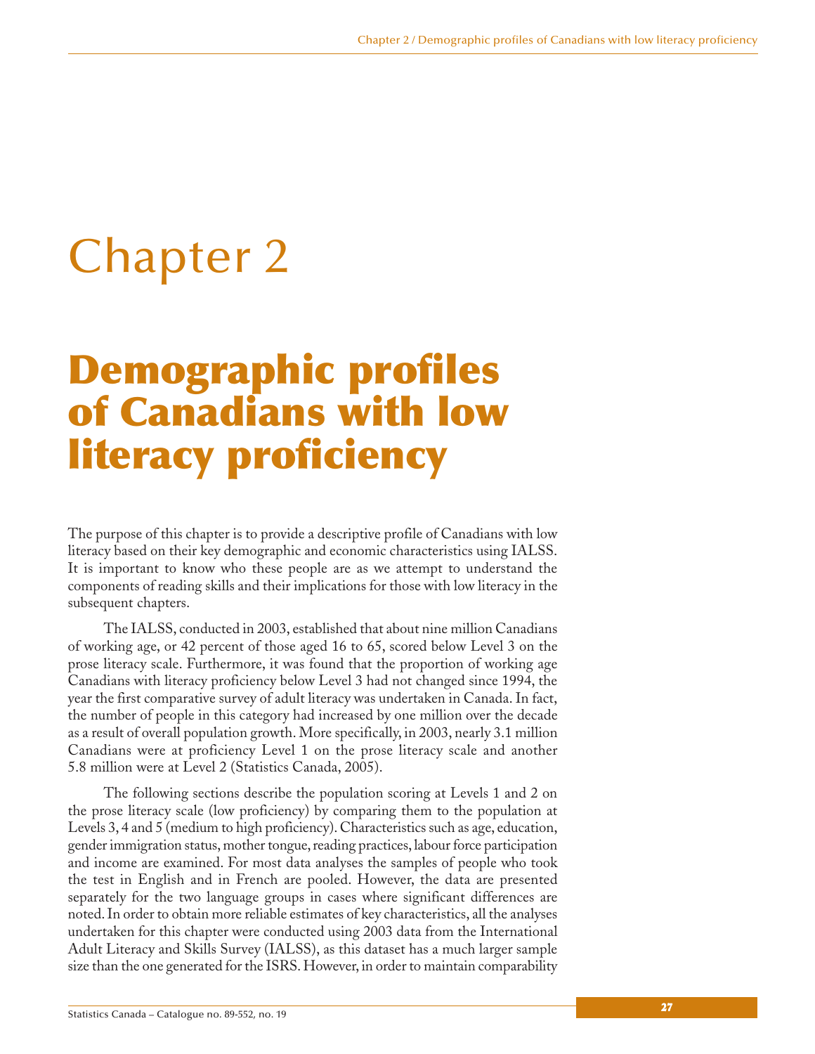# Chapter 2

# Demographic profiles of Canadians with low literacy proficiency

The purpose of this chapter is to provide a descriptive profile of Canadians with low literacy based on their key demographic and economic characteristics using IALSS. It is important to know who these people are as we attempt to understand the components of reading skills and their implications for those with low literacy in the subsequent chapters.

The IALSS, conducted in 2003, established that about nine million Canadians of working age, or 42 percent of those aged 16 to 65, scored below Level 3 on the prose literacy scale. Furthermore, it was found that the proportion of working age Canadians with literacy proficiency below Level 3 had not changed since 1994, the year the first comparative survey of adult literacy was undertaken in Canada. In fact, the number of people in this category had increased by one million over the decade as a result of overall population growth. More specifically, in 2003, nearly 3.1 million Canadians were at proficiency Level 1 on the prose literacy scale and another 5.8 million were at Level 2 (Statistics Canada, 2005).

The following sections describe the population scoring at Levels 1 and 2 on the prose literacy scale (low proficiency) by comparing them to the population at Levels 3, 4 and 5 (medium to high proficiency). Characteristics such as age, education, gender immigration status, mother tongue, reading practices, labour force participation and income are examined. For most data analyses the samples of people who took the test in English and in French are pooled. However, the data are presented separately for the two language groups in cases where significant differences are noted. In order to obtain more reliable estimates of key characteristics, all the analyses undertaken for this chapter were conducted using 2003 data from the International Adult Literacy and Skills Survey (IALSS), as this dataset has a much larger sample size than the one generated for the ISRS. However, in order to maintain comparability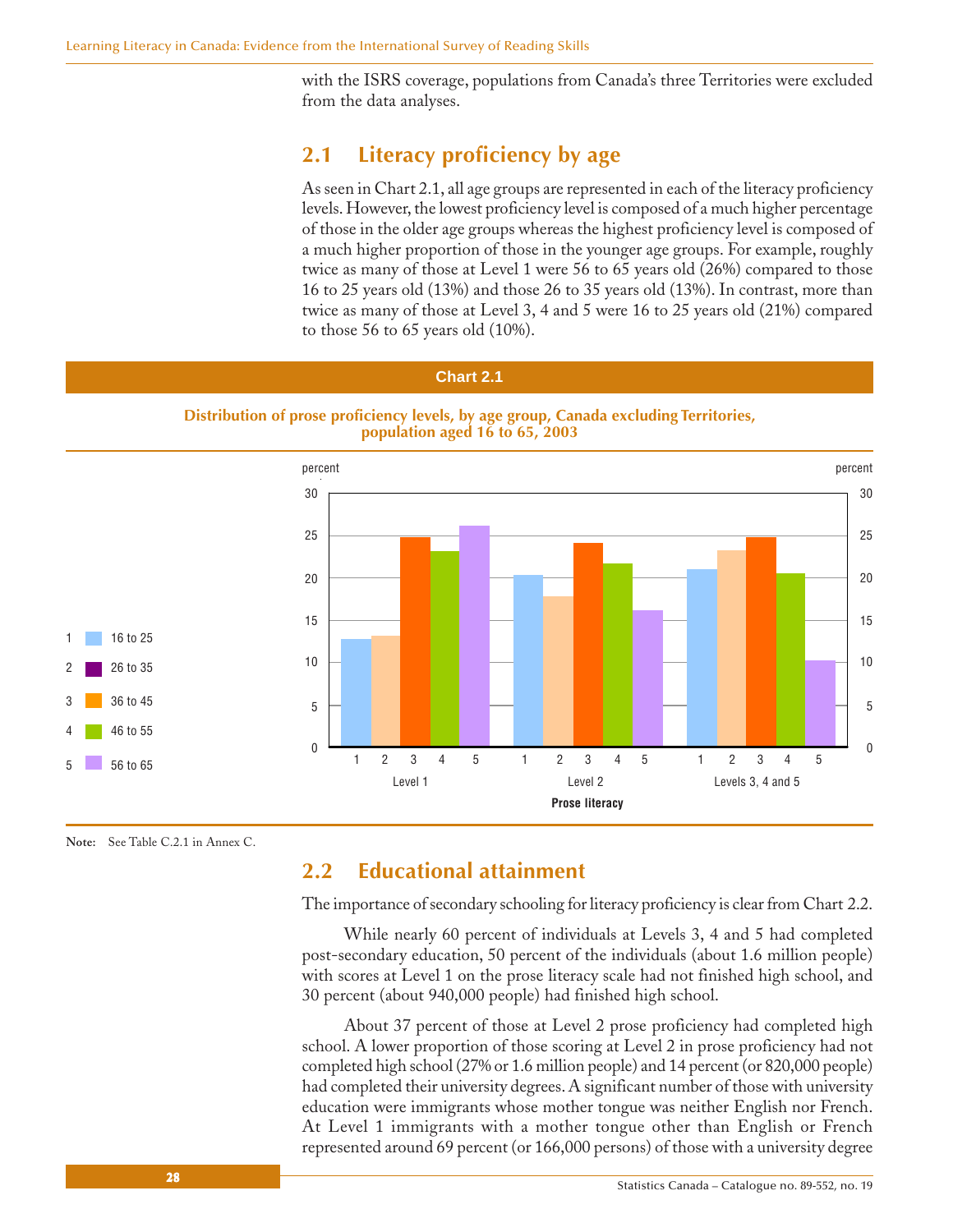with the ISRS coverage, populations from Canada's three Territories were excluded from the data analyses.

## 2.1 Literacy proficiency by age

As seen in Chart 2.1, all age groups are represented in each of the literacy proficiency levels. However, the lowest proficiency level is composed of a much higher percentage of those in the older age groups whereas the highest proficiency level is composed of a much higher proportion of those in the younger age groups. For example, roughly twice as many of those at Level 1 were 56 to 65 years old (26%) compared to those 16 to 25 years old (13%) and those 26 to 35 years old (13%). In contrast, more than twice as many of those at Level 3, 4 and 5 were 16 to 25 years old (21%) compared to those 56 to 65 years old (10%).

**Chart 2.1**

**Distribution of prose proficiency levels, by age group, Canada excluding Territories, population aged 16 to 65, 2003**

Legend: 1 – 16 to 25; 2 – 26 to 35; 3 – 36 to 45; 4 – 46 to 55; 5 – 56 to 65

Prose literacy: Level 1; Level 2; Levels 3, 4 and 5 (percent)

**Note:** See Table C.2.1 in Annex C.

## 2.2 Educational attainment

The importance of secondary schooling for literacy proficiency is clear from Chart 2.2.

While nearly 60 percent of individuals at Levels 3, 4 and 5 had completed post-secondary education, 50 percent of the individuals (about 1.6 million people) with scores at Level 1 on the prose literacy scale had not finished high school, and 30 percent (about 940,000 people) had finished high school.

About 37 percent of those at Level 2 prose proficiency had completed high school. A lower proportion of those scoring at Level 2 in prose proficiency had not completed high school (27% or 1.6 million people) and 14 percent (or 820,000 people) had completed their university degrees. A significant number of those with university education were immigrants whose mother tongue was neither English nor French. At Level 1 immigrants with a mother tongue other than English or French represented around 69 percent (or 166,000 persons) of those with a university degree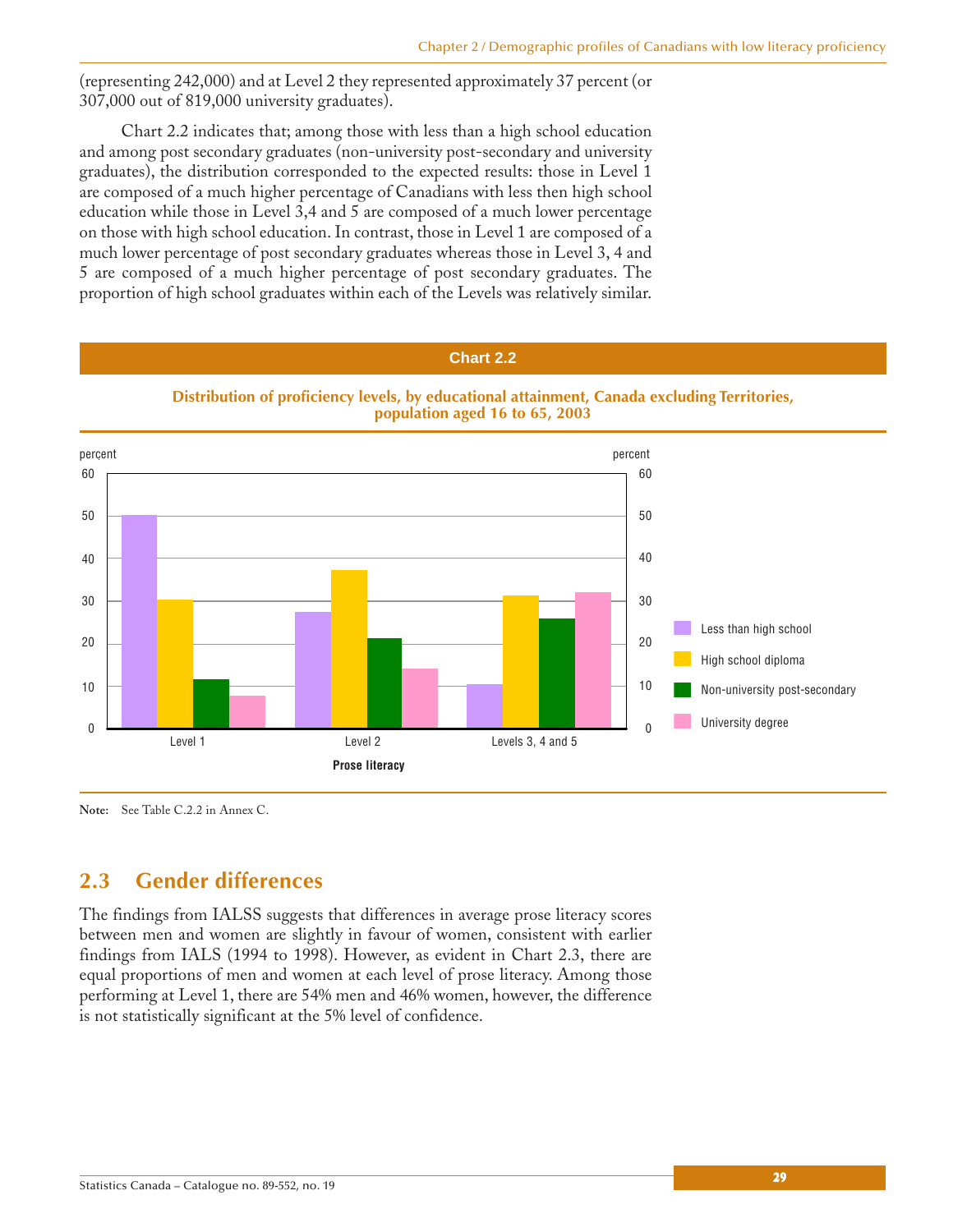(representing 242,000) and at Level 2 they represented approximately 37 percent (or 307,000 out of 819,000 university graduates).

Chart 2.2 indicates that; among those with less than a high school education and among post secondary graduates (non-university post-secondary and university graduates), the distribution corresponded to the expected results: those in Level 1 are composed of a much higher percentage of Canadians with less then high school education while those in Level 3,4 and 5 are composed of a much lower percentage on those with high school education. In contrast, those in Level 1 are composed of a much lower percentage of post secondary graduates whereas those in Level 3, 4 and 5 are composed of a much higher percentage of post secondary graduates. The proportion of high school graduates within each of the Levels was relatively similar.

**Chart 2.2**

**Distribution of proficiency levels, by educational attainment, Canada excluding Territories, population aged 16 to 65, 2003**

**Note:** See Table C.2.2 in Annex C.

## 2.3 Gender differences

The findings from IALSS suggests that differences in average prose literacy scores between men and women are slightly in favour of women, consistent with earlier findings from IALS (1994 to 1998). However, as evident in Chart 2.3, there are equal proportions of men and women at each level of prose literacy. Among those performing at Level 1, there are 54% men and 46% women, however, the difference is not statistically significant at the 5% level of confidence.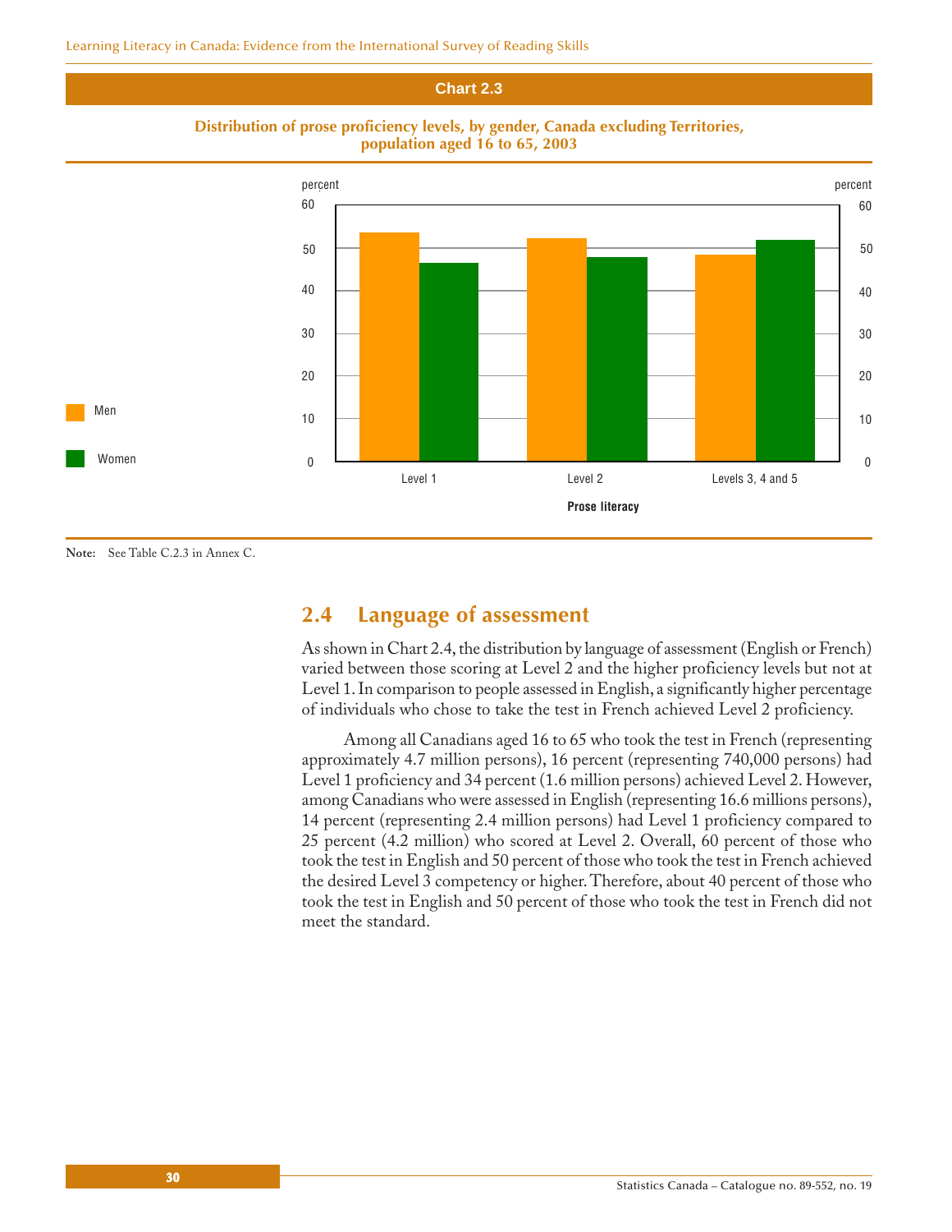**Chart 2.3**

**Distribution of prose proficiency levels, by gender, Canada excluding Territories, population aged 16 to 65, 2003**

**Note:** See Table C.2.3 in Annex C.

## 2.4 Language of assessment

As shown in Chart 2.4, the distribution by language of assessment (English or French) varied between those scoring at Level 2 and the higher proficiency levels but not at Level 1. In comparison to people assessed in English, a significantly higher percentage of individuals who chose to take the test in French achieved Level 2 proficiency.

Among all Canadians aged 16 to 65 who took the test in French (representing approximately 4.7 million persons), 16 percent (representing 740,000 persons) had Level 1 proficiency and 34 percent (1.6 million persons) achieved Level 2. However, among Canadians who were assessed in English (representing 16.6 millions persons), 14 percent (representing 2.4 million persons) had Level 1 proficiency compared to 25 percent (4.2 million) who scored at Level 2. Overall, 60 percent of those who took the test in English and 50 percent of those who took the test in French achieved the desired Level 3 competency or higher. Therefore, about 40 percent of those who took the test in English and 50 percent of those who took the test in French did not meet the standard.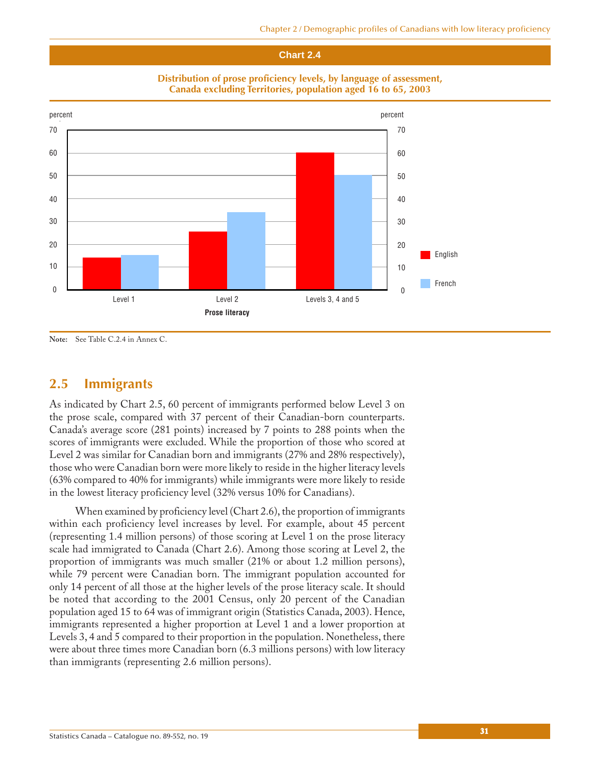**Chart 2.4**

**Distribution of prose proficiency levels, by language of assessment, Canada excluding Territories, population aged 16 to 65, 2003**

**Note:** See Table C.2.4 in Annex C.

## 2.5 Immigrants

As indicated by Chart 2.5, 60 percent of immigrants performed below Level 3 on the prose scale, compared with 37 percent of their Canadian-born counterparts. Canada's average score (281 points) increased by 7 points to 288 points when the scores of immigrants were excluded. While the proportion of those who scored at Level 2 was similar for Canadian born and immigrants (27% and 28% respectively), those who were Canadian born were more likely to reside in the higher literacy levels (63% compared to 40% for immigrants) while immigrants were more likely to reside in the lowest literacy proficiency level (32% versus 10% for Canadians).

When examined by proficiency level (Chart 2.6), the proportion of immigrants within each proficiency level increases by level. For example, about 45 percent (representing 1.4 million persons) of those scoring at Level 1 on the prose literacy scale had immigrated to Canada (Chart 2.6). Among those scoring at Level 2, the proportion of immigrants was much smaller (21% or about 1.2 million persons), while 79 percent were Canadian born. The immigrant population accounted for only 14 percent of all those at the higher levels of the prose literacy scale. It should be noted that according to the 2001 Census, only 20 percent of the Canadian population aged 15 to 64 was of immigrant origin (Statistics Canada, 2003). Hence, immigrants represented a higher proportion at Level 1 and a lower proportion at Levels 3, 4 and 5 compared to their proportion in the population. Nonetheless, there were about three times more Canadian born (6.3 millions persons) with low literacy than immigrants (representing 2.6 million persons).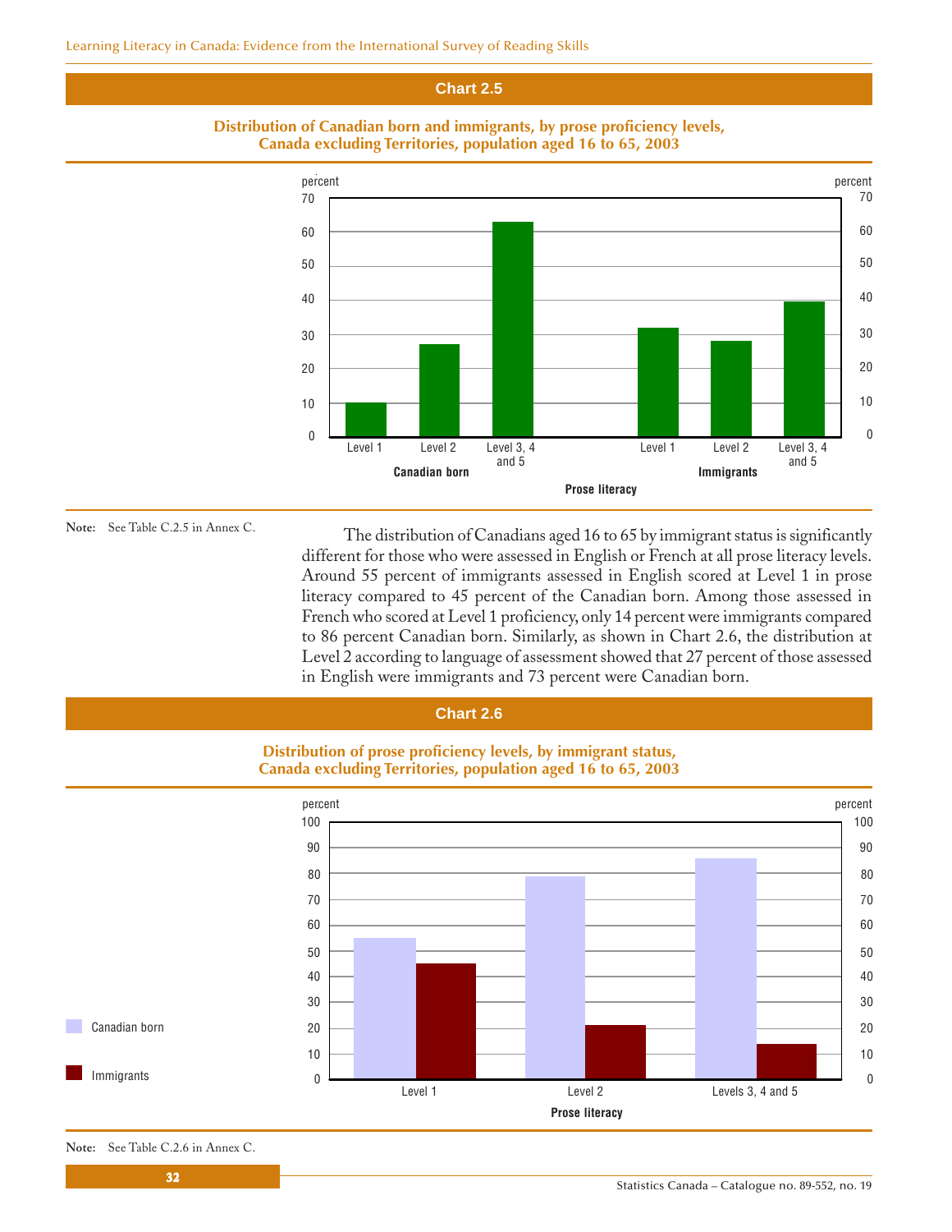## Chart 2.5

**Distribution of Canadian born and immigrants, by prose proficiency levels, Canada excluding Territories, population aged 16 to 65, 2003**

Note: See Table C.2.5 in Annex C.

The distribution of Canadians aged 16 to 65 by immigrant status is significantly different for those who were assessed in English or French at all prose literacy levels. Around 55 percent of immigrants assessed in English scored at Level 1 in prose literacy compared to 45 percent of the Canadian born. Among those assessed in French who scored at Level 1 proficiency, only 14 percent were immigrants compared to 86 percent Canadian born. Similarly, as shown in Chart 2.6, the distribution at Level 2 according to language of assessment showed that 27 percent of those assessed in English were immigrants and 73 percent were Canadian born.

## Chart 2.6

**Distribution of prose proficiency levels, by immigrant status, Canada excluding Territories, population aged 16 to 65, 2003**

Note: See Table C.2.6 in Annex C.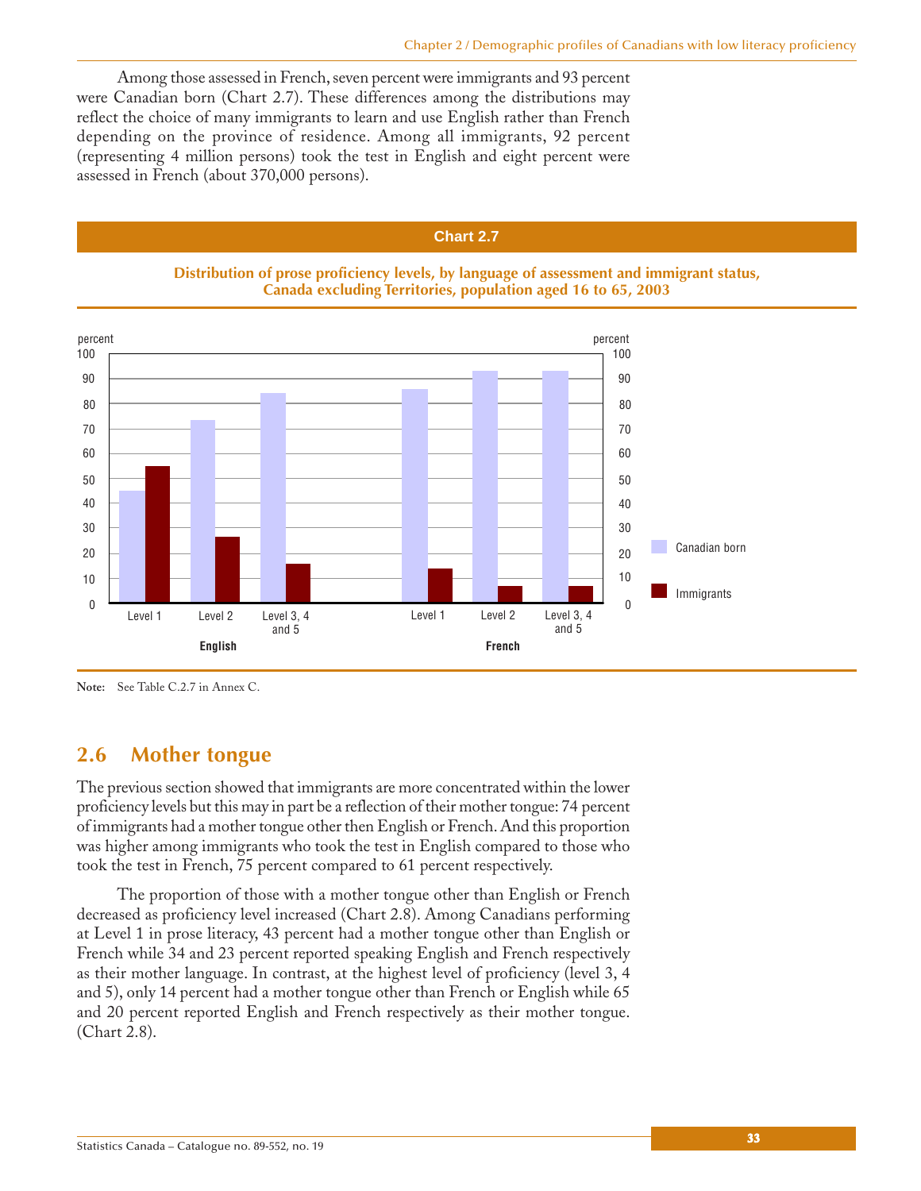Among those assessed in French, seven percent were immigrants and 93 percent were Canadian born (Chart 2.7). These differences among the distributions may reflect the choice of many immigrants to learn and use English rather than French depending on the province of residence. Among all immigrants, 92 percent (representing 4 million persons) took the test in English and eight percent were assessed in French (about 370,000 persons).

**Chart 2.7**

**Distribution of prose proficiency levels, by language of assessment and immigrant status, Canada excluding Territories, population aged 16 to 65, 2003**

**Note:** See Table C.2.7 in Annex C.

## 2.6 Mother tongue

The previous section showed that immigrants are more concentrated within the lower proficiency levels but this may in part be a reflection of their mother tongue: 74 percent of immigrants had a mother tongue other then English or French. And this proportion was higher among immigrants who took the test in English compared to those who took the test in French, 75 percent compared to 61 percent respectively.

The proportion of those with a mother tongue other than English or French decreased as proficiency level increased (Chart 2.8). Among Canadians performing at Level 1 in prose literacy, 43 percent had a mother tongue other than English or French while 34 and 23 percent reported speaking English and French respectively as their mother language. In contrast, at the highest level of proficiency (level 3, 4 and 5), only 14 percent had a mother tongue other than French or English while 65 and 20 percent reported English and French respectively as their mother tongue. (Chart 2.8).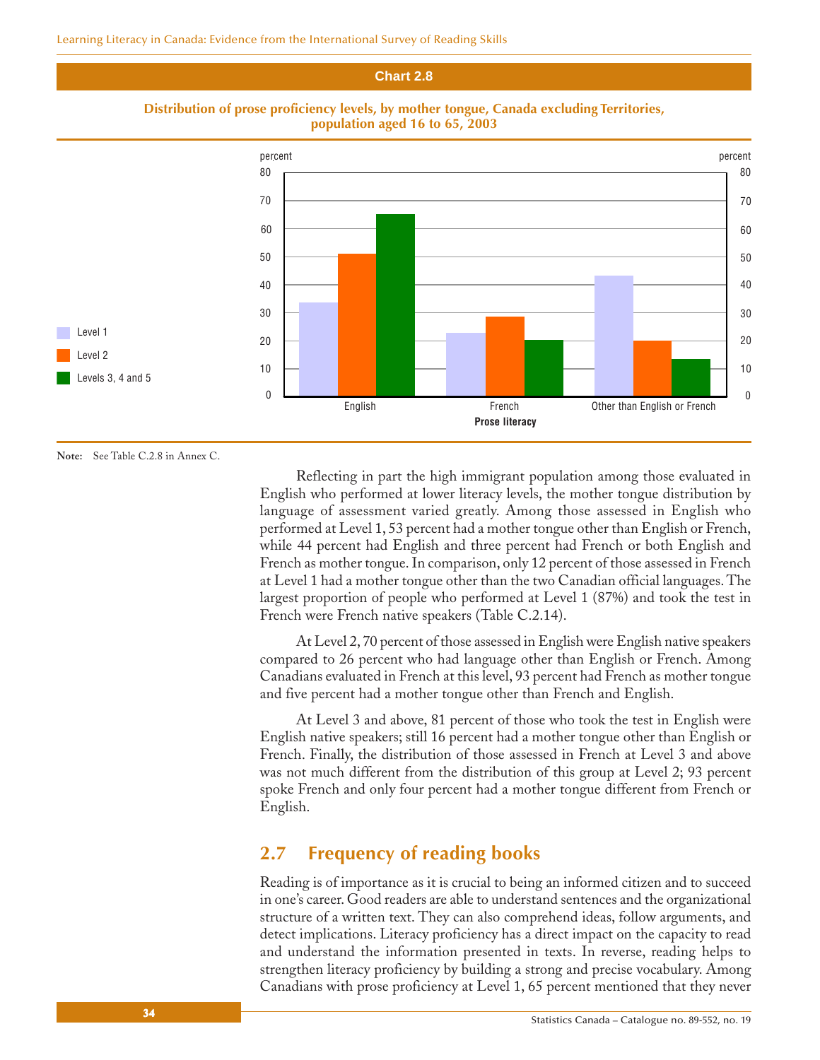**Chart 2.8**

**Distribution of prose proficiency levels, by mother tongue, Canada excluding Territories, population aged 16 to 65, 2003**

**Note:** See Table C.2.8 in Annex C.

Reflecting in part the high immigrant population among those evaluated in English who performed at lower literacy levels, the mother tongue distribution by language of assessment varied greatly. Among those assessed in English who performed at Level 1, 53 percent had a mother tongue other than English or French, while 44 percent had English and three percent had French or both English and French as mother tongue. In comparison, only 12 percent of those assessed in French at Level 1 had a mother tongue other than the two Canadian official languages. The largest proportion of people who performed at Level 1 (87%) and took the test in French were French native speakers (Table C.2.14).

At Level 2, 70 percent of those assessed in English were English native speakers compared to 26 percent who had language other than English or French. Among Canadians evaluated in French at this level, 93 percent had French as mother tongue and five percent had a mother tongue other than French and English.

At Level 3 and above, 81 percent of those who took the test in English were English native speakers; still 16 percent had a mother tongue other than English or French. Finally, the distribution of those assessed in French at Level 3 and above was not much different from the distribution of this group at Level 2; 93 percent spoke French and only four percent had a mother tongue different from French or English.

## 2.7 Frequency of reading books

Reading is of importance as it is crucial to being an informed citizen and to succeed in one's career. Good readers are able to understand sentences and the organizational structure of a written text. They can also comprehend ideas, follow arguments, and detect implications. Literacy proficiency has a direct impact on the capacity to read and understand the information presented in texts. In reverse, reading helps to strengthen literacy proficiency by building a strong and precise vocabulary. Among Canadians with prose proficiency at Level 1, 65 percent mentioned that they never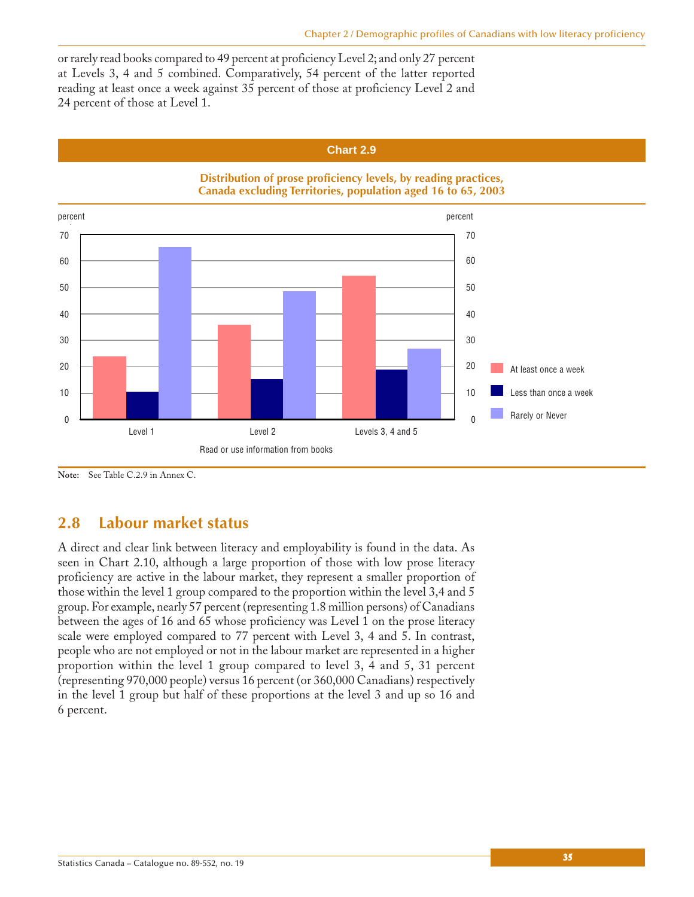or rarely read books compared to 49 percent at proficiency Level 2; and only 27 percent at Levels 3, 4 and 5 combined. Comparatively, 54 percent of the latter reported reading at least once a week against 35 percent of those at proficiency Level 2 and 24 percent of those at Level 1.

**Chart 2.9**

**Distribution of prose proficiency levels, by reading practices, Canada excluding Territories, population aged 16 to 65, 2003**

**Note:** See Table C.2.9 in Annex C.

## 2.8 Labour market status

A direct and clear link between literacy and employability is found in the data. As seen in Chart 2.10, although a large proportion of those with low prose literacy proficiency are active in the labour market, they represent a smaller proportion of those within the level 1 group compared to the proportion within the level 3,4 and 5 group. For example, nearly 57 percent (representing 1.8 million persons) of Canadians between the ages of 16 and 65 whose proficiency was Level 1 on the prose literacy scale were employed compared to 77 percent with Level 3, 4 and 5. In contrast, people who are not employed or not in the labour market are represented in a higher proportion within the level 1 group compared to level 3, 4 and 5, 31 percent (representing 970,000 people) versus 16 percent (or 360,000 Canadians) respectively in the level 1 group but half of these proportions at the level 3 and up so 16 and 6 percent.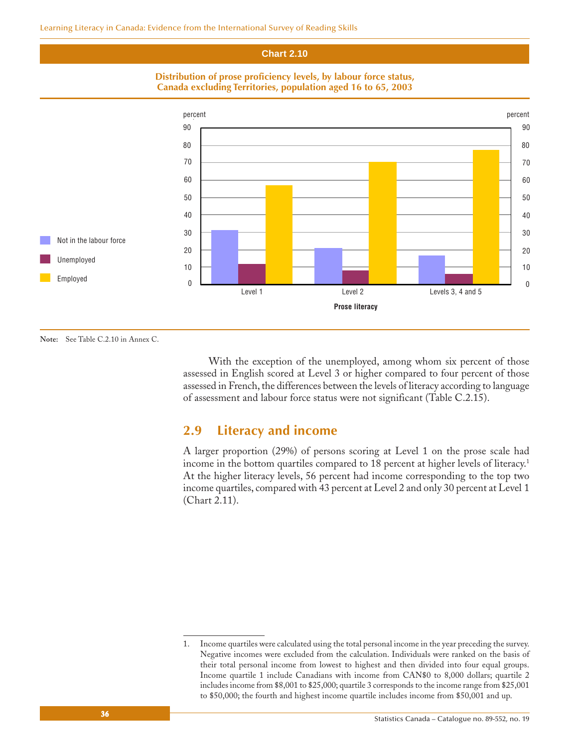**Chart 2.10**

**Distribution of prose proficiency levels, by labour force status, Canada excluding Territories, population aged 16 to 65, 2003**

| Prose literacy | Not in the labour force | Unemployed | Employed |
|---|---|---|---|
| Level 1 | 31 | 12 | 57 |
| Level 2 | 21 | 8 | 70 |
| Levels 3, 4 and 5 | 17 | 6 | 77 |

percent

**Note:** See Table C.2.10 in Annex C.

With the exception of the unemployed, among whom six percent of those assessed in English scored at Level 3 or higher compared to four percent of those assessed in French, the differences between the levels of literacy according to language of assessment and labour force status were not significant (Table C.2.15).

## 2.9 Literacy and income

A larger proportion (29%) of persons scoring at Level 1 on the prose scale had income in the bottom quartiles compared to 18 percent at higher levels of literacy.[1] At the higher literacy levels, 56 percent had income corresponding to the top two income quartiles, compared with 43 percent at Level 2 and only 30 percent at Level 1 (Chart 2.11).

1. Income quartiles were calculated using the total personal income in the year preceding the survey. Negative incomes were excluded from the calculation. Individuals were ranked on the basis of their total personal income from lowest to highest and then divided into four equal groups. Income quartile 1 include Canadians with income from CAN$0 to 8,000 dollars; quartile 2 includes income from $8,001 to $25,000; quartile 3 corresponds to the income range from $25,001 to $50,000; the fourth and highest income quartile includes income from $50,001 and up.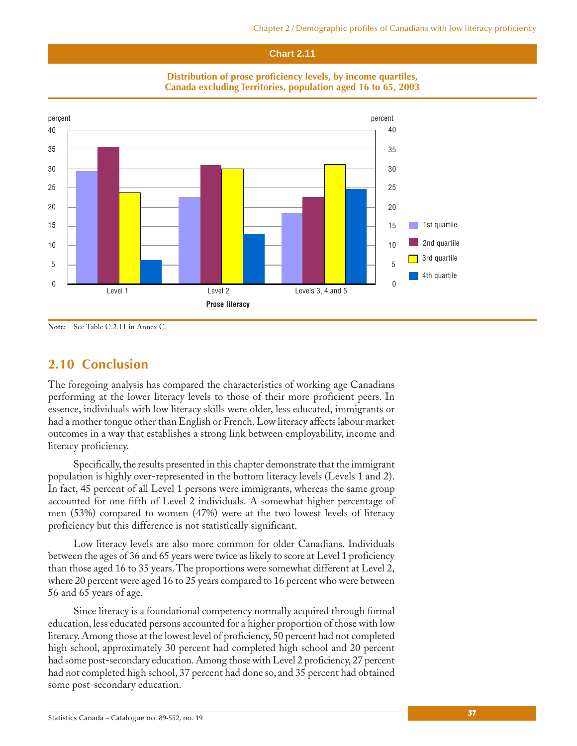**Chart 2.11**

**Distribution of prose proficiency levels, by income quartiles, Canada excluding Territories, population aged 16 to 65, 2003**

**Note:** See Table C.2.11 in Annex C.

## 2.10 Conclusion

The foregoing analysis has compared the characteristics of working age Canadians performing at the lower literacy levels to those of their more proficient peers. In essence, individuals with low literacy skills were older, less educated, immigrants or had a mother tongue other than English or French. Low literacy affects labour market outcomes in a way that establishes a strong link between employability, income and literacy proficiency.

Specifically, the results presented in this chapter demonstrate that the immigrant population is highly over-represented in the bottom literacy levels (Levels 1 and 2). In fact, 45 percent of all Level 1 persons were immigrants, whereas the same group accounted for one fifth of Level 2 individuals. A somewhat higher percentage of men (53%) compared to women (47%) were at the two lowest levels of literacy proficiency but this difference is not statistically significant.

Low literacy levels are also more common for older Canadians. Individuals between the ages of 36 and 65 years were twice as likely to score at Level 1 proficiency than those aged 16 to 35 years. The proportions were somewhat different at Level 2, where 20 percent were aged 16 to 25 years compared to 16 percent who were between 56 and 65 years of age.

Since literacy is a foundational competency normally acquired through formal education, less educated persons accounted for a higher proportion of those with low literacy. Among those at the lowest level of proficiency, 50 percent had not completed high school, approximately 30 percent had completed high school and 20 percent had some post-secondary education. Among those with Level 2 proficiency, 27 percent had not completed high school, 37 percent had done so, and 35 percent had obtained some post-secondary education.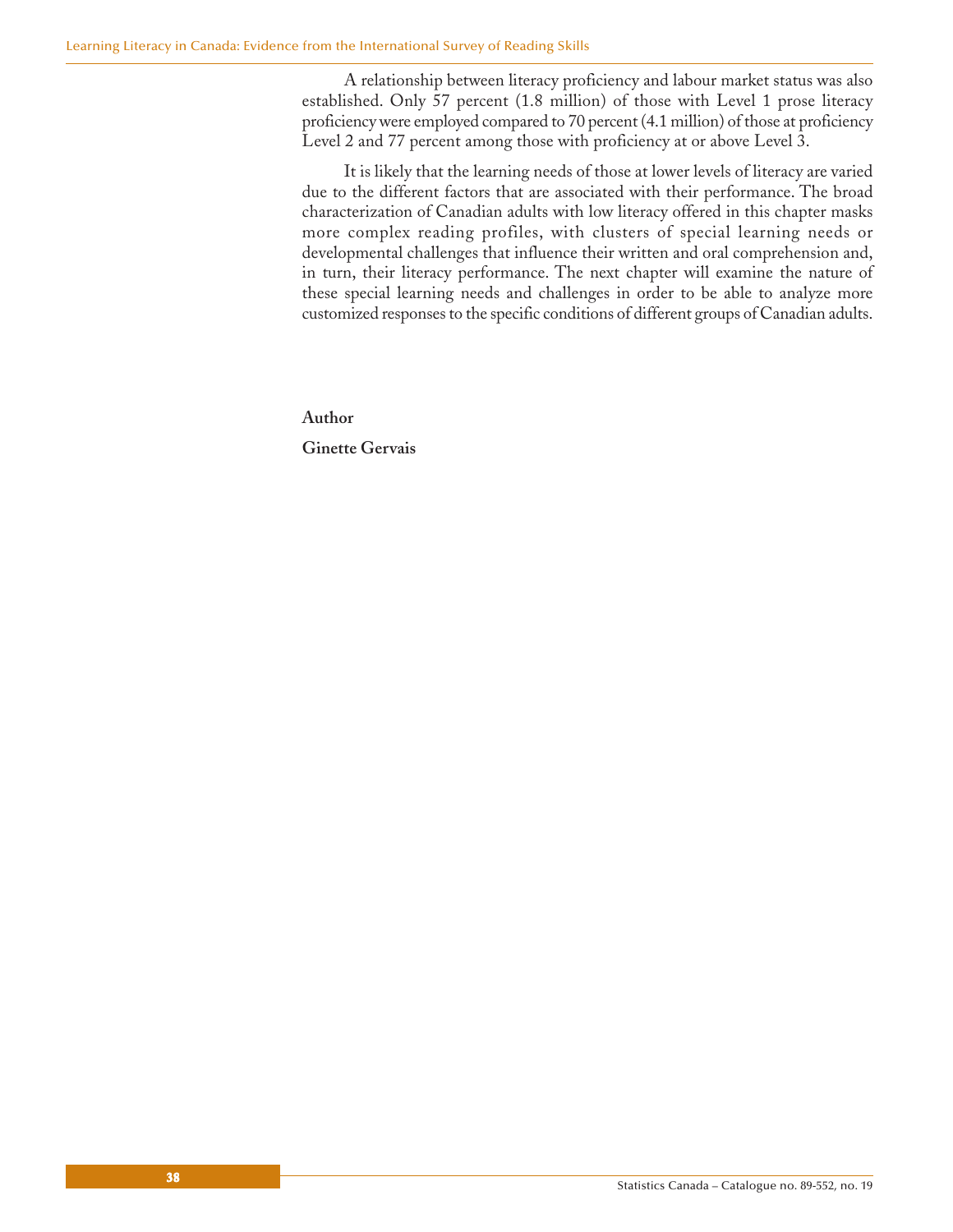A relationship between literacy proficiency and labour market status was also established. Only 57 percent (1.8 million) of those with Level 1 prose literacy proficiency were employed compared to 70 percent (4.1 million) of those at proficiency Level 2 and 77 percent among those with proficiency at or above Level 3.

It is likely that the learning needs of those at lower levels of literacy are varied due to the different factors that are associated with their performance. The broad characterization of Canadian adults with low literacy offered in this chapter masks more complex reading profiles, with clusters of special learning needs or developmental challenges that influence their written and oral comprehension and, in turn, their literacy performance. The next chapter will examine the nature of these special learning needs and challenges in order to be able to analyze more customized responses to the specific conditions of different groups of Canadian adults.

**Author**

**Ginette Gervais**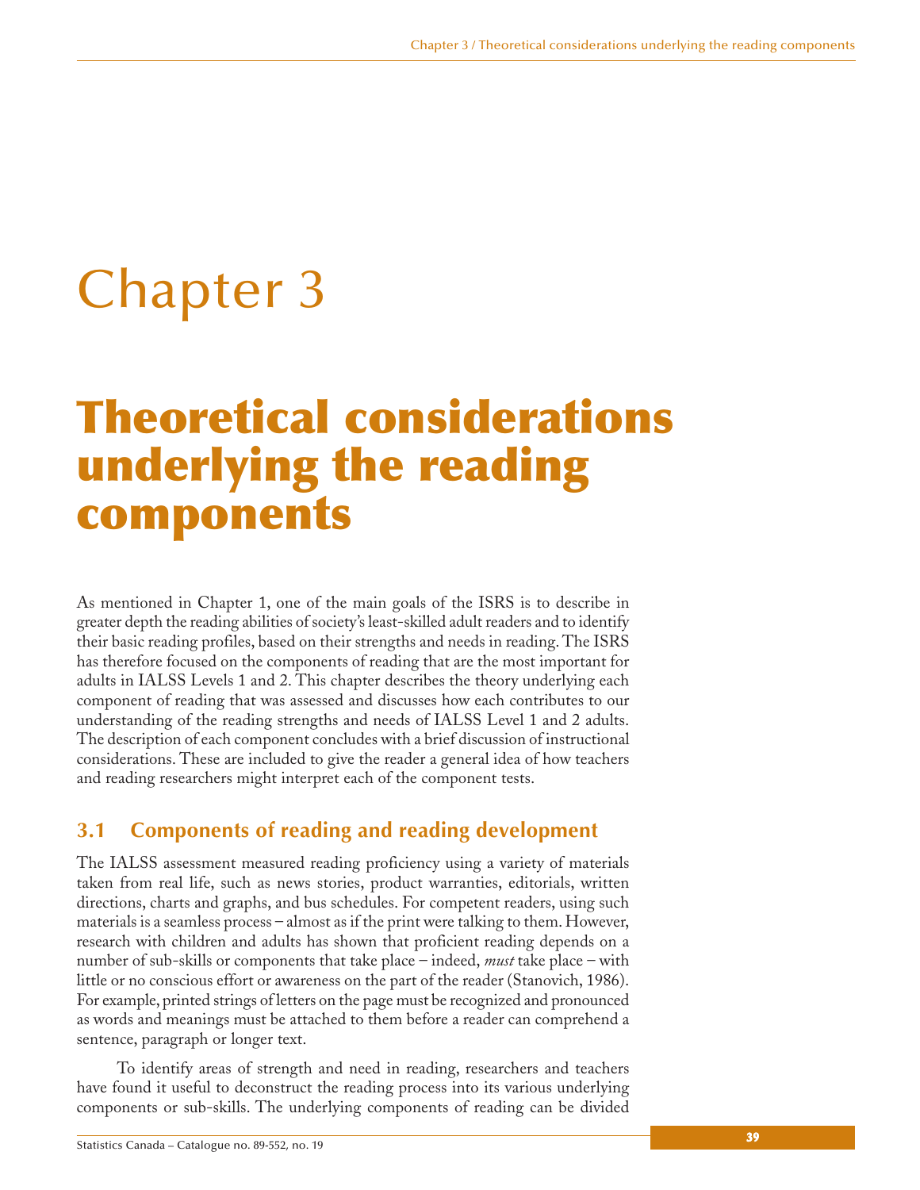# Chapter 3

# Theoretical considerations underlying the reading components

As mentioned in Chapter 1, one of the main goals of the ISRS is to describe in greater depth the reading abilities of society's least-skilled adult readers and to identify their basic reading profiles, based on their strengths and needs in reading. The ISRS has therefore focused on the components of reading that are the most important for adults in IALSS Levels 1 and 2. This chapter describes the theory underlying each component of reading that was assessed and discusses how each contributes to our understanding of the reading strengths and needs of IALSS Level 1 and 2 adults. The description of each component concludes with a brief discussion of instructional considerations. These are included to give the reader a general idea of how teachers and reading researchers might interpret each of the component tests.

## 3.1 Components of reading and reading development

The IALSS assessment measured reading proficiency using a variety of materials taken from real life, such as news stories, product warranties, editorials, written directions, charts and graphs, and bus schedules. For competent readers, using such materials is a seamless process – almost as if the print were talking to them. However, research with children and adults has shown that proficient reading depends on a number of sub-skills or components that take place – indeed, *must* take place – with little or no conscious effort or awareness on the part of the reader (Stanovich, 1986). For example, printed strings of letters on the page must be recognized and pronounced as words and meanings must be attached to them before a reader can comprehend a sentence, paragraph or longer text.

To identify areas of strength and need in reading, researchers and teachers have found it useful to deconstruct the reading process into its various underlying components or sub-skills. The underlying components of reading can be divided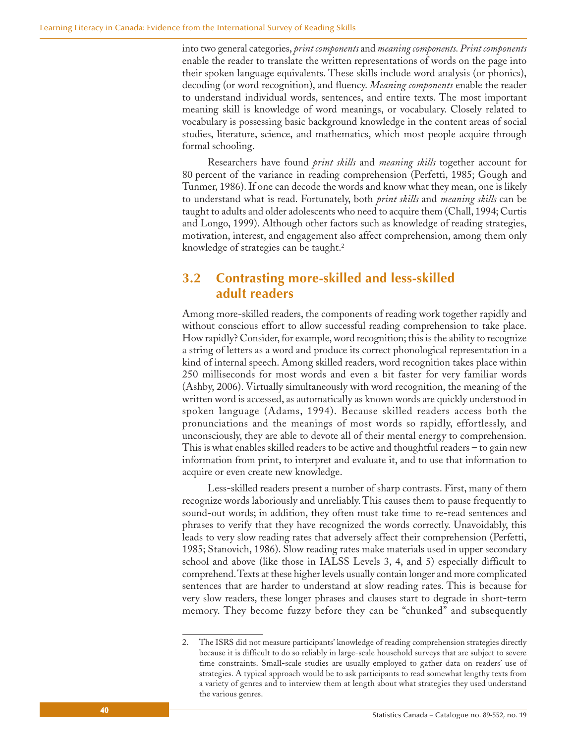into two general categories, *print components* and *meaning components. Print components* enable the reader to translate the written representations of words on the page into their spoken language equivalents. These skills include word analysis (or phonics), decoding (or word recognition), and fluency. *Meaning components* enable the reader to understand individual words, sentences, and entire texts. The most important meaning skill is knowledge of word meanings, or vocabulary. Closely related to vocabulary is possessing basic background knowledge in the content areas of social studies, literature, science, and mathematics, which most people acquire through formal schooling.

Researchers have found *print skills* and *meaning skills* together account for 80 percent of the variance in reading comprehension (Perfetti, 1985; Gough and Tunmer, 1986). If one can decode the words and know what they mean, one is likely to understand what is read. Fortunately, both *print skills* and *meaning skills* can be taught to adults and older adolescents who need to acquire them (Chall, 1994; Curtis and Longo, 1999). Although other factors such as knowledge of reading strategies, motivation, interest, and engagement also affect comprehension, among them only knowledge of strategies can be taught.[2]

## 3.2 Contrasting more-skilled and less-skilled adult readers

Among more-skilled readers, the components of reading work together rapidly and without conscious effort to allow successful reading comprehension to take place. How rapidly? Consider, for example, word recognition; this is the ability to recognize a string of letters as a word and produce its correct phonological representation in a kind of internal speech. Among skilled readers, word recognition takes place within 250 milliseconds for most words and even a bit faster for very familiar words (Ashby, 2006). Virtually simultaneously with word recognition, the meaning of the written word is accessed, as automatically as known words are quickly understood in spoken language (Adams, 1994). Because skilled readers access both the pronunciations and the meanings of most words so rapidly, effortlessly, and unconsciously, they are able to devote all of their mental energy to comprehension. This is what enables skilled readers to be active and thoughtful readers – to gain new information from print, to interpret and evaluate it, and to use that information to acquire or even create new knowledge.

Less-skilled readers present a number of sharp contrasts. First, many of them recognize words laboriously and unreliably. This causes them to pause frequently to sound-out words; in addition, they often must take time to re-read sentences and phrases to verify that they have recognized the words correctly. Unavoidably, this leads to very slow reading rates that adversely affect their comprehension (Perfetti, 1985; Stanovich, 1986). Slow reading rates make materials used in upper secondary school and above (like those in IALSS Levels 3, 4, and 5) especially difficult to comprehend. Texts at these higher levels usually contain longer and more complicated sentences that are harder to understand at slow reading rates. This is because for very slow readers, these longer phrases and clauses start to degrade in short-term memory. They become fuzzy before they can be "chunked" and subsequently

2. The ISRS did not measure participants' knowledge of reading comprehension strategies directly because it is difficult to do so reliably in large-scale household surveys that are subject to severe time constraints. Small-scale studies are usually employed to gather data on readers' use of strategies. A typical approach would be to ask participants to read somewhat lengthy texts from a variety of genres and to interview them at length about what strategies they used understand the various genres.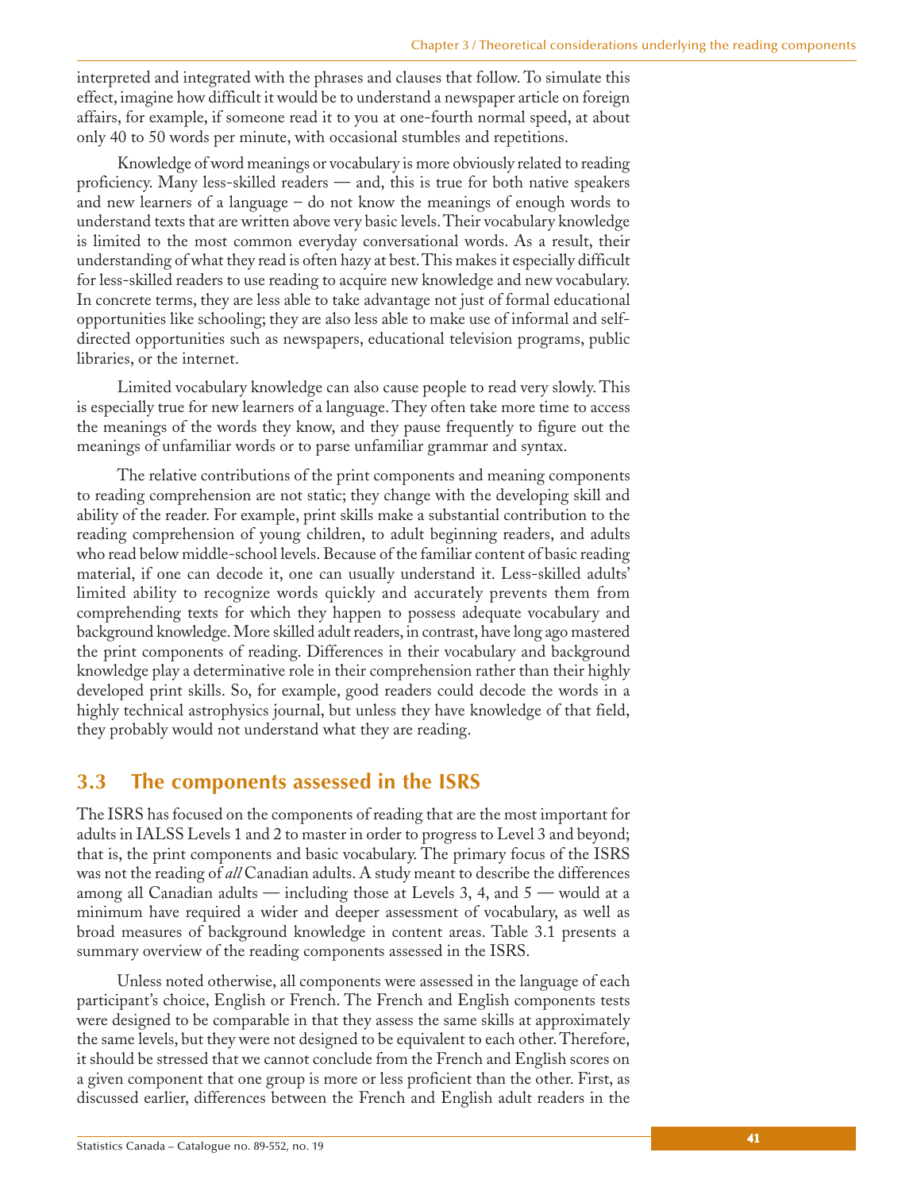interpreted and integrated with the phrases and clauses that follow. To simulate this effect, imagine how difficult it would be to understand a newspaper article on foreign affairs, for example, if someone read it to you at one-fourth normal speed, at about only 40 to 50 words per minute, with occasional stumbles and repetitions.

Knowledge of word meanings or vocabulary is more obviously related to reading proficiency. Many less-skilled readers — and, this is true for both native speakers and new learners of a language – do not know the meanings of enough words to understand texts that are written above very basic levels. Their vocabulary knowledge is limited to the most common everyday conversational words. As a result, their understanding of what they read is often hazy at best. This makes it especially difficult for less-skilled readers to use reading to acquire new knowledge and new vocabulary. In concrete terms, they are less able to take advantage not just of formal educational opportunities like schooling; they are also less able to make use of informal and self-directed opportunities such as newspapers, educational television programs, public libraries, or the internet.

Limited vocabulary knowledge can also cause people to read very slowly. This is especially true for new learners of a language. They often take more time to access the meanings of the words they know, and they pause frequently to figure out the meanings of unfamiliar words or to parse unfamiliar grammar and syntax.

The relative contributions of the print components and meaning components to reading comprehension are not static; they change with the developing skill and ability of the reader. For example, print skills make a substantial contribution to the reading comprehension of young children, to adult beginning readers, and adults who read below middle-school levels. Because of the familiar content of basic reading material, if one can decode it, one can usually understand it. Less-skilled adults' limited ability to recognize words quickly and accurately prevents them from comprehending texts for which they happen to possess adequate vocabulary and background knowledge. More skilled adult readers, in contrast, have long ago mastered the print components of reading. Differences in their vocabulary and background knowledge play a determinative role in their comprehension rather than their highly developed print skills. So, for example, good readers could decode the words in a highly technical astrophysics journal, but unless they have knowledge of that field, they probably would not understand what they are reading.

## 3.3 The components assessed in the ISRS

The ISRS has focused on the components of reading that are the most important for adults in IALSS Levels 1 and 2 to master in order to progress to Level 3 and beyond; that is, the print components and basic vocabulary. The primary focus of the ISRS was not the reading of *all* Canadian adults. A study meant to describe the differences among all Canadian adults — including those at Levels 3, 4, and 5 — would at a minimum have required a wider and deeper assessment of vocabulary, as well as broad measures of background knowledge in content areas. Table 3.1 presents a summary overview of the reading components assessed in the ISRS.

Unless noted otherwise, all components were assessed in the language of each participant's choice, English or French. The French and English components tests were designed to be comparable in that they assess the same skills at approximately the same levels, but they were not designed to be equivalent to each other. Therefore, it should be stressed that we cannot conclude from the French and English scores on a given component that one group is more or less proficient than the other. First, as discussed earlier, differences between the French and English adult readers in the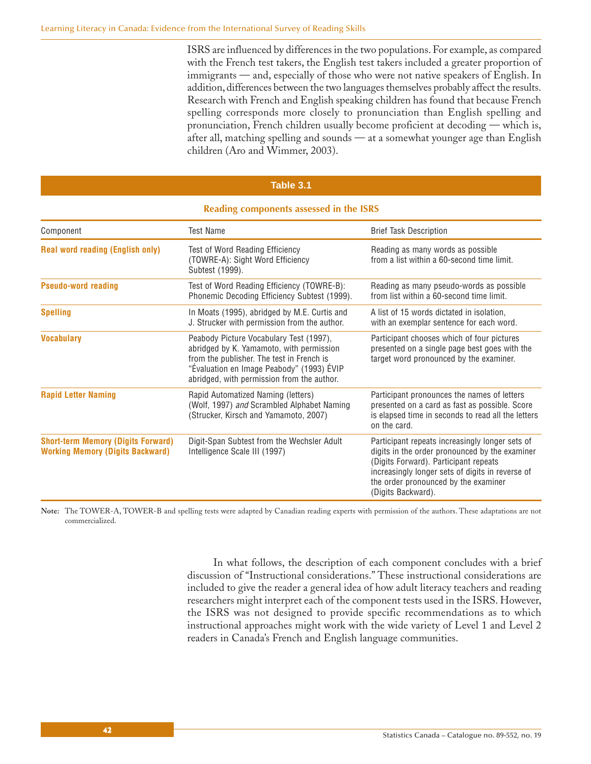ISRS are influenced by differences in the two populations. For example, as compared with the French test takers, the English test takers included a greater proportion of immigrants — and, especially of those who were not native speakers of English. In addition, differences between the two languages themselves probably affect the results. Research with French and English speaking children has found that because French spelling corresponds more closely to pronunciation than English spelling and pronunciation, French children usually become proficient at decoding — which is, after all, matching spelling and sounds — at a somewhat younger age than English children (Aro and Wimmer, 2003).

**Table 3.1**

**Reading components assessed in the ISRS**

| Component | Test Name | Brief Task Description |
|---|---|---|
| **Real word reading (English only)** | Test of Word Reading Efficiency (TOWRE-A): Sight Word Efficiency Subtest (1999). | Reading as many words as possible from a list within a 60-second time limit. |
| **Pseudo-word reading** | Test of Word Reading Efficiency (TOWRE-B): Phonemic Decoding Efficiency Subtest (1999). | Reading as many pseudo-words as possible from list within a 60-second time limit. |
| **Spelling** | In Moats (1995), abridged by M.E. Curtis and J. Strucker with permission from the author. | A list of 15 words dictated in isolation, with an exemplar sentence for each word. |
| **Vocabulary** | Peabody Picture Vocabulary Test (1997), abridged by K. Yamamoto, with permission from the publisher. The test in French is "Évaluation en Image Peabody" (1993) ÉVIP abridged, with permission from the author. | Participant chooses which of four pictures presented on a single page best goes with the target word pronounced by the examiner. |
| **Rapid Letter Naming** | Rapid Automatized Naming (letters) (Wolf, 1997) *and* Scrambled Alphabet Naming (Strucker, Kirsch and Yamamoto, 2007) | Participant pronounces the names of letters presented on a card as fast as possible. Score is elapsed time in seconds to read all the letters on the card. |
| **Short-term Memory (Digits Forward)** **Working Memory (Digits Backward)** | Digit-Span Subtest from the Wechsler Adult Intelligence Scale III (1997) | Participant repeats increasingly longer sets of digits in the order pronounced by the examiner (Digits Forward). Participant repeats increasingly longer sets of digits in reverse of the order pronounced by the examiner (Digits Backward). |

**Note:** The TOWER-A, TOWER-B and spelling tests were adapted by Canadian reading experts with permission of the authors. These adaptations are not commercialized.

In what follows, the description of each component concludes with a brief discussion of "Instructional considerations." These instructional considerations are included to give the reader a general idea of how adult literacy teachers and reading researchers might interpret each of the component tests used in the ISRS. However, the ISRS was not designed to provide specific recommendations as to which instructional approaches might work with the wide variety of Level 1 and Level 2 readers in Canada's French and English language communities.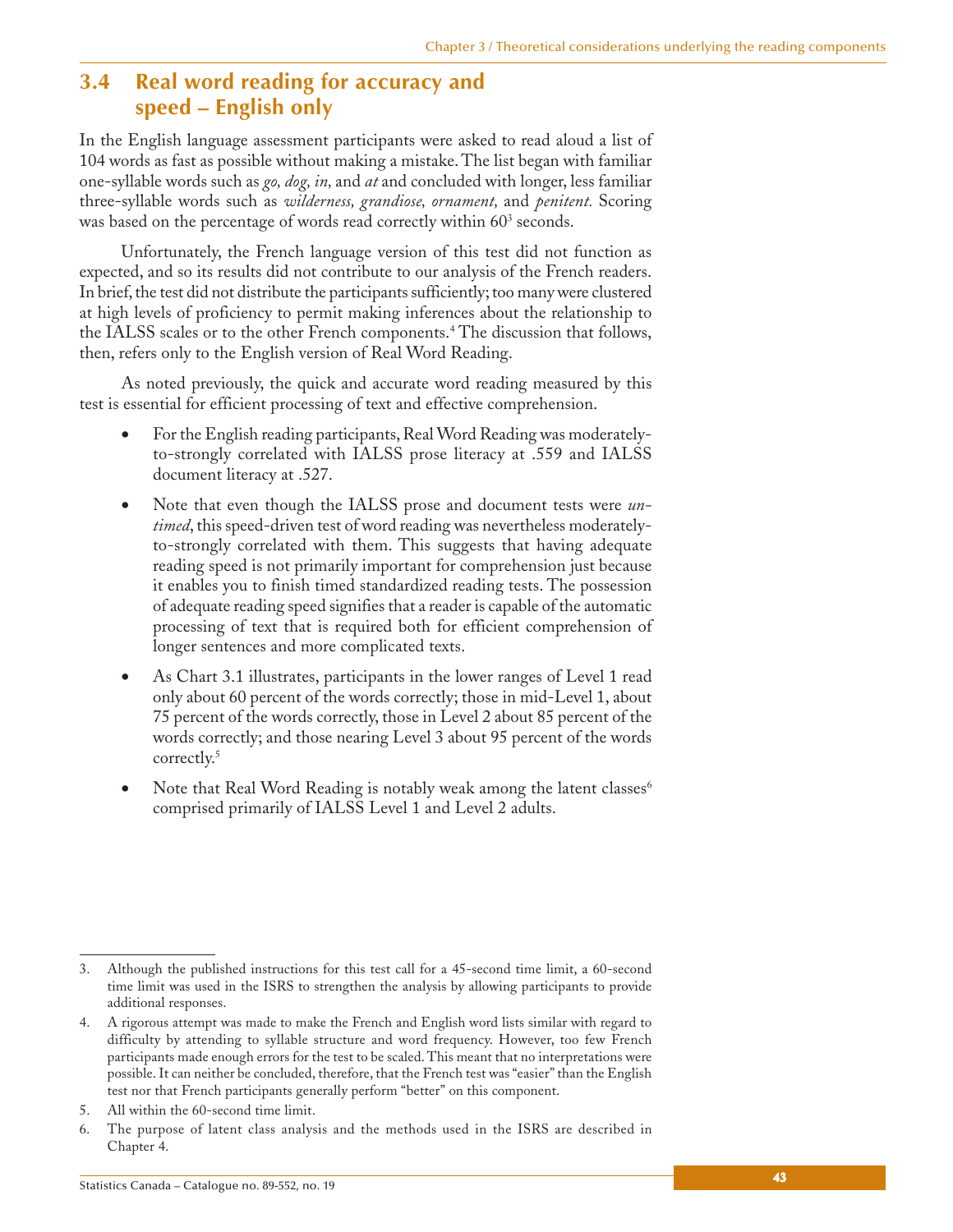## 3.4 Real word reading for accuracy and speed – English only

In the English language assessment participants were asked to read aloud a list of 104 words as fast as possible without making a mistake. The list began with familiar one-syllable words such as *go, dog, in,* and *at* and concluded with longer, less familiar three-syllable words such as *wilderness, grandiose, ornament,* and *penitent.* Scoring was based on the percentage of words read correctly within 60[3] seconds.

Unfortunately, the French language version of this test did not function as expected, and so its results did not contribute to our analysis of the French readers. In brief, the test did not distribute the participants sufficiently; too many were clustered at high levels of proficiency to permit making inferences about the relationship to the IALSS scales or to the other French components.[4] The discussion that follows, then, refers only to the English version of Real Word Reading.

As noted previously, the quick and accurate word reading measured by this test is essential for efficient processing of text and effective comprehension.

- For the English reading participants, Real Word Reading was moderately-to-strongly correlated with IALSS prose literacy at .559 and IALSS document literacy at .527.
- Note that even though the IALSS prose and document tests were *un-timed*, this speed-driven test of word reading was nevertheless moderately-to-strongly correlated with them. This suggests that having adequate reading speed is not primarily important for comprehension just because it enables you to finish timed standardized reading tests. The possession of adequate reading speed signifies that a reader is capable of the automatic processing of text that is required both for efficient comprehension of longer sentences and more complicated texts.
- As Chart 3.1 illustrates, participants in the lower ranges of Level 1 read only about 60 percent of the words correctly; those in mid-Level 1, about 75 percent of the words correctly, those in Level 2 about 85 percent of the words correctly; and those nearing Level 3 about 95 percent of the words correctly.[5]
- Note that Real Word Reading is notably weak among the latent classes[6] comprised primarily of IALSS Level 1 and Level 2 adults.

---

3. Although the published instructions for this test call for a 45-second time limit, a 60-second time limit was used in the ISRS to strengthen the analysis by allowing participants to provide additional responses.
4. A rigorous attempt was made to make the French and English word lists similar with regard to difficulty by attending to syllable structure and word frequency. However, too few French participants made enough errors for the test to be scaled. This meant that no interpretations were possible. It can neither be concluded, therefore, that the French test was "easier" than the English test nor that French participants generally perform "better" on this component.
5. All within the 60-second time limit.
6. The purpose of latent class analysis and the methods used in the ISRS are described in Chapter 4.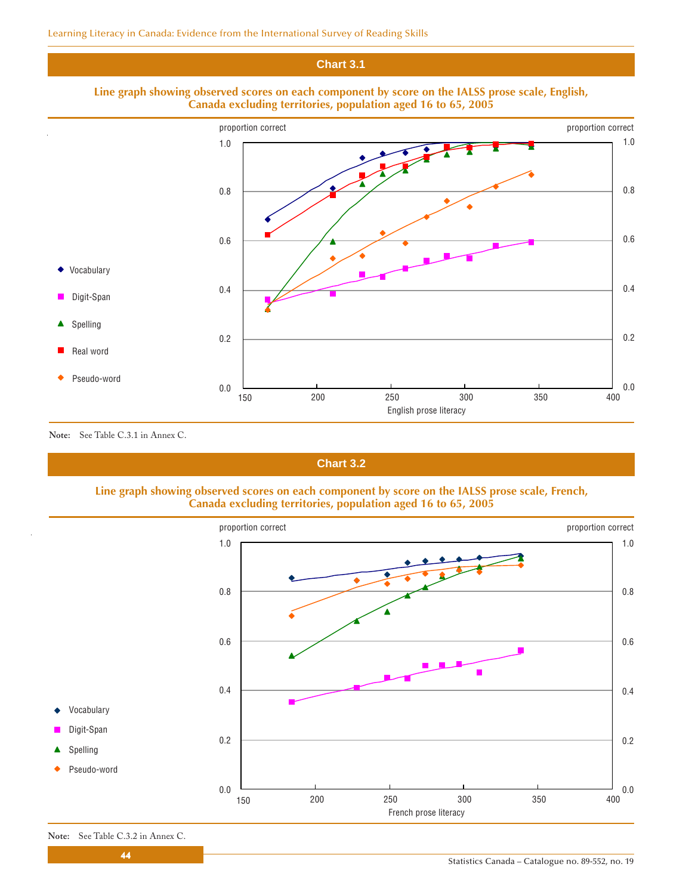## Chart 3.1

**Line graph showing observed scores on each component by score on the IALSS prose scale, English, Canada excluding territories, population aged 16 to 65, 2005**

Note: See Table C.3.1 in Annex C.

## Chart 3.2

**Line graph showing observed scores on each component by score on the IALSS prose scale, French, Canada excluding territories, population aged 16 to 65, 2005**

Note: See Table C.3.2 in Annex C.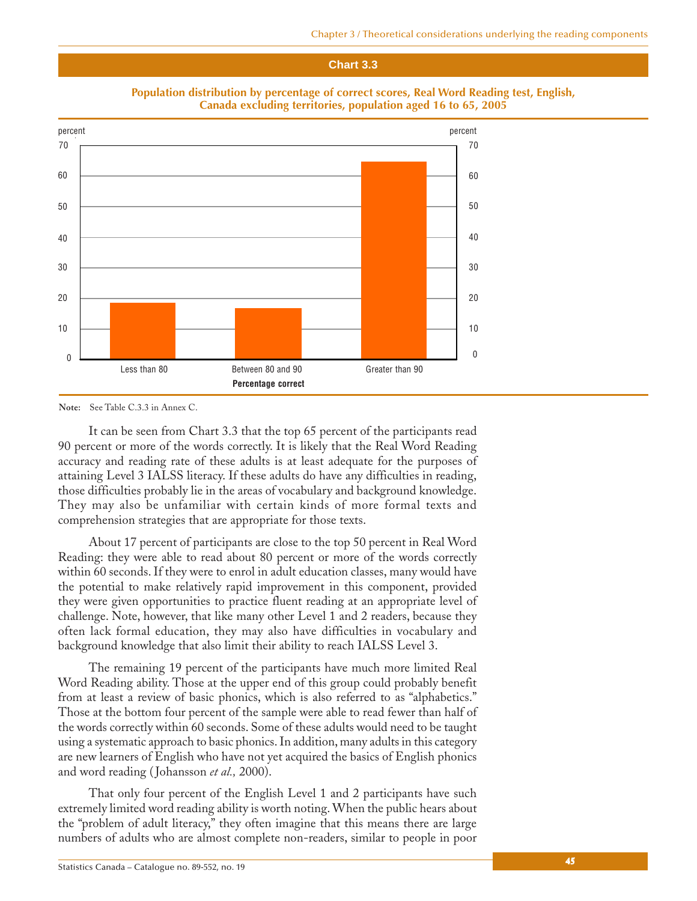**Chart 3.3**

**Population distribution by percentage of correct scores, Real Word Reading test, English, Canada excluding territories, population aged 16 to 65, 2005**

**Note:** See Table C.3.3 in Annex C.

It can be seen from Chart 3.3 that the top 65 percent of the participants read 90 percent or more of the words correctly. It is likely that the Real Word Reading accuracy and reading rate of these adults is at least adequate for the purposes of attaining Level 3 IALSS literacy. If these adults do have any difficulties in reading, those difficulties probably lie in the areas of vocabulary and background knowledge. They may also be unfamiliar with certain kinds of more formal texts and comprehension strategies that are appropriate for those texts.

About 17 percent of participants are close to the top 50 percent in Real Word Reading: they were able to read about 80 percent or more of the words correctly within 60 seconds. If they were to enrol in adult education classes, many would have the potential to make relatively rapid improvement in this component, provided they were given opportunities to practice fluent reading at an appropriate level of challenge. Note, however, that like many other Level 1 and 2 readers, because they often lack formal education, they may also have difficulties in vocabulary and background knowledge that also limit their ability to reach IALSS Level 3.

The remaining 19 percent of the participants have much more limited Real Word Reading ability. Those at the upper end of this group could probably benefit from at least a review of basic phonics, which is also referred to as "alphabetics." Those at the bottom four percent of the sample were able to read fewer than half of the words correctly within 60 seconds. Some of these adults would need to be taught using a systematic approach to basic phonics. In addition, many adults in this category are new learners of English who have not yet acquired the basics of English phonics and word reading (Johansson *et al.,* 2000).

That only four percent of the English Level 1 and 2 participants have such extremely limited word reading ability is worth noting. When the public hears about the "problem of adult literacy," they often imagine that this means there are large numbers of adults who are almost complete non-readers, similar to people in poor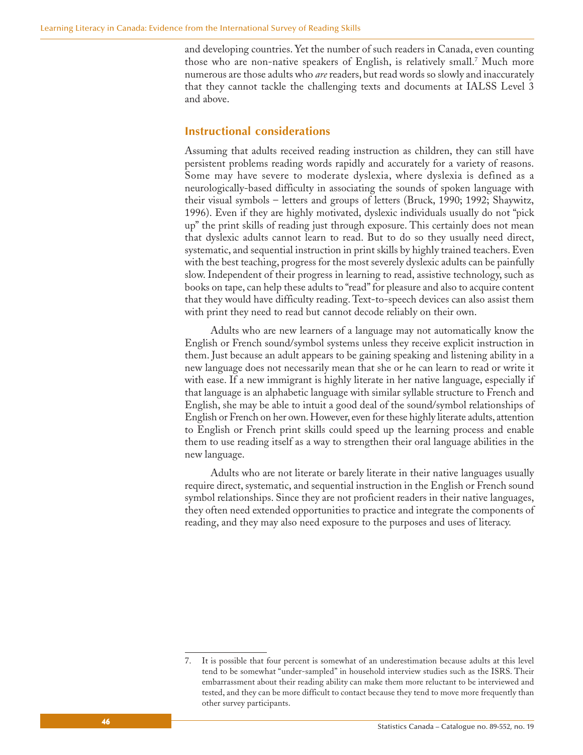and developing countries. Yet the number of such readers in Canada, even counting those who are non-native speakers of English, is relatively small.[7] Much more numerous are those adults who *are* readers, but read words so slowly and inaccurately that they cannot tackle the challenging texts and documents at IALSS Level 3 and above.

## Instructional considerations

Assuming that adults received reading instruction as children, they can still have persistent problems reading words rapidly and accurately for a variety of reasons. Some may have severe to moderate dyslexia, where dyslexia is defined as a neurologically-based difficulty in associating the sounds of spoken language with their visual symbols – letters and groups of letters (Bruck, 1990; 1992; Shaywitz, 1996). Even if they are highly motivated, dyslexic individuals usually do not "pick up" the print skills of reading just through exposure. This certainly does not mean that dyslexic adults cannot learn to read. But to do so they usually need direct, systematic, and sequential instruction in print skills by highly trained teachers. Even with the best teaching, progress for the most severely dyslexic adults can be painfully slow. Independent of their progress in learning to read, assistive technology, such as books on tape, can help these adults to "read" for pleasure and also to acquire content that they would have difficulty reading. Text-to-speech devices can also assist them with print they need to read but cannot decode reliably on their own.

Adults who are new learners of a language may not automatically know the English or French sound/symbol systems unless they receive explicit instruction in them. Just because an adult appears to be gaining speaking and listening ability in a new language does not necessarily mean that she or he can learn to read or write it with ease. If a new immigrant is highly literate in her native language, especially if that language is an alphabetic language with similar syllable structure to French and English, she may be able to intuit a good deal of the sound/symbol relationships of English or French on her own. However, even for these highly literate adults, attention to English or French print skills could speed up the learning process and enable them to use reading itself as a way to strengthen their oral language abilities in the new language.

Adults who are not literate or barely literate in their native languages usually require direct, systematic, and sequential instruction in the English or French sound symbol relationships. Since they are not proficient readers in their native languages, they often need extended opportunities to practice and integrate the components of reading, and they may also need exposure to the purposes and uses of literacy.

---

7. It is possible that four percent is somewhat of an underestimation because adults at this level tend to be somewhat "under-sampled" in household interview studies such as the ISRS. Their embarrassment about their reading ability can make them more reluctant to be interviewed and tested, and they can be more difficult to contact because they tend to move more frequently than other survey participants.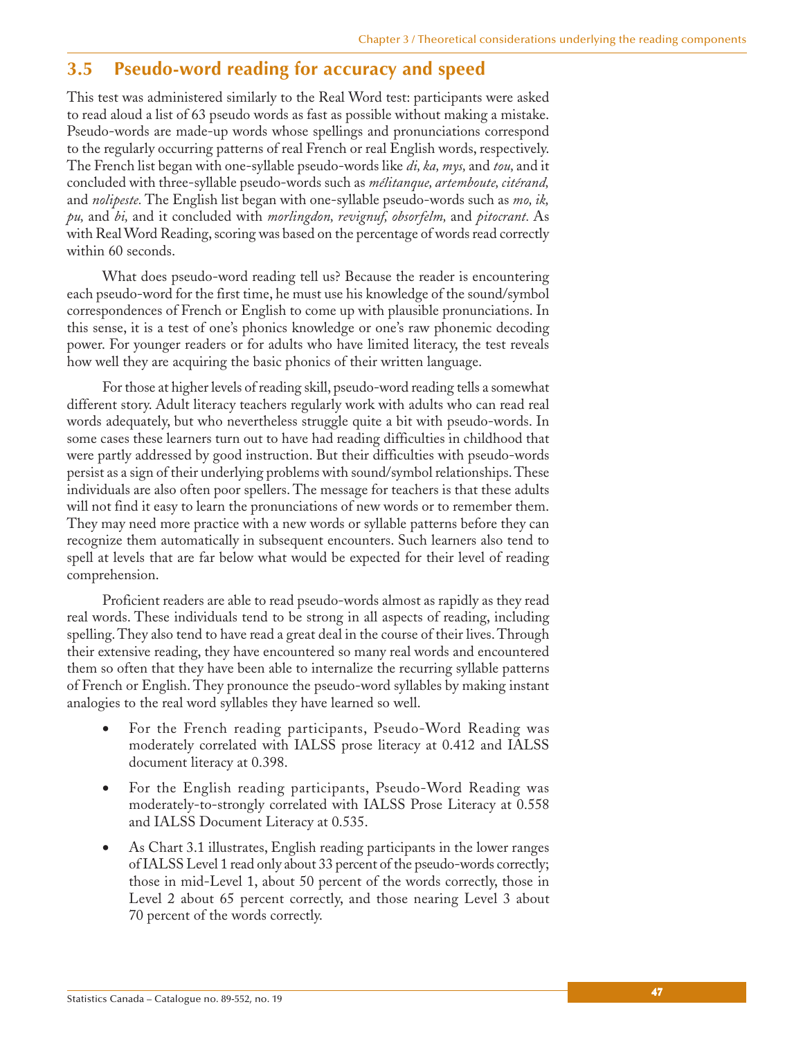## 3.5 Pseudo-word reading for accuracy and speed

This test was administered similarly to the Real Word test: participants were asked to read aloud a list of 63 pseudo words as fast as possible without making a mistake. Pseudo-words are made-up words whose spellings and pronunciations correspond to the regularly occurring patterns of real French or real English words, respectively. The French list began with one-syllable pseudo-words like *di, ka, mys,* and *tou,* and it concluded with three-syllable pseudo-words such as *mélitanque, artemboute, citérand,* and *nolipeste.* The English list began with one-syllable pseudo-words such as *mo, ik, pu,* and *bi,* and it concluded with *morlingdon, revignuf, obsorfelm,* and *pitocrant.* As with Real Word Reading, scoring was based on the percentage of words read correctly within 60 seconds.

What does pseudo-word reading tell us? Because the reader is encountering each pseudo-word for the first time, he must use his knowledge of the sound/symbol correspondences of French or English to come up with plausible pronunciations. In this sense, it is a test of one's phonics knowledge or one's raw phonemic decoding power. For younger readers or for adults who have limited literacy, the test reveals how well they are acquiring the basic phonics of their written language.

For those at higher levels of reading skill, pseudo-word reading tells a somewhat different story. Adult literacy teachers regularly work with adults who can read real words adequately, but who nevertheless struggle quite a bit with pseudo-words. In some cases these learners turn out to have had reading difficulties in childhood that were partly addressed by good instruction. But their difficulties with pseudo-words persist as a sign of their underlying problems with sound/symbol relationships. These individuals are also often poor spellers. The message for teachers is that these adults will not find it easy to learn the pronunciations of new words or to remember them. They may need more practice with a new words or syllable patterns before they can recognize them automatically in subsequent encounters. Such learners also tend to spell at levels that are far below what would be expected for their level of reading comprehension.

Proficient readers are able to read pseudo-words almost as rapidly as they read real words. These individuals tend to be strong in all aspects of reading, including spelling. They also tend to have read a great deal in the course of their lives. Through their extensive reading, they have encountered so many real words and encountered them so often that they have been able to internalize the recurring syllable patterns of French or English. They pronounce the pseudo-word syllables by making instant analogies to the real word syllables they have learned so well.

- For the French reading participants, Pseudo-Word Reading was moderately correlated with IALSS prose literacy at 0.412 and IALSS document literacy at 0.398.
- For the English reading participants, Pseudo-Word Reading was moderately-to-strongly correlated with IALSS Prose Literacy at 0.558 and IALSS Document Literacy at 0.535.
- As Chart 3.1 illustrates, English reading participants in the lower ranges of IALSS Level 1 read only about 33 percent of the pseudo-words correctly; those in mid-Level 1, about 50 percent of the words correctly, those in Level 2 about 65 percent correctly, and those nearing Level 3 about 70 percent of the words correctly.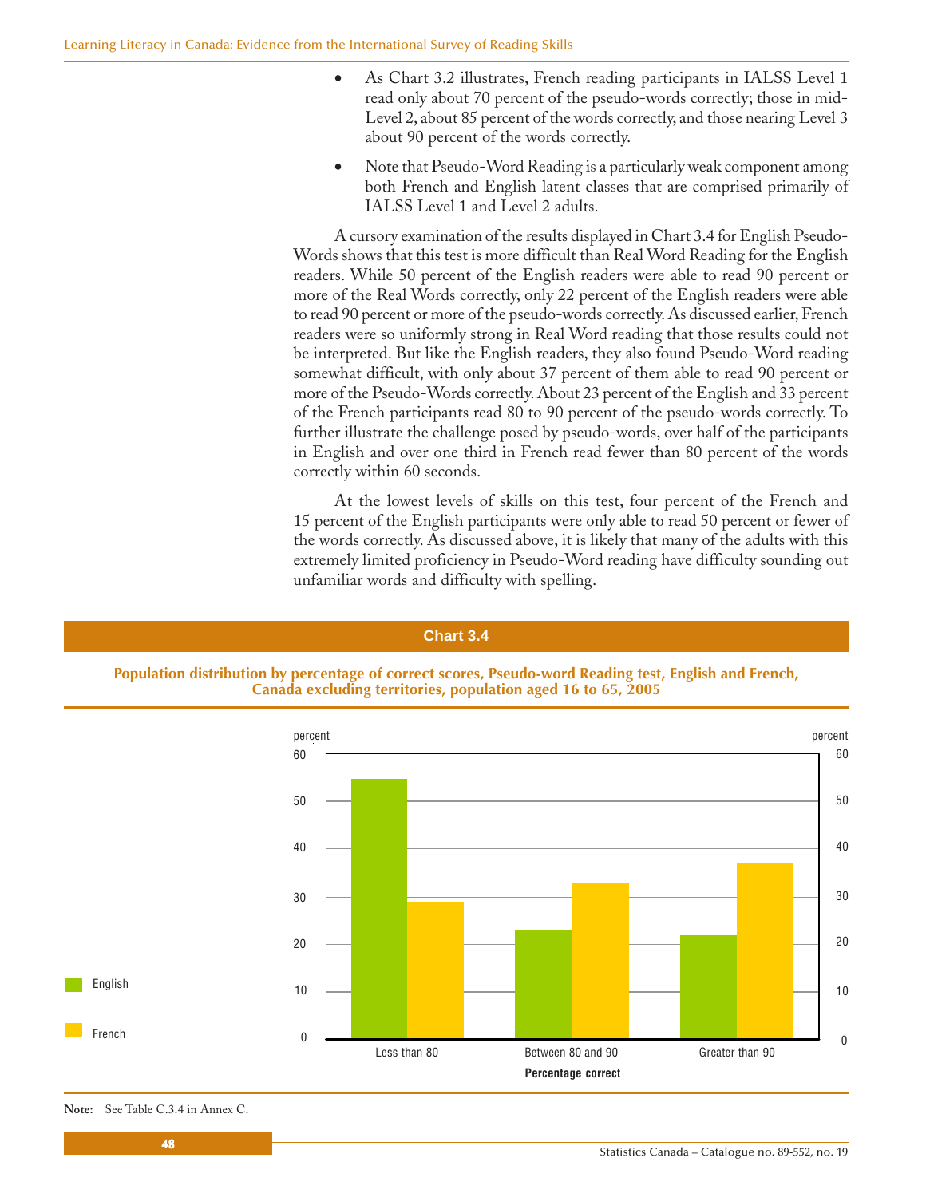- As Chart 3.2 illustrates, French reading participants in IALSS Level 1 read only about 70 percent of the pseudo-words correctly; those in mid-Level 2, about 85 percent of the words correctly, and those nearing Level 3 about 90 percent of the words correctly.
- Note that Pseudo-Word Reading is a particularly weak component among both French and English latent classes that are comprised primarily of IALSS Level 1 and Level 2 adults.

A cursory examination of the results displayed in Chart 3.4 for English Pseudo-Words shows that this test is more difficult than Real Word Reading for the English readers. While 50 percent of the English readers were able to read 90 percent or more of the Real Words correctly, only 22 percent of the English readers were able to read 90 percent or more of the pseudo-words correctly. As discussed earlier, French readers were so uniformly strong in Real Word reading that those results could not be interpreted. But like the English readers, they also found Pseudo-Word reading somewhat difficult, with only about 37 percent of them able to read 90 percent or more of the Pseudo-Words correctly. About 23 percent of the English and 33 percent of the French participants read 80 to 90 percent of the pseudo-words correctly. To further illustrate the challenge posed by pseudo-words, over half of the participants in English and over one third in French read fewer than 80 percent of the words correctly within 60 seconds.

At the lowest levels of skills on this test, four percent of the French and 15 percent of the English participants were only able to read 50 percent or fewer of the words correctly. As discussed above, it is likely that many of the adults with this extremely limited proficiency in Pseudo-Word reading have difficulty sounding out unfamiliar words and difficulty with spelling.

**Chart 3.4**

**Population distribution by percentage of correct scores, Pseudo-word Reading test, English and French, Canada excluding territories, population aged 16 to 65, 2005**

| Percentage correct | English (percent) | French (percent) |
|---|---|---|
| Less than 80 | 55 | 29 |
| Between 80 and 90 | 23 | 33 |
| Greater than 90 | 22 | 37 |

**Note:** See Table C.3.4 in Annex C.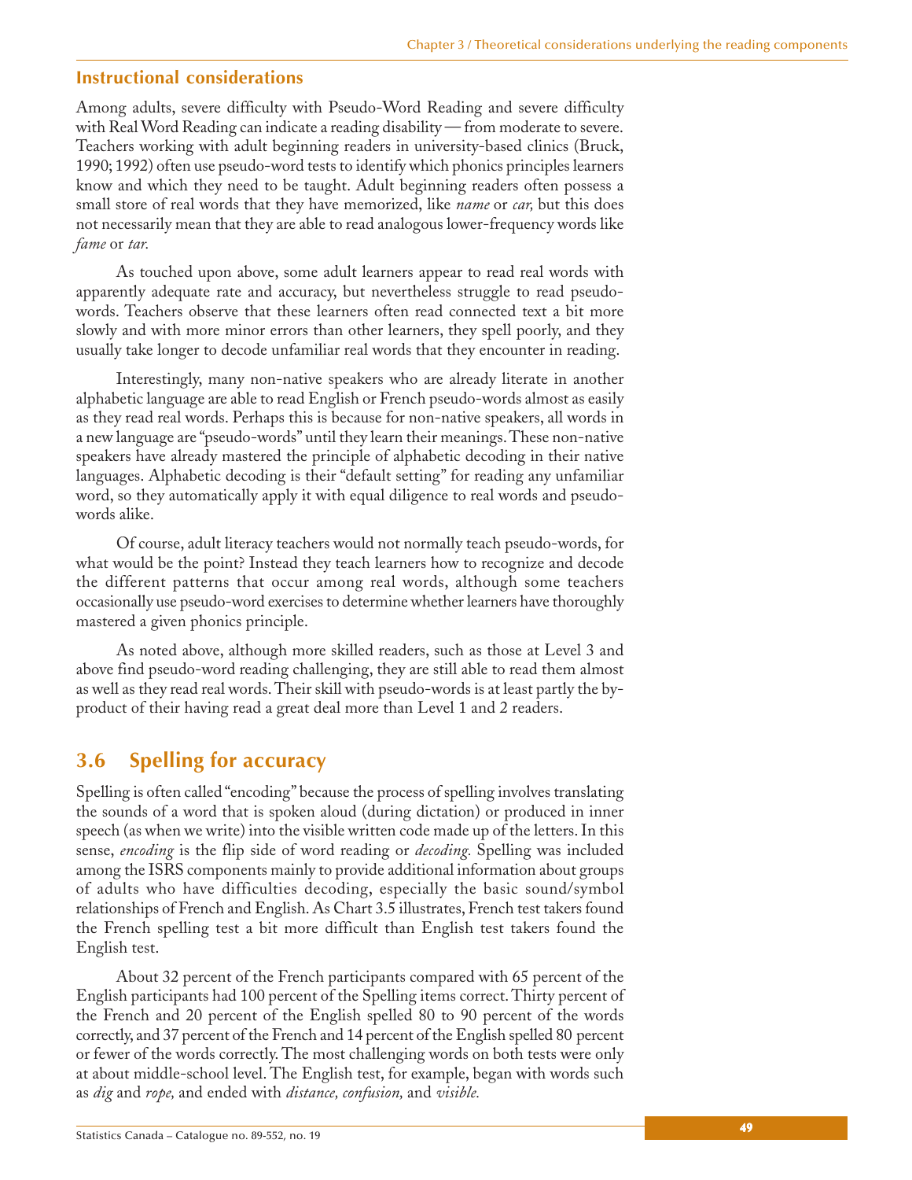### Instructional considerations

Among adults, severe difficulty with Pseudo-Word Reading and severe difficulty with Real Word Reading can indicate a reading disability — from moderate to severe. Teachers working with adult beginning readers in university-based clinics (Bruck, 1990; 1992) often use pseudo-word tests to identify which phonics principles learners know and which they need to be taught. Adult beginning readers often possess a small store of real words that they have memorized, like *name* or *car,* but this does not necessarily mean that they are able to read analogous lower-frequency words like *fame* or *tar.*

As touched upon above, some adult learners appear to read real words with apparently adequate rate and accuracy, but nevertheless struggle to read pseudo-words. Teachers observe that these learners often read connected text a bit more slowly and with more minor errors than other learners, they spell poorly, and they usually take longer to decode unfamiliar real words that they encounter in reading.

Interestingly, many non-native speakers who are already literate in another alphabetic language are able to read English or French pseudo-words almost as easily as they read real words. Perhaps this is because for non-native speakers, all words in a new language are "pseudo-words" until they learn their meanings. These non-native speakers have already mastered the principle of alphabetic decoding in their native languages. Alphabetic decoding is their "default setting" for reading any unfamiliar word, so they automatically apply it with equal diligence to real words and pseudo-words alike.

Of course, adult literacy teachers would not normally teach pseudo-words, for what would be the point? Instead they teach learners how to recognize and decode the different patterns that occur among real words, although some teachers occasionally use pseudo-word exercises to determine whether learners have thoroughly mastered a given phonics principle.

As noted above, although more skilled readers, such as those at Level 3 and above find pseudo-word reading challenging, they are still able to read them almost as well as they read real words. Their skill with pseudo-words is at least partly the by-product of their having read a great deal more than Level 1 and 2 readers.

## 3.6 Spelling for accuracy

Spelling is often called "encoding" because the process of spelling involves translating the sounds of a word that is spoken aloud (during dictation) or produced in inner speech (as when we write) into the visible written code made up of the letters. In this sense, *encoding* is the flip side of word reading or *decoding.* Spelling was included among the ISRS components mainly to provide additional information about groups of adults who have difficulties decoding, especially the basic sound/symbol relationships of French and English. As Chart 3.5 illustrates, French test takers found the French spelling test a bit more difficult than English test takers found the English test.

About 32 percent of the French participants compared with 65 percent of the English participants had 100 percent of the Spelling items correct. Thirty percent of the French and 20 percent of the English spelled 80 to 90 percent of the words correctly, and 37 percent of the French and 14 percent of the English spelled 80 percent or fewer of the words correctly. The most challenging words on both tests were only at about middle-school level. The English test, for example, began with words such as *dig* and *rope,* and ended with *distance, confusion,* and *visible.*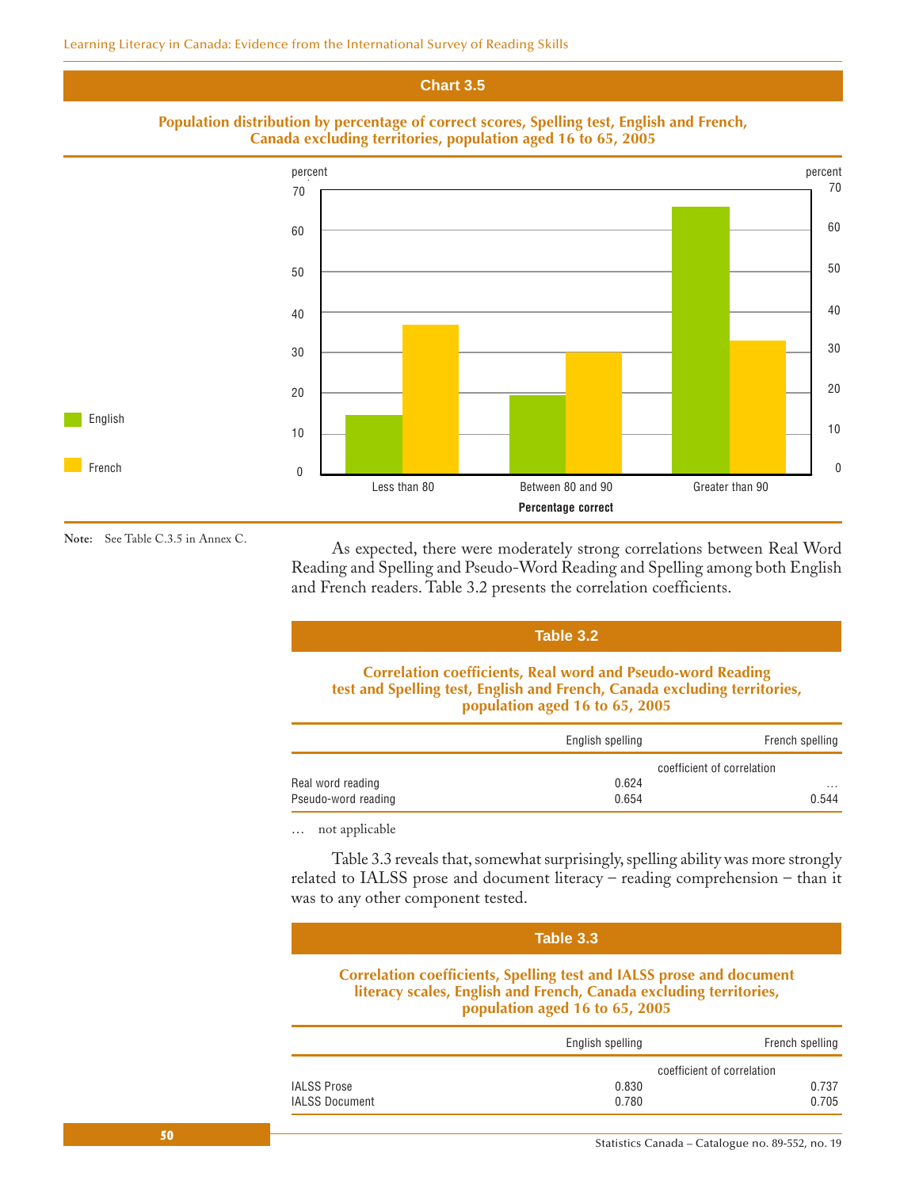**Chart 3.5**

**Population distribution by percentage of correct scores, Spelling test, English and French, Canada excluding territories, population aged 16 to 65, 2005**

Note: See Table C.3.5 in Annex C.

As expected, there were moderately strong correlations between Real Word Reading and Spelling and Pseudo-Word Reading and Spelling among both English and French readers. Table 3.2 presents the correlation coefficients.

**Table 3.2**

**Correlation coefficients, Real word and Pseudo-word Reading test and Spelling test, English and French, Canada excluding territories, population aged 16 to 65, 2005**

| | English spelling | French spelling |
|---|---|---|
| | coefficient of correlation | |
| Real word reading | 0.624 | … |
| Pseudo-word reading | 0.654 | 0.544 |

… not applicable

Table 3.3 reveals that, somewhat surprisingly, spelling ability was more strongly related to IALSS prose and document literacy – reading comprehension – than it was to any other component tested.

**Table 3.3**

**Correlation coefficients, Spelling test and IALSS prose and document literacy scales, English and French, Canada excluding territories, population aged 16 to 65, 2005**

| | English spelling | French spelling |
|---|---|---|
| | coefficient of correlation | |
| IALSS Prose | 0.830 | 0.737 |
| IALSS Document | 0.780 | 0.705 |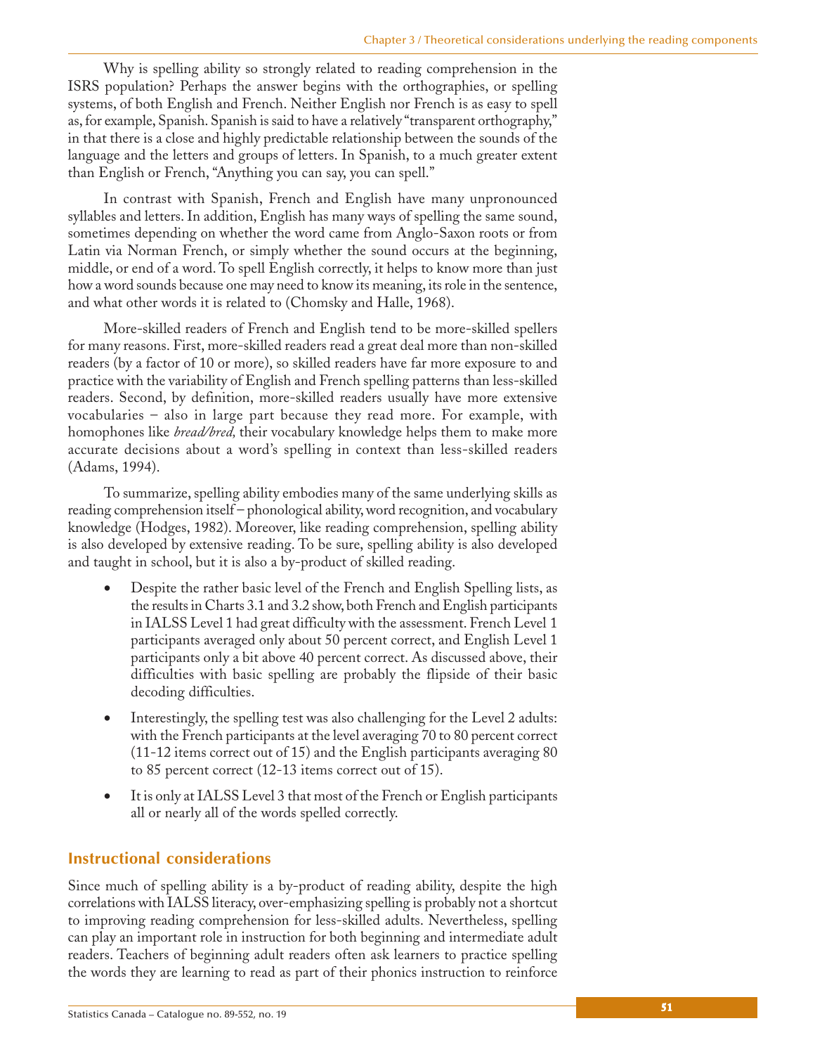Why is spelling ability so strongly related to reading comprehension in the ISRS population? Perhaps the answer begins with the orthographies, or spelling systems, of both English and French. Neither English nor French is as easy to spell as, for example, Spanish. Spanish is said to have a relatively "transparent orthography," in that there is a close and highly predictable relationship between the sounds of the language and the letters and groups of letters. In Spanish, to a much greater extent than English or French, "Anything you can say, you can spell."

In contrast with Spanish, French and English have many unpronounced syllables and letters. In addition, English has many ways of spelling the same sound, sometimes depending on whether the word came from Anglo-Saxon roots or from Latin via Norman French, or simply whether the sound occurs at the beginning, middle, or end of a word. To spell English correctly, it helps to know more than just how a word sounds because one may need to know its meaning, its role in the sentence, and what other words it is related to (Chomsky and Halle, 1968).

More-skilled readers of French and English tend to be more-skilled spellers for many reasons. First, more-skilled readers read a great deal more than non-skilled readers (by a factor of 10 or more), so skilled readers have far more exposure to and practice with the variability of English and French spelling patterns than less-skilled readers. Second, by definition, more-skilled readers usually have more extensive vocabularies – also in large part because they read more. For example, with homophones like *bread/bred,* their vocabulary knowledge helps them to make more accurate decisions about a word's spelling in context than less-skilled readers (Adams, 1994).

To summarize, spelling ability embodies many of the same underlying skills as reading comprehension itself – phonological ability, word recognition, and vocabulary knowledge (Hodges, 1982). Moreover, like reading comprehension, spelling ability is also developed by extensive reading. To be sure, spelling ability is also developed and taught in school, but it is also a by-product of skilled reading.

- Despite the rather basic level of the French and English Spelling lists, as the results in Charts 3.1 and 3.2 show, both French and English participants in IALSS Level 1 had great difficulty with the assessment. French Level 1 participants averaged only about 50 percent correct, and English Level 1 participants only a bit above 40 percent correct. As discussed above, their difficulties with basic spelling are probably the flipside of their basic decoding difficulties.
- Interestingly, the spelling test was also challenging for the Level 2 adults: with the French participants at the level averaging 70 to 80 percent correct (11-12 items correct out of 15) and the English participants averaging 80 to 85 percent correct (12-13 items correct out of 15).
- It is only at IALSS Level 3 that most of the French or English participants all or nearly all of the words spelled correctly.

## Instructional considerations

Since much of spelling ability is a by-product of reading ability, despite the high correlations with IALSS literacy, over-emphasizing spelling is probably not a shortcut to improving reading comprehension for less-skilled adults. Nevertheless, spelling can play an important role in instruction for both beginning and intermediate adult readers. Teachers of beginning adult readers often ask learners to practice spelling the words they are learning to read as part of their phonics instruction to reinforce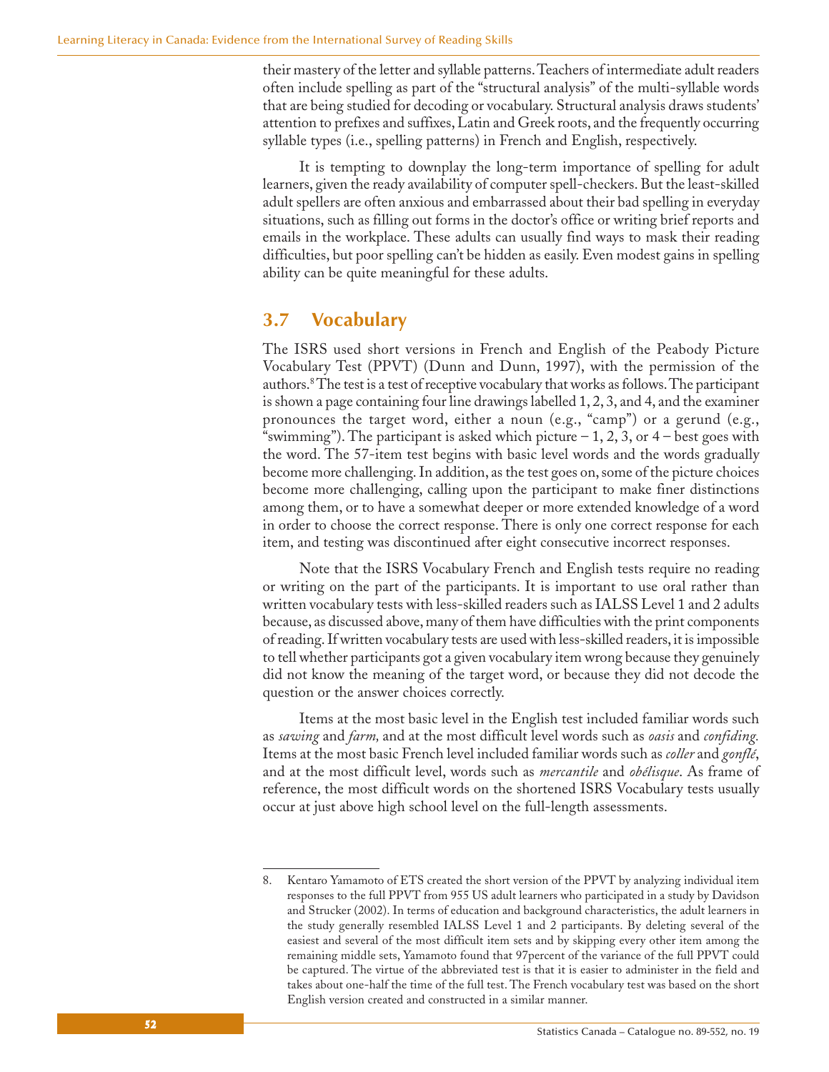their mastery of the letter and syllable patterns. Teachers of intermediate adult readers often include spelling as part of the "structural analysis" of the multi-syllable words that are being studied for decoding or vocabulary. Structural analysis draws students' attention to prefixes and suffixes, Latin and Greek roots, and the frequently occurring syllable types (i.e., spelling patterns) in French and English, respectively.

It is tempting to downplay the long-term importance of spelling for adult learners, given the ready availability of computer spell-checkers. But the least-skilled adult spellers are often anxious and embarrassed about their bad spelling in everyday situations, such as filling out forms in the doctor's office or writing brief reports and emails in the workplace. These adults can usually find ways to mask their reading difficulties, but poor spelling can't be hidden as easily. Even modest gains in spelling ability can be quite meaningful for these adults.

## 3.7 Vocabulary

The ISRS used short versions in French and English of the Peabody Picture Vocabulary Test (PPVT) (Dunn and Dunn, 1997), with the permission of the authors.[8] The test is a test of receptive vocabulary that works as follows. The participant is shown a page containing four line drawings labelled 1, 2, 3, and 4, and the examiner pronounces the target word, either a noun (e.g., "camp") or a gerund (e.g., "swimming"). The participant is asked which picture – 1, 2, 3, or 4 – best goes with the word. The 57-item test begins with basic level words and the words gradually become more challenging. In addition, as the test goes on, some of the picture choices become more challenging, calling upon the participant to make finer distinctions among them, or to have a somewhat deeper or more extended knowledge of a word in order to choose the correct response. There is only one correct response for each item, and testing was discontinued after eight consecutive incorrect responses.

Note that the ISRS Vocabulary French and English tests require no reading or writing on the part of the participants. It is important to use oral rather than written vocabulary tests with less-skilled readers such as IALSS Level 1 and 2 adults because, as discussed above, many of them have difficulties with the print components of reading. If written vocabulary tests are used with less-skilled readers, it is impossible to tell whether participants got a given vocabulary item wrong because they genuinely did not know the meaning of the target word, or because they did not decode the question or the answer choices correctly.

Items at the most basic level in the English test included familiar words such as *sawing* and *farm,* and at the most difficult level words such as *oasis* and *confiding.* Items at the most basic French level included familiar words such as *coller* and *gonflé*, and at the most difficult level, words such as *mercantile* and *obélisque*. As frame of reference, the most difficult words on the shortened ISRS Vocabulary tests usually occur at just above high school level on the full-length assessments.

---

8. Kentaro Yamamoto of ETS created the short version of the PPVT by analyzing individual item responses to the full PPVT from 955 US adult learners who participated in a study by Davidson and Strucker (2002). In terms of education and background characteristics, the adult learners in the study generally resembled IALSS Level 1 and 2 participants. By deleting several of the easiest and several of the most difficult item sets and by skipping every other item among the remaining middle sets, Yamamoto found that 97percent of the variance of the full PPVT could be captured. The virtue of the abbreviated test is that it is easier to administer in the field and takes about one-half the time of the full test. The French vocabulary test was based on the short English version created and constructed in a similar manner.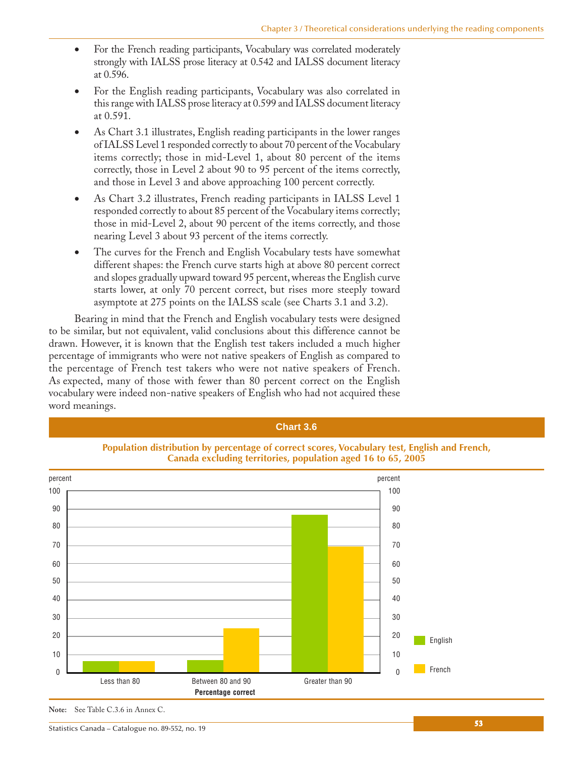- For the French reading participants, Vocabulary was correlated moderately strongly with IALSS prose literacy at 0.542 and IALSS document literacy at 0.596.
- For the English reading participants, Vocabulary was also correlated in this range with IALSS prose literacy at 0.599 and IALSS document literacy at 0.591.
- As Chart 3.1 illustrates, English reading participants in the lower ranges of IALSS Level 1 responded correctly to about 70 percent of the Vocabulary items correctly; those in mid-Level 1, about 80 percent of the items correctly, those in Level 2 about 90 to 95 percent of the items correctly, and those in Level 3 and above approaching 100 percent correctly.
- As Chart 3.2 illustrates, French reading participants in IALSS Level 1 responded correctly to about 85 percent of the Vocabulary items correctly; those in mid-Level 2, about 90 percent of the items correctly, and those nearing Level 3 about 93 percent of the items correctly.
- The curves for the French and English Vocabulary tests have somewhat different shapes: the French curve starts high at above 80 percent correct and slopes gradually upward toward 95 percent, whereas the English curve starts lower, at only 70 percent correct, but rises more steeply toward asymptote at 275 points on the IALSS scale (see Charts 3.1 and 3.2).

Bearing in mind that the French and English vocabulary tests were designed to be similar, but not equivalent, valid conclusions about this difference cannot be drawn. However, it is known that the English test takers included a much higher percentage of immigrants who were not native speakers of English as compared to the percentage of French test takers who were not native speakers of French. As expected, many of those with fewer than 80 percent correct on the English vocabulary were indeed non-native speakers of English who had not acquired these word meanings.

**Chart 3.6**

**Population distribution by percentage of correct scores, Vocabulary test, English and French, Canada excluding territories, population aged 16 to 65, 2005**

| Percentage correct | English (percent) | French (percent) |
|---|---|---|
| Less than 80 | 6 | 6 |
| Between 80 and 90 | 7 | 24 |
| Greater than 90 | 87 | 69 |

**Note:** See Table C.3.6 in Annex C.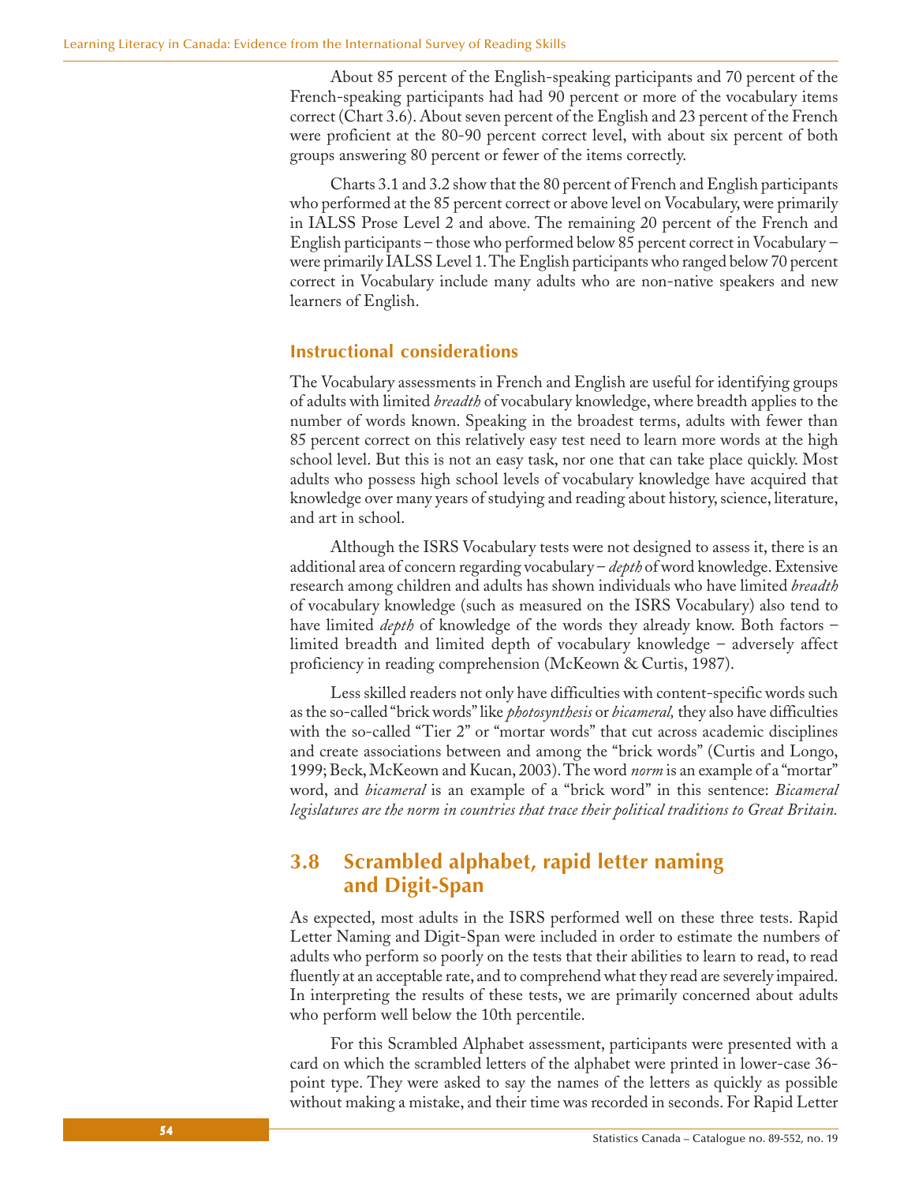About 85 percent of the English-speaking participants and 70 percent of the French-speaking participants had had 90 percent or more of the vocabulary items correct (Chart 3.6). About seven percent of the English and 23 percent of the French were proficient at the 80-90 percent correct level, with about six percent of both groups answering 80 percent or fewer of the items correctly.

Charts 3.1 and 3.2 show that the 80 percent of French and English participants who performed at the 85 percent correct or above level on Vocabulary, were primarily in IALSS Prose Level 2 and above. The remaining 20 percent of the French and English participants – those who performed below 85 percent correct in Vocabulary – were primarily IALSS Level 1. The English participants who ranged below 70 percent correct in Vocabulary include many adults who are non-native speakers and new learners of English.

### Instructional considerations

The Vocabulary assessments in French and English are useful for identifying groups of adults with limited *breadth* of vocabulary knowledge, where breadth applies to the number of words known. Speaking in the broadest terms, adults with fewer than 85 percent correct on this relatively easy test need to learn more words at the high school level. But this is not an easy task, nor one that can take place quickly. Most adults who possess high school levels of vocabulary knowledge have acquired that knowledge over many years of studying and reading about history, science, literature, and art in school.

Although the ISRS Vocabulary tests were not designed to assess it, there is an additional area of concern regarding vocabulary – *depth* of word knowledge. Extensive research among children and adults has shown individuals who have limited *breadth* of vocabulary knowledge (such as measured on the ISRS Vocabulary) also tend to have limited *depth* of knowledge of the words they already know. Both factors – limited breadth and limited depth of vocabulary knowledge – adversely affect proficiency in reading comprehension (McKeown & Curtis, 1987).

Less skilled readers not only have difficulties with content-specific words such as the so-called "brick words" like *photosynthesis* or *bicameral,* they also have difficulties with the so-called "Tier 2" or "mortar words" that cut across academic disciplines and create associations between and among the "brick words" (Curtis and Longo, 1999; Beck, McKeown and Kucan, 2003). The word *norm* is an example of a "mortar" word, and *bicameral* is an example of a "brick word" in this sentence: *Bicameral legislatures are the norm in countries that trace their political traditions to Great Britain.*

## 3.8 Scrambled alphabet, rapid letter naming and Digit-Span

As expected, most adults in the ISRS performed well on these three tests. Rapid Letter Naming and Digit-Span were included in order to estimate the numbers of adults who perform so poorly on the tests that their abilities to learn to read, to read fluently at an acceptable rate, and to comprehend what they read are severely impaired. In interpreting the results of these tests, we are primarily concerned about adults who perform well below the 10th percentile.

For this Scrambled Alphabet assessment, participants were presented with a card on which the scrambled letters of the alphabet were printed in lower-case 36-point type. They were asked to say the names of the letters as quickly as possible without making a mistake, and their time was recorded in seconds. For Rapid Letter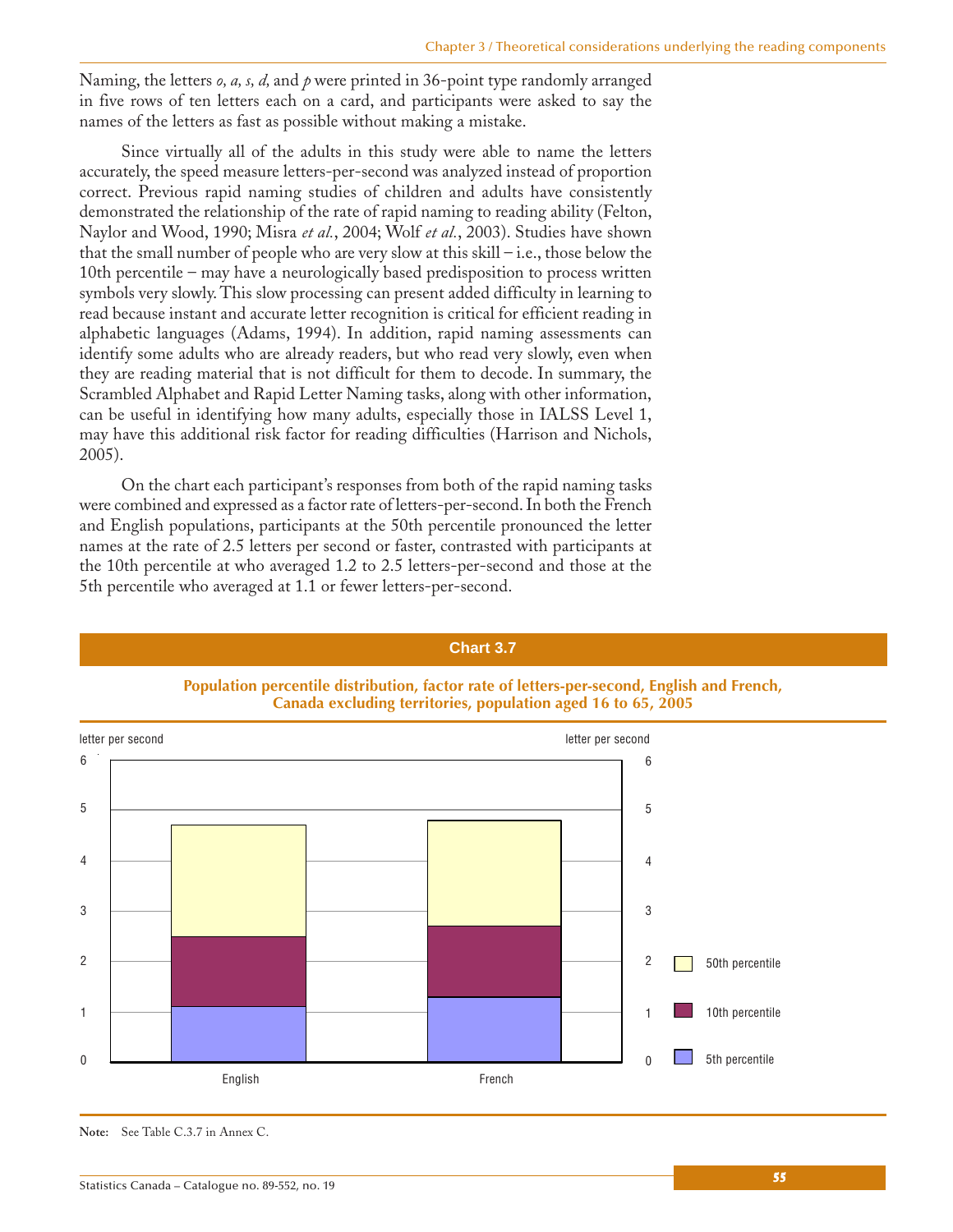Naming, the letters *o, a, s, d,* and *p* were printed in 36-point type randomly arranged in five rows of ten letters each on a card, and participants were asked to say the names of the letters as fast as possible without making a mistake.

Since virtually all of the adults in this study were able to name the letters accurately, the speed measure letters-per-second was analyzed instead of proportion correct. Previous rapid naming studies of children and adults have consistently demonstrated the relationship of the rate of rapid naming to reading ability (Felton, Naylor and Wood, 1990; Misra *et al.*, 2004; Wolf *et al.*, 2003). Studies have shown that the small number of people who are very slow at this skill – i.e., those below the 10th percentile – may have a neurologically based predisposition to process written symbols very slowly. This slow processing can present added difficulty in learning to read because instant and accurate letter recognition is critical for efficient reading in alphabetic languages (Adams, 1994). In addition, rapid naming assessments can identify some adults who are already readers, but who read very slowly, even when they are reading material that is not difficult for them to decode. In summary, the Scrambled Alphabet and Rapid Letter Naming tasks, along with other information, can be useful in identifying how many adults, especially those in IALSS Level 1, may have this additional risk factor for reading difficulties (Harrison and Nichols, 2005).

On the chart each participant's responses from both of the rapid naming tasks were combined and expressed as a factor rate of letters-per-second. In both the French and English populations, participants at the 50th percentile pronounced the letter names at the rate of 2.5 letters per second or faster, contrasted with participants at the 10th percentile at who averaged 1.2 to 2.5 letters-per-second and those at the 5th percentile who averaged at 1.1 or fewer letters-per-second.

**Chart 3.7**

**Population percentile distribution, factor rate of letters-per-second, English and French, Canada excluding territories, population aged 16 to 65, 2005**

| letter per second | English | French |
|---|---|---|
| 5th percentile | 1.1 | 1.3 |
| 10th percentile | 2.5 | 2.7 |
| 50th percentile | 4.7 | 4.8 |

**Note:** See Table C.3.7 in Annex C.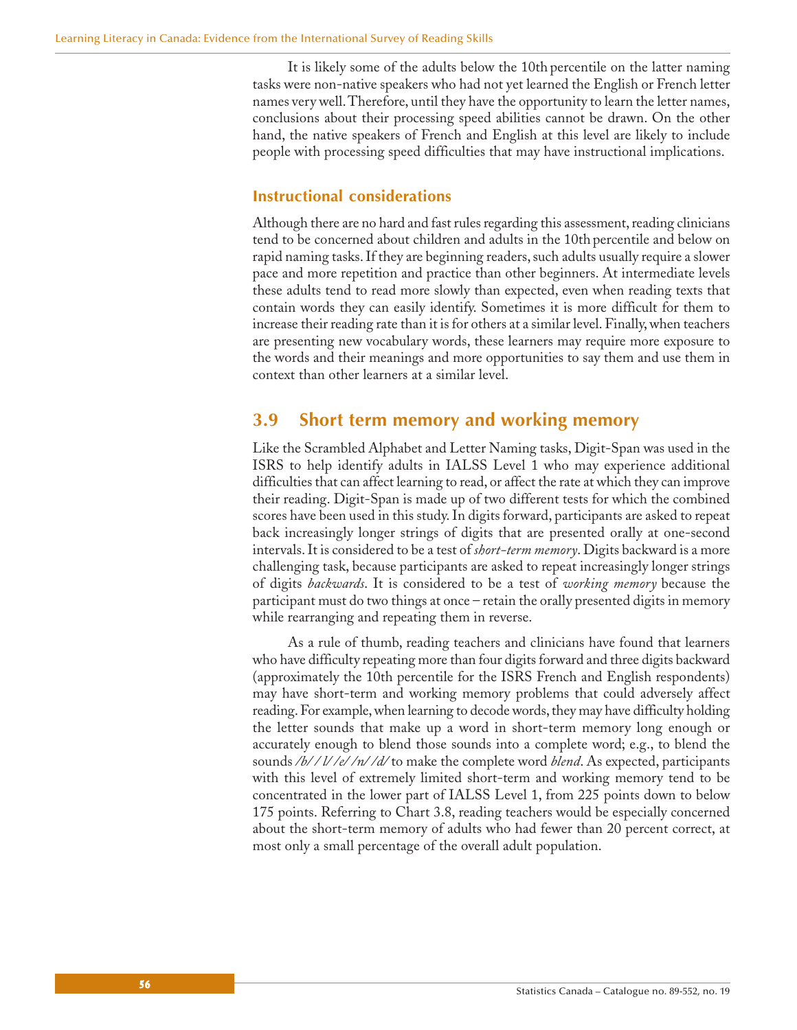It is likely some of the adults below the 10th percentile on the latter naming tasks were non-native speakers who had not yet learned the English or French letter names very well. Therefore, until they have the opportunity to learn the letter names, conclusions about their processing speed abilities cannot be drawn. On the other hand, the native speakers of French and English at this level are likely to include people with processing speed difficulties that may have instructional implications.

### Instructional considerations

Although there are no hard and fast rules regarding this assessment, reading clinicians tend to be concerned about children and adults in the 10th percentile and below on rapid naming tasks. If they are beginning readers, such adults usually require a slower pace and more repetition and practice than other beginners. At intermediate levels these adults tend to read more slowly than expected, even when reading texts that contain words they can easily identify. Sometimes it is more difficult for them to increase their reading rate than it is for others at a similar level. Finally, when teachers are presenting new vocabulary words, these learners may require more exposure to the words and their meanings and more opportunities to say them and use them in context than other learners at a similar level.

## 3.9 Short term memory and working memory

Like the Scrambled Alphabet and Letter Naming tasks, Digit-Span was used in the ISRS to help identify adults in IALSS Level 1 who may experience additional difficulties that can affect learning to read, or affect the rate at which they can improve their reading. Digit-Span is made up of two different tests for which the combined scores have been used in this study. In digits forward, participants are asked to repeat back increasingly longer strings of digits that are presented orally at one-second intervals. It is considered to be a test of *short-term memory*. Digits backward is a more challenging task, because participants are asked to repeat increasingly longer strings of digits *backwards*. It is considered to be a test of *working memory* because the participant must do two things at once – retain the orally presented digits in memory while rearranging and repeating them in reverse.

As a rule of thumb, reading teachers and clinicians have found that learners who have difficulty repeating more than four digits forward and three digits backward (approximately the 10th percentile for the ISRS French and English respondents) may have short-term and working memory problems that could adversely affect reading. For example, when learning to decode words, they may have difficulty holding the letter sounds that make up a word in short-term memory long enough or accurately enough to blend those sounds into a complete word; e.g., to blend the sounds */b/ /l/ /e/ /n/ /d/* to make the complete word *blend*. As expected, participants with this level of extremely limited short-term and working memory tend to be concentrated in the lower part of IALSS Level 1, from 225 points down to below 175 points. Referring to Chart 3.8, reading teachers would be especially concerned about the short-term memory of adults who had fewer than 20 percent correct, at most only a small percentage of the overall adult population.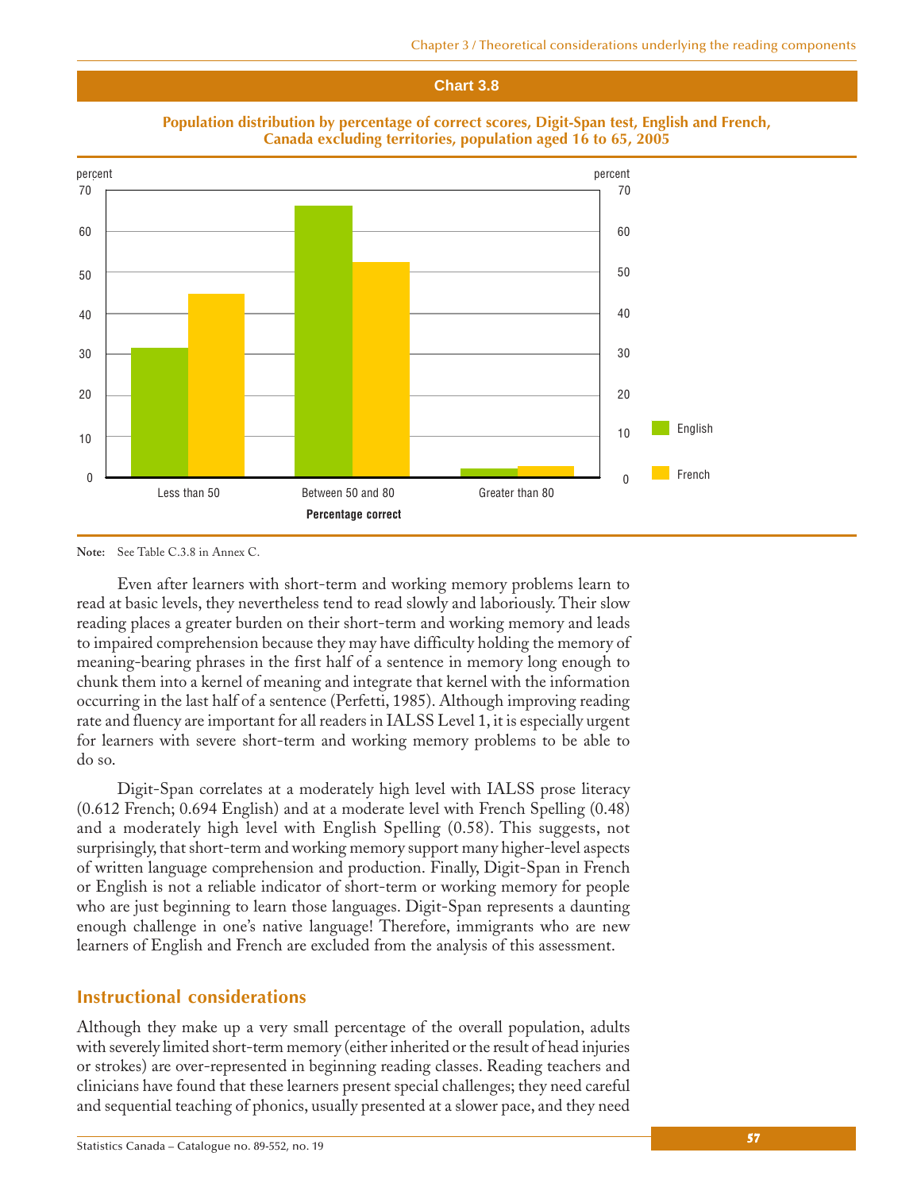**Chart 3.8**

**Population distribution by percentage of correct scores, Digit-Span test, English and French, Canada excluding territories, population aged 16 to 65, 2005**

**Note:** See Table C.3.8 in Annex C.

Even after learners with short-term and working memory problems learn to read at basic levels, they nevertheless tend to read slowly and laboriously. Their slow reading places a greater burden on their short-term and working memory and leads to impaired comprehension because they may have difficulty holding the memory of meaning-bearing phrases in the first half of a sentence in memory long enough to chunk them into a kernel of meaning and integrate that kernel with the information occurring in the last half of a sentence (Perfetti, 1985). Although improving reading rate and fluency are important for all readers in IALSS Level 1, it is especially urgent for learners with severe short-term and working memory problems to be able to do so.

Digit-Span correlates at a moderately high level with IALSS prose literacy (0.612 French; 0.694 English) and at a moderate level with French Spelling (0.48) and a moderately high level with English Spelling (0.58). This suggests, not surprisingly, that short-term and working memory support many higher-level aspects of written language comprehension and production. Finally, Digit-Span in French or English is not a reliable indicator of short-term or working memory for people who are just beginning to learn those languages. Digit-Span represents a daunting enough challenge in one's native language! Therefore, immigrants who are new learners of English and French are excluded from the analysis of this assessment.

## Instructional considerations

Although they make up a very small percentage of the overall population, adults with severely limited short-term memory (either inherited or the result of head injuries or strokes) are over-represented in beginning reading classes. Reading teachers and clinicians have found that these learners present special challenges; they need careful and sequential teaching of phonics, usually presented at a slower pace, and they need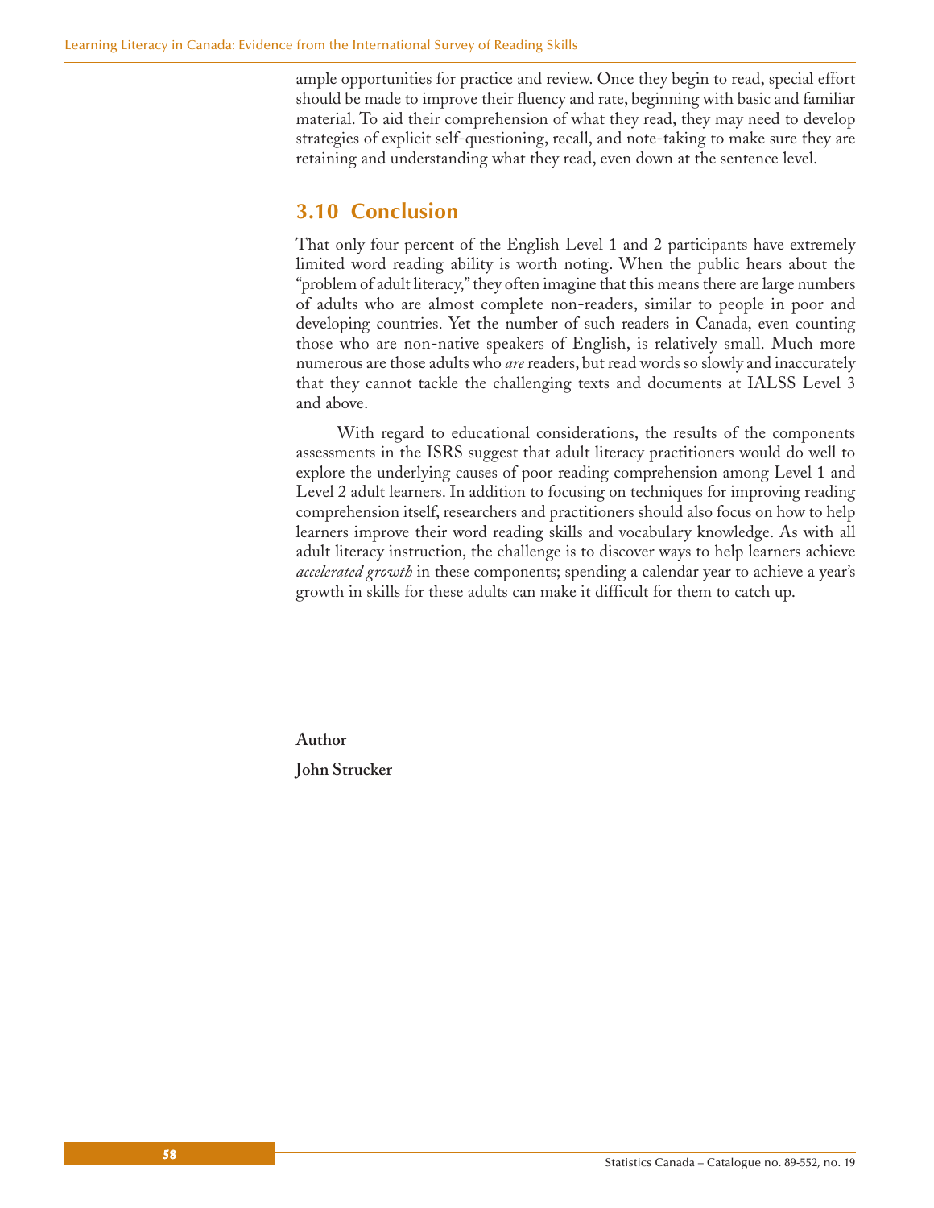ample opportunities for practice and review. Once they begin to read, special effort should be made to improve their fluency and rate, beginning with basic and familiar material. To aid their comprehension of what they read, they may need to develop strategies of explicit self-questioning, recall, and note-taking to make sure they are retaining and understanding what they read, even down at the sentence level.

## 3.10 Conclusion

That only four percent of the English Level 1 and 2 participants have extremely limited word reading ability is worth noting. When the public hears about the "problem of adult literacy," they often imagine that this means there are large numbers of adults who are almost complete non-readers, similar to people in poor and developing countries. Yet the number of such readers in Canada, even counting those who are non-native speakers of English, is relatively small. Much more numerous are those adults who *are* readers, but read words so slowly and inaccurately that they cannot tackle the challenging texts and documents at IALSS Level 3 and above.

With regard to educational considerations, the results of the components assessments in the ISRS suggest that adult literacy practitioners would do well to explore the underlying causes of poor reading comprehension among Level 1 and Level 2 adult learners. In addition to focusing on techniques for improving reading comprehension itself, researchers and practitioners should also focus on how to help learners improve their word reading skills and vocabulary knowledge. As with all adult literacy instruction, the challenge is to discover ways to help learners achieve *accelerated growth* in these components; spending a calendar year to achieve a year's growth in skills for these adults can make it difficult for them to catch up.

**Author**

**John Strucker**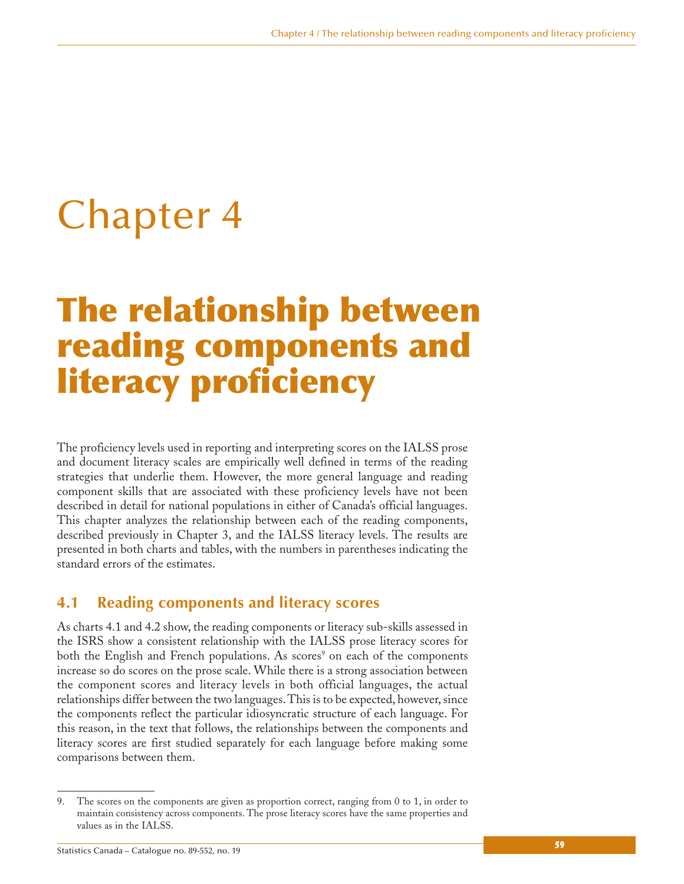# Chapter 4

# The relationship between reading components and literacy proficiency

The proficiency levels used in reporting and interpreting scores on the IALSS prose and document literacy scales are empirically well defined in terms of the reading strategies that underlie them. However, the more general language and reading component skills that are associated with these proficiency levels have not been described in detail for national populations in either of Canada's official languages. This chapter analyzes the relationship between each of the reading components, described previously in Chapter 3, and the IALSS literacy levels. The results are presented in both charts and tables, with the numbers in parentheses indicating the standard errors of the estimates.

## 4.1 Reading components and literacy scores

As charts 4.1 and 4.2 show, the reading components or literacy sub-skills assessed in the ISRS show a consistent relationship with the IALSS prose literacy scores for both the English and French populations. As scores[9] on each of the components increase so do scores on the prose scale. While there is a strong association between the component scores and literacy levels in both official languages, the actual relationships differ between the two languages. This is to be expected, however, since the components reflect the particular idiosyncratic structure of each language. For this reason, in the text that follows, the relationships between the components and literacy scores are first studied separately for each language before making some comparisons between them.

9. The scores on the components are given as proportion correct, ranging from 0 to 1, in order to maintain consistency across components. The prose literacy scores have the same properties and values as in the IALSS.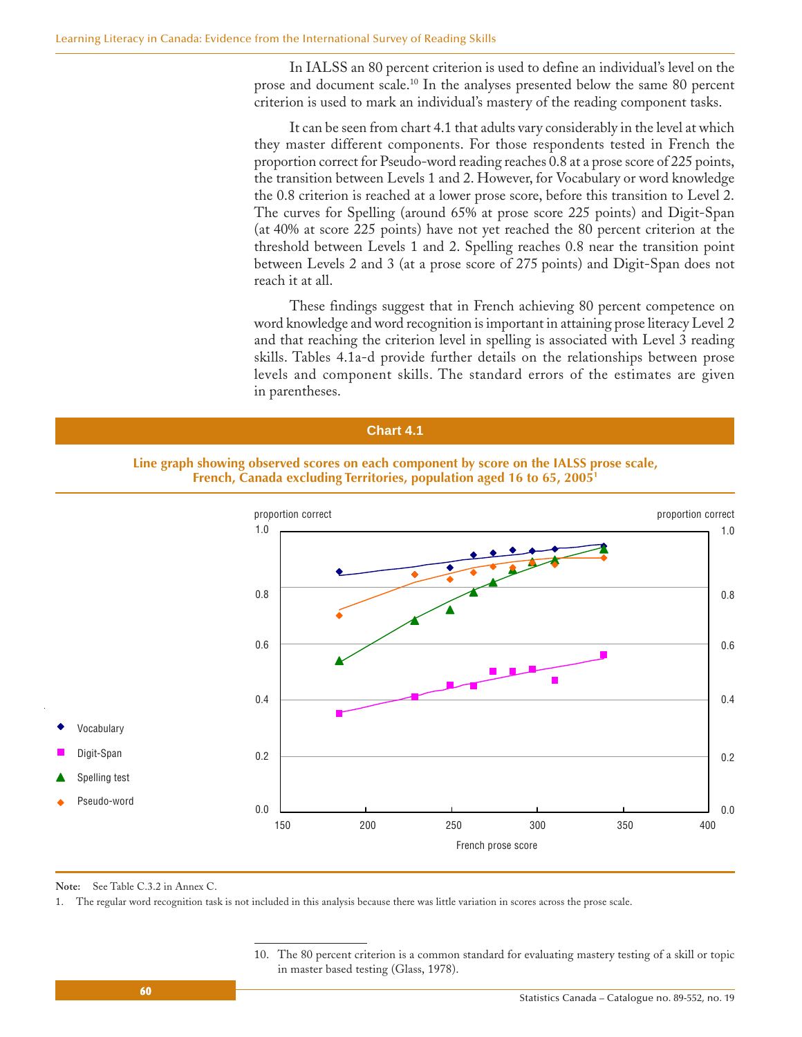In IALSS an 80 percent criterion is used to define an individual's level on the prose and document scale.[10] In the analyses presented below the same 80 percent criterion is used to mark an individual's mastery of the reading component tasks.

It can be seen from chart 4.1 that adults vary considerably in the level at which they master different components. For those respondents tested in French the proportion correct for Pseudo-word reading reaches 0.8 at a prose score of 225 points, the transition between Levels 1 and 2. However, for Vocabulary or word knowledge the 0.8 criterion is reached at a lower prose score, before this transition to Level 2. The curves for Spelling (around 65% at prose score 225 points) and Digit-Span (at 40% at score 225 points) have not yet reached the 80 percent criterion at the threshold between Levels 1 and 2. Spelling reaches 0.8 near the transition point between Levels 2 and 3 (at a prose score of 275 points) and Digit-Span does not reach it at all.

These findings suggest that in French achieving 80 percent competence on word knowledge and word recognition is important in attaining prose literacy Level 2 and that reaching the criterion level in spelling is associated with Level 3 reading skills. Tables 4.1a-d provide further details on the relationships between prose levels and component skills. The standard errors of the estimates are given in parentheses.

## Chart 4.1

**Line graph showing observed scores on each component by score on the IALSS prose scale, French, Canada excluding Territories, population aged 16 to 65, 2005[1]**

**Note:** See Table C.3.2 in Annex C.

1. The regular word recognition task is not included in this analysis because there was little variation in scores across the prose scale.

10. The 80 percent criterion is a common standard for evaluating mastery testing of a skill or topic in master based testing (Glass, 1978).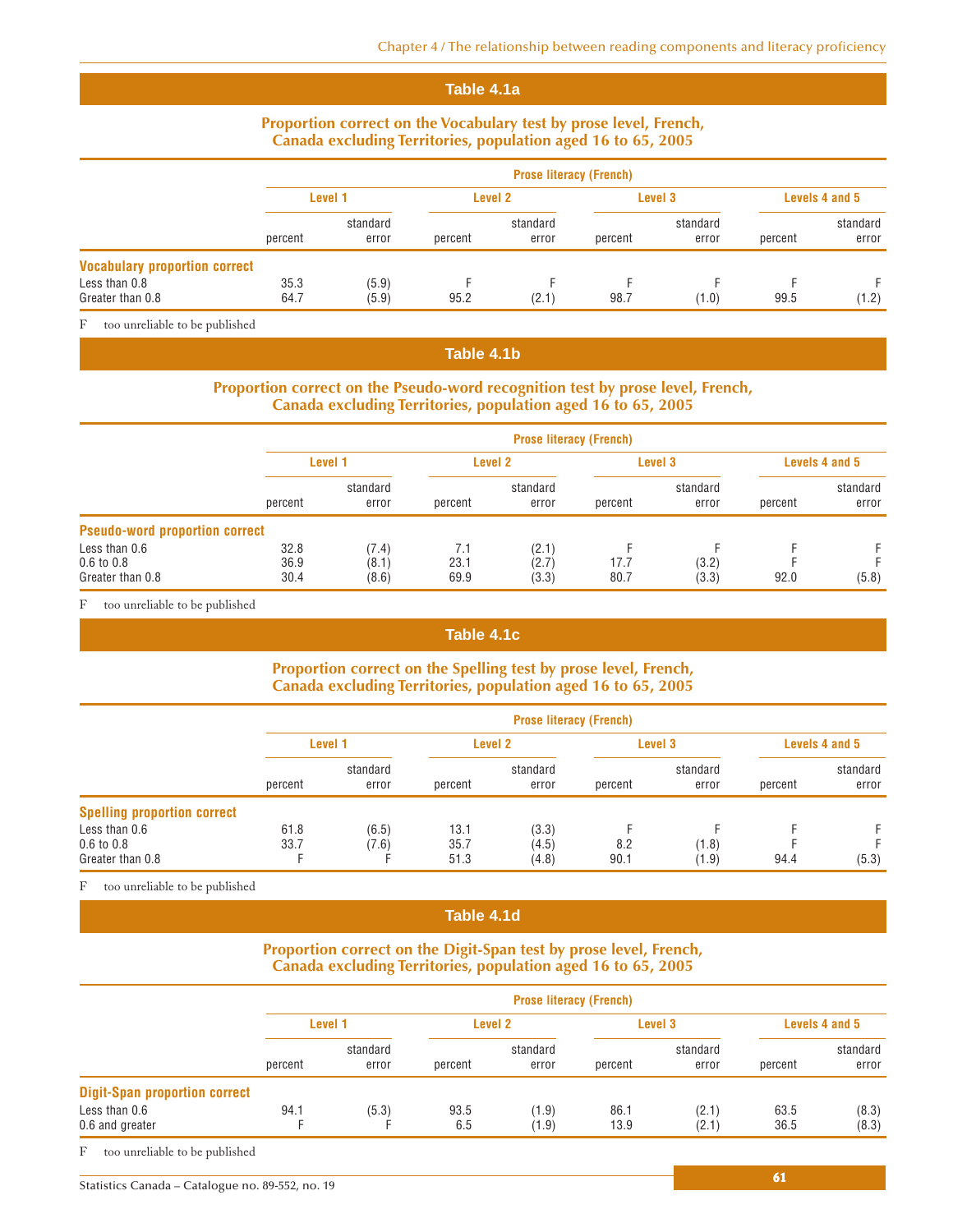## Table 4.1a

**Proportion correct on the Vocabulary test by prose level, French, Canada excluding Territories, population aged 16 to 65, 2005**

| | Prose literacy (French) | | | | | | | |
|---|---|---|---|---|---|---|---|---|
| | Level 1 | | Level 2 | | Level 3 | | Levels 4 and 5 | |
| | percent | standard error | percent | standard error | percent | standard error | percent | standard error |
| **Vocabulary proportion correct** | | | | | | | | |
| Less than 0.8 | 35.3 | (5.9) | F | F | F | F | F | F |
| Greater than 0.8 | 64.7 | (5.9) | 95.2 | (2.1) | 98.7 | (1.0) | 99.5 | (1.2) |

F too unreliable to be published

## Table 4.1b

**Proportion correct on the Pseudo-word recognition test by prose level, French, Canada excluding Territories, population aged 16 to 65, 2005**

| | Prose literacy (French) | | | | | | | |
|---|---|---|---|---|---|---|---|---|
| | Level 1 | | Level 2 | | Level 3 | | Levels 4 and 5 | |
| | percent | standard error | percent | standard error | percent | standard error | percent | standard error |
| **Pseudo-word proportion correct** | | | | | | | | |
| Less than 0.6 | 32.8 | (7.4) | 7.1 | (2.1) | F | F | F | F |
| 0.6 to 0.8 | 36.9 | (8.1) | 23.1 | (2.7) | 17.7 | (3.2) | F | F |
| Greater than 0.8 | 30.4 | (8.6) | 69.9 | (3.3) | 80.7 | (3.3) | 92.0 | (5.8) |

F too unreliable to be published

## Table 4.1c

**Proportion correct on the Spelling test by prose level, French, Canada excluding Territories, population aged 16 to 65, 2005**

| | Prose literacy (French) | | | | | | | |
|---|---|---|---|---|---|---|---|---|
| | Level 1 | | Level 2 | | Level 3 | | Levels 4 and 5 | |
| | percent | standard error | percent | standard error | percent | standard error | percent | standard error |
| **Spelling proportion correct** | | | | | | | | |
| Less than 0.6 | 61.8 | (6.5) | 13.1 | (3.3) | F | F | F | F |
| 0.6 to 0.8 | 33.7 | (7.6) | 35.7 | (4.5) | 8.2 | (1.8) | F | F |
| Greater than 0.8 | F | F | 51.3 | (4.8) | 90.1 | (1.9) | 94.4 | (5.3) |

F too unreliable to be published

## Table 4.1d

**Proportion correct on the Digit-Span test by prose level, French, Canada excluding Territories, population aged 16 to 65, 2005**

| | Prose literacy (French) | | | | | | | |
|---|---|---|---|---|---|---|---|---|
| | Level 1 | | Level 2 | | Level 3 | | Levels 4 and 5 | |
| | percent | standard error | percent | standard error | percent | standard error | percent | standard error |
| **Digit-Span proportion correct** | | | | | | | | |
| Less than 0.6 | 94.1 | (5.3) | 93.5 | (1.9) | 86.1 | (2.1) | 63.5 | (8.3) |
| 0.6 and greater | F | F | 6.5 | (1.9) | 13.9 | (2.1) | 36.5 | (8.3) |

F too unreliable to be published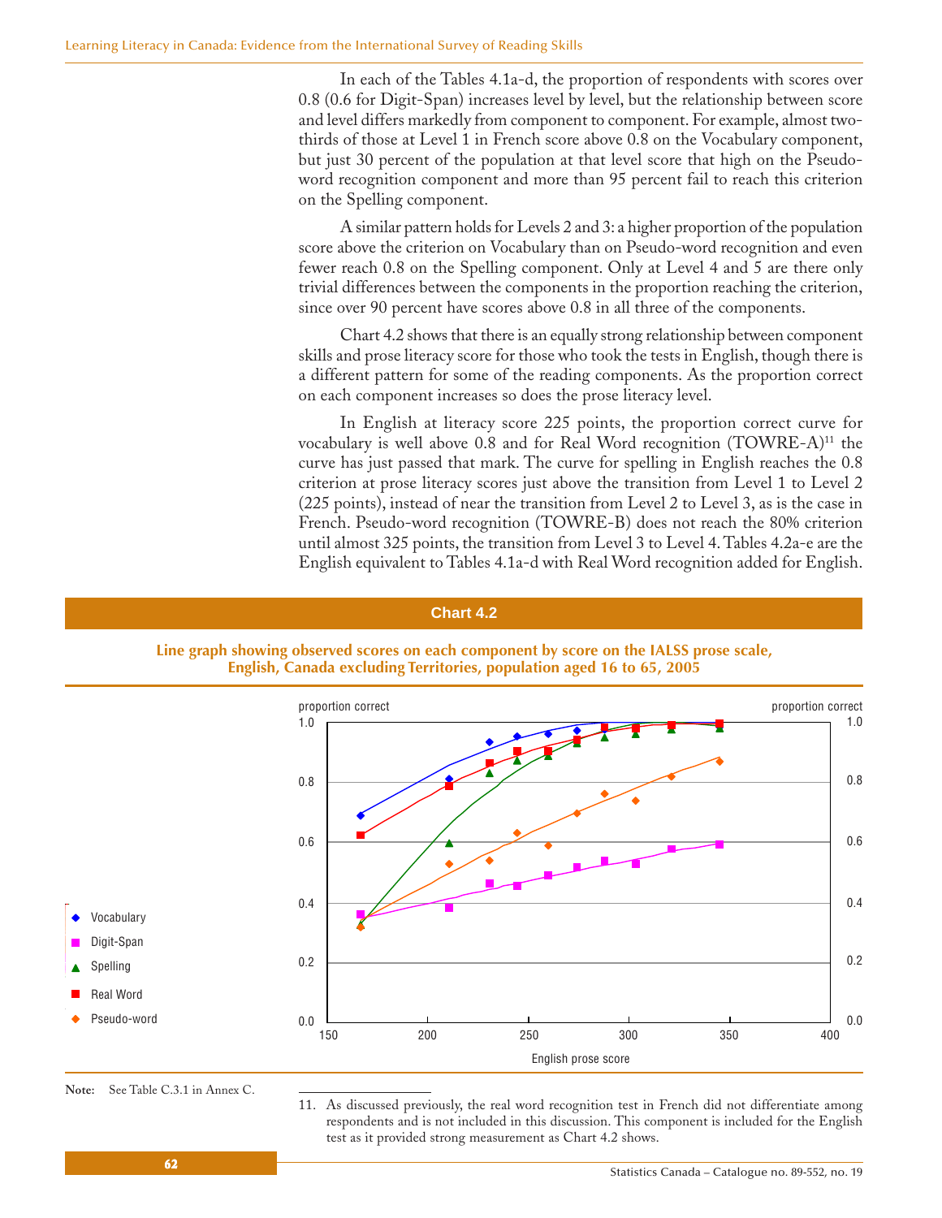In each of the Tables 4.1a-d, the proportion of respondents with scores over 0.8 (0.6 for Digit-Span) increases level by level, but the relationship between score and level differs markedly from component to component. For example, almost two-thirds of those at Level 1 in French score above 0.8 on the Vocabulary component, but just 30 percent of the population at that level score that high on the Pseudo-word recognition component and more than 95 percent fail to reach this criterion on the Spelling component.

A similar pattern holds for Levels 2 and 3: a higher proportion of the population score above the criterion on Vocabulary than on Pseudo-word recognition and even fewer reach 0.8 on the Spelling component. Only at Level 4 and 5 are there only trivial differences between the components in the proportion reaching the criterion, since over 90 percent have scores above 0.8 in all three of the components.

Chart 4.2 shows that there is an equally strong relationship between component skills and prose literacy score for those who took the tests in English, though there is a different pattern for some of the reading components. As the proportion correct on each component increases so does the prose literacy level.

In English at literacy score 225 points, the proportion correct curve for vocabulary is well above 0.8 and for Real Word recognition (TOWRE-A)[11] the curve has just passed that mark. The curve for spelling in English reaches the 0.8 criterion at prose literacy scores just above the transition from Level 1 to Level 2 (225 points), instead of near the transition from Level 2 to Level 3, as is the case in French. Pseudo-word recognition (TOWRE-B) does not reach the 80% criterion until almost 325 points, the transition from Level 3 to Level 4. Tables 4.2a-e are the English equivalent to Tables 4.1a-d with Real Word recognition added for English.

## Chart 4.2

**Line graph showing observed scores on each component by score on the IALSS prose scale, English, Canada excluding Territories, population aged 16 to 65, 2005**

**Note:** See Table C.3.1 in Annex C.

11. As discussed previously, the real word recognition test in French did not differentiate among respondents and is not included in this discussion. This component is included for the English test as it provided strong measurement as Chart 4.2 shows.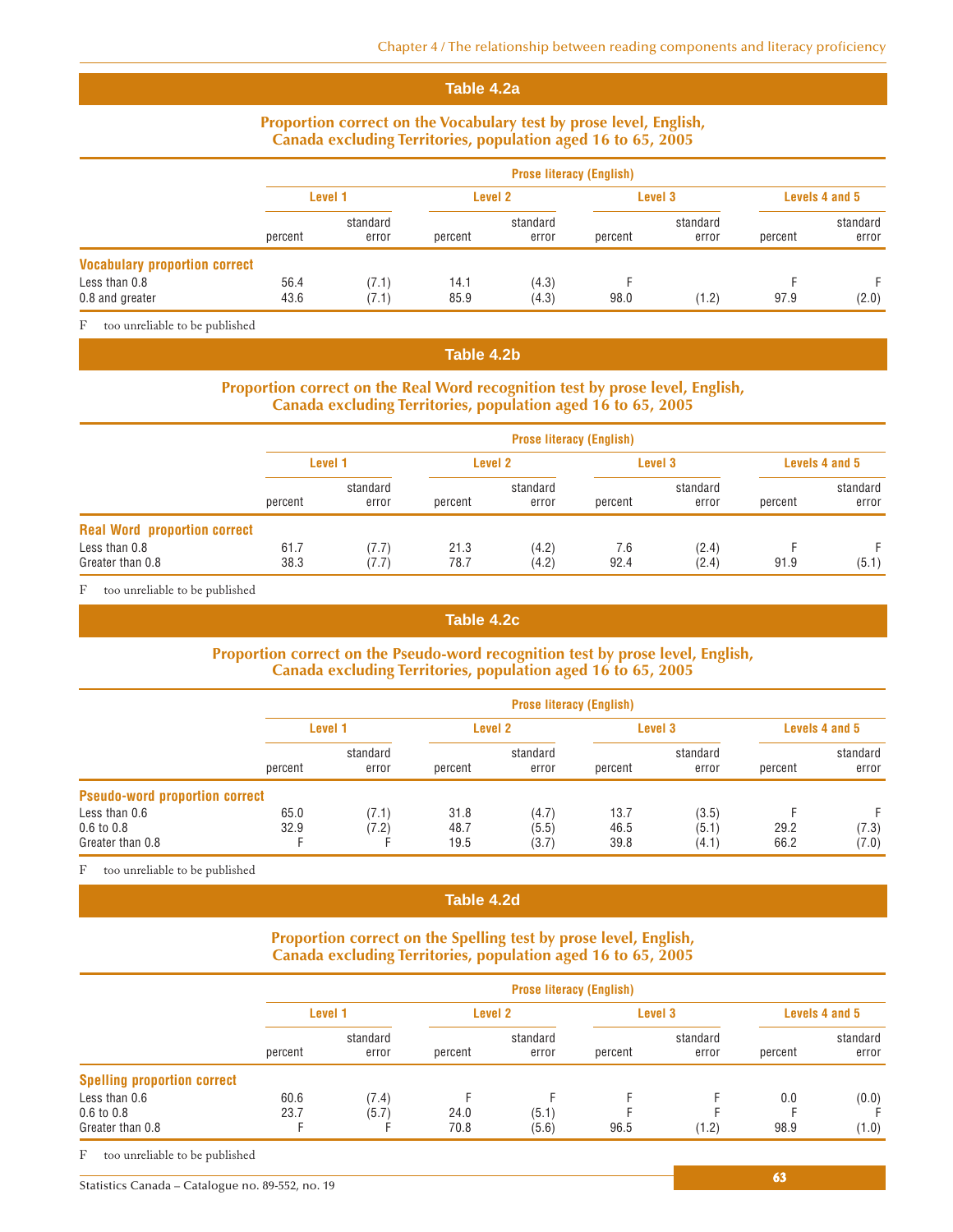## Table 4.2a

**Proportion correct on the Vocabulary test by prose level, English, Canada excluding Territories, population aged 16 to 65, 2005**

| | Prose literacy (English) | | | | | | | |
|---|---|---|---|---|---|---|---|---|
| | Level 1 | | Level 2 | | Level 3 | | Levels 4 and 5 | |
| | percent | standard error | percent | standard error | percent | standard error | percent | standard error |
| **Vocabulary proportion correct** | | | | | | | | |
| Less than 0.8 | 56.4 | (7.1) | 14.1 | (4.3) | F | | F | F |
| 0.8 and greater | 43.6 | (7.1) | 85.9 | (4.3) | 98.0 | (1.2) | 97.9 | (2.0) |

F too unreliable to be published

## Table 4.2b

**Proportion correct on the Real Word recognition test by prose level, English, Canada excluding Territories, population aged 16 to 65, 2005**

| | Prose literacy (English) | | | | | | | |
|---|---|---|---|---|---|---|---|---|
| | Level 1 | | Level 2 | | Level 3 | | Levels 4 and 5 | |
| | percent | standard error | percent | standard error | percent | standard error | percent | standard error |
| **Real Word proportion correct** | | | | | | | | |
| Less than 0.8 | 61.7 | (7.7) | 21.3 | (4.2) | 7.6 | (2.4) | F | F |
| Greater than 0.8 | 38.3 | (7.7) | 78.7 | (4.2) | 92.4 | (2.4) | 91.9 | (5.1) |

F too unreliable to be published

## Table 4.2c

**Proportion correct on the Pseudo-word recognition test by prose level, English, Canada excluding Territories, population aged 16 to 65, 2005**

| | Prose literacy (English) | | | | | | | |
|---|---|---|---|---|---|---|---|---|
| | Level 1 | | Level 2 | | Level 3 | | Levels 4 and 5 | |
| | percent | standard error | percent | standard error | percent | standard error | percent | standard error |
| **Pseudo-word proportion correct** | | | | | | | | |
| Less than 0.6 | 65.0 | (7.1) | 31.8 | (4.7) | 13.7 | (3.5) | F | F |
| 0.6 to 0.8 | 32.9 | (7.2) | 48.7 | (5.5) | 46.5 | (5.1) | 29.2 | (7.3) |
| Greater than 0.8 | F | F | 19.5 | (3.7) | 39.8 | (4.1) | 66.2 | (7.0) |

F too unreliable to be published

## Table 4.2d

**Proportion correct on the Spelling test by prose level, English, Canada excluding Territories, population aged 16 to 65, 2005**

| | Prose literacy (English) | | | | | | | |
|---|---|---|---|---|---|---|---|---|
| | Level 1 | | Level 2 | | Level 3 | | Levels 4 and 5 | |
| | percent | standard error | percent | standard error | percent | standard error | percent | standard error |
| **Spelling proportion correct** | | | | | | | | |
| Less than 0.6 | 60.6 | (7.4) | F | F | F | F | 0.0 | (0.0) |
| 0.6 to 0.8 | 23.7 | (5.7) | 24.0 | (5.1) | F | F | F | F |
| Greater than 0.8 | F | F | 70.8 | (5.6) | 96.5 | (1.2) | 98.9 | (1.0) |

F too unreliable to be published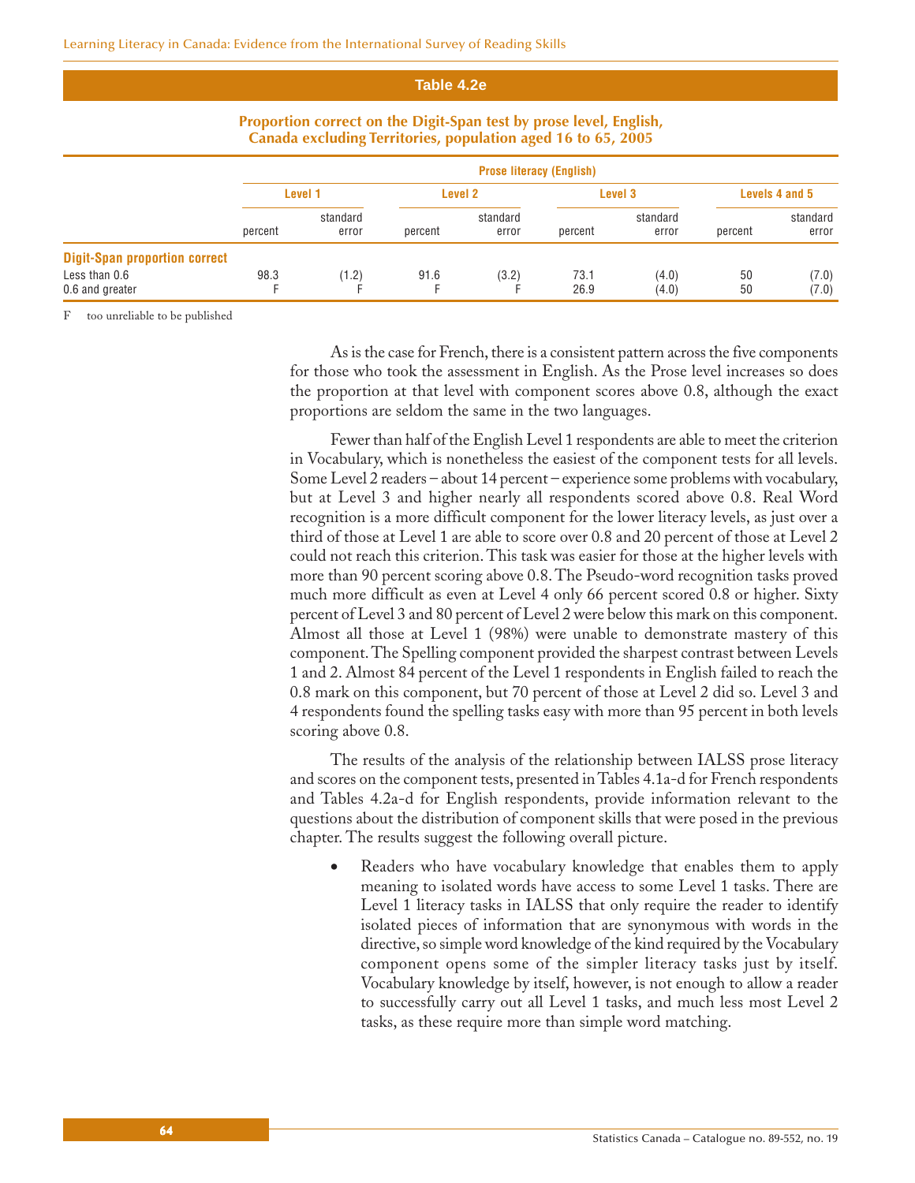**Table 4.2e**

**Proportion correct on the Digit-Span test by prose level, English, Canada excluding Territories, population aged 16 to 65, 2005**

| | Prose literacy (English) | | | | | | | |
|---|---|---|---|---|---|---|---|---|
| | Level 1 | | Level 2 | | Level 3 | | Levels 4 and 5 | |
| | percent | standard error | percent | standard error | percent | standard error | percent | standard error |
| **Digit-Span proportion correct** | | | | | | | | |
| Less than 0.6 | 98.3 | (1.2) | 91.6 | (3.2) | 73.1 | (4.0) | 50 | (7.0) |
| 0.6 and greater | F | F | F | F | 26.9 | (4.0) | 50 | (7.0) |

F too unreliable to be published

As is the case for French, there is a consistent pattern across the five components for those who took the assessment in English. As the Prose level increases so does the proportion at that level with component scores above 0.8, although the exact proportions are seldom the same in the two languages.

Fewer than half of the English Level 1 respondents are able to meet the criterion in Vocabulary, which is nonetheless the easiest of the component tests for all levels. Some Level 2 readers – about 14 percent – experience some problems with vocabulary, but at Level 3 and higher nearly all respondents scored above 0.8. Real Word recognition is a more difficult component for the lower literacy levels, as just over a third of those at Level 1 are able to score over 0.8 and 20 percent of those at Level 2 could not reach this criterion. This task was easier for those at the higher levels with more than 90 percent scoring above 0.8. The Pseudo-word recognition tasks proved much more difficult as even at Level 4 only 66 percent scored 0.8 or higher. Sixty percent of Level 3 and 80 percent of Level 2 were below this mark on this component. Almost all those at Level 1 (98%) were unable to demonstrate mastery of this component. The Spelling component provided the sharpest contrast between Levels 1 and 2. Almost 84 percent of the Level 1 respondents in English failed to reach the 0.8 mark on this component, but 70 percent of those at Level 2 did so. Level 3 and 4 respondents found the spelling tasks easy with more than 95 percent in both levels scoring above 0.8.

The results of the analysis of the relationship between IALSS prose literacy and scores on the component tests, presented in Tables 4.1a-d for French respondents and Tables 4.2a-d for English respondents, provide information relevant to the questions about the distribution of component skills that were posed in the previous chapter. The results suggest the following overall picture.

- Readers who have vocabulary knowledge that enables them to apply meaning to isolated words have access to some Level 1 tasks. There are Level 1 literacy tasks in IALSS that only require the reader to identify isolated pieces of information that are synonymous with words in the directive, so simple word knowledge of the kind required by the Vocabulary component opens some of the simpler literacy tasks just by itself. Vocabulary knowledge by itself, however, is not enough to allow a reader to successfully carry out all Level 1 tasks, and much less most Level 2 tasks, as these require more than simple word matching.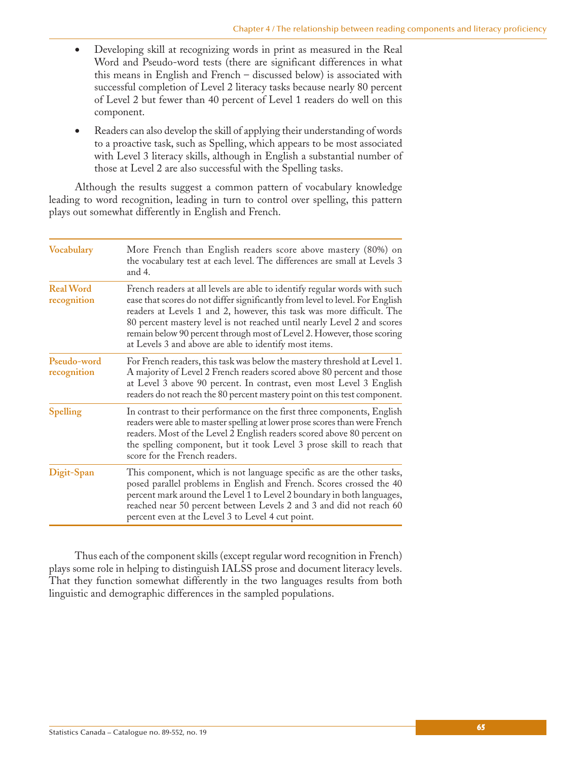- Developing skill at recognizing words in print as measured in the Real Word and Pseudo-word tests (there are significant differences in what this means in English and French – discussed below) is associated with successful completion of Level 2 literacy tasks because nearly 80 percent of Level 2 but fewer than 40 percent of Level 1 readers do well on this component.
- Readers can also develop the skill of applying their understanding of words to a proactive task, such as Spelling, which appears to be most associated with Level 3 literacy skills, although in English a substantial number of those at Level 2 are also successful with the Spelling tasks.

Although the results suggest a common pattern of vocabulary knowledge leading to word recognition, leading in turn to control over spelling, this pattern plays out somewhat differently in English and French.

| | |
|---|---|
| **Vocabulary** | More French than English readers score above mastery (80%) on the vocabulary test at each level. The differences are small at Levels 3 and 4. |
| **Real Word recognition** | French readers at all levels are able to identify regular words with such ease that scores do not differ significantly from level to level. For English readers at Levels 1 and 2, however, this task was more difficult. The 80 percent mastery level is not reached until nearly Level 2 and scores remain below 90 percent through most of Level 2. However, those scoring at Levels 3 and above are able to identify most items. |
| **Pseudo-word recognition** | For French readers, this task was below the mastery threshold at Level 1. A majority of Level 2 French readers scored above 80 percent and those at Level 3 above 90 percent. In contrast, even most Level 3 English readers do not reach the 80 percent mastery point on this test component. |
| **Spelling** | In contrast to their performance on the first three components, English readers were able to master spelling at lower prose scores than were French readers. Most of the Level 2 English readers scored above 80 percent on the spelling component, but it took Level 3 prose skill to reach that score for the French readers. |
| **Digit-Span** | This component, which is not language specific as are the other tasks, posed parallel problems in English and French. Scores crossed the 40 percent mark around the Level 1 to Level 2 boundary in both languages, reached near 50 percent between Levels 2 and 3 and did not reach 60 percent even at the Level 3 to Level 4 cut point. |

Thus each of the component skills (except regular word recognition in French) plays some role in helping to distinguish IALSS prose and document literacy levels. That they function somewhat differently in the two languages results from both linguistic and demographic differences in the sampled populations.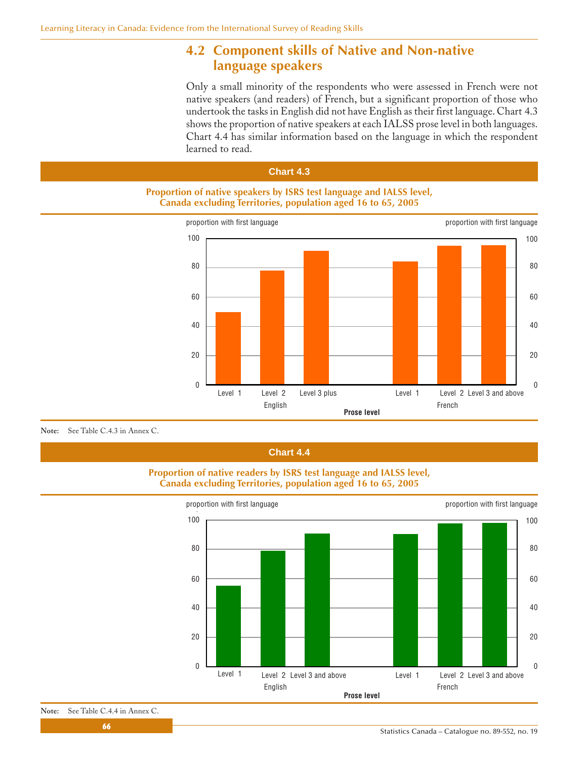## 4.2 Component skills of Native and Non-native language speakers

Only a small minority of the respondents who were assessed in French were not native speakers (and readers) of French, but a significant proportion of those who undertook the tasks in English did not have English as their first language. Chart 4.3 shows the proportion of native speakers at each IALSS prose level in both languages. Chart 4.4 has similar information based on the language in which the respondent learned to read.

**Chart 4.3**

**Proportion of native speakers by ISRS test language and IALSS level, Canada excluding Territories, population aged 16 to 65, 2005**

**Note:** See Table C.4.3 in Annex C.

**Chart 4.4**

**Proportion of native readers by ISRS test language and IALSS level, Canada excluding Territories, population aged 16 to 65, 2005**

**Note:** See Table C.4.4 in Annex C.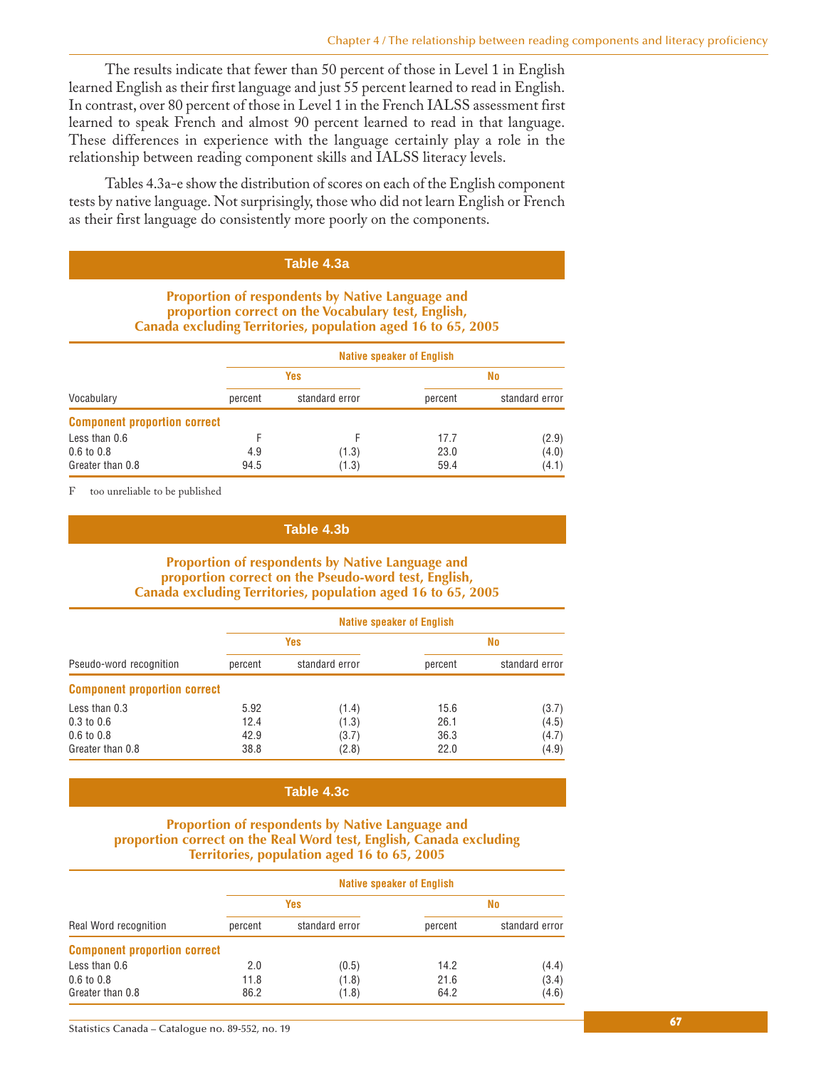The results indicate that fewer than 50 percent of those in Level 1 in English learned English as their first language and just 55 percent learned to read in English. In contrast, over 80 percent of those in Level 1 in the French IALSS assessment first learned to speak French and almost 90 percent learned to read in that language. These differences in experience with the language certainly play a role in the relationship between reading component skills and IALSS literacy levels.

Tables 4.3a-e show the distribution of scores on each of the English component tests by native language. Not surprisingly, those who did not learn English or French as their first language do consistently more poorly on the components.

### Table 4.3a

**Proportion of respondents by Native Language and proportion correct on the Vocabulary test, English, Canada excluding Territories, population aged 16 to 65, 2005**

| | Native speaker of English | | | |
|---|---|---|---|---|
| | Yes | | No | |
| Vocabulary | percent | standard error | percent | standard error |
| **Component proportion correct** | | | | |
| Less than 0.6 | F | F | 17.7 | (2.9) |
| 0.6 to 0.8 | 4.9 | (1.3) | 23.0 | (4.0) |
| Greater than 0.8 | 94.5 | (1.3) | 59.4 | (4.1) |

F too unreliable to be published

### Table 4.3b

**Proportion of respondents by Native Language and proportion correct on the Pseudo-word test, English, Canada excluding Territories, population aged 16 to 65, 2005**

| | Native speaker of English | | | |
|---|---|---|---|---|
| | Yes | | No | |
| Pseudo-word recognition | percent | standard error | percent | standard error |
| **Component proportion correct** | | | | |
| Less than 0.3 | 5.92 | (1.4) | 15.6 | (3.7) |
| 0.3 to 0.6 | 12.4 | (1.3) | 26.1 | (4.5) |
| 0.6 to 0.8 | 42.9 | (3.7) | 36.3 | (4.7) |
| Greater than 0.8 | 38.8 | (2.8) | 22.0 | (4.9) |

### Table 4.3c

**Proportion of respondents by Native Language and proportion correct on the Real Word test, English, Canada excluding Territories, population aged 16 to 65, 2005**

| | Native speaker of English | | | |
|---|---|---|---|---|
| | Yes | | No | |
| Real Word recognition | percent | standard error | percent | standard error |
| **Component proportion correct** | | | | |
| Less than 0.6 | 2.0 | (0.5) | 14.2 | (4.4) |
| 0.6 to 0.8 | 11.8 | (1.8) | 21.6 | (3.4) |
| Greater than 0.8 | 86.2 | (1.8) | 64.2 | (4.6) |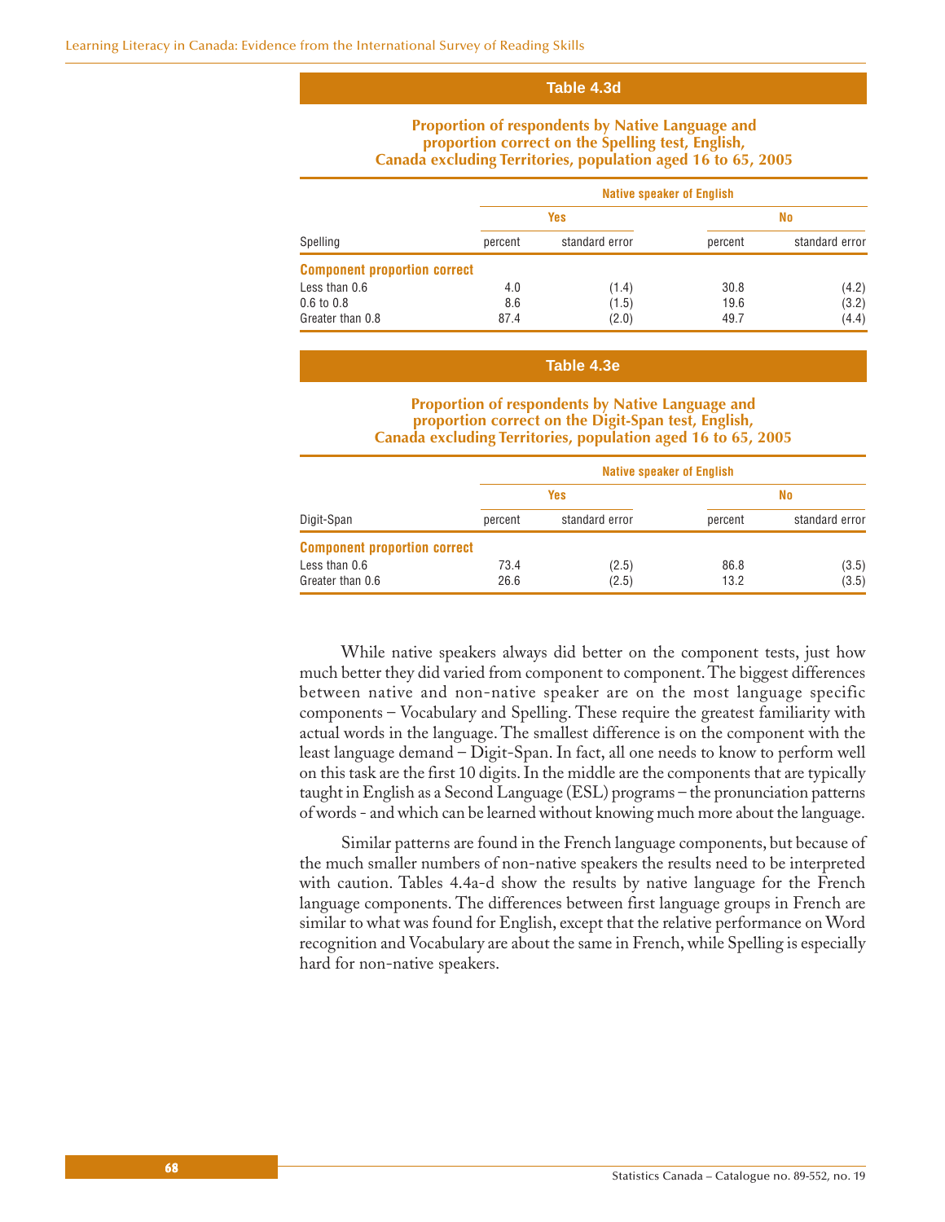## Table 4.3d

**Proportion of respondents by Native Language and proportion correct on the Spelling test, English, Canada excluding Territories, population aged 16 to 65, 2005**

| | Native speaker of English | | | |
|---|---|---|---|---|
| | Yes | | No | |
| Spelling | percent | standard error | percent | standard error |
| **Component proportion correct** | | | | |
| Less than 0.6 | 4.0 | (1.4) | 30.8 | (4.2) |
| 0.6 to 0.8 | 8.6 | (1.5) | 19.6 | (3.2) |
| Greater than 0.8 | 87.4 | (2.0) | 49.7 | (4.4) |

## Table 4.3e

**Proportion of respondents by Native Language and proportion correct on the Digit-Span test, English, Canada excluding Territories, population aged 16 to 65, 2005**

| | Native speaker of English | | | |
|---|---|---|---|---|
| | Yes | | No | |
| Digit-Span | percent | standard error | percent | standard error |
| **Component proportion correct** | | | | |
| Less than 0.6 | 73.4 | (2.5) | 86.8 | (3.5) |
| Greater than 0.6 | 26.6 | (2.5) | 13.2 | (3.5) |

While native speakers always did better on the component tests, just how much better they did varied from component to component. The biggest differences between native and non-native speaker are on the most language specific components – Vocabulary and Spelling. These require the greatest familiarity with actual words in the language. The smallest difference is on the component with the least language demand – Digit-Span. In fact, all one needs to know to perform well on this task are the first 10 digits. In the middle are the components that are typically taught in English as a Second Language (ESL) programs – the pronunciation patterns of words - and which can be learned without knowing much more about the language.

Similar patterns are found in the French language components, but because of the much smaller numbers of non-native speakers the results need to be interpreted with caution. Tables 4.4a-d show the results by native language for the French language components. The differences between first language groups in French are similar to what was found for English, except that the relative performance on Word recognition and Vocabulary are about the same in French, while Spelling is especially hard for non-native speakers.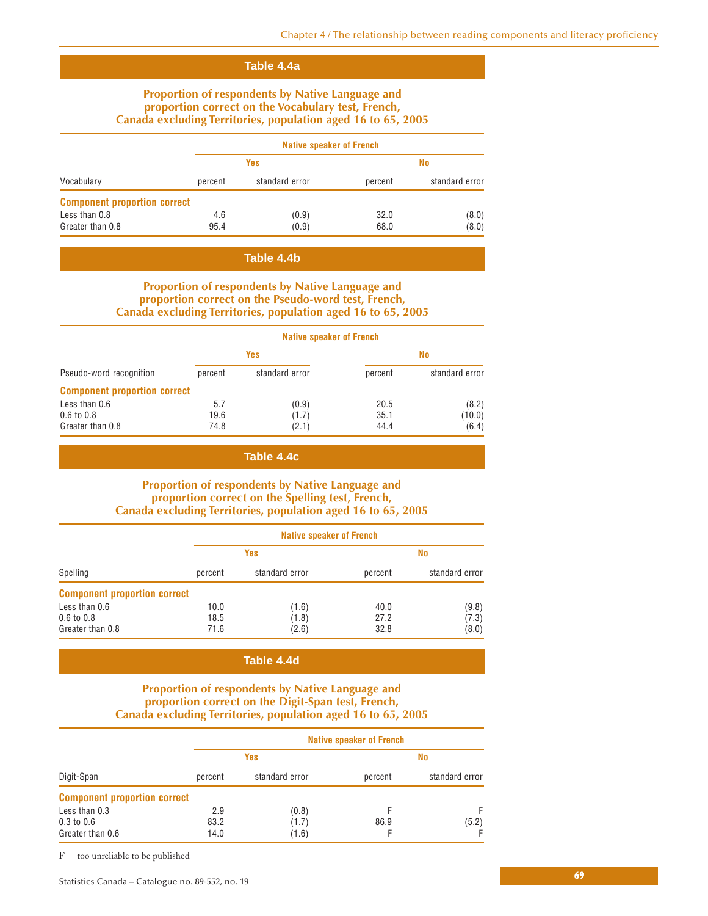## Table 4.4a

**Proportion of respondents by Native Language and proportion correct on the Vocabulary test, French, Canada excluding Territories, population aged 16 to 65, 2005**

| | Native speaker of French | | | |
|---|---|---|---|---|
| | Yes | | No | |
| Vocabulary | percent | standard error | percent | standard error |
| **Component proportion correct** | | | | |
| Less than 0.8 | 4.6 | (0.9) | 32.0 | (8.0) |
| Greater than 0.8 | 95.4 | (0.9) | 68.0 | (8.0) |

## Table 4.4b

**Proportion of respondents by Native Language and proportion correct on the Pseudo-word test, French, Canada excluding Territories, population aged 16 to 65, 2005**

| | Native speaker of French | | | |
|---|---|---|---|---|
| | Yes | | No | |
| Pseudo-word recognition | percent | standard error | percent | standard error |
| **Component proportion correct** | | | | |
| Less than 0.6 | 5.7 | (0.9) | 20.5 | (8.2) |
| 0.6 to 0.8 | 19.6 | (1.7) | 35.1 | (10.0) |
| Greater than 0.8 | 74.8 | (2.1) | 44.4 | (6.4) |

## Table 4.4c

**Proportion of respondents by Native Language and proportion correct on the Spelling test, French, Canada excluding Territories, population aged 16 to 65, 2005**

| | Native speaker of French | | | |
|---|---|---|---|---|
| | Yes | | No | |
| Spelling | percent | standard error | percent | standard error |
| **Component proportion correct** | | | | |
| Less than 0.6 | 10.0 | (1.6) | 40.0 | (9.8) |
| 0.6 to 0.8 | 18.5 | (1.8) | 27.2 | (7.3) |
| Greater than 0.8 | 71.6 | (2.6) | 32.8 | (8.0) |

## Table 4.4d

**Proportion of respondents by Native Language and proportion correct on the Digit-Span test, French, Canada excluding Territories, population aged 16 to 65, 2005**

| | Native speaker of French | | | |
|---|---|---|---|---|
| | Yes | | No | |
| Digit-Span | percent | standard error | percent | standard error |
| **Component proportion correct** | | | | |
| Less than 0.3 | 2.9 | (0.8) | F | F |
| 0.3 to 0.6 | 83.2 | (1.7) | 86.9 | (5.2) |
| Greater than 0.6 | 14.0 | (1.6) | F | F |

F too unreliable to be published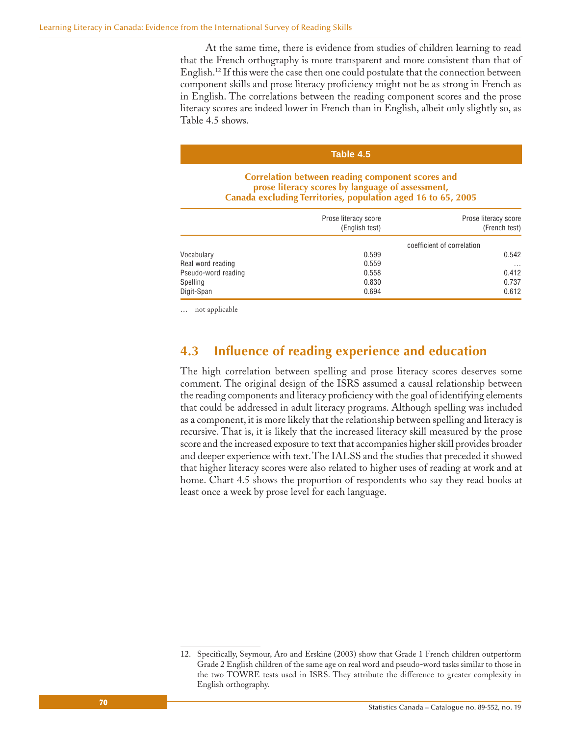At the same time, there is evidence from studies of children learning to read that the French orthography is more transparent and more consistent than that of English.[12] If this were the case then one could postulate that the connection between component skills and prose literacy proficiency might not be as strong in French as in English. The correlations between the reading component scores and the prose literacy scores are indeed lower in French than in English, albeit only slightly so, as Table 4.5 shows.

**Table 4.5**

**Correlation between reading component scores and prose literacy scores by language of assessment, Canada excluding Territories, population aged 16 to 65, 2005**

| | Prose literacy score (English test) | Prose literacy score (French test) |
|---|---|---|
| | coefficient of correlation | |
| Vocabulary | 0.599 | 0.542 |
| Real word reading | 0.559 | … |
| Pseudo-word reading | 0.558 | 0.412 |
| Spelling | 0.830 | 0.737 |
| Digit-Span | 0.694 | 0.612 |

… not applicable

## 4.3 Influence of reading experience and education

The high correlation between spelling and prose literacy scores deserves some comment. The original design of the ISRS assumed a causal relationship between the reading components and literacy proficiency with the goal of identifying elements that could be addressed in adult literacy programs. Although spelling was included as a component, it is more likely that the relationship between spelling and literacy is recursive. That is, it is likely that the increased literacy skill measured by the prose score and the increased exposure to text that accompanies higher skill provides broader and deeper experience with text. The IALSS and the studies that preceded it showed that higher literacy scores were also related to higher uses of reading at work and at home. Chart 4.5 shows the proportion of respondents who say they read books at least once a week by prose level for each language.

12. Specifically, Seymour, Aro and Erskine (2003) show that Grade 1 French children outperform Grade 2 English children of the same age on real word and pseudo-word tasks similar to those in the two TOWRE tests used in ISRS. They attribute the difference to greater complexity in English orthography.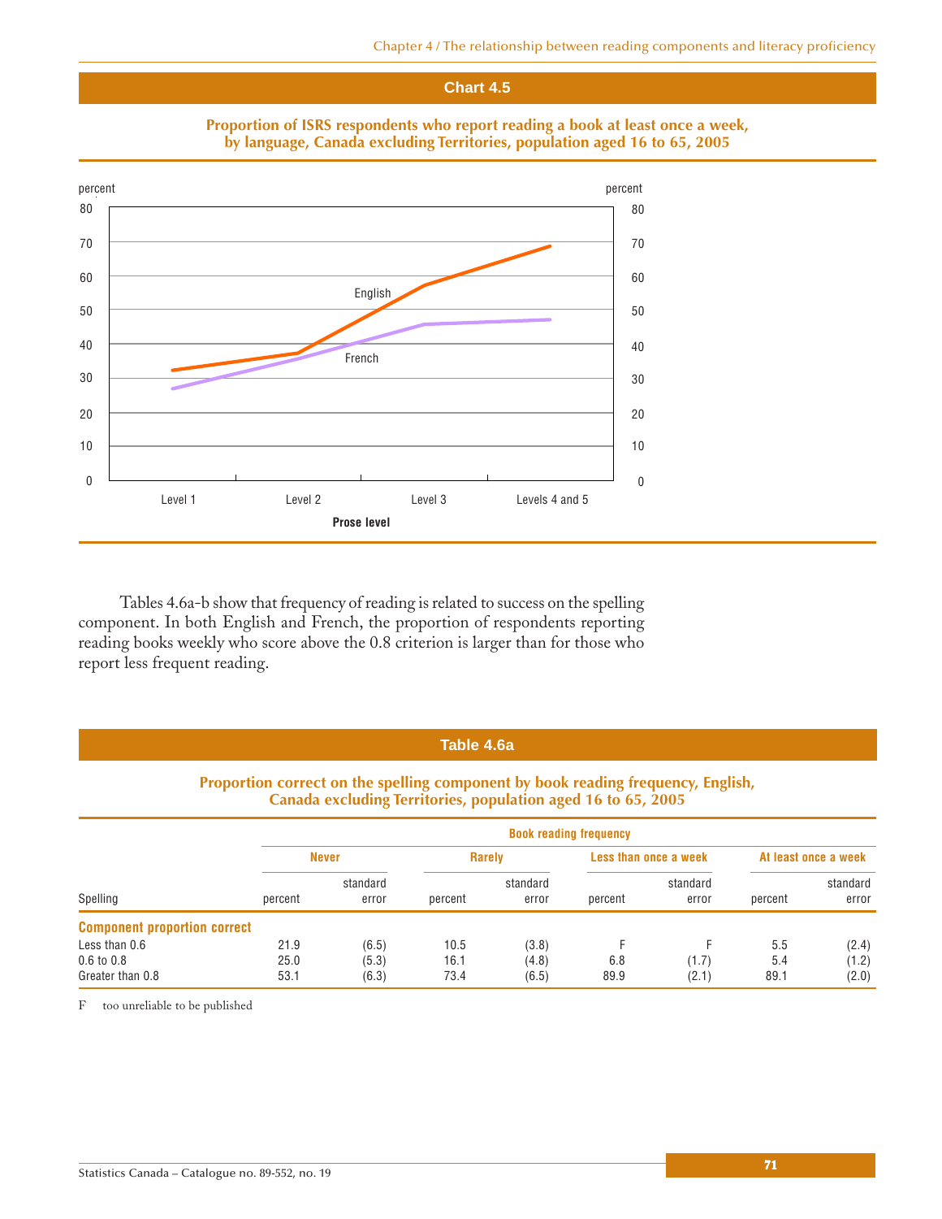## Chart 4.5

**Proportion of ISRS respondents who report reading a book at least once a week, by language, Canada excluding Territories, population aged 16 to 65, 2005**

percent

80
70
60
50
40
30
20
10
0

English

French

Level 1 | Level 2 | Level 3 | Levels 4 and 5

**Prose level**

Tables 4.6a-b show that frequency of reading is related to success on the spelling component. In both English and French, the proportion of respondents reporting reading books weekly who score above the 0.8 criterion is larger than for those who report less frequent reading.

## Table 4.6a

**Proportion correct on the spelling component by book reading frequency, English, Canada excluding Territories, population aged 16 to 65, 2005**

| | Book reading frequency | | | | | | | |
|---|---|---|---|---|---|---|---|---|
| | Never | | Rarely | | Less than once a week | | At least once a week | |
| Spelling | percent | standard error | percent | standard error | percent | standard error | percent | standard error |
| **Component proportion correct** | | | | | | | | |
| Less than 0.6 | 21.9 | (6.5) | 10.5 | (3.8) | F | F | 5.5 | (2.4) |
| 0.6 to 0.8 | 25.0 | (5.3) | 16.1 | (4.8) | 6.8 | (1.7) | 5.4 | (1.2) |
| Greater than 0.8 | 53.1 | (6.3) | 73.4 | (6.5) | 89.9 | (2.1) | 89.1 | (2.0) |

F too unreliable to be published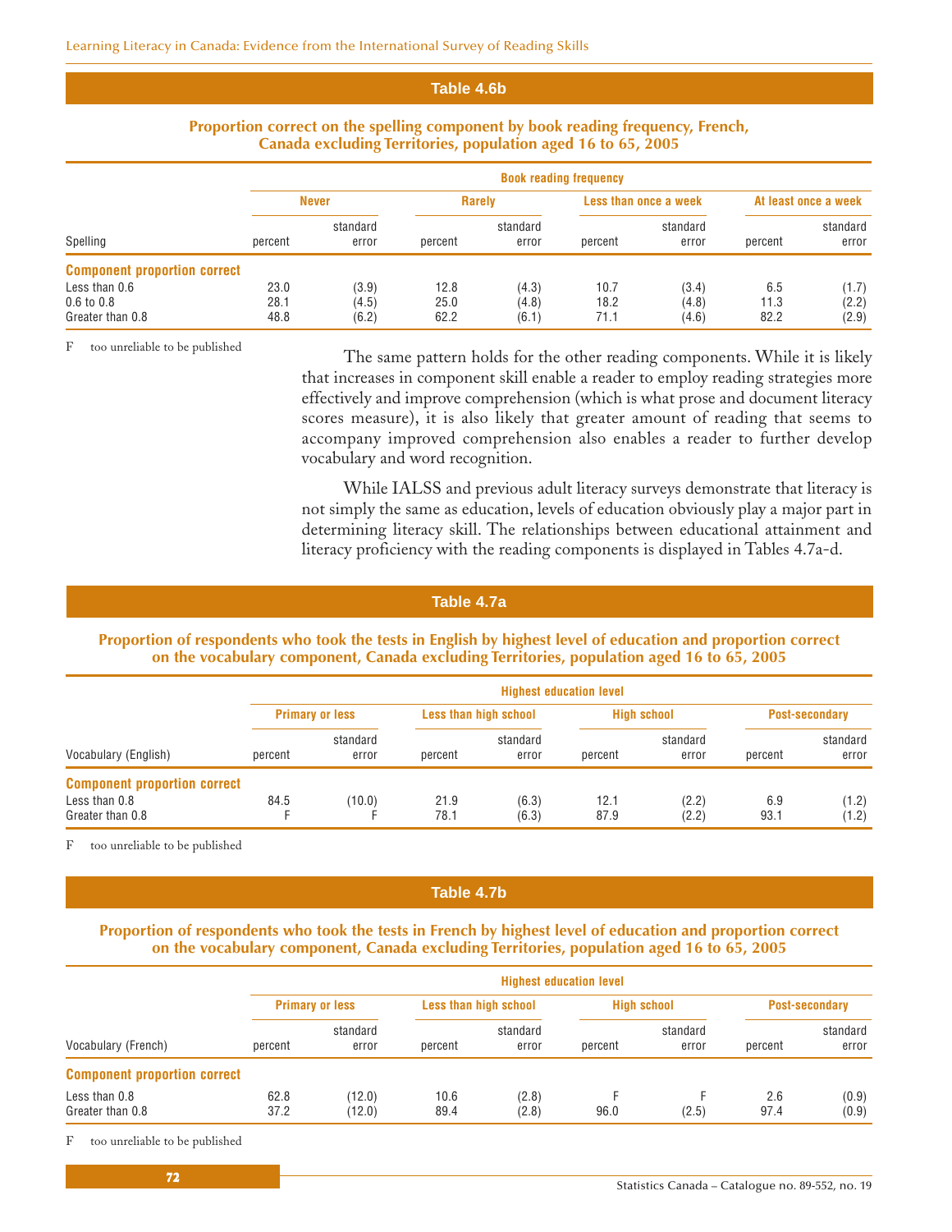## Table 4.6b

**Proportion correct on the spelling component by book reading frequency, French, Canada excluding Territories, population aged 16 to 65, 2005**

| | Book reading frequency | | | | | | | |
|---|---|---|---|---|---|---|---|---|
| | Never | | Rarely | | Less than once a week | | At least once a week | |
| Spelling | percent | standard error | percent | standard error | percent | standard error | percent | standard error |
| **Component proportion correct** | | | | | | | | |
| Less than 0.6 | 23.0 | (3.9) | 12.8 | (4.3) | 10.7 | (3.4) | 6.5 | (1.7) |
| 0.6 to 0.8 | 28.1 | (4.5) | 25.0 | (4.8) | 18.2 | (4.8) | 11.3 | (2.2) |
| Greater than 0.8 | 48.8 | (6.2) | 62.2 | (6.1) | 71.1 | (4.6) | 82.2 | (2.9) |

F too unreliable to be published

The same pattern holds for the other reading components. While it is likely that increases in component skill enable a reader to employ reading strategies more effectively and improve comprehension (which is what prose and document literacy scores measure), it is also likely that greater amount of reading that seems to accompany improved comprehension also enables a reader to further develop vocabulary and word recognition.

While IALSS and previous adult literacy surveys demonstrate that literacy is not simply the same as education, levels of education obviously play a major part in determining literacy skill. The relationships between educational attainment and literacy proficiency with the reading components is displayed in Tables 4.7a-d.

## Table 4.7a

**Proportion of respondents who took the tests in English by highest level of education and proportion correct on the vocabulary component, Canada excluding Territories, population aged 16 to 65, 2005**

| | Highest education level | | | | | | | |
|---|---|---|---|---|---|---|---|---|
| | Primary or less | | Less than high school | | High school | | Post-secondary | |
| Vocabulary (English) | percent | standard error | percent | standard error | percent | standard error | percent | standard error |
| **Component proportion correct** | | | | | | | | |
| Less than 0.8 | 84.5 | (10.0) | 21.9 | (6.3) | 12.1 | (2.2) | 6.9 | (1.2) |
| Greater than 0.8 | F | F | 78.1 | (6.3) | 87.9 | (2.2) | 93.1 | (1.2) |

F too unreliable to be published

## Table 4.7b

**Proportion of respondents who took the tests in French by highest level of education and proportion correct on the vocabulary component, Canada excluding Territories, population aged 16 to 65, 2005**

| | Highest education level | | | | | | | |
|---|---|---|---|---|---|---|---|---|
| | Primary or less | | Less than high school | | High school | | Post-secondary | |
| Vocabulary (French) | percent | standard error | percent | standard error | percent | standard error | percent | standard error |
| **Component proportion correct** | | | | | | | | |
| Less than 0.8 | 62.8 | (12.0) | 10.6 | (2.8) | F | F | 2.6 | (0.9) |
| Greater than 0.8 | 37.2 | (12.0) | 89.4 | (2.8) | 96.0 | (2.5) | 97.4 | (0.9) |

F too unreliable to be published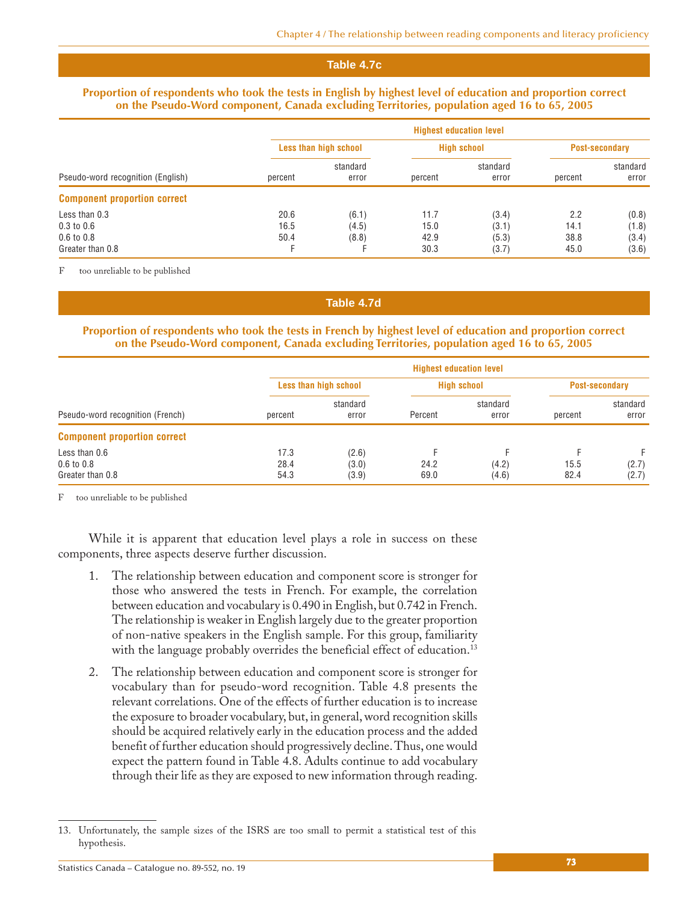## Table 4.7c

**Proportion of respondents who took the tests in English by highest level of education and proportion correct on the Pseudo-Word component, Canada excluding Territories, population aged 16 to 65, 2005**

| | Highest education level | | | | | |
|---|---|---|---|---|---|---|
| | Less than high school | | High school | | Post-secondary | |
| Pseudo-word recognition (English) | percent | standard error | percent | standard error | percent | standard error |
| **Component proportion correct** | | | | | | |
| Less than 0.3 | 20.6 | (6.1) | 11.7 | (3.4) | 2.2 | (0.8) |
| 0.3 to 0.6 | 16.5 | (4.5) | 15.0 | (3.1) | 14.1 | (1.8) |
| 0.6 to 0.8 | 50.4 | (8.8) | 42.9 | (5.3) | 38.8 | (3.4) |
| Greater than 0.8 | F | F | 30.3 | (3.7) | 45.0 | (3.6) |

F too unreliable to be published

## Table 4.7d

**Proportion of respondents who took the tests in French by highest level of education and proportion correct on the Pseudo-Word component, Canada excluding Territories, population aged 16 to 65, 2005**

| | Highest education level | | | | | |
|---|---|---|---|---|---|---|
| | Less than high school | | High school | | Post-secondary | |
| Pseudo-word recognition (French) | percent | standard error | Percent | standard error | percent | standard error |
| **Component proportion correct** | | | | | | |
| Less than 0.6 | 17.3 | (2.6) | F | F | F | F |
| 0.6 to 0.8 | 28.4 | (3.0) | 24.2 | (4.2) | 15.5 | (2.7) |
| Greater than 0.8 | 54.3 | (3.9) | 69.0 | (4.6) | 82.4 | (2.7) |

F too unreliable to be published

While it is apparent that education level plays a role in success on these components, three aspects deserve further discussion.

1. The relationship between education and component score is stronger for those who answered the tests in French. For example, the correlation between education and vocabulary is 0.490 in English, but 0.742 in French. The relationship is weaker in English largely due to the greater proportion of non-native speakers in the English sample. For this group, familiarity with the language probably overrides the beneficial effect of education.[13]

2. The relationship between education and component score is stronger for vocabulary than for pseudo-word recognition. Table 4.8 presents the relevant correlations. One of the effects of further education is to increase the exposure to broader vocabulary, but, in general, word recognition skills should be acquired relatively early in the education process and the added benefit of further education should progressively decline. Thus, one would expect the pattern found in Table 4.8. Adults continue to add vocabulary through their life as they are exposed to new information through reading.

13. Unfortunately, the sample sizes of the ISRS are too small to permit a statistical test of this hypothesis.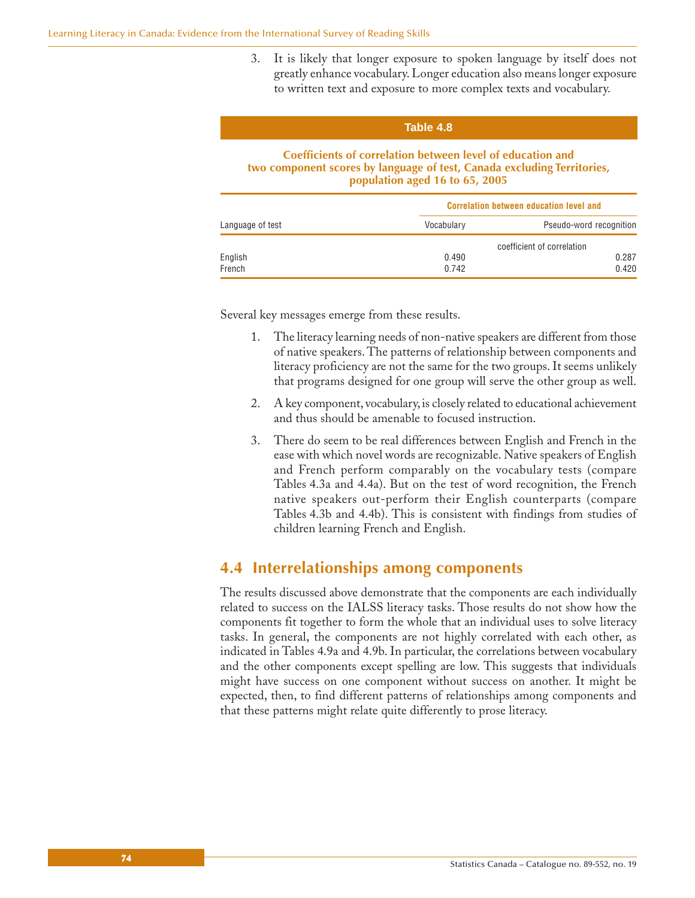3. It is likely that longer exposure to spoken language by itself does not greatly enhance vocabulary. Longer education also means longer exposure to written text and exposure to more complex texts and vocabulary.

**Table 4.8**

**Coefficients of correlation between level of education and two component scores by language of test, Canada excluding Territories, population aged 16 to 65, 2005**

| | Correlation between education level and | |
|---|---|---|
| Language of test | Vocabulary | Pseudo-word recognition |
| | coefficient of correlation | |
| English | 0.490 | 0.287 |
| French | 0.742 | 0.420 |

Several key messages emerge from these results.

1. The literacy learning needs of non-native speakers are different from those of native speakers. The patterns of relationship between components and literacy proficiency are not the same for the two groups. It seems unlikely that programs designed for one group will serve the other group as well.

2. A key component, vocabulary, is closely related to educational achievement and thus should be amenable to focused instruction.

3. There do seem to be real differences between English and French in the ease with which novel words are recognizable. Native speakers of English and French perform comparably on the vocabulary tests (compare Tables 4.3a and 4.4a). But on the test of word recognition, the French native speakers out-perform their English counterparts (compare Tables 4.3b and 4.4b). This is consistent with findings from studies of children learning French and English.

## 4.4 Interrelationships among components

The results discussed above demonstrate that the components are each individually related to success on the IALSS literacy tasks. Those results do not show how the components fit together to form the whole that an individual uses to solve literacy tasks. In general, the components are not highly correlated with each other, as indicated in Tables 4.9a and 4.9b. In particular, the correlations between vocabulary and the other components except spelling are low. This suggests that individuals might have success on one component without success on another. It might be expected, then, to find different patterns of relationships among components and that these patterns might relate quite differently to prose literacy.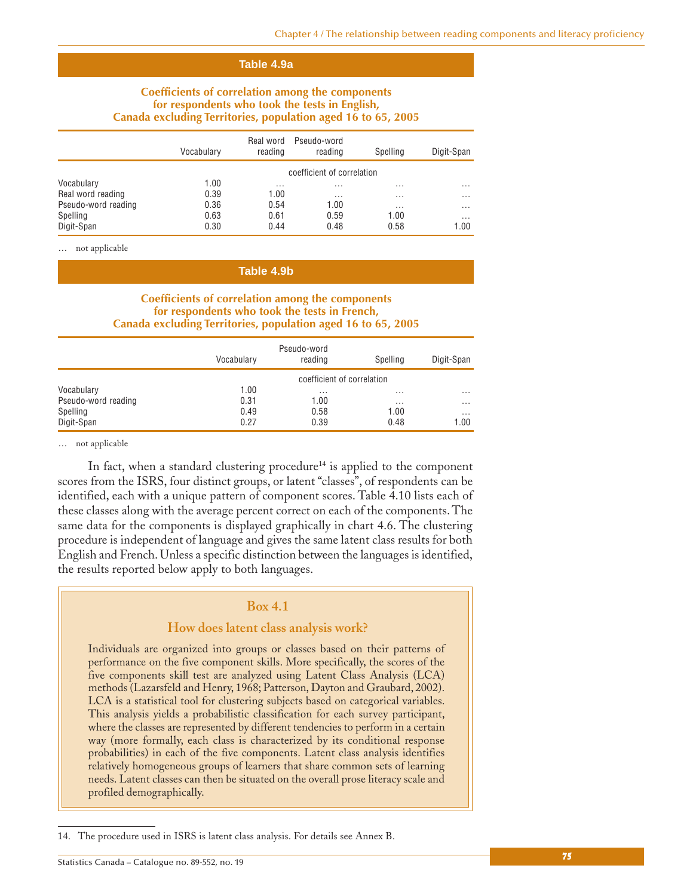## Table 4.9a

**Coefficients of correlation among the components for respondents who took the tests in English, Canada excluding Territories, population aged 16 to 65, 2005**

| | Vocabulary | Real word reading | Pseudo-word reading | Spelling | Digit-Span |
|---|---|---|---|---|---|
| | coefficient of correlation | | | | |
| Vocabulary | 1.00 | … | … | … | … |
| Real word reading | 0.39 | 1.00 | … | … | … |
| Pseudo-word reading | 0.36 | 0.54 | 1.00 | … | … |
| Spelling | 0.63 | 0.61 | 0.59 | 1.00 | … |
| Digit-Span | 0.30 | 0.44 | 0.48 | 0.58 | 1.00 |

… not applicable

## Table 4.9b

**Coefficients of correlation among the components for respondents who took the tests in French, Canada excluding Territories, population aged 16 to 65, 2005**

| | Vocabulary | Pseudo-word reading | Spelling | Digit-Span |
|---|---|---|---|---|
| | coefficient of correlation | | | |
| Vocabulary | 1.00 | … | … | … |
| Pseudo-word reading | 0.31 | 1.00 | … | … |
| Spelling | 0.49 | 0.58 | 1.00 | … |
| Digit-Span | 0.27 | 0.39 | 0.48 | 1.00 |

… not applicable

In fact, when a standard clustering procedure[14] is applied to the component scores from the ISRS, four distinct groups, or latent "classes", of respondents can be identified, each with a unique pattern of component scores. Table 4.10 lists each of these classes along with the average percent correct on each of the components. The same data for the components is displayed graphically in chart 4.6. The clustering procedure is independent of language and gives the same latent class results for both English and French. Unless a specific distinction between the languages is identified, the results reported below apply to both languages.

### Box 4.1

### How does latent class analysis work?

Individuals are organized into groups or classes based on their patterns of performance on the five component skills. More specifically, the scores of the five components skill test are analyzed using Latent Class Analysis (LCA) methods (Lazarsfeld and Henry, 1968; Patterson, Dayton and Graubard, 2002). LCA is a statistical tool for clustering subjects based on categorical variables. This analysis yields a probabilistic classification for each survey participant, where the classes are represented by different tendencies to perform in a certain way (more formally, each class is characterized by its conditional response probabilities) in each of the five components. Latent class analysis identifies relatively homogeneous groups of learners that share common sets of learning needs. Latent classes can then be situated on the overall prose literacy scale and profiled demographically.

14. The procedure used in ISRS is latent class analysis. For details see Annex B.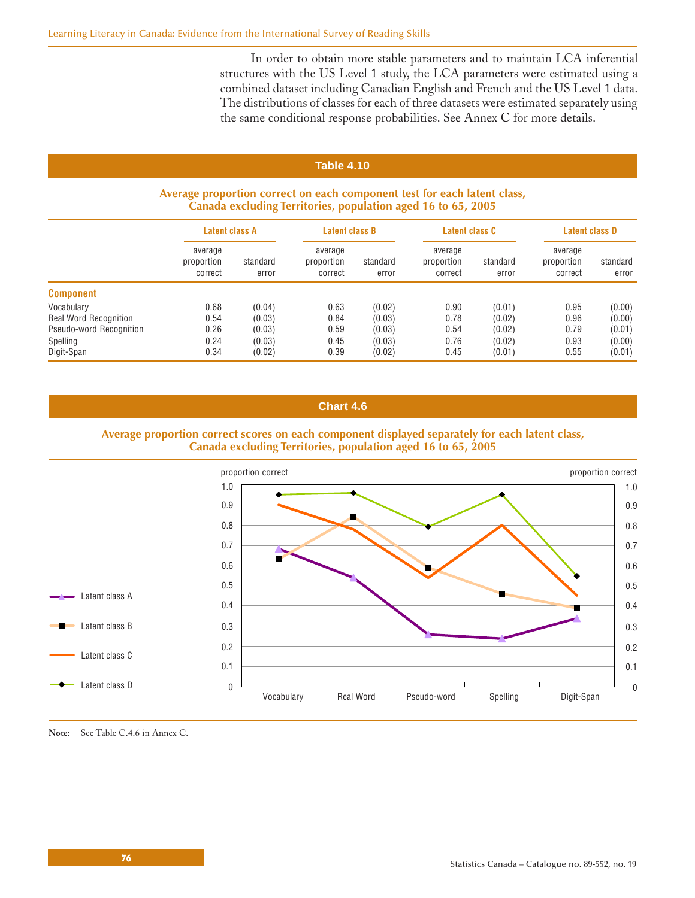In order to obtain more stable parameters and to maintain LCA inferential structures with the US Level 1 study, the LCA parameters were estimated using a combined dataset including Canadian English and French and the US Level 1 data. The distributions of classes for each of three datasets were estimated separately using the same conditional response probabilities. See Annex C for more details.

## Table 4.10

### Average proportion correct on each component test for each latent class, Canada excluding Territories, population aged 16 to 65, 2005

| | Latent class A | | Latent class B | | Latent class C | | Latent class D | |
|---|---|---|---|---|---|---|---|---|
| | average proportion correct | standard error | average proportion correct | standard error | average proportion correct | standard error | average proportion correct | standard error |
| **Component** | | | | | | | | |
| Vocabulary | 0.68 | (0.04) | 0.63 | (0.02) | 0.90 | (0.01) | 0.95 | (0.00) |
| Real Word Recognition | 0.54 | (0.03) | 0.84 | (0.03) | 0.78 | (0.02) | 0.96 | (0.00) |
| Pseudo-word Recognition | 0.26 | (0.03) | 0.59 | (0.03) | 0.54 | (0.02) | 0.79 | (0.01) |
| Spelling | 0.24 | (0.03) | 0.45 | (0.03) | 0.76 | (0.02) | 0.93 | (0.00) |
| Digit-Span | 0.34 | (0.02) | 0.39 | (0.02) | 0.45 | (0.01) | 0.55 | (0.01) |

## Chart 4.6

### Average proportion correct scores on each component displayed separately for each latent class, Canada excluding Territories, population aged 16 to 65, 2005

**Note:** See Table C.4.6 in Annex C.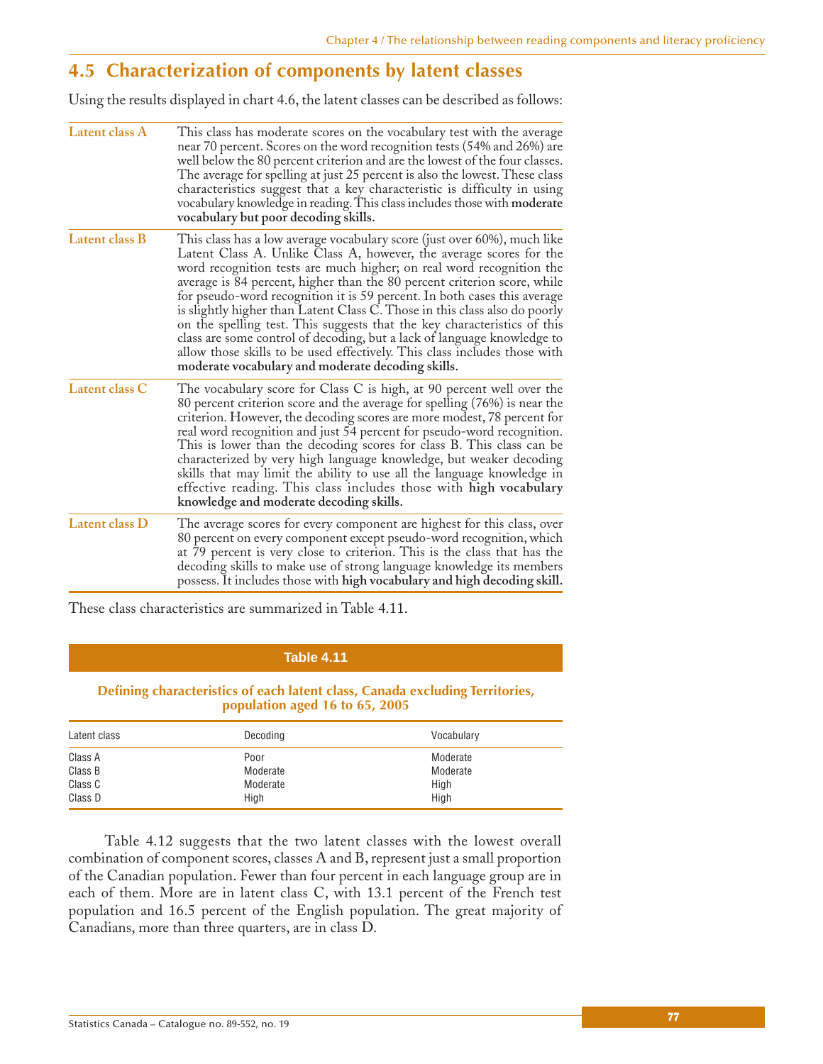## 4.5 Characterization of components by latent classes

Using the results displayed in chart 4.6, the latent classes can be described as follows:

**Latent class A** — This class has moderate scores on the vocabulary test with the average near 70 percent. Scores on the word recognition tests (54% and 26%) are well below the 80 percent criterion and are the lowest of the four classes. The average for spelling at just 25 percent is also the lowest. These class characteristics suggest that a key characteristic is difficulty in using vocabulary knowledge in reading. This class includes those with **moderate vocabulary but poor decoding skills.**

**Latent class B** — This class has a low average vocabulary score (just over 60%), much like Latent Class A. Unlike Class A, however, the average scores for the word recognition tests are much higher; on real word recognition the average is 84 percent, higher than the 80 percent criterion score, while for pseudo-word recognition it is 59 percent. In both cases this average is slightly higher than Latent Class C. Those in this class also do poorly on the spelling test. This suggests that the key characteristics of this class are some control of decoding, but a lack of language knowledge to allow those skills to be used effectively. This class includes those with **moderate vocabulary and moderate decoding skills.**

**Latent class C** — The vocabulary score for Class C is high, at 90 percent well over the 80 percent criterion score and the average for spelling (76%) is near the criterion. However, the decoding scores are more modest, 78 percent for real word recognition and just 54 percent for pseudo-word recognition. This is lower than the decoding scores for class B. This class can be characterized by very high language knowledge, but weaker decoding skills that may limit the ability to use all the language knowledge in effective reading. This class includes those with **high vocabulary knowledge and moderate decoding skills.**

**Latent class D** — The average scores for every component are highest for this class, over 80 percent on every component except pseudo-word recognition, which at 79 percent is very close to criterion. This is the class that has the decoding skills to make use of strong language knowledge its members possess. It includes those with **high vocabulary and high decoding skill.**

These class characteristics are summarized in Table 4.11.

**Table 4.11**

**Defining characteristics of each latent class, Canada excluding Territories, population aged 16 to 65, 2005**

| Latent class | Decoding | Vocabulary |
|---|---|---|
| Class A | Poor | Moderate |
| Class B | Moderate | Moderate |
| Class C | Moderate | High |
| Class D | High | High |

Table 4.12 suggests that the two latent classes with the lowest overall combination of component scores, classes A and B, represent just a small proportion of the Canadian population. Fewer than four percent in each language group are in each of them. More are in latent class C, with 13.1 percent of the French test population and 16.5 percent of the English population. The great majority of Canadians, more than three quarters, are in class D.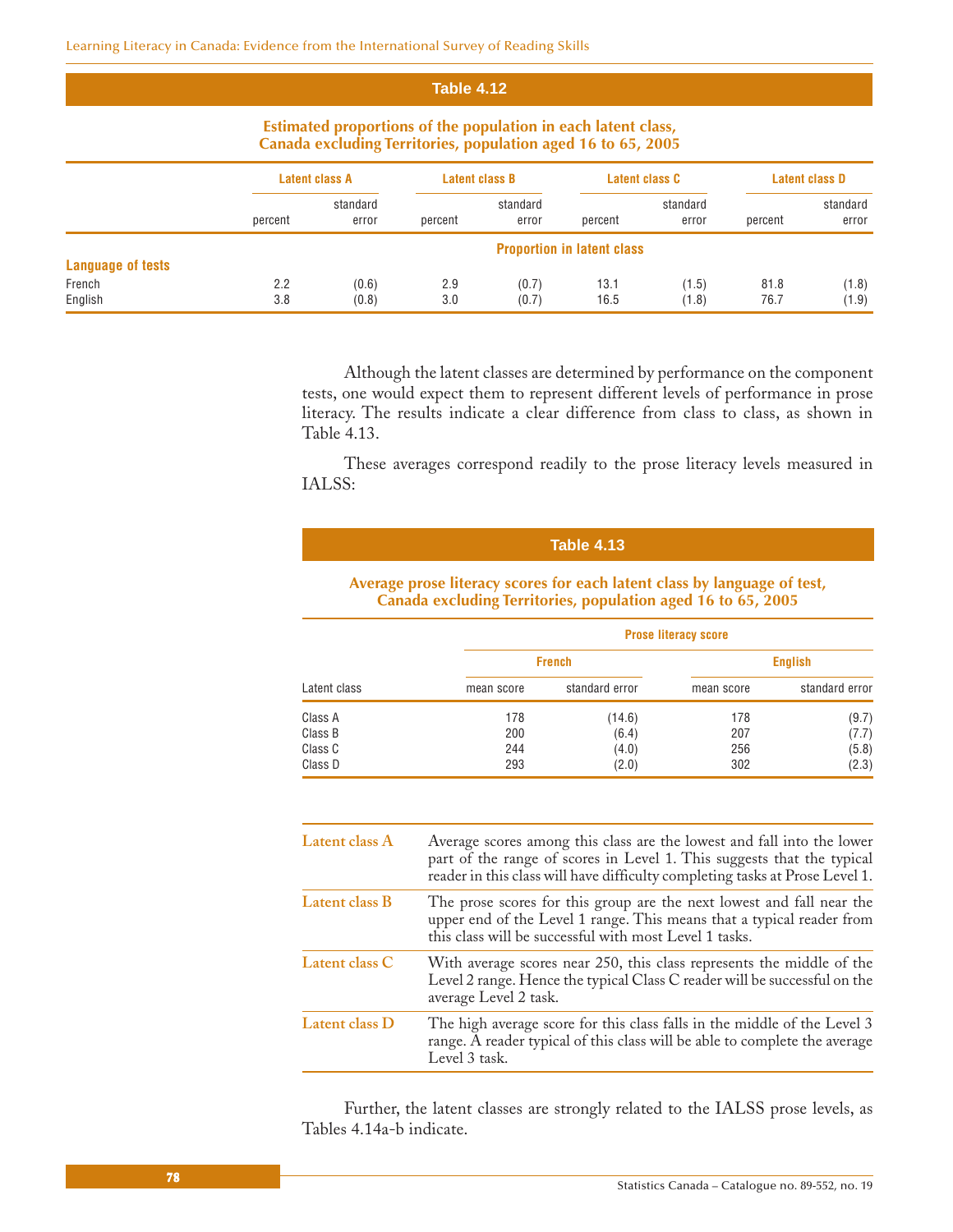**Table 4.12**

**Estimated proportions of the population in each latent class, Canada excluding Territories, population aged 16 to 65, 2005**

| | Latent class A | | Latent class B | | Latent class C | | Latent class D | |
|---|---|---|---|---|---|---|---|---|
| | percent | standard error | percent | standard error | percent | standard error | percent | standard error |
| | Proportion in latent class | | | | | | | |
| **Language of tests** | | | | | | | | |
| French | 2.2 | (0.6) | 2.9 | (0.7) | 13.1 | (1.5) | 81.8 | (1.8) |
| English | 3.8 | (0.8) | 3.0 | (0.7) | 16.5 | (1.8) | 76.7 | (1.9) |

Although the latent classes are determined by performance on the component tests, one would expect them to represent different levels of performance in prose literacy. The results indicate a clear difference from class to class, as shown in Table 4.13.

These averages correspond readily to the prose literacy levels measured in IALSS:

**Table 4.13**

**Average prose literacy scores for each latent class by language of test, Canada excluding Territories, population aged 16 to 65, 2005**

| | Prose literacy score | | | |
|---|---|---|---|---|
| | French | | English | |
| Latent class | mean score | standard error | mean score | standard error |
| Class A | 178 | (14.6) | 178 | (9.7) |
| Class B | 200 | (6.4) | 207 | (7.7) |
| Class C | 244 | (4.0) | 256 | (5.8) |
| Class D | 293 | (2.0) | 302 | (2.3) |

| | |
|---|---|
| **Latent class A** | Average scores among this class are the lowest and fall into the lower part of the range of scores in Level 1. This suggests that the typical reader in this class will have difficulty completing tasks at Prose Level 1. |
| **Latent class B** | The prose scores for this group are the next lowest and fall near the upper end of the Level 1 range. This means that a typical reader from this class will be successful with most Level 1 tasks. |
| **Latent class C** | With average scores near 250, this class represents the middle of the Level 2 range. Hence the typical Class C reader will be successful on the average Level 2 task. |
| **Latent class D** | The high average score for this class falls in the middle of the Level 3 range. A reader typical of this class will be able to complete the average Level 3 task. |

Further, the latent classes are strongly related to the IALSS prose levels, as Tables 4.14a-b indicate.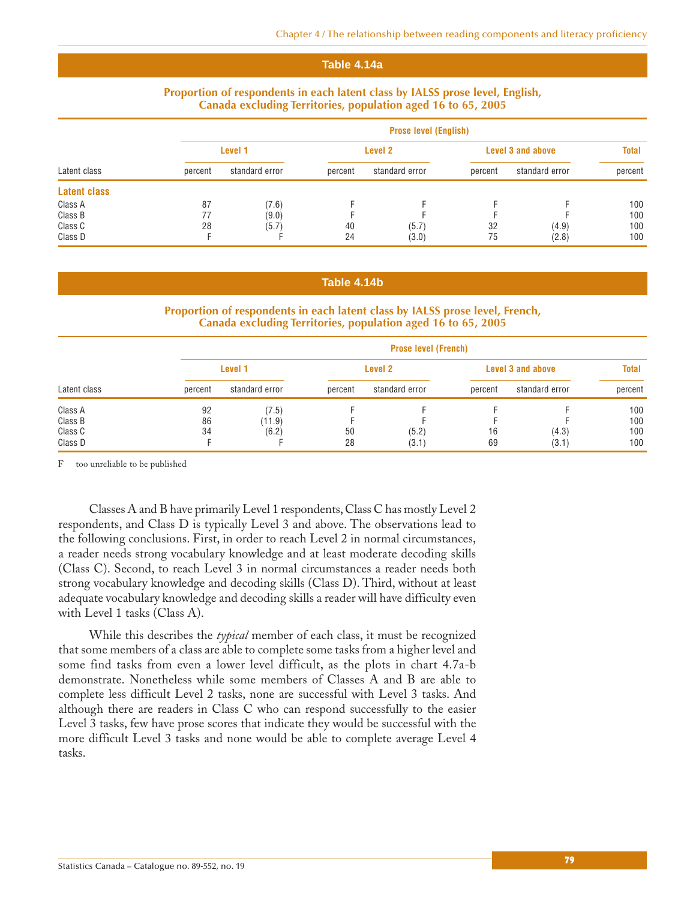## Table 4.14a

**Proportion of respondents in each latent class by IALSS prose level, English, Canada excluding Territories, population aged 16 to 65, 2005**

| | Prose level (English) | | | | | | |
|---|---|---|---|---|---|---|---|
| | Level 1 | | Level 2 | | Level 3 and above | | Total |
| Latent class | percent | standard error | percent | standard error | percent | standard error | percent |
| **Latent class** | | | | | | | |
| Class A | 87 | (7.6) | F | F | F | F | 100 |
| Class B | 77 | (9.0) | F | F | F | F | 100 |
| Class C | 28 | (5.7) | 40 | (5.7) | 32 | (4.9) | 100 |
| Class D | F | F | 24 | (3.0) | 75 | (2.8) | 100 |

## Table 4.14b

**Proportion of respondents in each latent class by IALSS prose level, French, Canada excluding Territories, population aged 16 to 65, 2005**

| | Prose level (French) | | | | | | |
|---|---|---|---|---|---|---|---|
| | Level 1 | | Level 2 | | Level 3 and above | | Total |
| Latent class | percent | standard error | percent | standard error | percent | standard error | percent |
| Class A | 92 | (7.5) | F | F | F | F | 100 |
| Class B | 86 | (11.9) | F | F | F | F | 100 |
| Class C | 34 | (6.2) | 50 | (5.2) | 16 | (4.3) | 100 |
| Class D | F | F | 28 | (3.1) | 69 | (3.1) | 100 |

F too unreliable to be published

Classes A and B have primarily Level 1 respondents, Class C has mostly Level 2 respondents, and Class D is typically Level 3 and above. The observations lead to the following conclusions. First, in order to reach Level 2 in normal circumstances, a reader needs strong vocabulary knowledge and at least moderate decoding skills (Class C). Second, to reach Level 3 in normal circumstances a reader needs both strong vocabulary knowledge and decoding skills (Class D). Third, without at least adequate vocabulary knowledge and decoding skills a reader will have difficulty even with Level 1 tasks (Class A).

While this describes the *typical* member of each class, it must be recognized that some members of a class are able to complete some tasks from a higher level and some find tasks from even a lower level difficult, as the plots in chart 4.7a-b demonstrate. Nonetheless while some members of Classes A and B are able to complete less difficult Level 2 tasks, none are successful with Level 3 tasks. And although there are readers in Class C who can respond successfully to the easier Level 3 tasks, few have prose scores that indicate they would be successful with the more difficult Level 3 tasks and none would be able to complete average Level 4 tasks.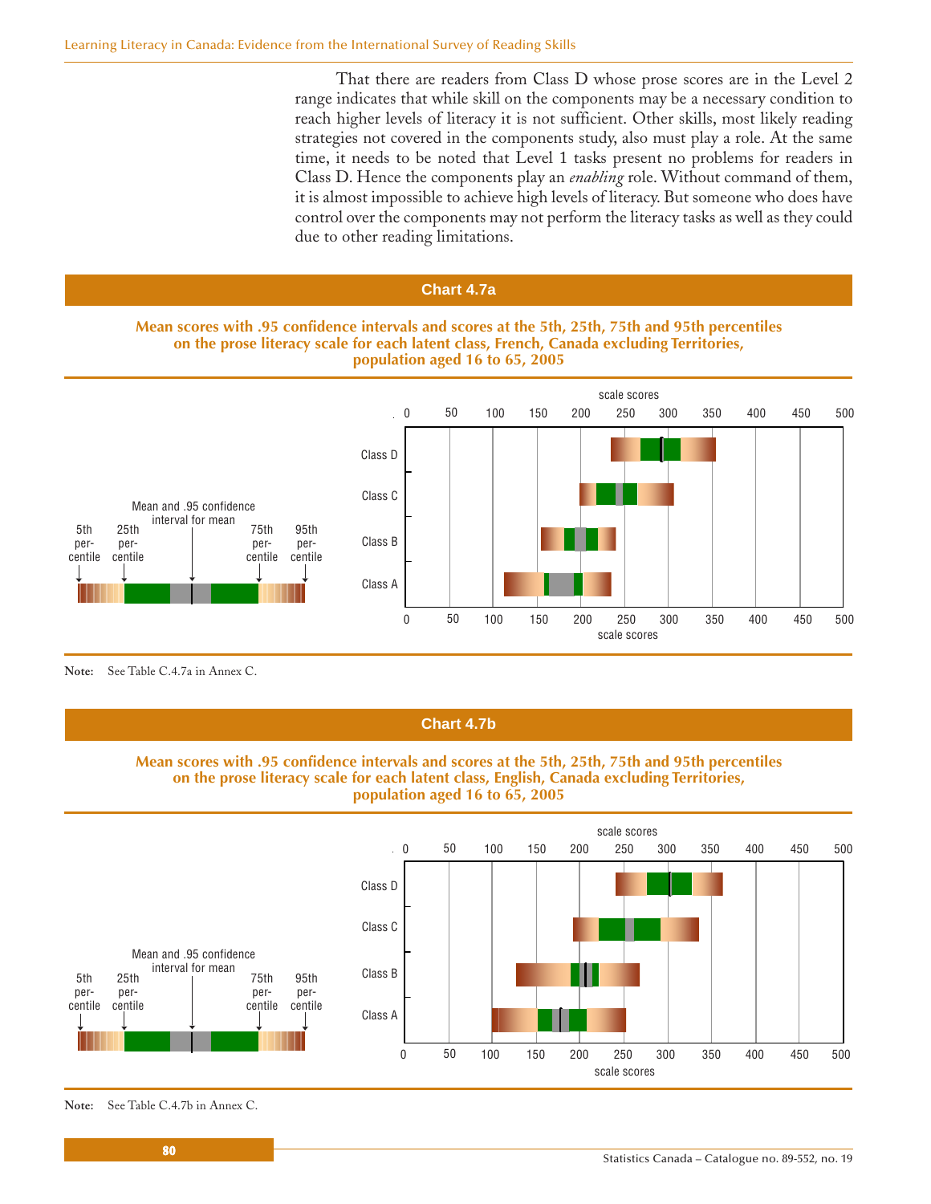That there are readers from Class D whose prose scores are in the Level 2 range indicates that while skill on the components may be a necessary condition to reach higher levels of literacy it is not sufficient. Other skills, most likely reading strategies not covered in the components study, also must play a role. At the same time, it needs to be noted that Level 1 tasks present no problems for readers in Class D. Hence the components play an *enabling* role. Without command of them, it is almost impossible to achieve high levels of literacy. But someone who does have control over the components may not perform the literacy tasks as well as they could due to other reading limitations.

## Chart 4.7a

**Mean scores with .95 confidence intervals and scores at the 5th, 25th, 75th and 95th percentiles on the prose literacy scale for each latent class, French, Canada excluding Territories, population aged 16 to 65, 2005**

Legend: 5th percentile; 25th percentile; Mean and .95 confidence interval for mean; 75th percentile; 95th percentile

Classes: Class D, Class C, Class B, Class A

Scale scores: 0, 50, 100, 150, 200, 250, 300, 350, 400, 450, 500

**Note:** See Table C.4.7a in Annex C.

## Chart 4.7b

**Mean scores with .95 confidence intervals and scores at the 5th, 25th, 75th and 95th percentiles on the prose literacy scale for each latent class, English, Canada excluding Territories, population aged 16 to 65, 2005**

Legend: 5th percentile; 25th percentile; Mean and .95 confidence interval for mean; 75th percentile; 95th percentile

Classes: Class D, Class C, Class B, Class A

Scale scores: 0, 50, 100, 150, 200, 250, 300, 350, 400, 450, 500

**Note:** See Table C.4.7b in Annex C.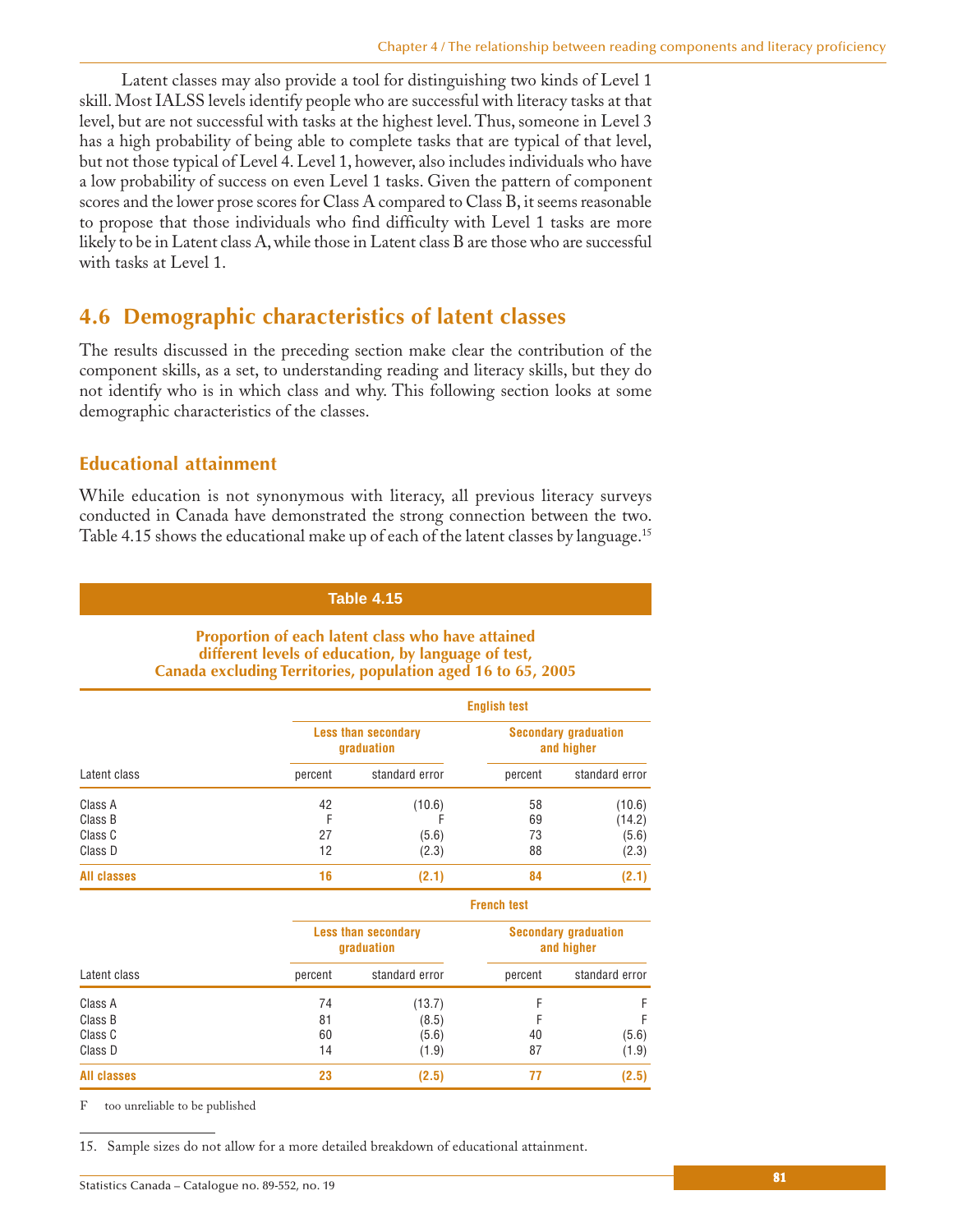Latent classes may also provide a tool for distinguishing two kinds of Level 1 skill. Most IALSS levels identify people who are successful with literacy tasks at that level, but are not successful with tasks at the highest level. Thus, someone in Level 3 has a high probability of being able to complete tasks that are typical of that level, but not those typical of Level 4. Level 1, however, also includes individuals who have a low probability of success on even Level 1 tasks. Given the pattern of component scores and the lower prose scores for Class A compared to Class B, it seems reasonable to propose that those individuals who find difficulty with Level 1 tasks are more likely to be in Latent class A, while those in Latent class B are those who are successful with tasks at Level 1.

## 4.6 Demographic characteristics of latent classes

The results discussed in the preceding section make clear the contribution of the component skills, as a set, to understanding reading and literacy skills, but they do not identify who is in which class and why. This following section looks at some demographic characteristics of the classes.

### Educational attainment

While education is not synonymous with literacy, all previous literacy surveys conducted in Canada have demonstrated the strong connection between the two. Table 4.15 shows the educational make up of each of the latent classes by language.[15]

**Table 4.15**

**Proportion of each latent class who have attained different levels of education, by language of test, Canada excluding Territories, population aged 16 to 65, 2005**

| | English test | | | |
|---|---|---|---|---|
| | Less than secondary graduation | | Secondary graduation and higher | |
| Latent class | percent | standard error | percent | standard error |
| Class A | 42 | (10.6) | 58 | (10.6) |
| Class B | F | F | 69 | (14.2) |
| Class C | 27 | (5.6) | 73 | (5.6) |
| Class D | 12 | (2.3) | 88 | (2.3) |
| **All classes** | **16** | **(2.1)** | **84** | **(2.1)** |

| | French test | | | |
|---|---|---|---|---|
| | Less than secondary graduation | | Secondary graduation and higher | |
| Latent class | percent | standard error | percent | standard error |
| Class A | 74 | (13.7) | F | F |
| Class B | 81 | (8.5) | F | F |
| Class C | 60 | (5.6) | 40 | (5.6) |
| Class D | 14 | (1.9) | 87 | (1.9) |
| **All classes** | **23** | **(2.5)** | **77** | **(2.5)** |

F too unreliable to be published

15. Sample sizes do not allow for a more detailed breakdown of educational attainment.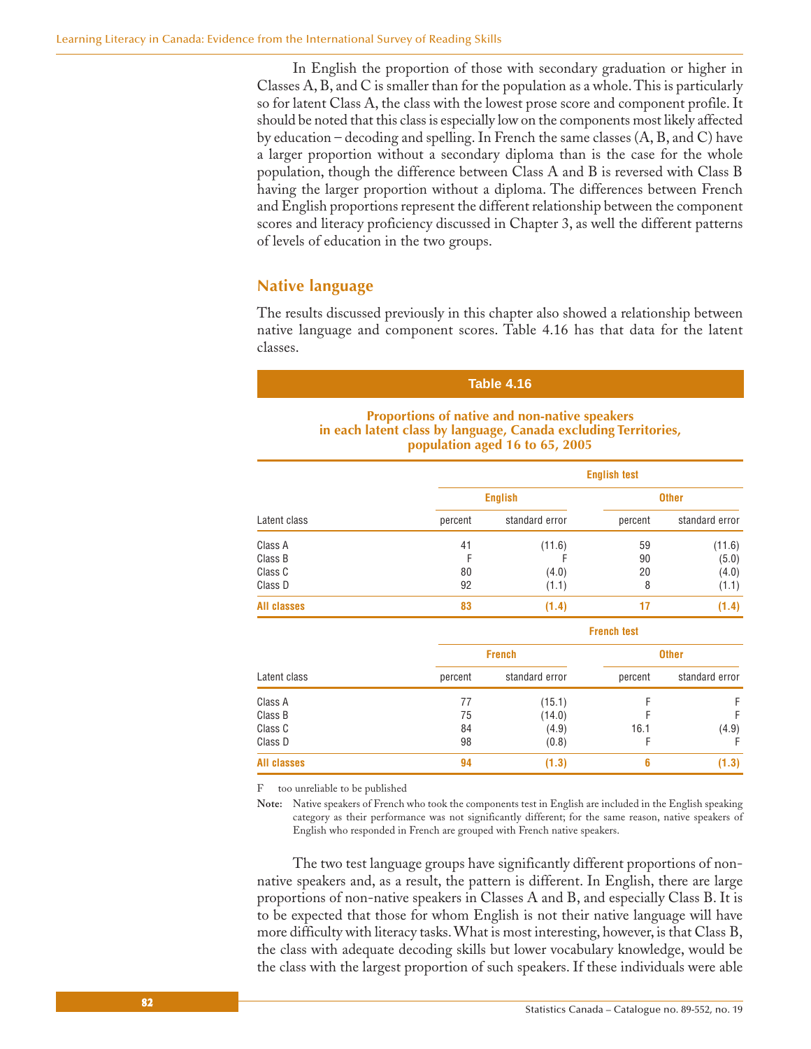In English the proportion of those with secondary graduation or higher in Classes A, B, and C is smaller than for the population as a whole. This is particularly so for latent Class A, the class with the lowest prose score and component profile. It should be noted that this class is especially low on the components most likely affected by education – decoding and spelling. In French the same classes (A, B, and C) have a larger proportion without a secondary diploma than is the case for the whole population, though the difference between Class A and B is reversed with Class B having the larger proportion without a diploma. The differences between French and English proportions represent the different relationship between the component scores and literacy proficiency discussed in Chapter 3, as well the different patterns of levels of education in the two groups.

## Native language

The results discussed previously in this chapter also showed a relationship between native language and component scores. Table 4.16 has that data for the latent classes.

**Table 4.16**

**Proportions of native and non-native speakers in each latent class by language, Canada excluding Territories, population aged 16 to 65, 2005**

| | English test | | | |
|---|---|---|---|---|
| | English | | Other | |
| Latent class | percent | standard error | percent | standard error |
| Class A | 41 | (11.6) | 59 | (11.6) |
| Class B | F | F | 90 | (5.0) |
| Class C | 80 | (4.0) | 20 | (4.0) |
| Class D | 92 | (1.1) | 8 | (1.1) |
| **All classes** | **83** | **(1.4)** | **17** | **(1.4)** |
| | **French test** | | | |
| | **French** | | **Other** | |
| **Latent class** | **percent** | **standard error** | **percent** | **standard error** |
| Class A | 77 | (15.1) | F | F |
| Class B | 75 | (14.0) | F | F |
| Class C | 84 | (4.9) | 16.1 | (4.9) |
| Class D | 98 | (0.8) | F | F |
| **All classes** | **94** | **(1.3)** | **6** | **(1.3)** |

F too unreliable to be published

**Note:** Native speakers of French who took the components test in English are included in the English speaking category as their performance was not significantly different; for the same reason, native speakers of English who responded in French are grouped with French native speakers.

The two test language groups have significantly different proportions of non-native speakers and, as a result, the pattern is different. In English, there are large proportions of non-native speakers in Classes A and B, and especially Class B. It is to be expected that those for whom English is not their native language will have more difficulty with literacy tasks. What is most interesting, however, is that Class B, the class with adequate decoding skills but lower vocabulary knowledge, would be the class with the largest proportion of such speakers. If these individuals were able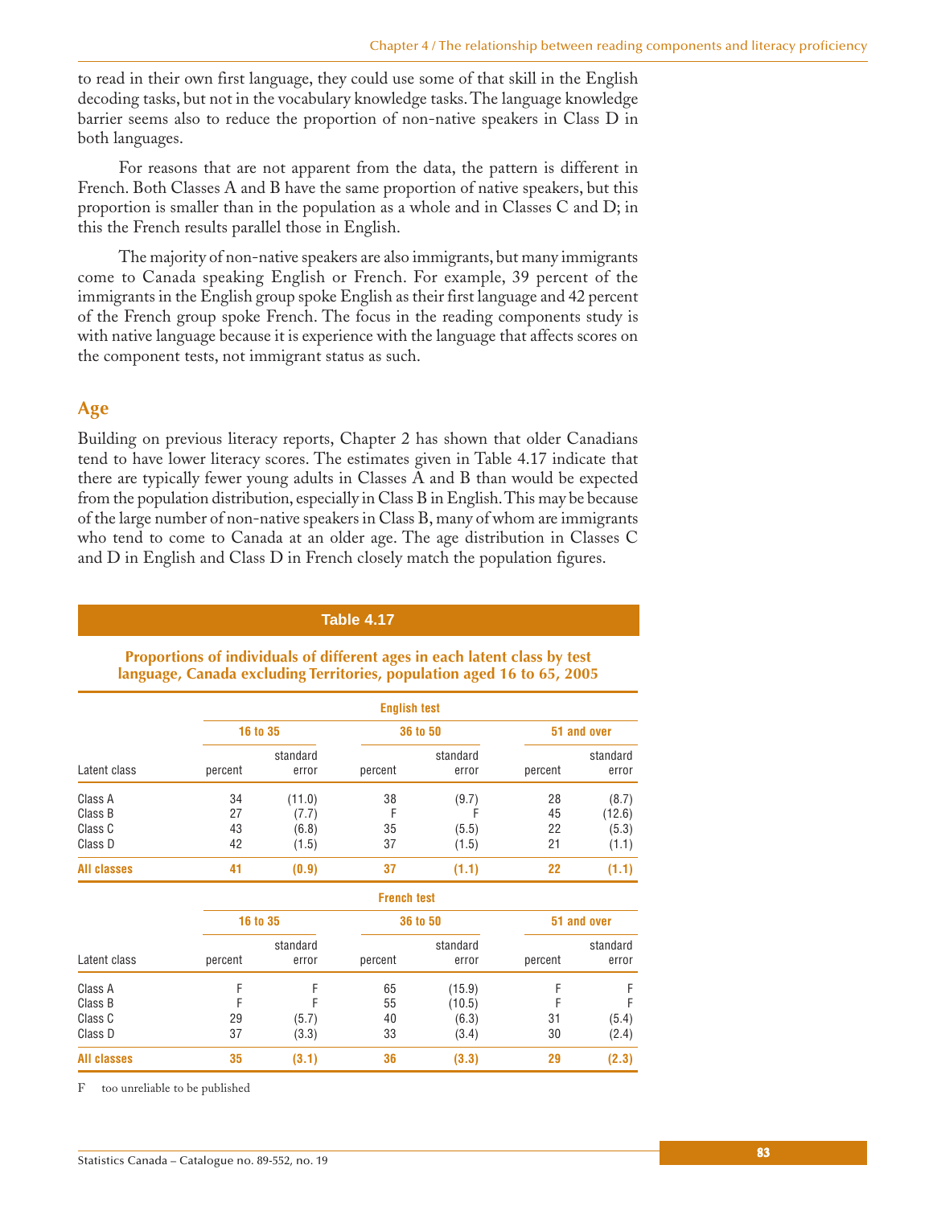to read in their own first language, they could use some of that skill in the English decoding tasks, but not in the vocabulary knowledge tasks. The language knowledge barrier seems also to reduce the proportion of non-native speakers in Class D in both languages.

For reasons that are not apparent from the data, the pattern is different in French. Both Classes A and B have the same proportion of native speakers, but this proportion is smaller than in the population as a whole and in Classes C and D; in this the French results parallel those in English.

The majority of non-native speakers are also immigrants, but many immigrants come to Canada speaking English or French. For example, 39 percent of the immigrants in the English group spoke English as their first language and 42 percent of the French group spoke French. The focus in the reading components study is with native language because it is experience with the language that affects scores on the component tests, not immigrant status as such.

## Age

Building on previous literacy reports, Chapter 2 has shown that older Canadians tend to have lower literacy scores. The estimates given in Table 4.17 indicate that there are typically fewer young adults in Classes A and B than would be expected from the population distribution, especially in Class B in English. This may be because of the large number of non-native speakers in Class B, many of whom are immigrants who tend to come to Canada at an older age. The age distribution in Classes C and D in English and Class D in French closely match the population figures.

**Table 4.17**

**Proportions of individuals of different ages in each latent class by test language, Canada excluding Territories, population aged 16 to 65, 2005**

| | English test | | | | | |
|---|---|---|---|---|---|---|
| | 16 to 35 | | 36 to 50 | | 51 and over | |
| Latent class | percent | standard error | percent | standard error | percent | standard error |
| Class A | 34 | (11.0) | 38 | (9.7) | 28 | (8.7) |
| Class B | 27 | (7.7) | F | F | 45 | (12.6) |
| Class C | 43 | (6.8) | 35 | (5.5) | 22 | (5.3) |
| Class D | 42 | (1.5) | 37 | (1.5) | 21 | (1.1) |
| **All classes** | **41** | **(0.9)** | **37** | **(1.1)** | **22** | **(1.1)** |
| | **French test** | | | | | |
| | 16 to 35 | | 36 to 50 | | 51 and over | |
| Latent class | percent | standard error | percent | standard error | percent | standard error |
| Class A | F | F | 65 | (15.9) | F | F |
| Class B | F | F | 55 | (10.5) | F | F |
| Class C | 29 | (5.7) | 40 | (6.3) | 31 | (5.4) |
| Class D | 37 | (3.3) | 33 | (3.4) | 30 | (2.4) |
| **All classes** | **35** | **(3.1)** | **36** | **(3.3)** | **29** | **(2.3)** |

F too unreliable to be published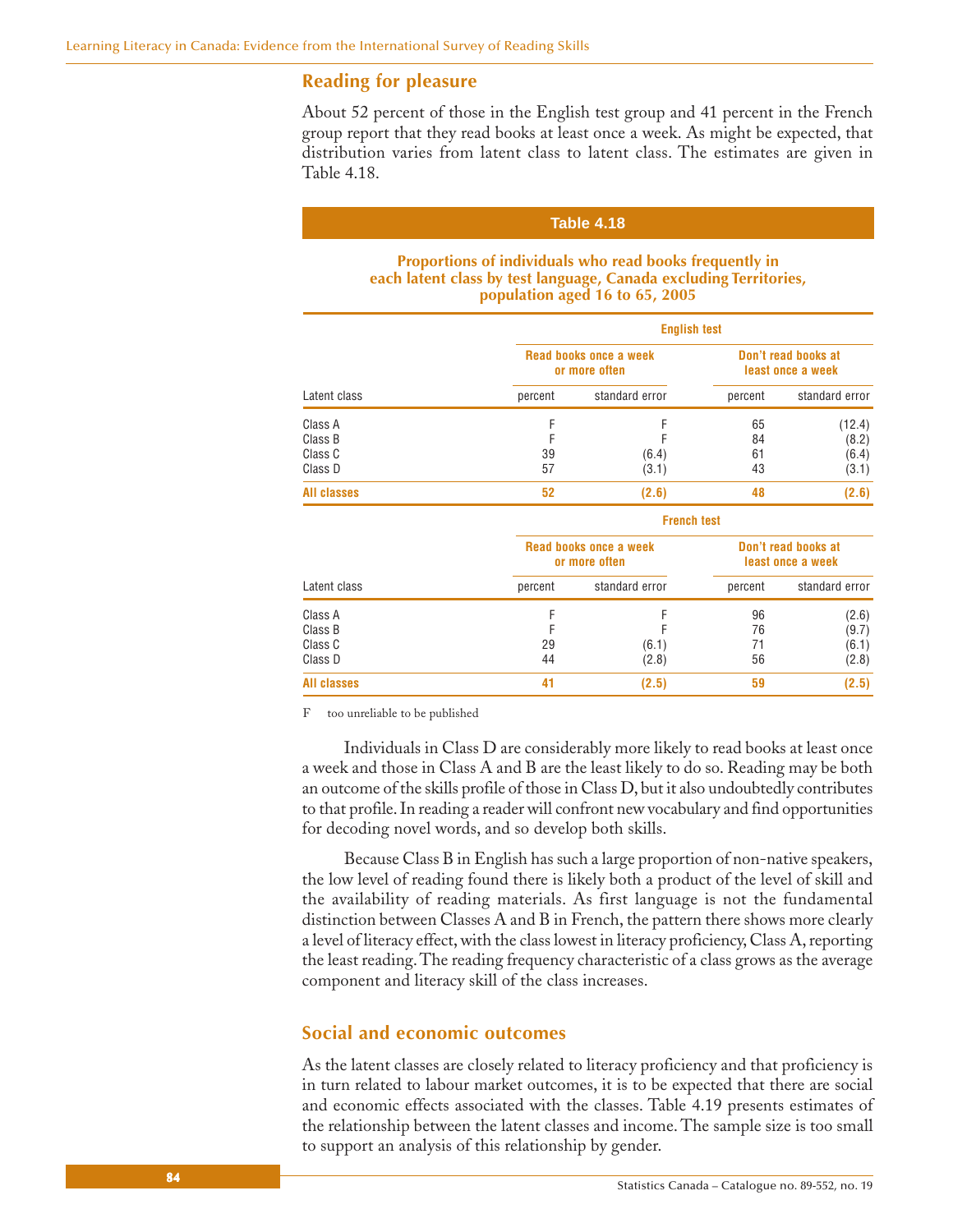## Reading for pleasure

About 52 percent of those in the English test group and 41 percent in the French group report that they read books at least once a week. As might be expected, that distribution varies from latent class to latent class. The estimates are given in Table 4.18.

**Table 4.18**

**Proportions of individuals who read books frequently in each latent class by test language, Canada excluding Territories, population aged 16 to 65, 2005**

| | English test | | | |
|---|---|---|---|---|
| | Read books once a week or more often | | Don't read books at least once a week | |
| Latent class | percent | standard error | percent | standard error |
| Class A | F | F | 65 | (12.4) |
| Class B | F | F | 84 | (8.2) |
| Class C | 39 | (6.4) | 61 | (6.4) |
| Class D | 57 | (3.1) | 43 | (3.1) |
| **All classes** | **52** | **(2.6)** | **48** | **(2.6)** |
| | **French test** | | | |
| | **Read books once a week or more often** | | **Don't read books at least once a week** | |
| **Latent class** | **percent** | **standard error** | **percent** | **standard error** |
| Class A | F | F | 96 | (2.6) |
| Class B | F | F | 76 | (9.7) |
| Class C | 29 | (6.1) | 71 | (6.1) |
| Class D | 44 | (2.8) | 56 | (2.8) |
| **All classes** | **41** | **(2.5)** | **59** | **(2.5)** |

F too unreliable to be published

Individuals in Class D are considerably more likely to read books at least once a week and those in Class A and B are the least likely to do so. Reading may be both an outcome of the skills profile of those in Class D, but it also undoubtedly contributes to that profile. In reading a reader will confront new vocabulary and find opportunities for decoding novel words, and so develop both skills.

Because Class B in English has such a large proportion of non-native speakers, the low level of reading found there is likely both a product of the level of skill and the availability of reading materials. As first language is not the fundamental distinction between Classes A and B in French, the pattern there shows more clearly a level of literacy effect, with the class lowest in literacy proficiency, Class A, reporting the least reading. The reading frequency characteristic of a class grows as the average component and literacy skill of the class increases.

## Social and economic outcomes

As the latent classes are closely related to literacy proficiency and that proficiency is in turn related to labour market outcomes, it is to be expected that there are social and economic effects associated with the classes. Table 4.19 presents estimates of the relationship between the latent classes and income. The sample size is too small to support an analysis of this relationship by gender.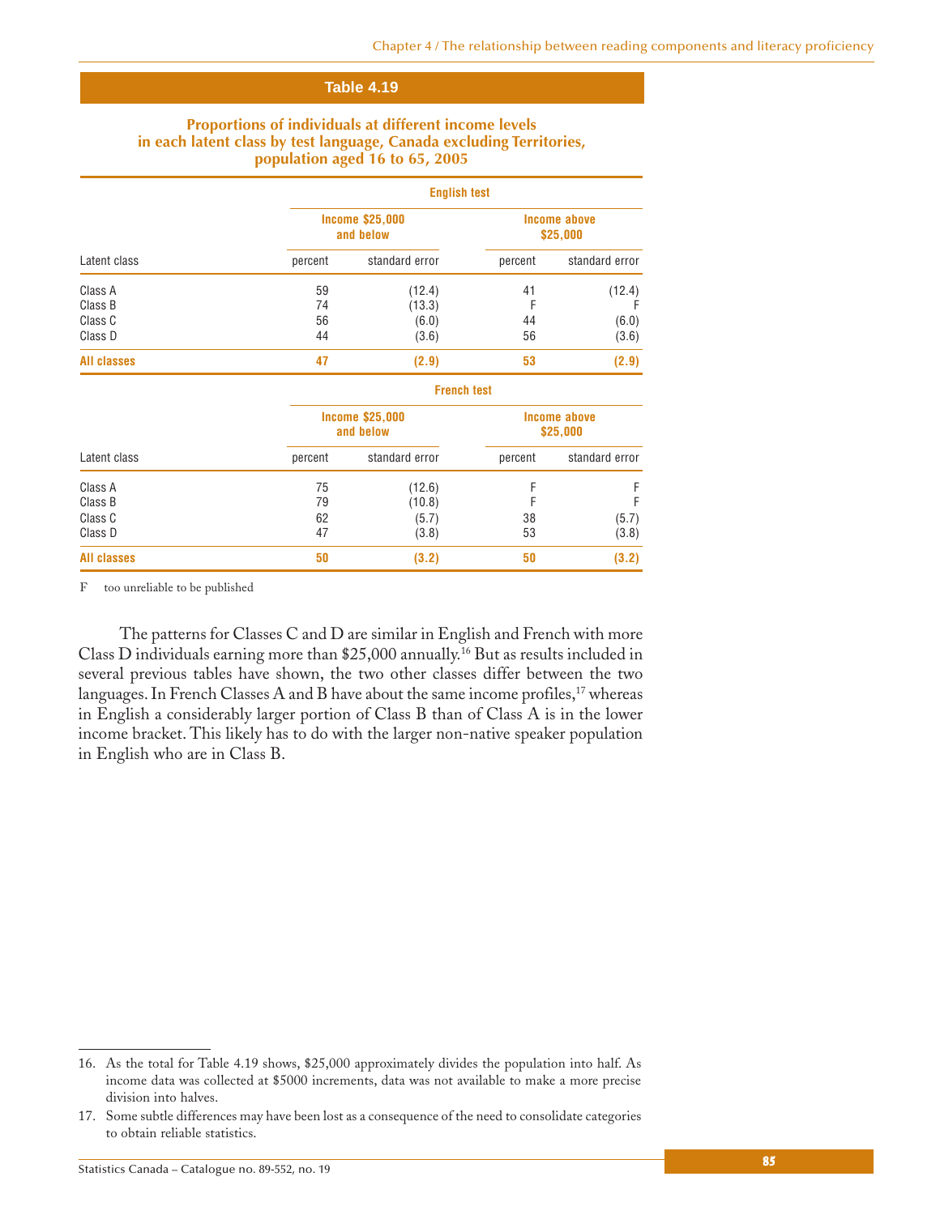## Table 4.19

**Proportions of individuals at different income levels in each latent class by test language, Canada excluding Territories, population aged 16 to 65, 2005**

| | English test | | | |
|---|---|---|---|---|
| | Income $25,000 and below | | Income above $25,000 | |
| Latent class | percent | standard error | percent | standard error |
| Class A | 59 | (12.4) | 41 | (12.4) |
| Class B | 74 | (13.3) | F | F |
| Class C | 56 | (6.0) | 44 | (6.0) |
| Class D | 44 | (3.6) | 56 | (3.6) |
| **All classes** | **47** | **(2.9)** | **53** | **(2.9)** |

| | French test | | | |
|---|---|---|---|---|
| | Income $25,000 and below | | Income above $25,000 | |
| Latent class | percent | standard error | percent | standard error |
| Class A | 75 | (12.6) | F | F |
| Class B | 79 | (10.8) | F | F |
| Class C | 62 | (5.7) | 38 | (5.7) |
| Class D | 47 | (3.8) | 53 | (3.8) |
| **All classes** | **50** | **(3.2)** | **50** | **(3.2)** |

F too unreliable to be published

The patterns for Classes C and D are similar in English and French with more Class D individuals earning more than $25,000 annually.[16] But as results included in several previous tables have shown, the two other classes differ between the two languages. In French Classes A and B have about the same income profiles,[17] whereas in English a considerably larger portion of Class B than of Class A is in the lower income bracket. This likely has to do with the larger non-native speaker population in English who are in Class B.

---

16. As the total for Table 4.19 shows, $25,000 approximately divides the population into half. As income data was collected at $5000 increments, data was not available to make a more precise division into halves.

17. Some subtle differences may have been lost as a consequence of the need to consolidate categories to obtain reliable statistics.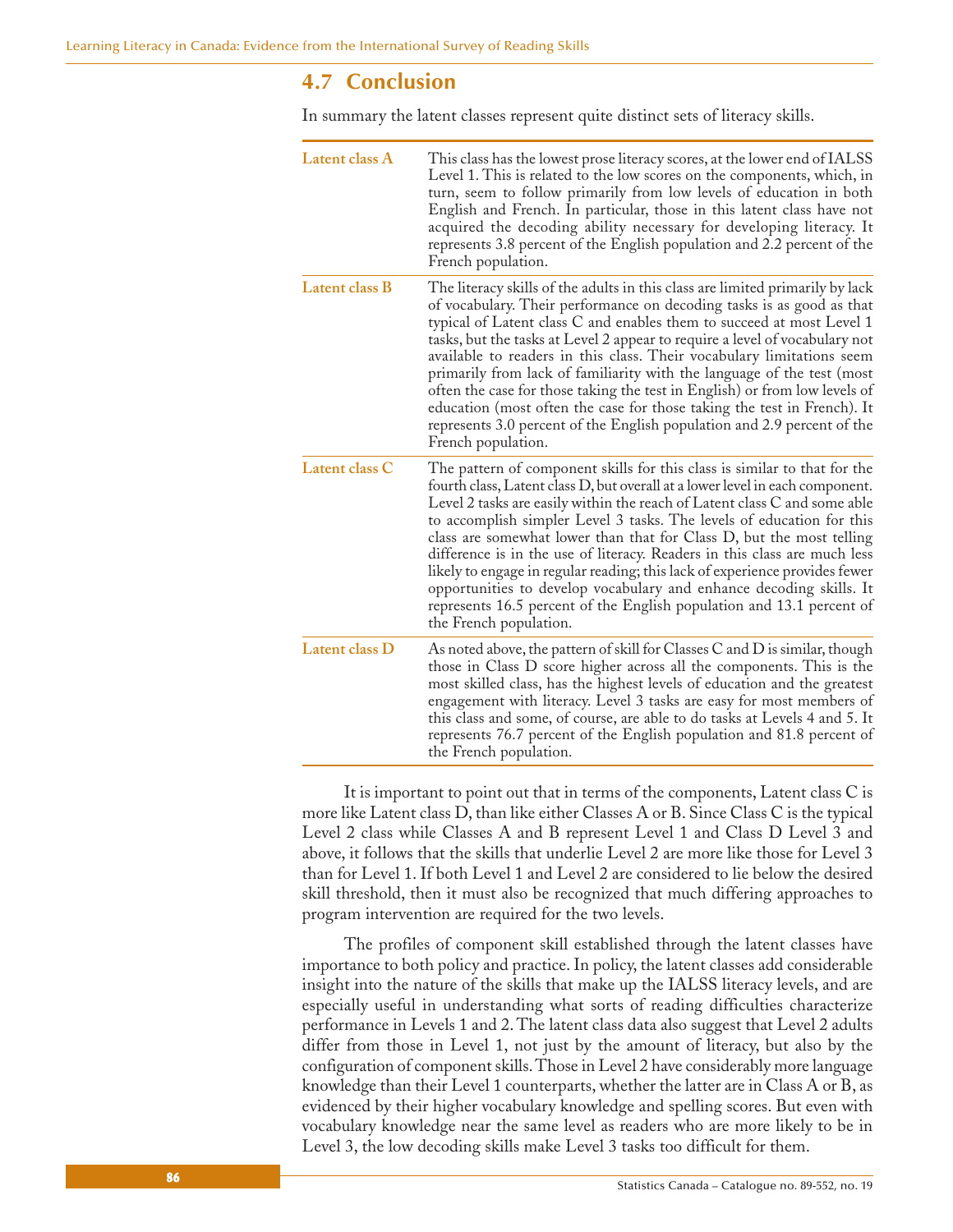## 4.7 Conclusion

In summary the latent classes represent quite distinct sets of literacy skills.

| | |
|---|---|
| Latent class A | This class has the lowest prose literacy scores, at the lower end of IALSS Level 1. This is related to the low scores on the components, which, in turn, seem to follow primarily from low levels of education in both English and French. In particular, those in this latent class have not acquired the decoding ability necessary for developing literacy. It represents 3.8 percent of the English population and 2.2 percent of the French population. |
| Latent class B | The literacy skills of the adults in this class are limited primarily by lack of vocabulary. Their performance on decoding tasks is as good as that typical of Latent class C and enables them to succeed at most Level 1 tasks, but the tasks at Level 2 appear to require a level of vocabulary not available to readers in this class. Their vocabulary limitations seem primarily from lack of familiarity with the language of the test (most often the case for those taking the test in English) or from low levels of education (most often the case for those taking the test in French). It represents 3.0 percent of the English population and 2.9 percent of the French population. |
| Latent class C | The pattern of component skills for this class is similar to that for the fourth class, Latent class D, but overall at a lower level in each component. Level 2 tasks are easily within the reach of Latent class C and some able to accomplish simpler Level 3 tasks. The levels of education for this class are somewhat lower than that for Class D, but the most telling difference is in the use of literacy. Readers in this class are much less likely to engage in regular reading; this lack of experience provides fewer opportunities to develop vocabulary and enhance decoding skills. It represents 16.5 percent of the English population and 13.1 percent of the French population. |
| Latent class D | As noted above, the pattern of skill for Classes C and D is similar, though those in Class D score higher across all the components. This is the most skilled class, has the highest levels of education and the greatest engagement with literacy. Level 3 tasks are easy for most members of this class and some, of course, are able to do tasks at Levels 4 and 5. It represents 76.7 percent of the English population and 81.8 percent of the French population. |

It is important to point out that in terms of the components, Latent class C is more like Latent class D, than like either Classes A or B. Since Class C is the typical Level 2 class while Classes A and B represent Level 1 and Class D Level 3 and above, it follows that the skills that underlie Level 2 are more like those for Level 3 than for Level 1. If both Level 1 and Level 2 are considered to lie below the desired skill threshold, then it must also be recognized that much differing approaches to program intervention are required for the two levels.

The profiles of component skill established through the latent classes have importance to both policy and practice. In policy, the latent classes add considerable insight into the nature of the skills that make up the IALSS literacy levels, and are especially useful in understanding what sorts of reading difficulties characterize performance in Levels 1 and 2. The latent class data also suggest that Level 2 adults differ from those in Level 1, not just by the amount of literacy, but also by the configuration of component skills. Those in Level 2 have considerably more language knowledge than their Level 1 counterparts, whether the latter are in Class A or B, as evidenced by their higher vocabulary knowledge and spelling scores. But even with vocabulary knowledge near the same level as readers who are more likely to be in Level 3, the low decoding skills make Level 3 tasks too difficult for them.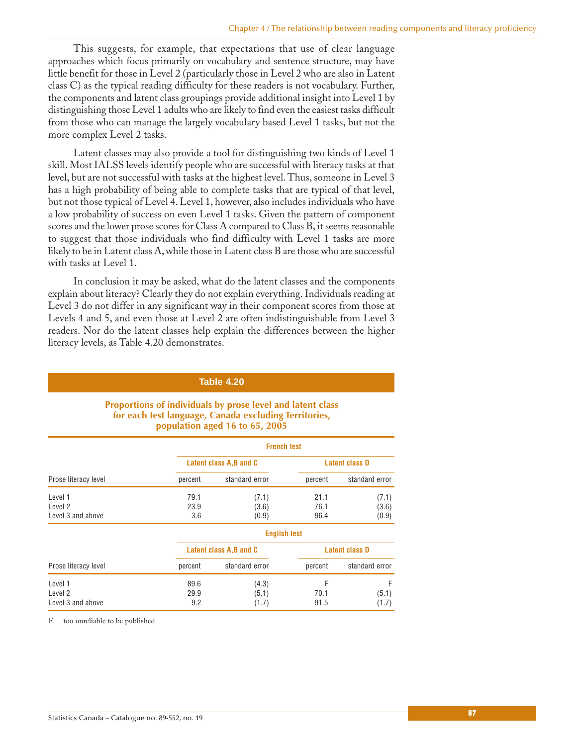This suggests, for example, that expectations that use of clear language approaches which focus primarily on vocabulary and sentence structure, may have little benefit for those in Level 2 (particularly those in Level 2 who are also in Latent class C) as the typical reading difficulty for these readers is not vocabulary. Further, the components and latent class groupings provide additional insight into Level 1 by distinguishing those Level 1 adults who are likely to find even the easiest tasks difficult from those who can manage the largely vocabulary based Level 1 tasks, but not the more complex Level 2 tasks.

Latent classes may also provide a tool for distinguishing two kinds of Level 1 skill. Most IALSS levels identify people who are successful with literacy tasks at that level, but are not successful with tasks at the highest level. Thus, someone in Level 3 has a high probability of being able to complete tasks that are typical of that level, but not those typical of Level 4. Level 1, however, also includes individuals who have a low probability of success on even Level 1 tasks. Given the pattern of component scores and the lower prose scores for Class A compared to Class B, it seems reasonable to suggest that those individuals who find difficulty with Level 1 tasks are more likely to be in Latent class A, while those in Latent class B are those who are successful with tasks at Level 1.

In conclusion it may be asked, what do the latent classes and the components explain about literacy? Clearly they do not explain everything. Individuals reading at Level 3 do not differ in any significant way in their component scores from those at Levels 4 and 5, and even those at Level 2 are often indistinguishable from Level 3 readers. Nor do the latent classes help explain the differences between the higher literacy levels, as Table 4.20 demonstrates.

**Table 4.20**

**Proportions of individuals by prose level and latent class for each test language, Canada excluding Territories, population aged 16 to 65, 2005**

| | French test | | | |
|---|---|---|---|---|
| | Latent class A,B and C | | Latent class D | |
| Prose literacy level | percent | standard error | percent | standard error |
| Level 1 | 79.1 | (7.1) | 21.1 | (7.1) |
| Level 2 | 23.9 | (3.6) | 76.1 | (3.6) |
| Level 3 and above | 3.6 | (0.9) | 96.4 | (0.9) |
| | **English test** | | | |
| | Latent class A,B and C | | Latent class D | |
| Prose literacy level | percent | standard error | percent | standard error |
| Level 1 | 89.6 | (4.3) | F | F |
| Level 2 | 29.9 | (5.1) | 70.1 | (5.1) |
| Level 3 and above | 9.2 | (1.7) | 91.5 | (1.7) |

F too unreliable to be published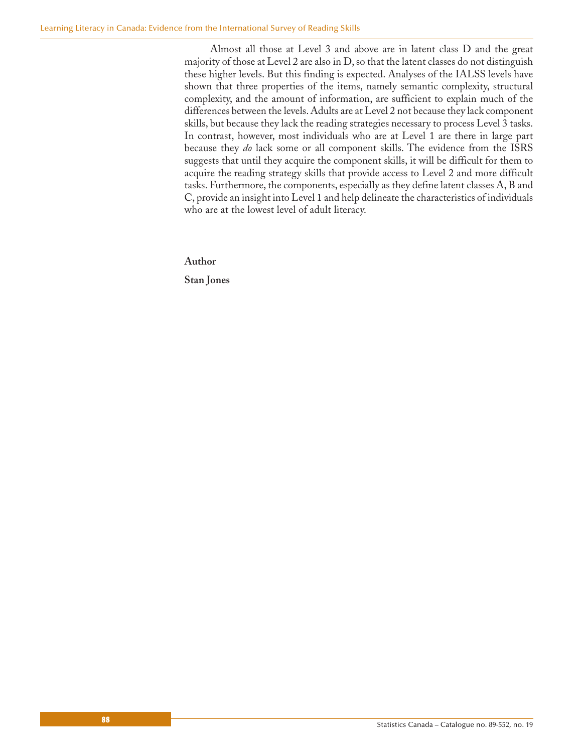Almost all those at Level 3 and above are in latent class D and the great majority of those at Level 2 are also in D, so that the latent classes do not distinguish these higher levels. But this finding is expected. Analyses of the IALSS levels have shown that three properties of the items, namely semantic complexity, structural complexity, and the amount of information, are sufficient to explain much of the differences between the levels. Adults are at Level 2 not because they lack component skills, but because they lack the reading strategies necessary to process Level 3 tasks. In contrast, however, most individuals who are at Level 1 are there in large part because they *do* lack some or all component skills. The evidence from the ISRS suggests that until they acquire the component skills, it will be difficult for them to acquire the reading strategy skills that provide access to Level 2 and more difficult tasks. Furthermore, the components, especially as they define latent classes A, B and C, provide an insight into Level 1 and help delineate the characteristics of individuals who are at the lowest level of adult literacy.

**Author**

**Stan Jones**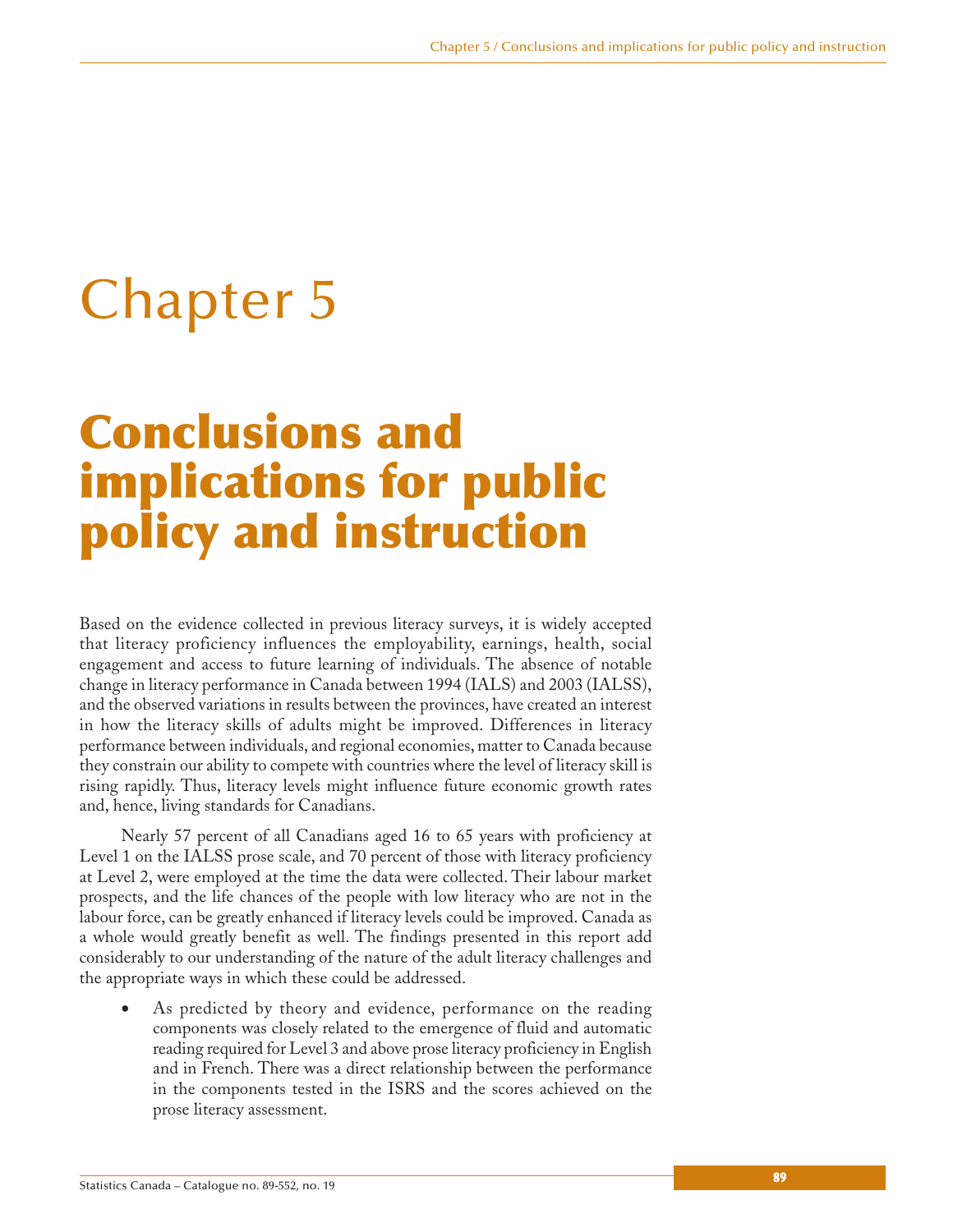# Chapter 5

# Conclusions and implications for public policy and instruction

Based on the evidence collected in previous literacy surveys, it is widely accepted that literacy proficiency influences the employability, earnings, health, social engagement and access to future learning of individuals. The absence of notable change in literacy performance in Canada between 1994 (IALS) and 2003 (IALSS), and the observed variations in results between the provinces, have created an interest in how the literacy skills of adults might be improved. Differences in literacy performance between individuals, and regional economies, matter to Canada because they constrain our ability to compete with countries where the level of literacy skill is rising rapidly. Thus, literacy levels might influence future economic growth rates and, hence, living standards for Canadians.

Nearly 57 percent of all Canadians aged 16 to 65 years with proficiency at Level 1 on the IALSS prose scale, and 70 percent of those with literacy proficiency at Level 2, were employed at the time the data were collected. Their labour market prospects, and the life chances of the people with low literacy who are not in the labour force, can be greatly enhanced if literacy levels could be improved. Canada as a whole would greatly benefit as well. The findings presented in this report add considerably to our understanding of the nature of the adult literacy challenges and the appropriate ways in which these could be addressed.

- As predicted by theory and evidence, performance on the reading components was closely related to the emergence of fluid and automatic reading required for Level 3 and above prose literacy proficiency in English and in French. There was a direct relationship between the performance in the components tested in the ISRS and the scores achieved on the prose literacy assessment.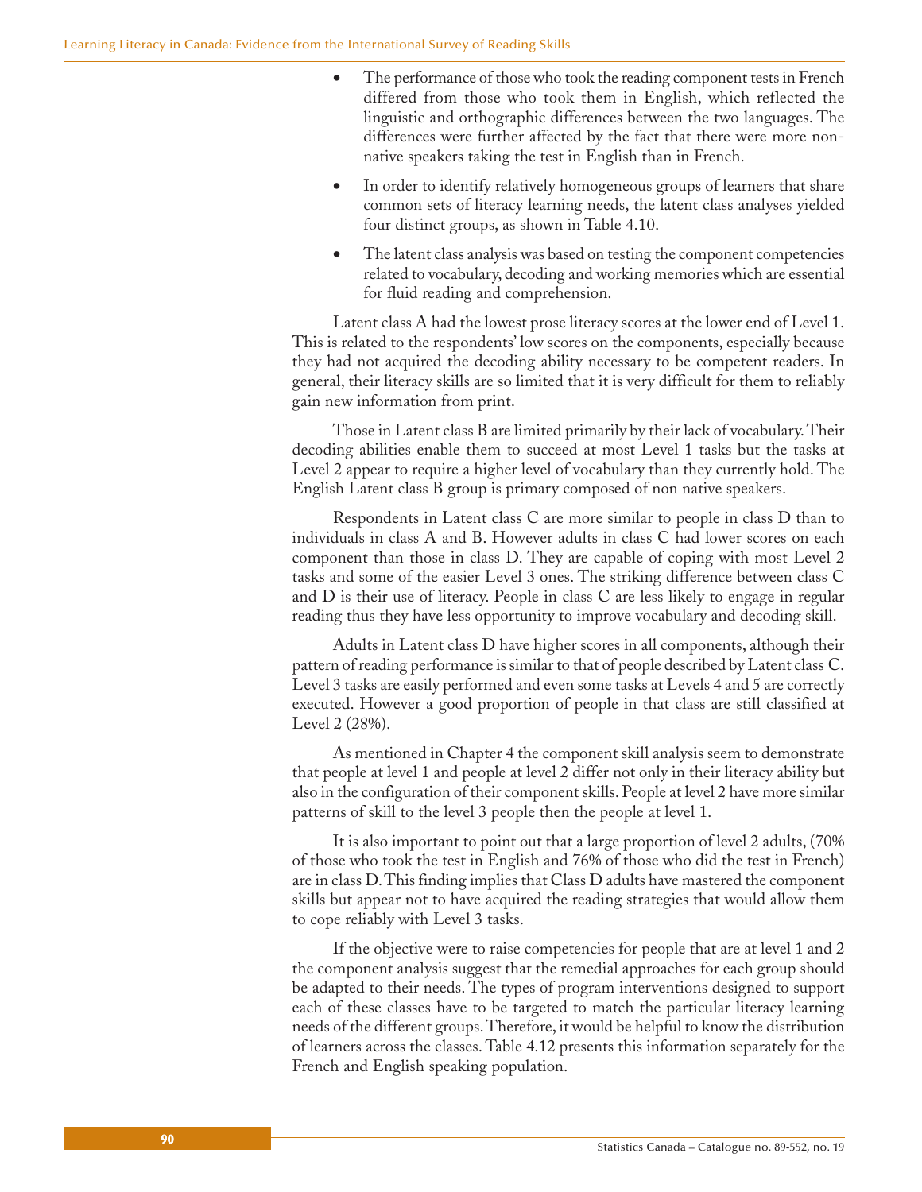- The performance of those who took the reading component tests in French differed from those who took them in English, which reflected the linguistic and orthographic differences between the two languages. The differences were further affected by the fact that there were more non-native speakers taking the test in English than in French.

- In order to identify relatively homogeneous groups of learners that share common sets of literacy learning needs, the latent class analyses yielded four distinct groups, as shown in Table 4.10.

- The latent class analysis was based on testing the component competencies related to vocabulary, decoding and working memories which are essential for fluid reading and comprehension.

Latent class A had the lowest prose literacy scores at the lower end of Level 1. This is related to the respondents' low scores on the components, especially because they had not acquired the decoding ability necessary to be competent readers. In general, their literacy skills are so limited that it is very difficult for them to reliably gain new information from print.

Those in Latent class B are limited primarily by their lack of vocabulary. Their decoding abilities enable them to succeed at most Level 1 tasks but the tasks at Level 2 appear to require a higher level of vocabulary than they currently hold. The English Latent class B group is primary composed of non native speakers.

Respondents in Latent class C are more similar to people in class D than to individuals in class A and B. However adults in class C had lower scores on each component than those in class D. They are capable of coping with most Level 2 tasks and some of the easier Level 3 ones. The striking difference between class C and D is their use of literacy. People in class C are less likely to engage in regular reading thus they have less opportunity to improve vocabulary and decoding skill.

Adults in Latent class D have higher scores in all components, although their pattern of reading performance is similar to that of people described by Latent class C. Level 3 tasks are easily performed and even some tasks at Levels 4 and 5 are correctly executed. However a good proportion of people in that class are still classified at Level 2 (28%).

As mentioned in Chapter 4 the component skill analysis seem to demonstrate that people at level 1 and people at level 2 differ not only in their literacy ability but also in the configuration of their component skills. People at level 2 have more similar patterns of skill to the level 3 people then the people at level 1.

It is also important to point out that a large proportion of level 2 adults, (70% of those who took the test in English and 76% of those who did the test in French) are in class D. This finding implies that Class D adults have mastered the component skills but appear not to have acquired the reading strategies that would allow them to cope reliably with Level 3 tasks.

If the objective were to raise competencies for people that are at level 1 and 2 the component analysis suggest that the remedial approaches for each group should be adapted to their needs. The types of program interventions designed to support each of these classes have to be targeted to match the particular literacy learning needs of the different groups. Therefore, it would be helpful to know the distribution of learners across the classes. Table 4.12 presents this information separately for the French and English speaking population.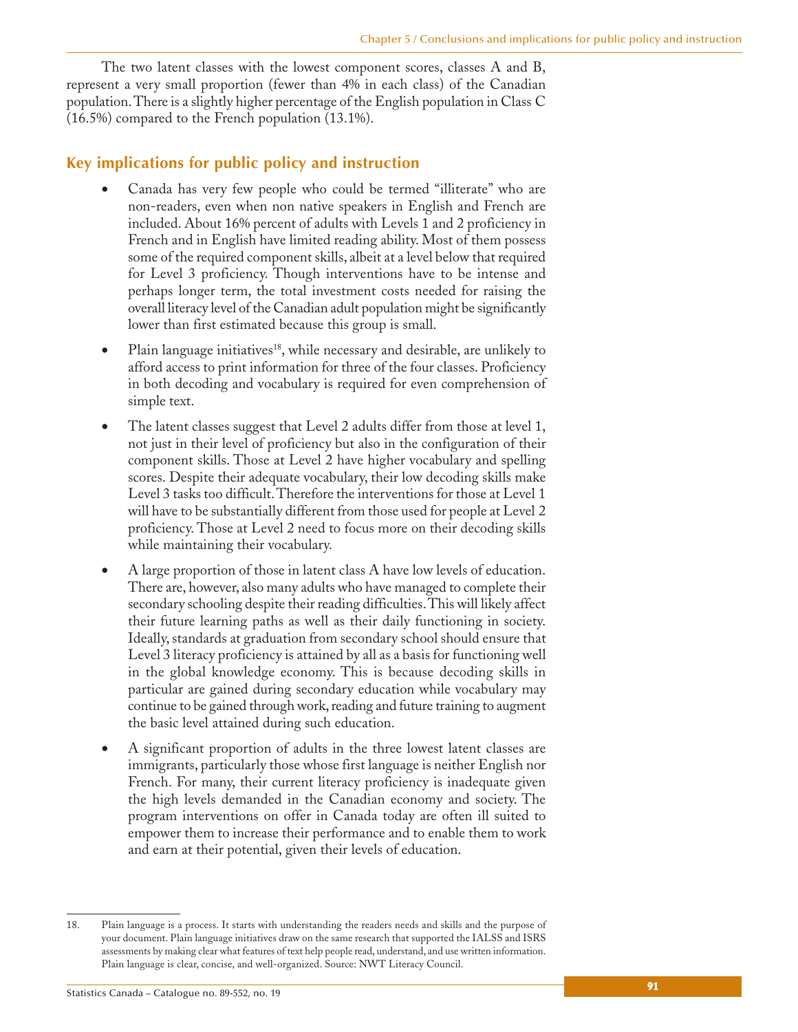The two latent classes with the lowest component scores, classes A and B, represent a very small proportion (fewer than 4% in each class) of the Canadian population. There is a slightly higher percentage of the English population in Class C (16.5%) compared to the French population (13.1%).

## Key implications for public policy and instruction

- Canada has very few people who could be termed "illiterate" who are non-readers, even when non native speakers in English and French are included. About 16% percent of adults with Levels 1 and 2 proficiency in French and in English have limited reading ability. Most of them possess some of the required component skills, albeit at a level below that required for Level 3 proficiency. Though interventions have to be intense and perhaps longer term, the total investment costs needed for raising the overall literacy level of the Canadian adult population might be significantly lower than first estimated because this group is small.
- Plain language initiatives[18], while necessary and desirable, are unlikely to afford access to print information for three of the four classes. Proficiency in both decoding and vocabulary is required for even comprehension of simple text.
- The latent classes suggest that Level 2 adults differ from those at level 1, not just in their level of proficiency but also in the configuration of their component skills. Those at Level 2 have higher vocabulary and spelling scores. Despite their adequate vocabulary, their low decoding skills make Level 3 tasks too difficult. Therefore the interventions for those at Level 1 will have to be substantially different from those used for people at Level 2 proficiency. Those at Level 2 need to focus more on their decoding skills while maintaining their vocabulary.
- A large proportion of those in latent class A have low levels of education. There are, however, also many adults who have managed to complete their secondary schooling despite their reading difficulties. This will likely affect their future learning paths as well as their daily functioning in society. Ideally, standards at graduation from secondary school should ensure that Level 3 literacy proficiency is attained by all as a basis for functioning well in the global knowledge economy. This is because decoding skills in particular are gained during secondary education while vocabulary may continue to be gained through work, reading and future training to augment the basic level attained during such education.
- A significant proportion of adults in the three lowest latent classes are immigrants, particularly those whose first language is neither English nor French. For many, their current literacy proficiency is inadequate given the high levels demanded in the Canadian economy and society. The program interventions on offer in Canada today are often ill suited to empower them to increase their performance and to enable them to work and earn at their potential, given their levels of education.

---

18. Plain language is a process. It starts with understanding the readers needs and skills and the purpose of your document. Plain language initiatives draw on the same research that supported the IALSS and ISRS assessments by making clear what features of text help people read, understand, and use written information. Plain language is clear, concise, and well-organized. Source: NWT Literacy Council.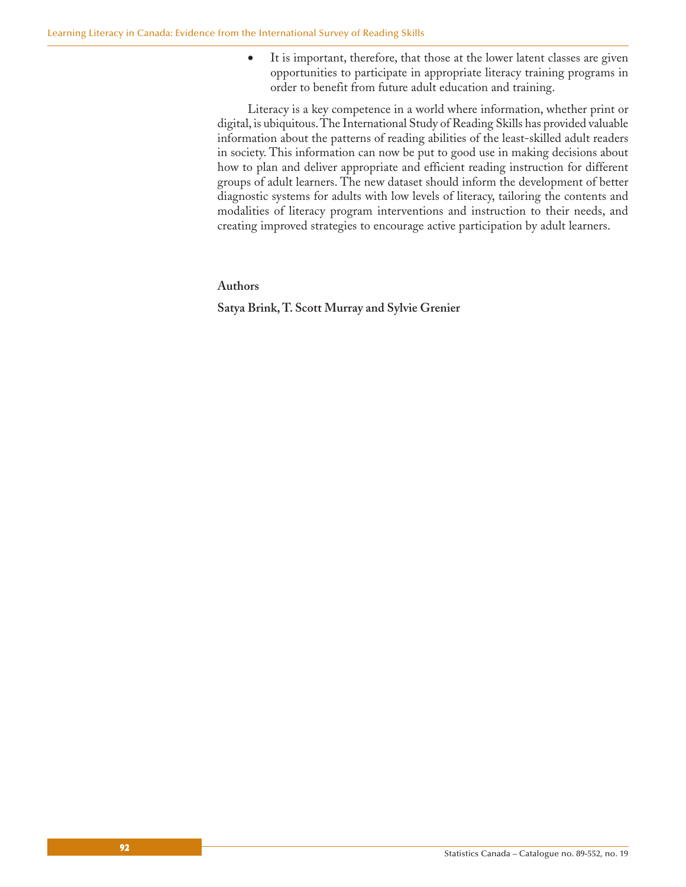- It is important, therefore, that those at the lower latent classes are given opportunities to participate in appropriate literacy training programs in order to benefit from future adult education and training.

Literacy is a key competence in a world where information, whether print or digital, is ubiquitous. The International Study of Reading Skills has provided valuable information about the patterns of reading abilities of the least-skilled adult readers in society. This information can now be put to good use in making decisions about how to plan and deliver appropriate and efficient reading instruction for different groups of adult learners. The new dataset should inform the development of better diagnostic systems for adults with low levels of literacy, tailoring the contents and modalities of literacy program interventions and instruction to their needs, and creating improved strategies to encourage active participation by adult learners.

**Authors**

**Satya Brink, T. Scott Murray and Sylvie Grenier**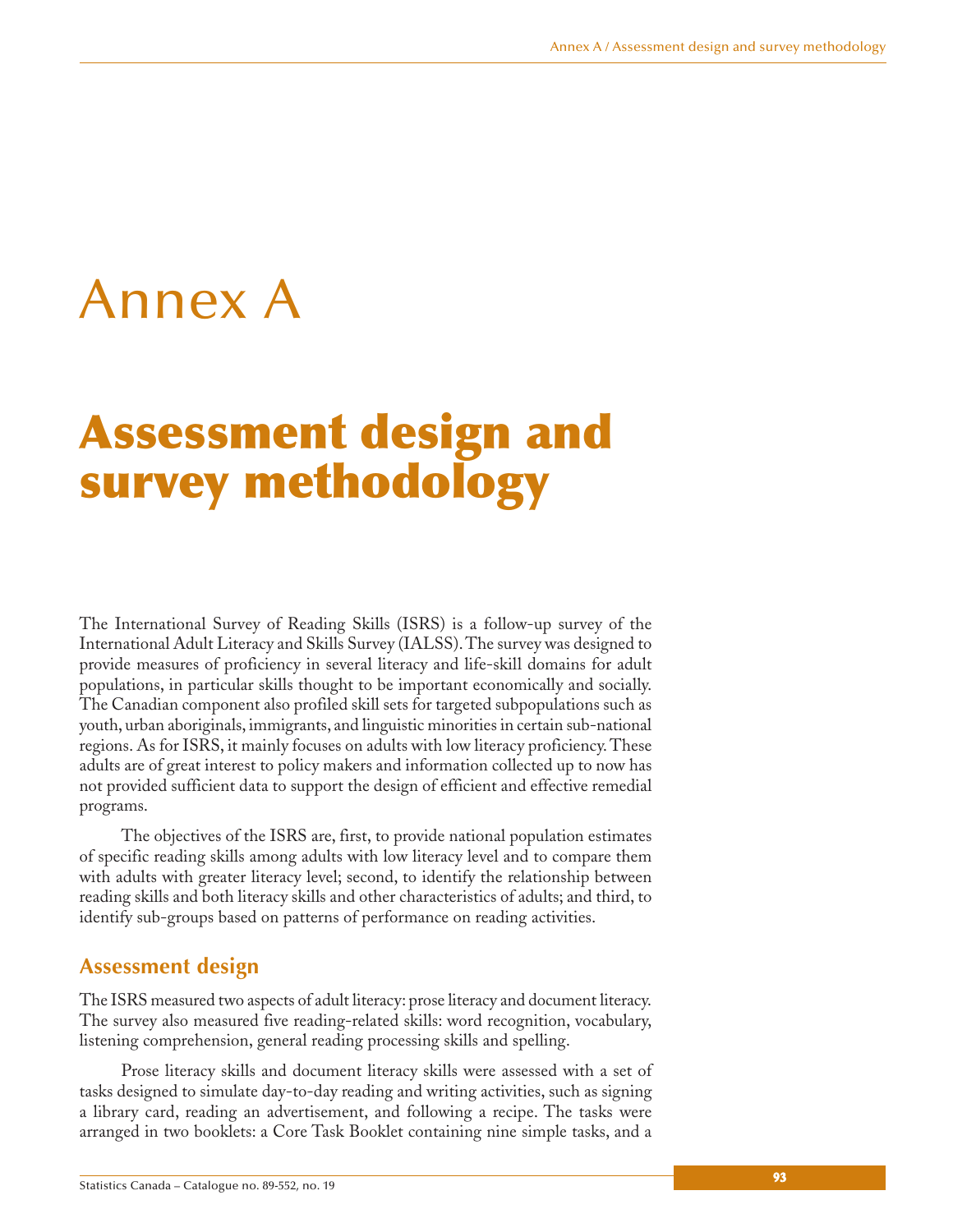# Annex A

# Assessment design and survey methodology

The International Survey of Reading Skills (ISRS) is a follow-up survey of the International Adult Literacy and Skills Survey (IALSS). The survey was designed to provide measures of proficiency in several literacy and life-skill domains for adult populations, in particular skills thought to be important economically and socially. The Canadian component also profiled skill sets for targeted subpopulations such as youth, urban aboriginals, immigrants, and linguistic minorities in certain sub-national regions. As for ISRS, it mainly focuses on adults with low literacy proficiency. These adults are of great interest to policy makers and information collected up to now has not provided sufficient data to support the design of efficient and effective remedial programs.

The objectives of the ISRS are, first, to provide national population estimates of specific reading skills among adults with low literacy level and to compare them with adults with greater literacy level; second, to identify the relationship between reading skills and both literacy skills and other characteristics of adults; and third, to identify sub-groups based on patterns of performance on reading activities.

## Assessment design

The ISRS measured two aspects of adult literacy: prose literacy and document literacy. The survey also measured five reading-related skills: word recognition, vocabulary, listening comprehension, general reading processing skills and spelling.

Prose literacy skills and document literacy skills were assessed with a set of tasks designed to simulate day-to-day reading and writing activities, such as signing a library card, reading an advertisement, and following a recipe. The tasks were arranged in two booklets: a Core Task Booklet containing nine simple tasks, and a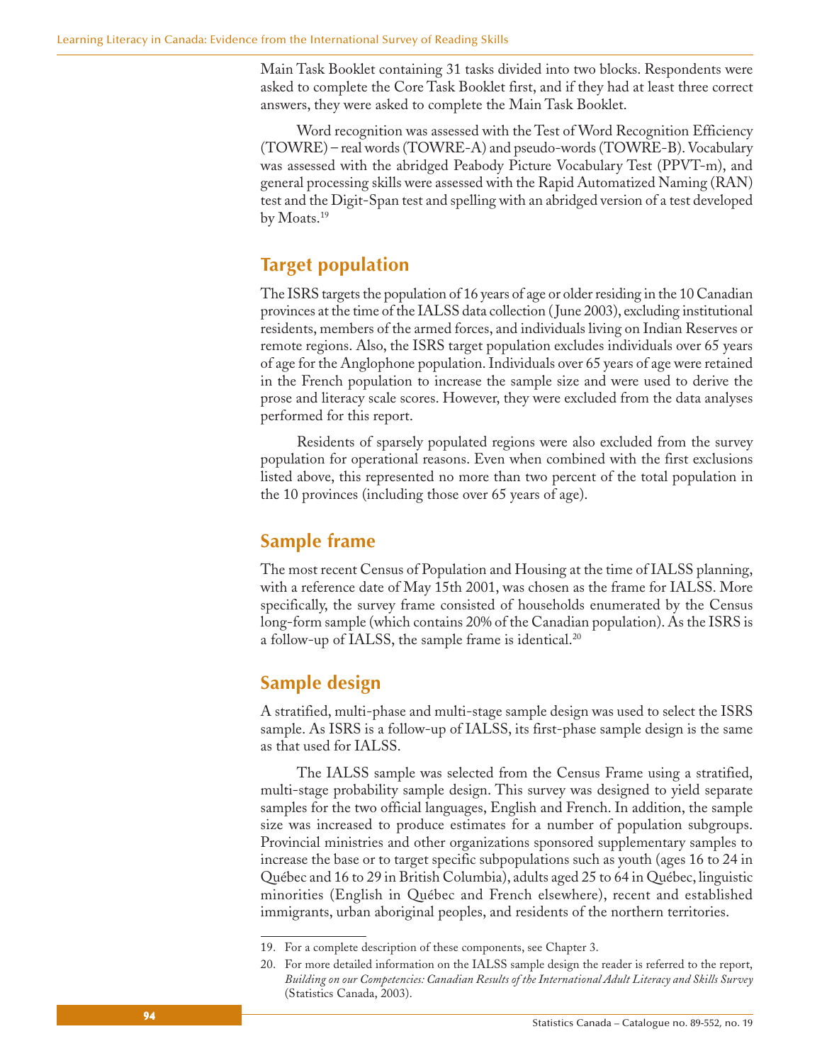Main Task Booklet containing 31 tasks divided into two blocks. Respondents were asked to complete the Core Task Booklet first, and if they had at least three correct answers, they were asked to complete the Main Task Booklet.

Word recognition was assessed with the Test of Word Recognition Efficiency (TOWRE) – real words (TOWRE-A) and pseudo-words (TOWRE-B). Vocabulary was assessed with the abridged Peabody Picture Vocabulary Test (PPVT-m), and general processing skills were assessed with the Rapid Automatized Naming (RAN) test and the Digit-Span test and spelling with an abridged version of a test developed by Moats.[19]

## Target population

The ISRS targets the population of 16 years of age or older residing in the 10 Canadian provinces at the time of the IALSS data collection (June 2003), excluding institutional residents, members of the armed forces, and individuals living on Indian Reserves or remote regions. Also, the ISRS target population excludes individuals over 65 years of age for the Anglophone population. Individuals over 65 years of age were retained in the French population to increase the sample size and were used to derive the prose and literacy scale scores. However, they were excluded from the data analyses performed for this report.

Residents of sparsely populated regions were also excluded from the survey population for operational reasons. Even when combined with the first exclusions listed above, this represented no more than two percent of the total population in the 10 provinces (including those over 65 years of age).

## Sample frame

The most recent Census of Population and Housing at the time of IALSS planning, with a reference date of May 15th 2001, was chosen as the frame for IALSS. More specifically, the survey frame consisted of households enumerated by the Census long-form sample (which contains 20% of the Canadian population). As the ISRS is a follow-up of IALSS, the sample frame is identical.[20]

## Sample design

A stratified, multi-phase and multi-stage sample design was used to select the ISRS sample. As ISRS is a follow-up of IALSS, its first-phase sample design is the same as that used for IALSS.

The IALSS sample was selected from the Census Frame using a stratified, multi-stage probability sample design. This survey was designed to yield separate samples for the two official languages, English and French. In addition, the sample size was increased to produce estimates for a number of population subgroups. Provincial ministries and other organizations sponsored supplementary samples to increase the base or to target specific subpopulations such as youth (ages 16 to 24 in Québec and 16 to 29 in British Columbia), adults aged 25 to 64 in Québec, linguistic minorities (English in Québec and French elsewhere), recent and established immigrants, urban aboriginal peoples, and residents of the northern territories.

---

19. For a complete description of these components, see Chapter 3.

20. For more detailed information on the IALSS sample design the reader is referred to the report, *Building on our Competencies: Canadian Results of the International Adult Literacy and Skills Survey* (Statistics Canada, 2003).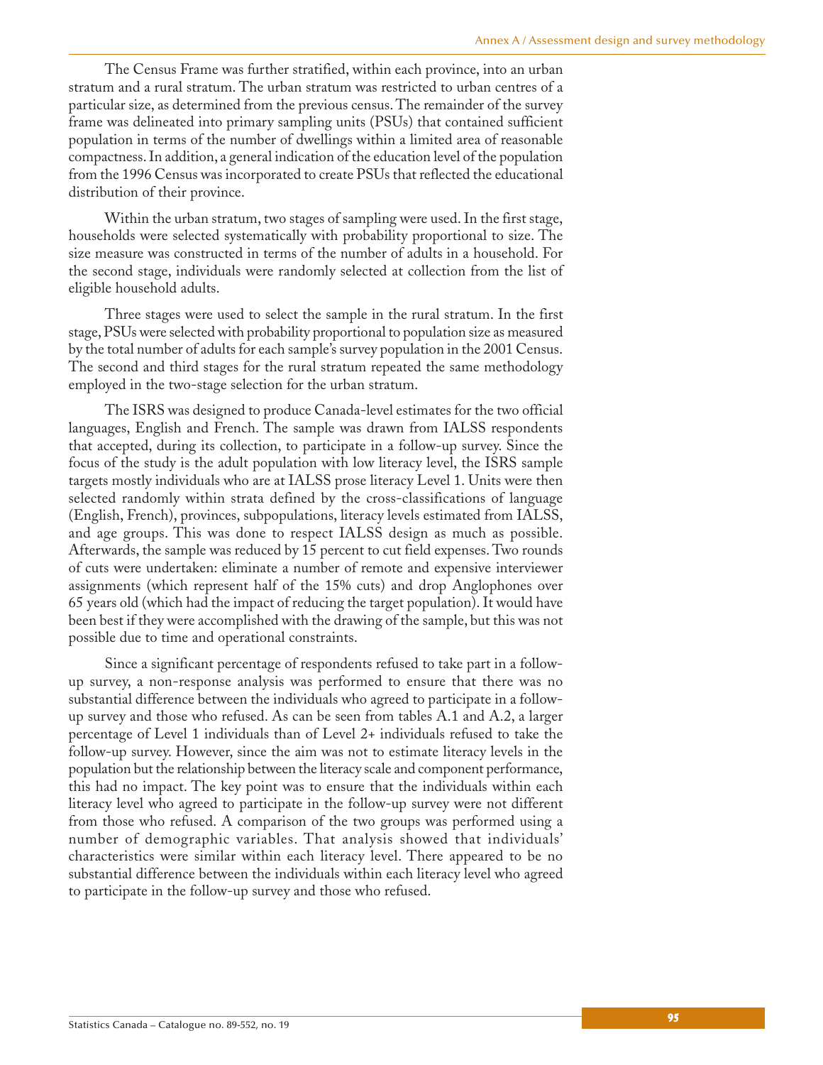The Census Frame was further stratified, within each province, into an urban stratum and a rural stratum. The urban stratum was restricted to urban centres of a particular size, as determined from the previous census. The remainder of the survey frame was delineated into primary sampling units (PSUs) that contained sufficient population in terms of the number of dwellings within a limited area of reasonable compactness. In addition, a general indication of the education level of the population from the 1996 Census was incorporated to create PSUs that reflected the educational distribution of their province.

Within the urban stratum, two stages of sampling were used. In the first stage, households were selected systematically with probability proportional to size. The size measure was constructed in terms of the number of adults in a household. For the second stage, individuals were randomly selected at collection from the list of eligible household adults.

Three stages were used to select the sample in the rural stratum. In the first stage, PSUs were selected with probability proportional to population size as measured by the total number of adults for each sample's survey population in the 2001 Census. The second and third stages for the rural stratum repeated the same methodology employed in the two-stage selection for the urban stratum.

The ISRS was designed to produce Canada-level estimates for the two official languages, English and French. The sample was drawn from IALSS respondents that accepted, during its collection, to participate in a follow-up survey. Since the focus of the study is the adult population with low literacy level, the ISRS sample targets mostly individuals who are at IALSS prose literacy Level 1. Units were then selected randomly within strata defined by the cross-classifications of language (English, French), provinces, subpopulations, literacy levels estimated from IALSS, and age groups. This was done to respect IALSS design as much as possible. Afterwards, the sample was reduced by 15 percent to cut field expenses. Two rounds of cuts were undertaken: eliminate a number of remote and expensive interviewer assignments (which represent half of the 15% cuts) and drop Anglophones over 65 years old (which had the impact of reducing the target population). It would have been best if they were accomplished with the drawing of the sample, but this was not possible due to time and operational constraints.

Since a significant percentage of respondents refused to take part in a follow-up survey, a non-response analysis was performed to ensure that there was no substantial difference between the individuals who agreed to participate in a follow-up survey and those who refused. As can be seen from tables A.1 and A.2, a larger percentage of Level 1 individuals than of Level 2+ individuals refused to take the follow-up survey. However, since the aim was not to estimate literacy levels in the population but the relationship between the literacy scale and component performance, this had no impact. The key point was to ensure that the individuals within each literacy level who agreed to participate in the follow-up survey were not different from those who refused. A comparison of the two groups was performed using a number of demographic variables. That analysis showed that individuals' characteristics were similar within each literacy level. There appeared to be no substantial difference between the individuals within each literacy level who agreed to participate in the follow-up survey and those who refused.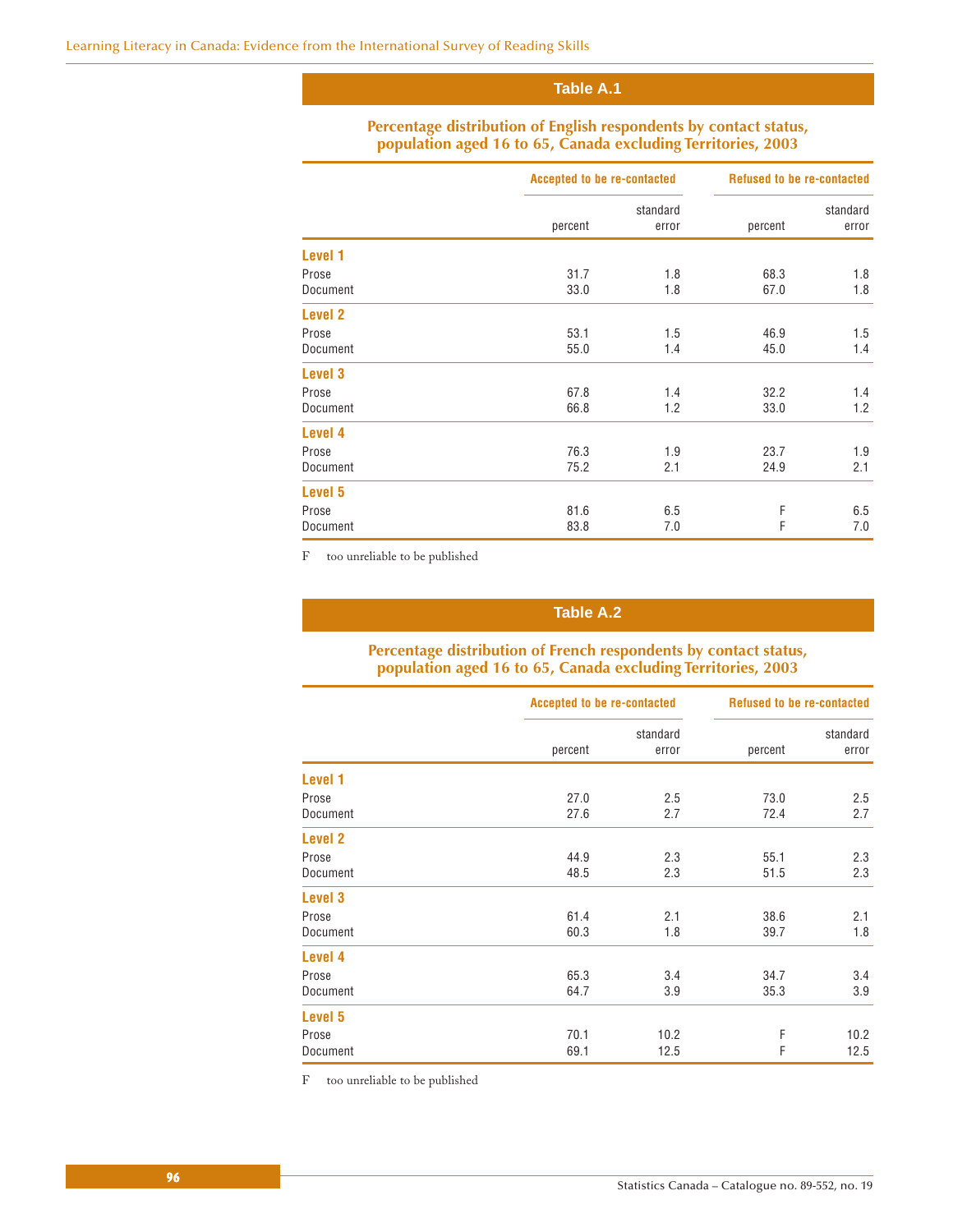## Table A.1

### Percentage distribution of English respondents by contact status, population aged 16 to 65, Canada excluding Territories, 2003

| | Accepted to be re-contacted | | Refused to be re-contacted | |
|---|---|---|---|---|
| | percent | standard error | percent | standard error |
| **Level 1** | | | | |
| Prose | 31.7 | 1.8 | 68.3 | 1.8 |
| Document | 33.0 | 1.8 | 67.0 | 1.8 |
| **Level 2** | | | | |
| Prose | 53.1 | 1.5 | 46.9 | 1.5 |
| Document | 55.0 | 1.4 | 45.0 | 1.4 |
| **Level 3** | | | | |
| Prose | 67.8 | 1.4 | 32.2 | 1.4 |
| Document | 66.8 | 1.2 | 33.0 | 1.2 |
| **Level 4** | | | | |
| Prose | 76.3 | 1.9 | 23.7 | 1.9 |
| Document | 75.2 | 2.1 | 24.9 | 2.1 |
| **Level 5** | | | | |
| Prose | 81.6 | 6.5 | F | 6.5 |
| Document | 83.8 | 7.0 | F | 7.0 |

F too unreliable to be published

## Table A.2

### Percentage distribution of French respondents by contact status, population aged 16 to 65, Canada excluding Territories, 2003

| | Accepted to be re-contacted | | Refused to be re-contacted | |
|---|---|---|---|---|
| | percent | standard error | percent | standard error |
| **Level 1** | | | | |
| Prose | 27.0 | 2.5 | 73.0 | 2.5 |
| Document | 27.6 | 2.7 | 72.4 | 2.7 |
| **Level 2** | | | | |
| Prose | 44.9 | 2.3 | 55.1 | 2.3 |
| Document | 48.5 | 2.3 | 51.5 | 2.3 |
| **Level 3** | | | | |
| Prose | 61.4 | 2.1 | 38.6 | 2.1 |
| Document | 60.3 | 1.8 | 39.7 | 1.8 |
| **Level 4** | | | | |
| Prose | 65.3 | 3.4 | 34.7 | 3.4 |
| Document | 64.7 | 3.9 | 35.3 | 3.9 |
| **Level 5** | | | | |
| Prose | 70.1 | 10.2 | F | 10.2 |
| Document | 69.1 | 12.5 | F | 12.5 |

F too unreliable to be published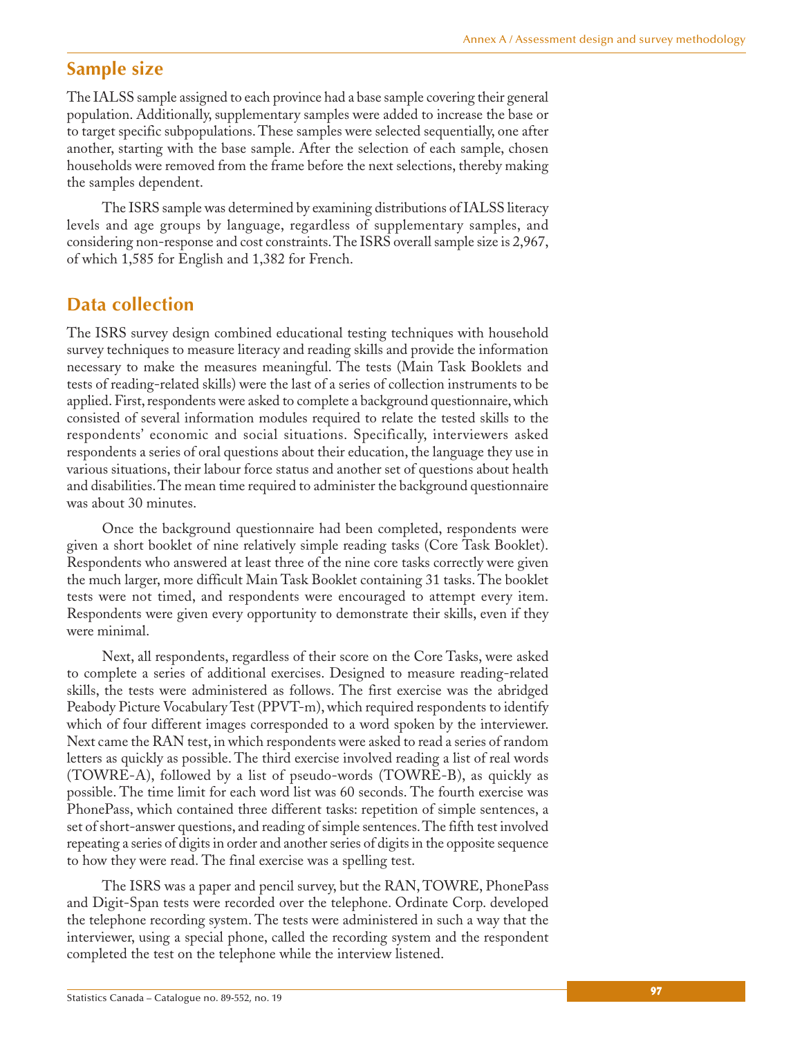## Sample size

The IALSS sample assigned to each province had a base sample covering their general population. Additionally, supplementary samples were added to increase the base or to target specific subpopulations. These samples were selected sequentially, one after another, starting with the base sample. After the selection of each sample, chosen households were removed from the frame before the next selections, thereby making the samples dependent.

The ISRS sample was determined by examining distributions of IALSS literacy levels and age groups by language, regardless of supplementary samples, and considering non-response and cost constraints. The ISRS overall sample size is 2,967, of which 1,585 for English and 1,382 for French.

## Data collection

The ISRS survey design combined educational testing techniques with household survey techniques to measure literacy and reading skills and provide the information necessary to make the measures meaningful. The tests (Main Task Booklets and tests of reading-related skills) were the last of a series of collection instruments to be applied. First, respondents were asked to complete a background questionnaire, which consisted of several information modules required to relate the tested skills to the respondents' economic and social situations. Specifically, interviewers asked respondents a series of oral questions about their education, the language they use in various situations, their labour force status and another set of questions about health and disabilities. The mean time required to administer the background questionnaire was about 30 minutes.

Once the background questionnaire had been completed, respondents were given a short booklet of nine relatively simple reading tasks (Core Task Booklet). Respondents who answered at least three of the nine core tasks correctly were given the much larger, more difficult Main Task Booklet containing 31 tasks. The booklet tests were not timed, and respondents were encouraged to attempt every item. Respondents were given every opportunity to demonstrate their skills, even if they were minimal.

Next, all respondents, regardless of their score on the Core Tasks, were asked to complete a series of additional exercises. Designed to measure reading-related skills, the tests were administered as follows. The first exercise was the abridged Peabody Picture Vocabulary Test (PPVT-m), which required respondents to identify which of four different images corresponded to a word spoken by the interviewer. Next came the RAN test, in which respondents were asked to read a series of random letters as quickly as possible. The third exercise involved reading a list of real words (TOWRE-A), followed by a list of pseudo-words (TOWRE-B), as quickly as possible. The time limit for each word list was 60 seconds. The fourth exercise was PhonePass, which contained three different tasks: repetition of simple sentences, a set of short-answer questions, and reading of simple sentences. The fifth test involved repeating a series of digits in order and another series of digits in the opposite sequence to how they were read. The final exercise was a spelling test.

The ISRS was a paper and pencil survey, but the RAN, TOWRE, PhonePass and Digit-Span tests were recorded over the telephone. Ordinate Corp. developed the telephone recording system. The tests were administered in such a way that the interviewer, using a special phone, called the recording system and the respondent completed the test on the telephone while the interview listened.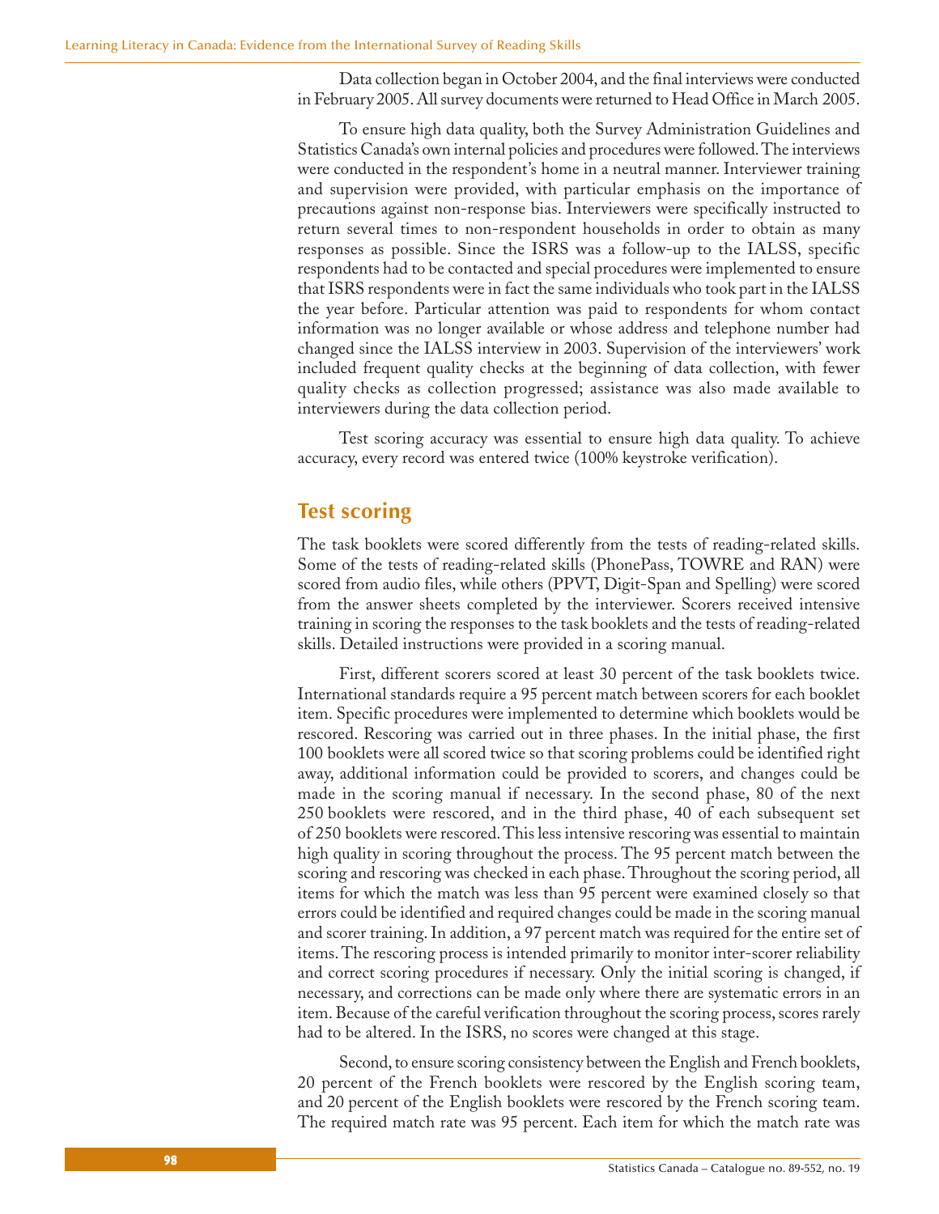Data collection began in October 2004, and the final interviews were conducted in February 2005. All survey documents were returned to Head Office in March 2005.

To ensure high data quality, both the Survey Administration Guidelines and Statistics Canada's own internal policies and procedures were followed. The interviews were conducted in the respondent's home in a neutral manner. Interviewer training and supervision were provided, with particular emphasis on the importance of precautions against non-response bias. Interviewers were specifically instructed to return several times to non-respondent households in order to obtain as many responses as possible. Since the ISRS was a follow-up to the IALSS, specific respondents had to be contacted and special procedures were implemented to ensure that ISRS respondents were in fact the same individuals who took part in the IALSS the year before. Particular attention was paid to respondents for whom contact information was no longer available or whose address and telephone number had changed since the IALSS interview in 2003. Supervision of the interviewers' work included frequent quality checks at the beginning of data collection, with fewer quality checks as collection progressed; assistance was also made available to interviewers during the data collection period.

Test scoring accuracy was essential to ensure high data quality. To achieve accuracy, every record was entered twice (100% keystroke verification).

## Test scoring

The task booklets were scored differently from the tests of reading-related skills. Some of the tests of reading-related skills (PhonePass, TOWRE and RAN) were scored from audio files, while others (PPVT, Digit-Span and Spelling) were scored from the answer sheets completed by the interviewer. Scorers received intensive training in scoring the responses to the task booklets and the tests of reading-related skills. Detailed instructions were provided in a scoring manual.

First, different scorers scored at least 30 percent of the task booklets twice. International standards require a 95 percent match between scorers for each booklet item. Specific procedures were implemented to determine which booklets would be rescored. Rescoring was carried out in three phases. In the initial phase, the first 100 booklets were all scored twice so that scoring problems could be identified right away, additional information could be provided to scorers, and changes could be made in the scoring manual if necessary. In the second phase, 80 of the next 250 booklets were rescored, and in the third phase, 40 of each subsequent set of 250 booklets were rescored. This less intensive rescoring was essential to maintain high quality in scoring throughout the process. The 95 percent match between the scoring and rescoring was checked in each phase. Throughout the scoring period, all items for which the match was less than 95 percent were examined closely so that errors could be identified and required changes could be made in the scoring manual and scorer training. In addition, a 97 percent match was required for the entire set of items. The rescoring process is intended primarily to monitor inter-scorer reliability and correct scoring procedures if necessary. Only the initial scoring is changed, if necessary, and corrections can be made only where there are systematic errors in an item. Because of the careful verification throughout the scoring process, scores rarely had to be altered. In the ISRS, no scores were changed at this stage.

Second, to ensure scoring consistency between the English and French booklets, 20 percent of the French booklets were rescored by the English scoring team, and 20 percent of the English booklets were rescored by the French scoring team. The required match rate was 95 percent. Each item for which the match rate was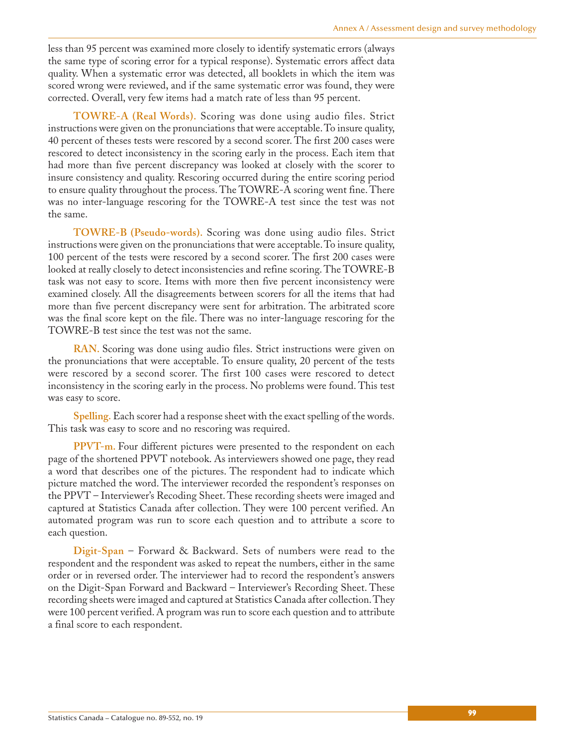less than 95 percent was examined more closely to identify systematic errors (always the same type of scoring error for a typical response). Systematic errors affect data quality. When a systematic error was detected, all booklets in which the item was scored wrong were reviewed, and if the same systematic error was found, they were corrected. Overall, very few items had a match rate of less than 95 percent.

**TOWRE-A (Real Words).** Scoring was done using audio files. Strict instructions were given on the pronunciations that were acceptable. To insure quality, 40 percent of theses tests were rescored by a second scorer. The first 200 cases were rescored to detect inconsistency in the scoring early in the process. Each item that had more than five percent discrepancy was looked at closely with the scorer to insure consistency and quality. Rescoring occurred during the entire scoring period to ensure quality throughout the process. The TOWRE-A scoring went fine. There was no inter-language rescoring for the TOWRE-A test since the test was not the same.

**TOWRE-B (Pseudo-words).** Scoring was done using audio files. Strict instructions were given on the pronunciations that were acceptable. To insure quality, 100 percent of the tests were rescored by a second scorer. The first 200 cases were looked at really closely to detect inconsistencies and refine scoring. The TOWRE-B task was not easy to score. Items with more then five percent inconsistency were examined closely. All the disagreements between scorers for all the items that had more than five percent discrepancy were sent for arbitration. The arbitrated score was the final score kept on the file. There was no inter-language rescoring for the TOWRE-B test since the test was not the same.

**RAN.** Scoring was done using audio files. Strict instructions were given on the pronunciations that were acceptable. To ensure quality, 20 percent of the tests were rescored by a second scorer. The first 100 cases were rescored to detect inconsistency in the scoring early in the process. No problems were found. This test was easy to score.

**Spelling.** Each scorer had a response sheet with the exact spelling of the words. This task was easy to score and no rescoring was required.

**PPVT-m.** Four different pictures were presented to the respondent on each page of the shortened PPVT notebook. As interviewers showed one page, they read a word that describes one of the pictures. The respondent had to indicate which picture matched the word. The interviewer recorded the respondent's responses on the PPVT – Interviewer's Recoding Sheet. These recording sheets were imaged and captured at Statistics Canada after collection. They were 100 percent verified. An automated program was run to score each question and to attribute a score to each question.

**Digit-Span** – Forward & Backward. Sets of numbers were read to the respondent and the respondent was asked to repeat the numbers, either in the same order or in reversed order. The interviewer had to record the respondent's answers on the Digit-Span Forward and Backward – Interviewer's Recording Sheet. These recording sheets were imaged and captured at Statistics Canada after collection. They were 100 percent verified. A program was run to score each question and to attribute a final score to each respondent.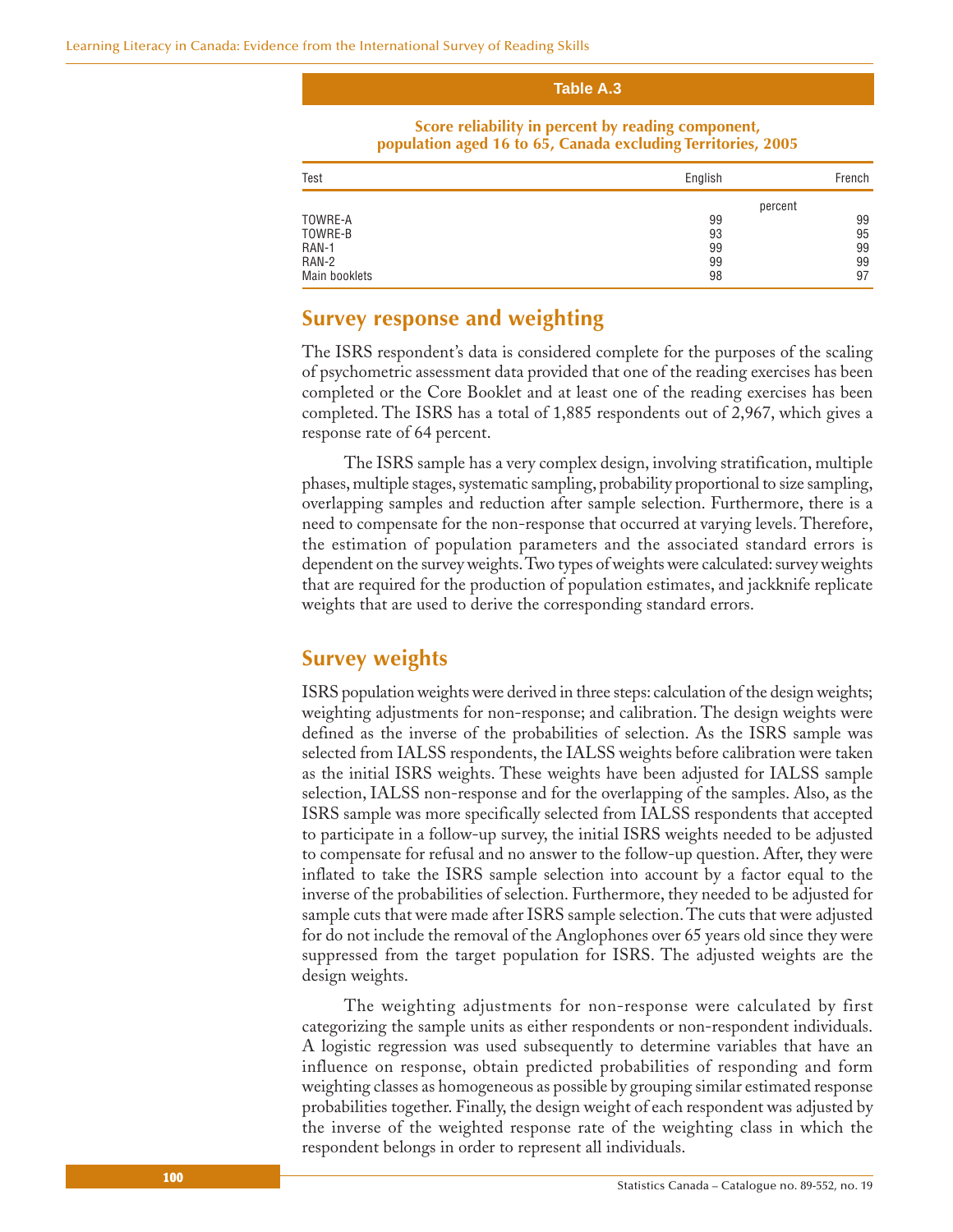**Table A.3**

**Score reliability in percent by reading component, population aged 16 to 65, Canada excluding Territories, 2005**

| Test | English | French |
|---|---|---|
| | percent | |
| TOWRE-A | 99 | 99 |
| TOWRE-B | 93 | 95 |
| RAN-1 | 99 | 99 |
| RAN-2 | 99 | 99 |
| Main booklets | 98 | 97 |

## Survey response and weighting

The ISRS respondent's data is considered complete for the purposes of the scaling of psychometric assessment data provided that one of the reading exercises has been completed or the Core Booklet and at least one of the reading exercises has been completed. The ISRS has a total of 1,885 respondents out of 2,967, which gives a response rate of 64 percent.

The ISRS sample has a very complex design, involving stratification, multiple phases, multiple stages, systematic sampling, probability proportional to size sampling, overlapping samples and reduction after sample selection. Furthermore, there is a need to compensate for the non-response that occurred at varying levels. Therefore, the estimation of population parameters and the associated standard errors is dependent on the survey weights. Two types of weights were calculated: survey weights that are required for the production of population estimates, and jackknife replicate weights that are used to derive the corresponding standard errors.

## Survey weights

ISRS population weights were derived in three steps: calculation of the design weights; weighting adjustments for non-response; and calibration. The design weights were defined as the inverse of the probabilities of selection. As the ISRS sample was selected from IALSS respondents, the IALSS weights before calibration were taken as the initial ISRS weights. These weights have been adjusted for IALSS sample selection, IALSS non-response and for the overlapping of the samples. Also, as the ISRS sample was more specifically selected from IALSS respondents that accepted to participate in a follow-up survey, the initial ISRS weights needed to be adjusted to compensate for refusal and no answer to the follow-up question. After, they were inflated to take the ISRS sample selection into account by a factor equal to the inverse of the probabilities of selection. Furthermore, they needed to be adjusted for sample cuts that were made after ISRS sample selection. The cuts that were adjusted for do not include the removal of the Anglophones over 65 years old since they were suppressed from the target population for ISRS. The adjusted weights are the design weights.

The weighting adjustments for non-response were calculated by first categorizing the sample units as either respondents or non-respondent individuals. A logistic regression was used subsequently to determine variables that have an influence on response, obtain predicted probabilities of responding and form weighting classes as homogeneous as possible by grouping similar estimated response probabilities together. Finally, the design weight of each respondent was adjusted by the inverse of the weighted response rate of the weighting class in which the respondent belongs in order to represent all individuals.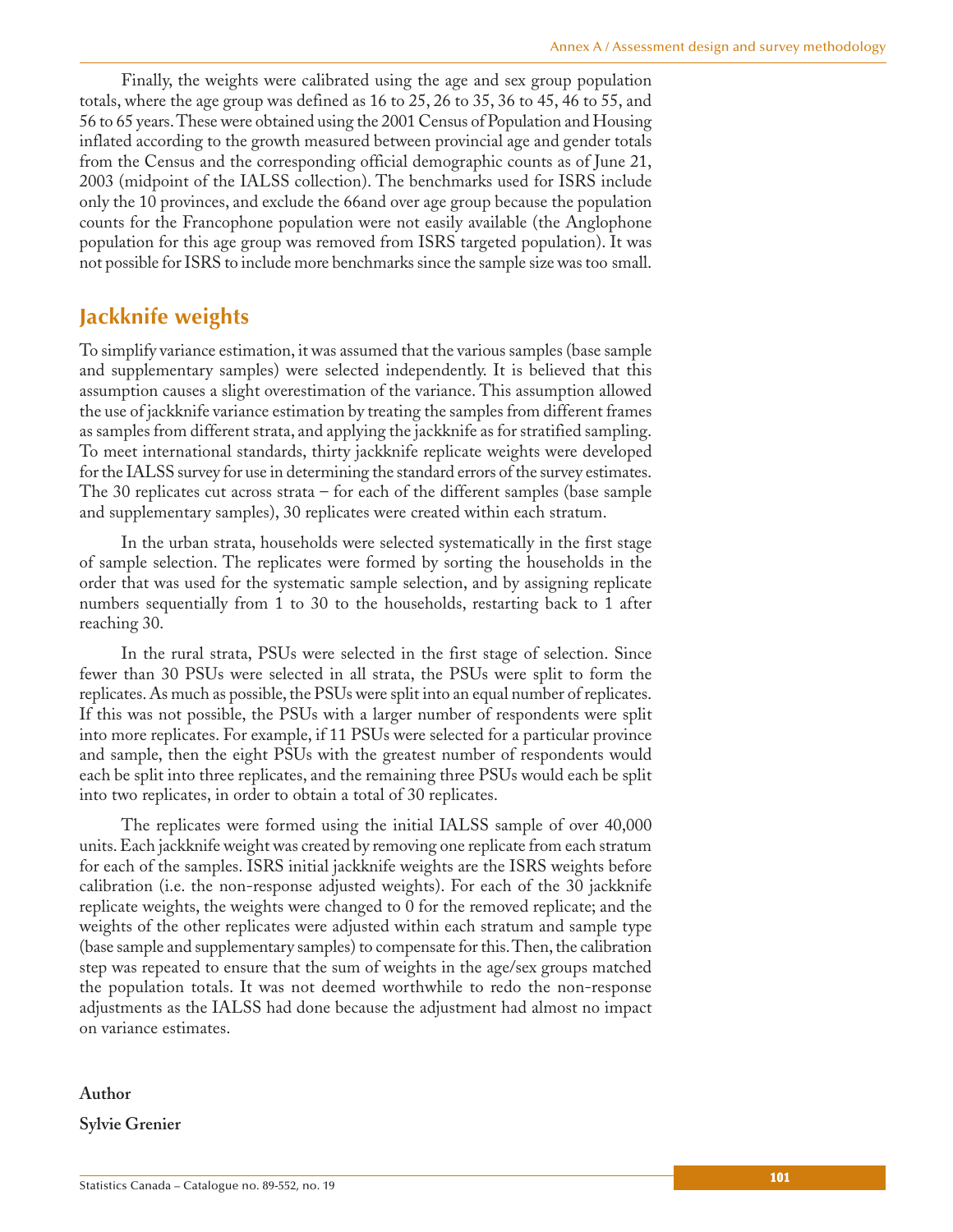Finally, the weights were calibrated using the age and sex group population totals, where the age group was defined as 16 to 25, 26 to 35, 36 to 45, 46 to 55, and 56 to 65 years. These were obtained using the 2001 Census of Population and Housing inflated according to the growth measured between provincial age and gender totals from the Census and the corresponding official demographic counts as of June 21, 2003 (midpoint of the IALSS collection). The benchmarks used for ISRS include only the 10 provinces, and exclude the 66and over age group because the population counts for the Francophone population were not easily available (the Anglophone population for this age group was removed from ISRS targeted population). It was not possible for ISRS to include more benchmarks since the sample size was too small.

## Jackknife weights

To simplify variance estimation, it was assumed that the various samples (base sample and supplementary samples) were selected independently. It is believed that this assumption causes a slight overestimation of the variance. This assumption allowed the use of jackknife variance estimation by treating the samples from different frames as samples from different strata, and applying the jackknife as for stratified sampling. To meet international standards, thirty jackknife replicate weights were developed for the IALSS survey for use in determining the standard errors of the survey estimates. The 30 replicates cut across strata – for each of the different samples (base sample and supplementary samples), 30 replicates were created within each stratum.

In the urban strata, households were selected systematically in the first stage of sample selection. The replicates were formed by sorting the households in the order that was used for the systematic sample selection, and by assigning replicate numbers sequentially from 1 to 30 to the households, restarting back to 1 after reaching 30.

In the rural strata, PSUs were selected in the first stage of selection. Since fewer than 30 PSUs were selected in all strata, the PSUs were split to form the replicates. As much as possible, the PSUs were split into an equal number of replicates. If this was not possible, the PSUs with a larger number of respondents were split into more replicates. For example, if 11 PSUs were selected for a particular province and sample, then the eight PSUs with the greatest number of respondents would each be split into three replicates, and the remaining three PSUs would each be split into two replicates, in order to obtain a total of 30 replicates.

The replicates were formed using the initial IALSS sample of over 40,000 units. Each jackknife weight was created by removing one replicate from each stratum for each of the samples. ISRS initial jackknife weights are the ISRS weights before calibration (i.e. the non-response adjusted weights). For each of the 30 jackknife replicate weights, the weights were changed to 0 for the removed replicate; and the weights of the other replicates were adjusted within each stratum and sample type (base sample and supplementary samples) to compensate for this. Then, the calibration step was repeated to ensure that the sum of weights in the age/sex groups matched the population totals. It was not deemed worthwhile to redo the non-response adjustments as the IALSS had done because the adjustment had almost no impact on variance estimates.

**Author**

**Sylvie Grenier**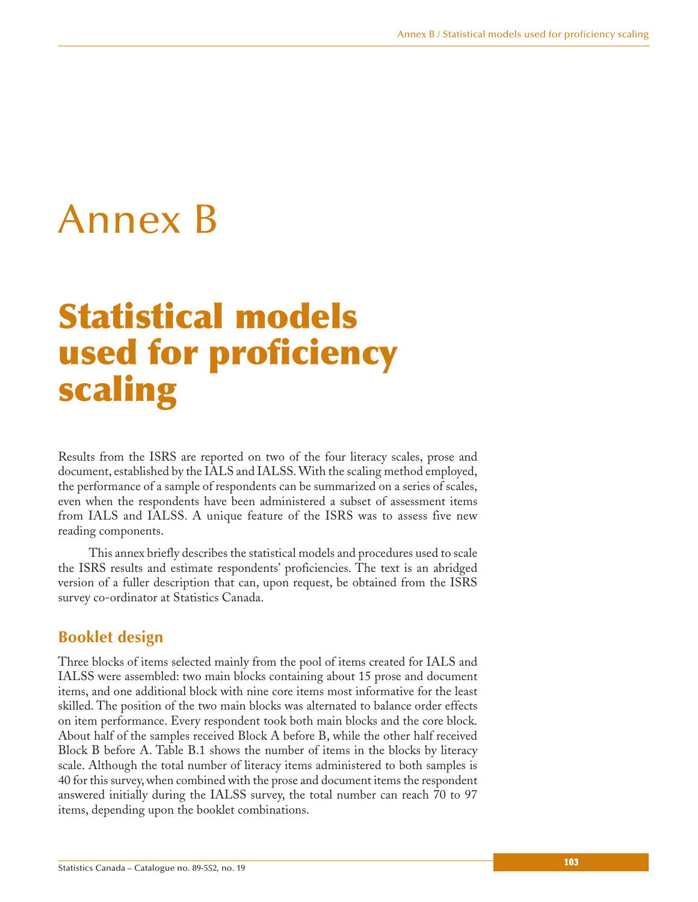# Annex B

# Statistical models used for proficiency scaling

Results from the ISRS are reported on two of the four literacy scales, prose and document, established by the IALS and IALSS. With the scaling method employed, the performance of a sample of respondents can be summarized on a series of scales, even when the respondents have been administered a subset of assessment items from IALS and IALSS. A unique feature of the ISRS was to assess five new reading components.

This annex briefly describes the statistical models and procedures used to scale the ISRS results and estimate respondents' proficiencies. The text is an abridged version of a fuller description that can, upon request, be obtained from the ISRS survey co-ordinator at Statistics Canada.

## Booklet design

Three blocks of items selected mainly from the pool of items created for IALS and IALSS were assembled: two main blocks containing about 15 prose and document items, and one additional block with nine core items most informative for the least skilled. The position of the two main blocks was alternated to balance order effects on item performance. Every respondent took both main blocks and the core block. About half of the samples received Block A before B, while the other half received Block B before A. Table B.1 shows the number of items in the blocks by literacy scale. Although the total number of literacy items administered to both samples is 40 for this survey, when combined with the prose and document items the respondent answered initially during the IALSS survey, the total number can reach 70 to 97 items, depending upon the booklet combinations.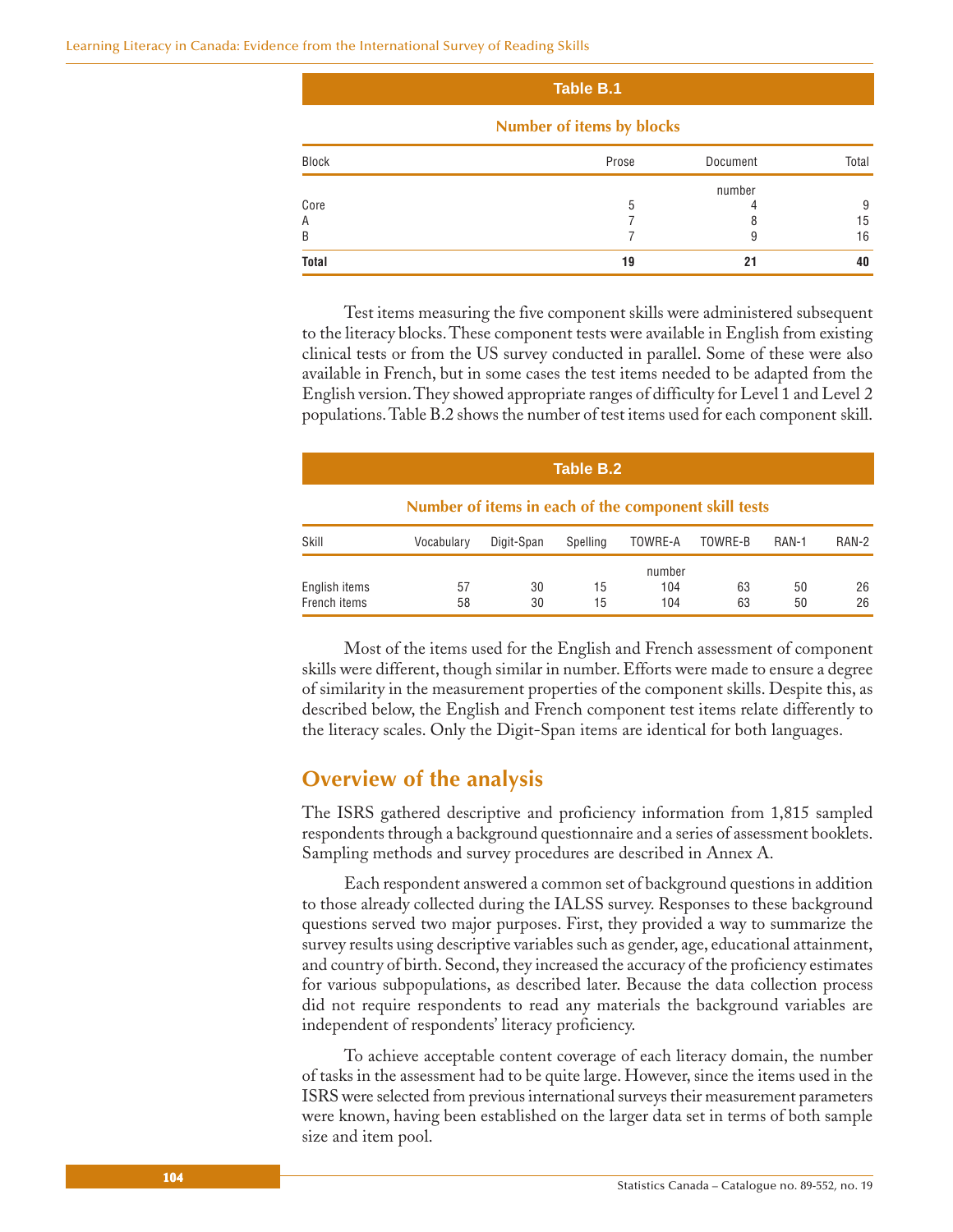**Table B.1**

**Number of items by blocks**

| Block | Prose | Document | Total |
|---|---|---|---|
| | | number | |
| Core | 5 | 4 | 9 |
| A | 7 | 8 | 15 |
| B | 7 | 9 | 16 |
| **Total** | **19** | **21** | **40** |

Test items measuring the five component skills were administered subsequent to the literacy blocks. These component tests were available in English from existing clinical tests or from the US survey conducted in parallel. Some of these were also available in French, but in some cases the test items needed to be adapted from the English version. They showed appropriate ranges of difficulty for Level 1 and Level 2 populations. Table B.2 shows the number of test items used for each component skill.

**Table B.2**

**Number of items in each of the component skill tests**

| Skill | Vocabulary | Digit-Span | Spelling | TOWRE-A | TOWRE-B | RAN-1 | RAN-2 |
|---|---|---|---|---|---|---|---|
| | | | | number | | | |
| English items | 57 | 30 | 15 | 104 | 63 | 50 | 26 |
| French items | 58 | 30 | 15 | 104 | 63 | 50 | 26 |

Most of the items used for the English and French assessment of component skills were different, though similar in number. Efforts were made to ensure a degree of similarity in the measurement properties of the component skills. Despite this, as described below, the English and French component test items relate differently to the literacy scales. Only the Digit-Span items are identical for both languages.

## Overview of the analysis

The ISRS gathered descriptive and proficiency information from 1,815 sampled respondents through a background questionnaire and a series of assessment booklets. Sampling methods and survey procedures are described in Annex A.

Each respondent answered a common set of background questions in addition to those already collected during the IALSS survey. Responses to these background questions served two major purposes. First, they provided a way to summarize the survey results using descriptive variables such as gender, age, educational attainment, and country of birth. Second, they increased the accuracy of the proficiency estimates for various subpopulations, as described later. Because the data collection process did not require respondents to read any materials the background variables are independent of respondents' literacy proficiency.

To achieve acceptable content coverage of each literacy domain, the number of tasks in the assessment had to be quite large. However, since the items used in the ISRS were selected from previous international surveys their measurement parameters were known, having been established on the larger data set in terms of both sample size and item pool.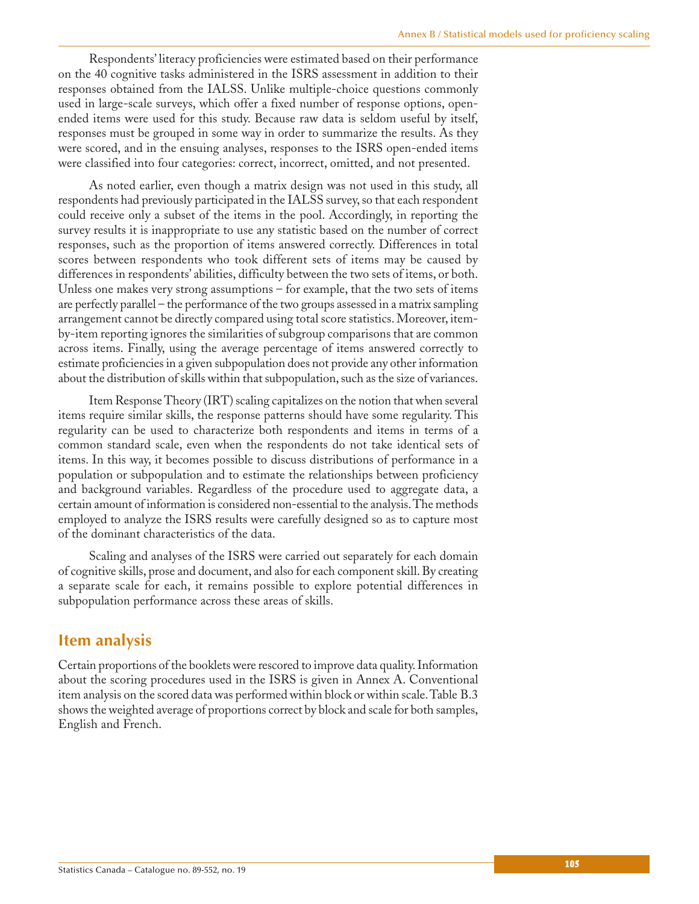Respondents' literacy proficiencies were estimated based on their performance on the 40 cognitive tasks administered in the ISRS assessment in addition to their responses obtained from the IALSS. Unlike multiple-choice questions commonly used in large-scale surveys, which offer a fixed number of response options, open-ended items were used for this study. Because raw data is seldom useful by itself, responses must be grouped in some way in order to summarize the results. As they were scored, and in the ensuing analyses, responses to the ISRS open-ended items were classified into four categories: correct, incorrect, omitted, and not presented.

As noted earlier, even though a matrix design was not used in this study, all respondents had previously participated in the IALSS survey, so that each respondent could receive only a subset of the items in the pool. Accordingly, in reporting the survey results it is inappropriate to use any statistic based on the number of correct responses, such as the proportion of items answered correctly. Differences in total scores between respondents who took different sets of items may be caused by differences in respondents' abilities, difficulty between the two sets of items, or both. Unless one makes very strong assumptions – for example, that the two sets of items are perfectly parallel – the performance of the two groups assessed in a matrix sampling arrangement cannot be directly compared using total score statistics. Moreover, item-by-item reporting ignores the similarities of subgroup comparisons that are common across items. Finally, using the average percentage of items answered correctly to estimate proficiencies in a given subpopulation does not provide any other information about the distribution of skills within that subpopulation, such as the size of variances.

Item Response Theory (IRT) scaling capitalizes on the notion that when several items require similar skills, the response patterns should have some regularity. This regularity can be used to characterize both respondents and items in terms of a common standard scale, even when the respondents do not take identical sets of items. In this way, it becomes possible to discuss distributions of performance in a population or subpopulation and to estimate the relationships between proficiency and background variables. Regardless of the procedure used to aggregate data, a certain amount of information is considered non-essential to the analysis. The methods employed to analyze the ISRS results were carefully designed so as to capture most of the dominant characteristics of the data.

Scaling and analyses of the ISRS were carried out separately for each domain of cognitive skills, prose and document, and also for each component skill. By creating a separate scale for each, it remains possible to explore potential differences in subpopulation performance across these areas of skills.

## Item analysis

Certain proportions of the booklets were rescored to improve data quality. Information about the scoring procedures used in the ISRS is given in Annex A. Conventional item analysis on the scored data was performed within block or within scale. Table B.3 shows the weighted average of proportions correct by block and scale for both samples, English and French.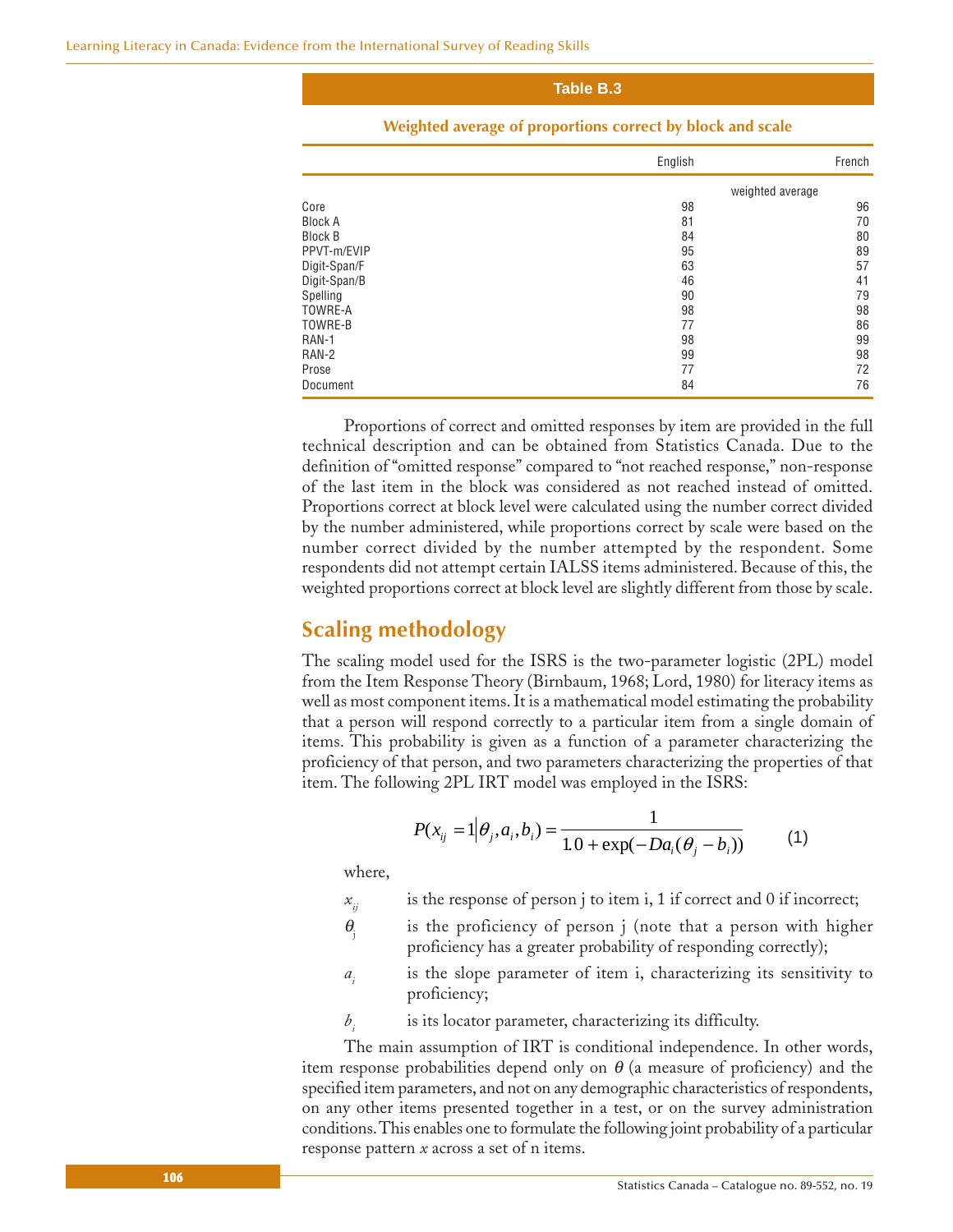**Table B.3**

**Weighted average of proportions correct by block and scale**

| | English | French |
|---|---|---|
| | weighted average | |
| Core | 98 | 96 |
| Block A | 81 | 70 |
| Block B | 84 | 80 |
| PPVT-m/EVIP | 95 | 89 |
| Digit-Span/F | 63 | 57 |
| Digit-Span/B | 46 | 41 |
| Spelling | 90 | 79 |
| TOWRE-A | 98 | 98 |
| TOWRE-B | 77 | 86 |
| RAN-1 | 98 | 99 |
| RAN-2 | 99 | 98 |
| Prose | 77 | 72 |
| Document | 84 | 76 |

Proportions of correct and omitted responses by item are provided in the full technical description and can be obtained from Statistics Canada. Due to the definition of "omitted response" compared to "not reached response," non-response of the last item in the block was considered as not reached instead of omitted. Proportions correct at block level were calculated using the number correct divided by the number administered, while proportions correct by scale were based on the number correct divided by the number attempted by the respondent. Some respondents did not attempt certain IALSS items administered. Because of this, the weighted proportions correct at block level are slightly different from those by scale.

## Scaling methodology

The scaling model used for the ISRS is the two-parameter logistic (2PL) model from the Item Response Theory (Birnbaum, 1968; Lord, 1980) for literacy items as well as most component items. It is a mathematical model estimating the probability that a person will respond correctly to a particular item from a single domain of items. This probability is given as a function of a parameter characterizing the proficiency of that person, and two parameters characterizing the properties of that item. The following 2PL IRT model was employed in the ISRS:

$$P(x_{ij} = 1 | \theta_j, a_i, b_i) = \frac{1}{1.0 + \exp(-Da_i(\theta_j - b_i))} \qquad (1)$$

where,

- $x_{ij}$ is the response of person j to item i, 1 if correct and 0 if incorrect;
- $\theta_j$ is the proficiency of person j (note that a person with higher proficiency has a greater probability of responding correctly);
- $a_i$ is the slope parameter of item i, characterizing its sensitivity to proficiency;
- $b_i$ is its locator parameter, characterizing its difficulty.

The main assumption of IRT is conditional independence. In other words, item response probabilities depend only on $\theta$ (a measure of proficiency) and the specified item parameters, and not on any demographic characteristics of respondents, on any other items presented together in a test, or on the survey administration conditions. This enables one to formulate the following joint probability of a particular response pattern *x* across a set of n items.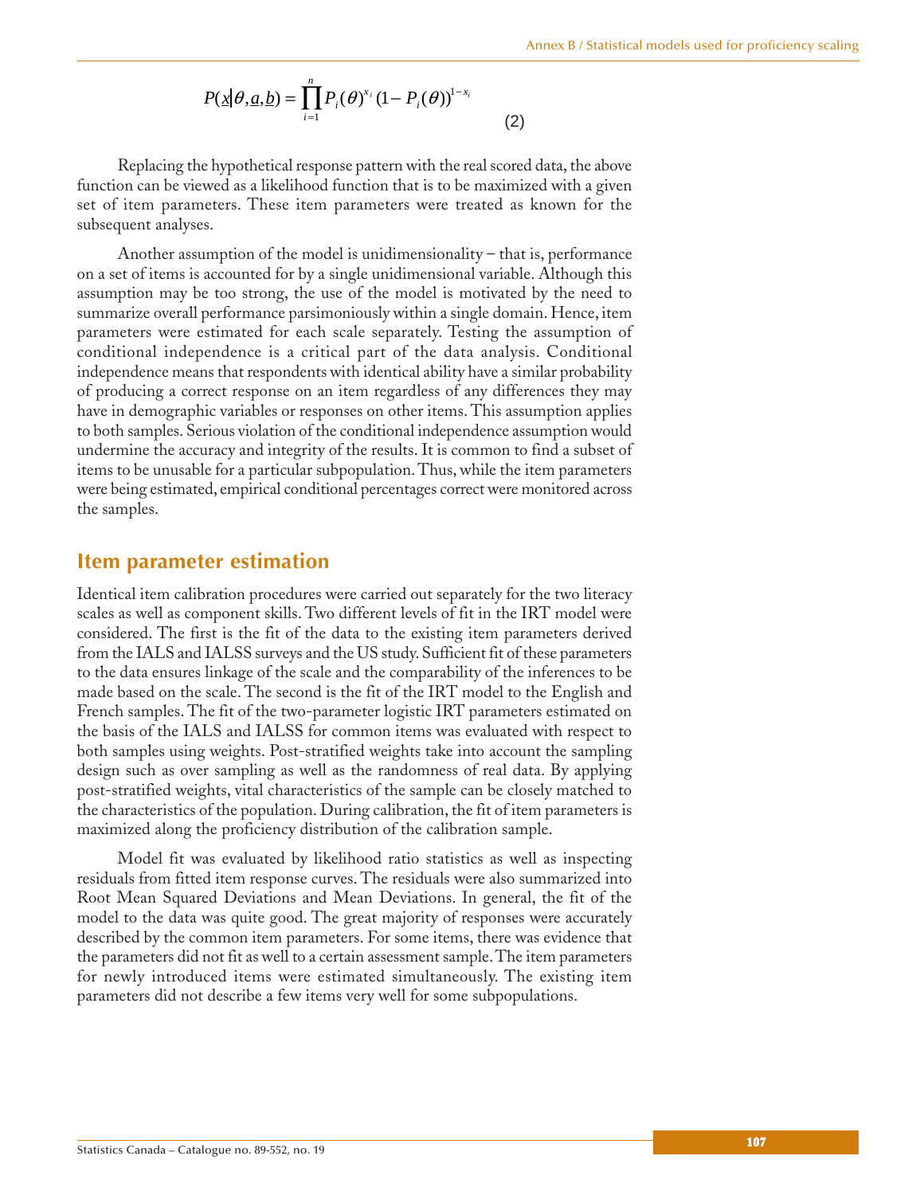$$P(\underline{x}|\theta,\underline{a},\underline{b}) = \prod_{i=1}^{n} P_i(\theta)^{x_i}(1-P_i(\theta))^{1-x_i} \tag{2}$$

Replacing the hypothetical response pattern with the real scored data, the above function can be viewed as a likelihood function that is to be maximized with a given set of item parameters. These item parameters were treated as known for the subsequent analyses.

Another assumption of the model is unidimensionality – that is, performance on a set of items is accounted for by a single unidimensional variable. Although this assumption may be too strong, the use of the model is motivated by the need to summarize overall performance parsimoniously within a single domain. Hence, item parameters were estimated for each scale separately. Testing the assumption of conditional independence is a critical part of the data analysis. Conditional independence means that respondents with identical ability have a similar probability of producing a correct response on an item regardless of any differences they may have in demographic variables or responses on other items. This assumption applies to both samples. Serious violation of the conditional independence assumption would undermine the accuracy and integrity of the results. It is common to find a subset of items to be unusable for a particular subpopulation. Thus, while the item parameters were being estimated, empirical conditional percentages correct were monitored across the samples.

## Item parameter estimation

Identical item calibration procedures were carried out separately for the two literacy scales as well as component skills. Two different levels of fit in the IRT model were considered. The first is the fit of the data to the existing item parameters derived from the IALS and IALSS surveys and the US study. Sufficient fit of these parameters to the data ensures linkage of the scale and the comparability of the inferences to be made based on the scale. The second is the fit of the IRT model to the English and French samples. The fit of the two-parameter logistic IRT parameters estimated on the basis of the IALS and IALSS for common items was evaluated with respect to both samples using weights. Post-stratified weights take into account the sampling design such as over sampling as well as the randomness of real data. By applying post-stratified weights, vital characteristics of the sample can be closely matched to the characteristics of the population. During calibration, the fit of item parameters is maximized along the proficiency distribution of the calibration sample.

Model fit was evaluated by likelihood ratio statistics as well as inspecting residuals from fitted item response curves. The residuals were also summarized into Root Mean Squared Deviations and Mean Deviations. In general, the fit of the model to the data was quite good. The great majority of responses were accurately described by the common item parameters. For some items, there was evidence that the parameters did not fit as well to a certain assessment sample. The item parameters for newly introduced items were estimated simultaneously. The existing item parameters did not describe a few items very well for some subpopulations.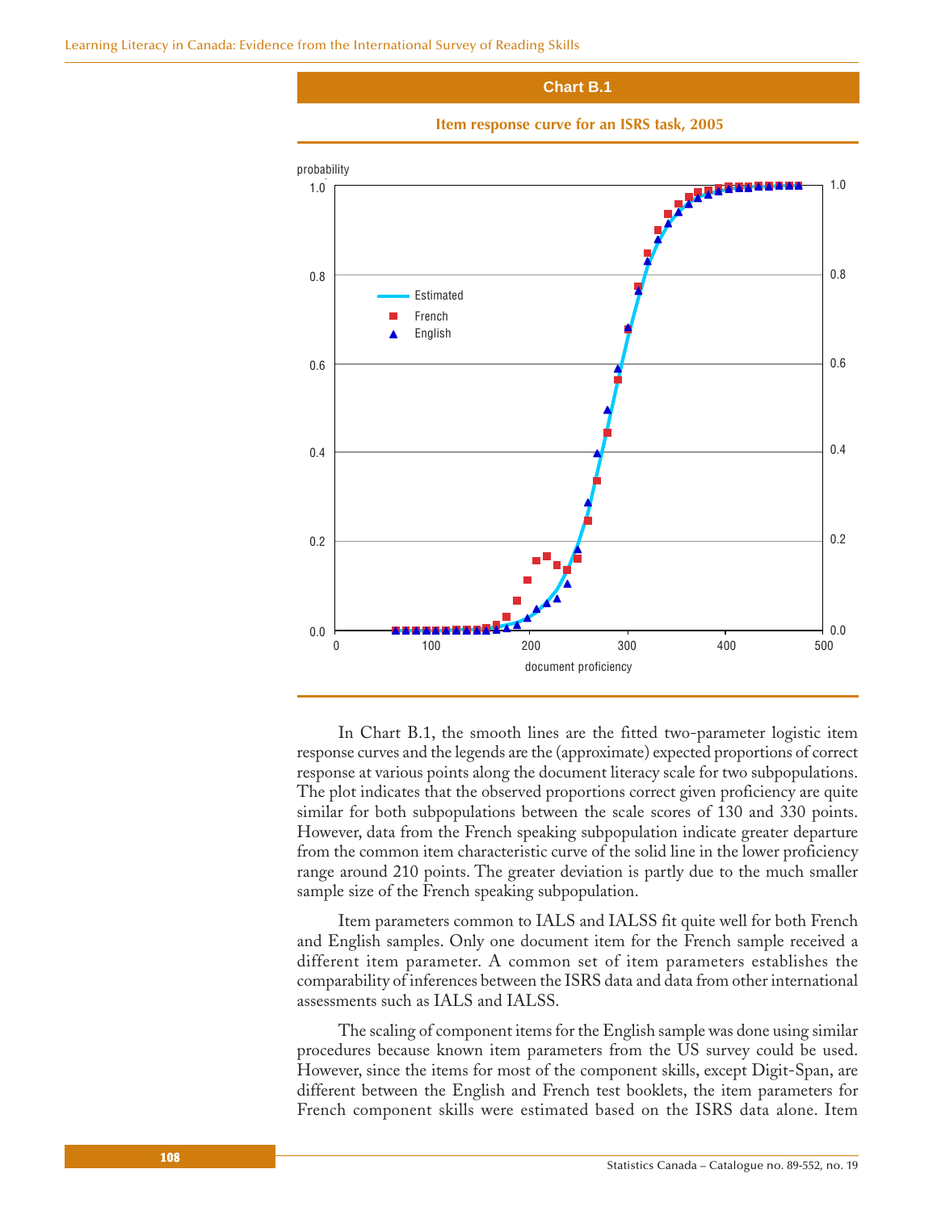**Chart B.1**

**Item response curve for an ISRS task, 2005**

In Chart B.1, the smooth lines are the fitted two-parameter logistic item response curves and the legends are the (approximate) expected proportions of correct response at various points along the document literacy scale for two subpopulations. The plot indicates that the observed proportions correct given proficiency are quite similar for both subpopulations between the scale scores of 130 and 330 points. However, data from the French speaking subpopulation indicate greater departure from the common item characteristic curve of the solid line in the lower proficiency range around 210 points. The greater deviation is partly due to the much smaller sample size of the French speaking subpopulation.

Item parameters common to IALS and IALSS fit quite well for both French and English samples. Only one document item for the French sample received a different item parameter. A common set of item parameters establishes the comparability of inferences between the ISRS data and data from other international assessments such as IALS and IALSS.

The scaling of component items for the English sample was done using similar procedures because known item parameters from the US survey could be used. However, since the items for most of the component skills, except Digit-Span, are different between the English and French test booklets, the item parameters for French component skills were estimated based on the ISRS data alone. Item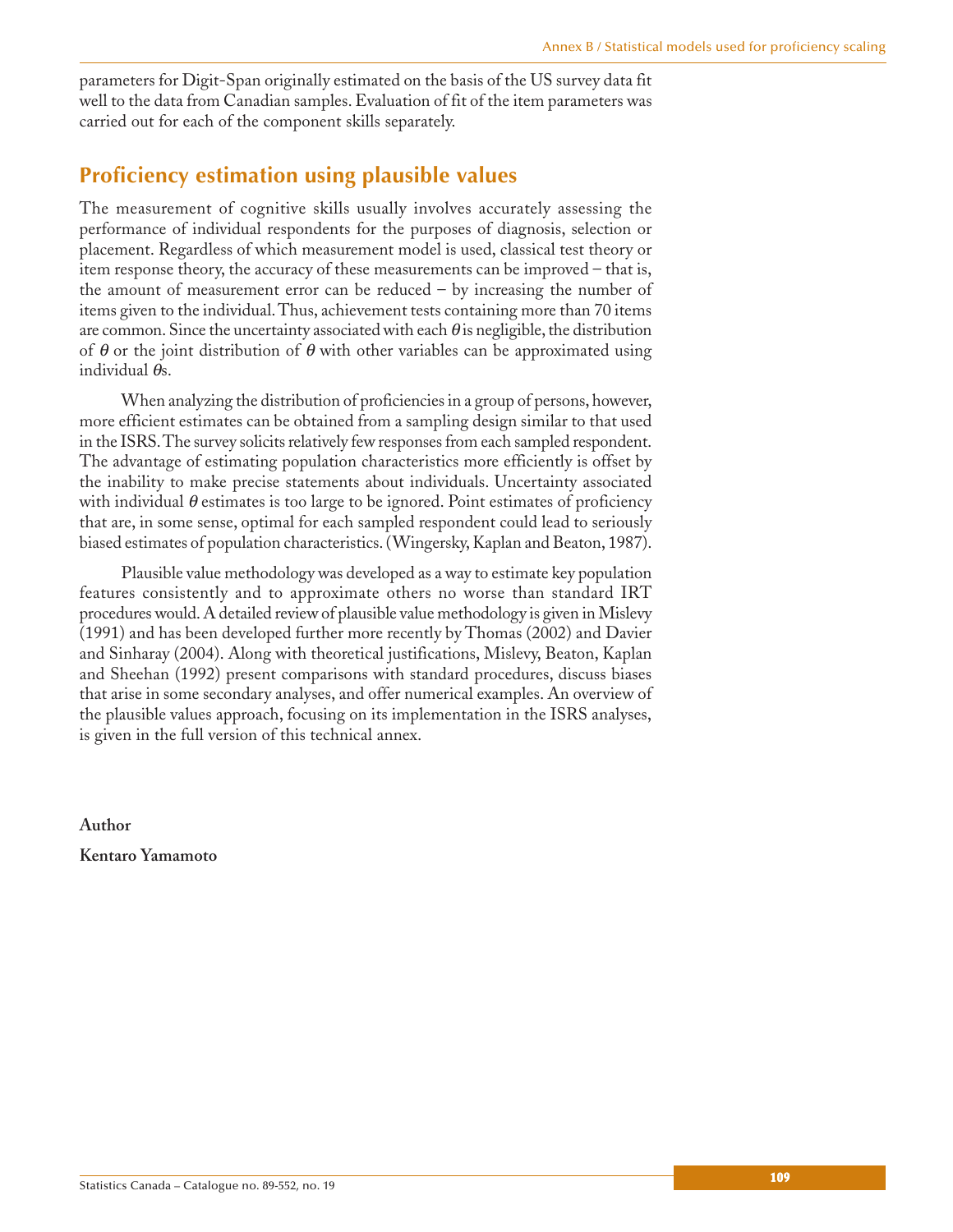parameters for Digit-Span originally estimated on the basis of the US survey data fit well to the data from Canadian samples. Evaluation of fit of the item parameters was carried out for each of the component skills separately.

## Proficiency estimation using plausible values

The measurement of cognitive skills usually involves accurately assessing the performance of individual respondents for the purposes of diagnosis, selection or placement. Regardless of which measurement model is used, classical test theory or item response theory, the accuracy of these measurements can be improved – that is, the amount of measurement error can be reduced – by increasing the number of items given to the individual. Thus, achievement tests containing more than 70 items are common. Since the uncertainty associated with each $\theta$ is negligible, the distribution of $\theta$ or the joint distribution of $\theta$ with other variables can be approximated using individual $\theta$s.

When analyzing the distribution of proficiencies in a group of persons, however, more efficient estimates can be obtained from a sampling design similar to that used in the ISRS. The survey solicits relatively few responses from each sampled respondent. The advantage of estimating population characteristics more efficiently is offset by the inability to make precise statements about individuals. Uncertainty associated with individual $\theta$ estimates is too large to be ignored. Point estimates of proficiency that are, in some sense, optimal for each sampled respondent could lead to seriously biased estimates of population characteristics. (Wingersky, Kaplan and Beaton, 1987).

Plausible value methodology was developed as a way to estimate key population features consistently and to approximate others no worse than standard IRT procedures would. A detailed review of plausible value methodology is given in Mislevy (1991) and has been developed further more recently by Thomas (2002) and Davier and Sinharay (2004). Along with theoretical justifications, Mislevy, Beaton, Kaplan and Sheehan (1992) present comparisons with standard procedures, discuss biases that arise in some secondary analyses, and offer numerical examples. An overview of the plausible values approach, focusing on its implementation in the ISRS analyses, is given in the full version of this technical annex.

**Author**

**Kentaro Yamamoto**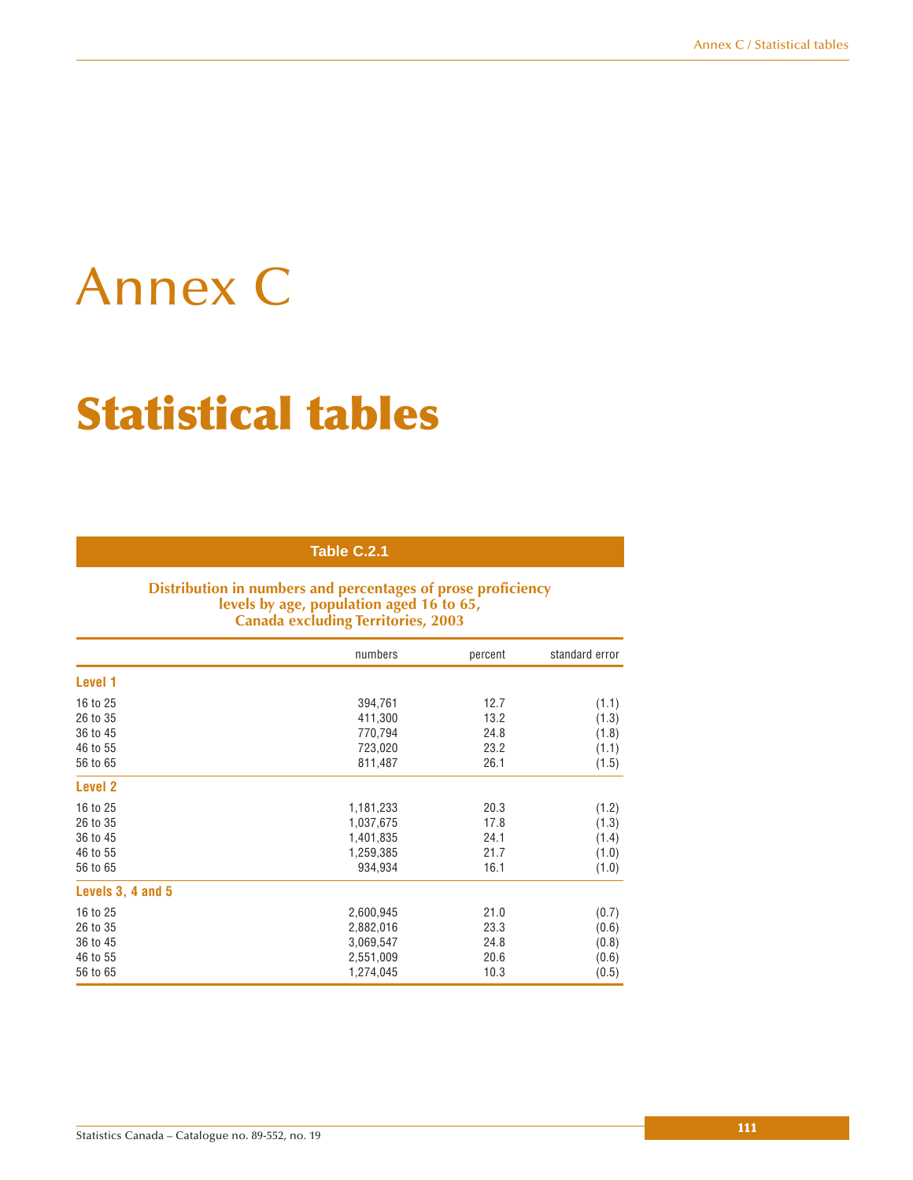# Annex C

# Statistical tables

**Table C.2.1**

**Distribution in numbers and percentages of prose proficiency levels by age, population aged 16 to 65, Canada excluding Territories, 2003**

| | numbers | percent | standard error |
|---|---|---|---|
| **Level 1** | | | |
| 16 to 25 | 394,761 | 12.7 | (1.1) |
| 26 to 35 | 411,300 | 13.2 | (1.3) |
| 36 to 45 | 770,794 | 24.8 | (1.8) |
| 46 to 55 | 723,020 | 23.2 | (1.1) |
| 56 to 65 | 811,487 | 26.1 | (1.5) |
| **Level 2** | | | |
| 16 to 25 | 1,181,233 | 20.3 | (1.2) |
| 26 to 35 | 1,037,675 | 17.8 | (1.3) |
| 36 to 45 | 1,401,835 | 24.1 | (1.4) |
| 46 to 55 | 1,259,385 | 21.7 | (1.0) |
| 56 to 65 | 934,934 | 16.1 | (1.0) |
| **Levels 3, 4 and 5** | | | |
| 16 to 25 | 2,600,945 | 21.0 | (0.7) |
| 26 to 35 | 2,882,016 | 23.3 | (0.6) |
| 36 to 45 | 3,069,547 | 24.8 | (0.8) |
| 46 to 55 | 2,551,009 | 20.6 | (0.6) |
| 56 to 65 | 1,274,045 | 10.3 | (0.5) |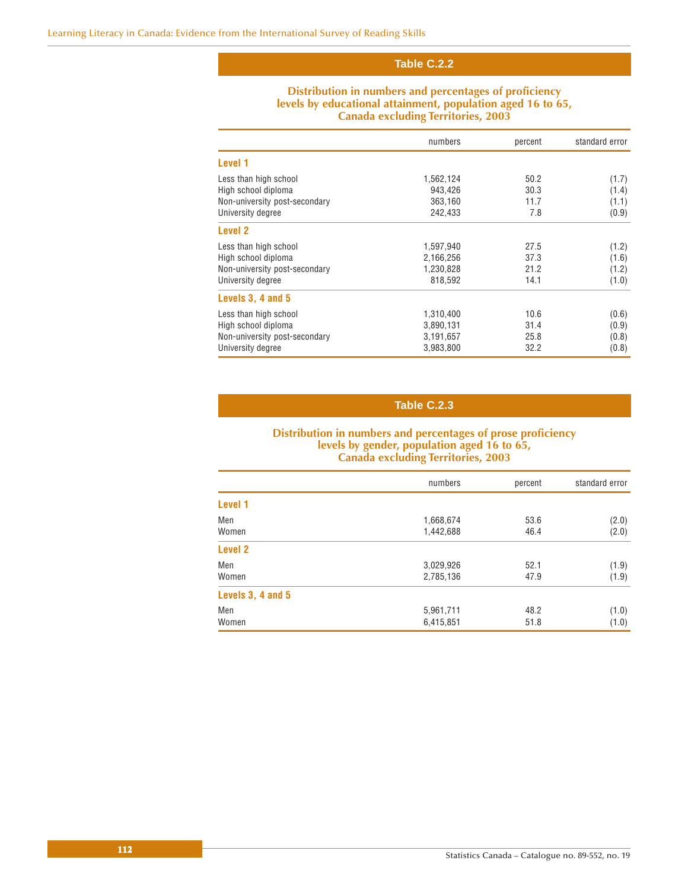## Table C.2.2

### Distribution in numbers and percentages of proficiency levels by educational attainment, population aged 16 to 65, Canada excluding Territories, 2003

| | numbers | percent | standard error |
|---|---|---|---|
| **Level 1** | | | |
| Less than high school | 1,562,124 | 50.2 | (1.7) |
| High school diploma | 943,426 | 30.3 | (1.4) |
| Non-university post-secondary | 363,160 | 11.7 | (1.1) |
| University degree | 242,433 | 7.8 | (0.9) |
| **Level 2** | | | |
| Less than high school | 1,597,940 | 27.5 | (1.2) |
| High school diploma | 2,166,256 | 37.3 | (1.6) |
| Non-university post-secondary | 1,230,828 | 21.2 | (1.2) |
| University degree | 818,592 | 14.1 | (1.0) |
| **Levels 3, 4 and 5** | | | |
| Less than high school | 1,310,400 | 10.6 | (0.6) |
| High school diploma | 3,890,131 | 31.4 | (0.9) |
| Non-university post-secondary | 3,191,657 | 25.8 | (0.8) |
| University degree | 3,983,800 | 32.2 | (0.8) |

## Table C.2.3

### Distribution in numbers and percentages of prose proficiency levels by gender, population aged 16 to 65, Canada excluding Territories, 2003

| | numbers | percent | standard error |
|---|---|---|---|
| **Level 1** | | | |
| Men | 1,668,674 | 53.6 | (2.0) |
| Women | 1,442,688 | 46.4 | (2.0) |
| **Level 2** | | | |
| Men | 3,029,926 | 52.1 | (1.9) |
| Women | 2,785,136 | 47.9 | (1.9) |
| **Levels 3, 4 and 5** | | | |
| Men | 5,961,711 | 48.2 | (1.0) |
| Women | 6,415,851 | 51.8 | (1.0) |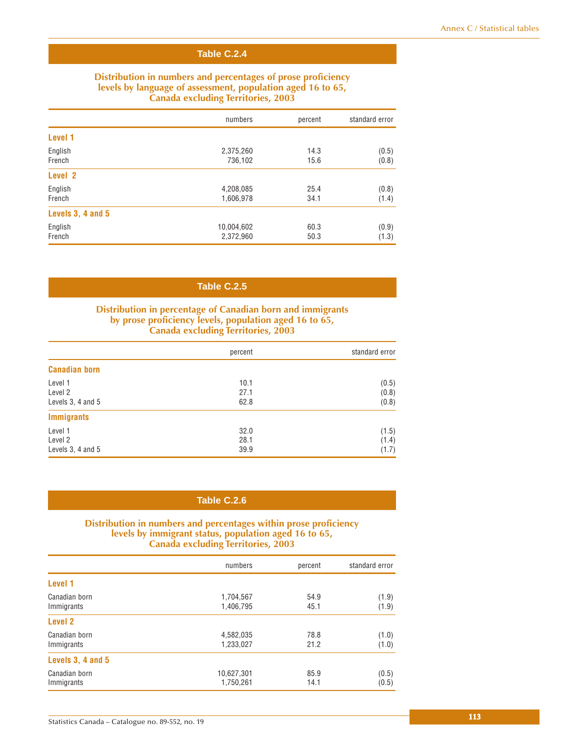## Table C.2.4

### Distribution in numbers and percentages of prose proficiency levels by language of assessment, population aged 16 to 65, Canada excluding Territories, 2003

| | numbers | percent | standard error |
|---|---|---|---|
| **Level 1** | | | |
| English | 2,375,260 | 14.3 | (0.5) |
| French | 736,102 | 15.6 | (0.8) |
| **Level 2** | | | |
| English | 4,208,085 | 25.4 | (0.8) |
| French | 1,606,978 | 34.1 | (1.4) |
| **Levels 3, 4 and 5** | | | |
| English | 10,004,602 | 60.3 | (0.9) |
| French | 2,372,960 | 50.3 | (1.3) |

## Table C.2.5

### Distribution in percentage of Canadian born and immigrants by prose proficiency levels, population aged 16 to 65, Canada excluding Territories, 2003

| | percent | standard error |
|---|---|---|
| **Canadian born** | | |
| Level 1 | 10.1 | (0.5) |
| Level 2 | 27.1 | (0.8) |
| Levels 3, 4 and 5 | 62.8 | (0.8) |
| **Immigrants** | | |
| Level 1 | 32.0 | (1.5) |
| Level 2 | 28.1 | (1.4) |
| Levels 3, 4 and 5 | 39.9 | (1.7) |

## Table C.2.6

### Distribution in numbers and percentages within prose proficiency levels by immigrant status, population aged 16 to 65, Canada excluding Territories, 2003

| | numbers | percent | standard error |
|---|---|---|---|
| **Level 1** | | | |
| Canadian born | 1,704,567 | 54.9 | (1.9) |
| Immigrants | 1,406,795 | 45.1 | (1.9) |
| **Level 2** | | | |
| Canadian born | 4,582,035 | 78.8 | (1.0) |
| Immigrants | 1,233,027 | 21.2 | (1.0) |
| **Levels 3, 4 and 5** | | | |
| Canadian born | 10,627,301 | 85.9 | (0.5) |
| Immigrants | 1,750,261 | 14.1 | (0.5) |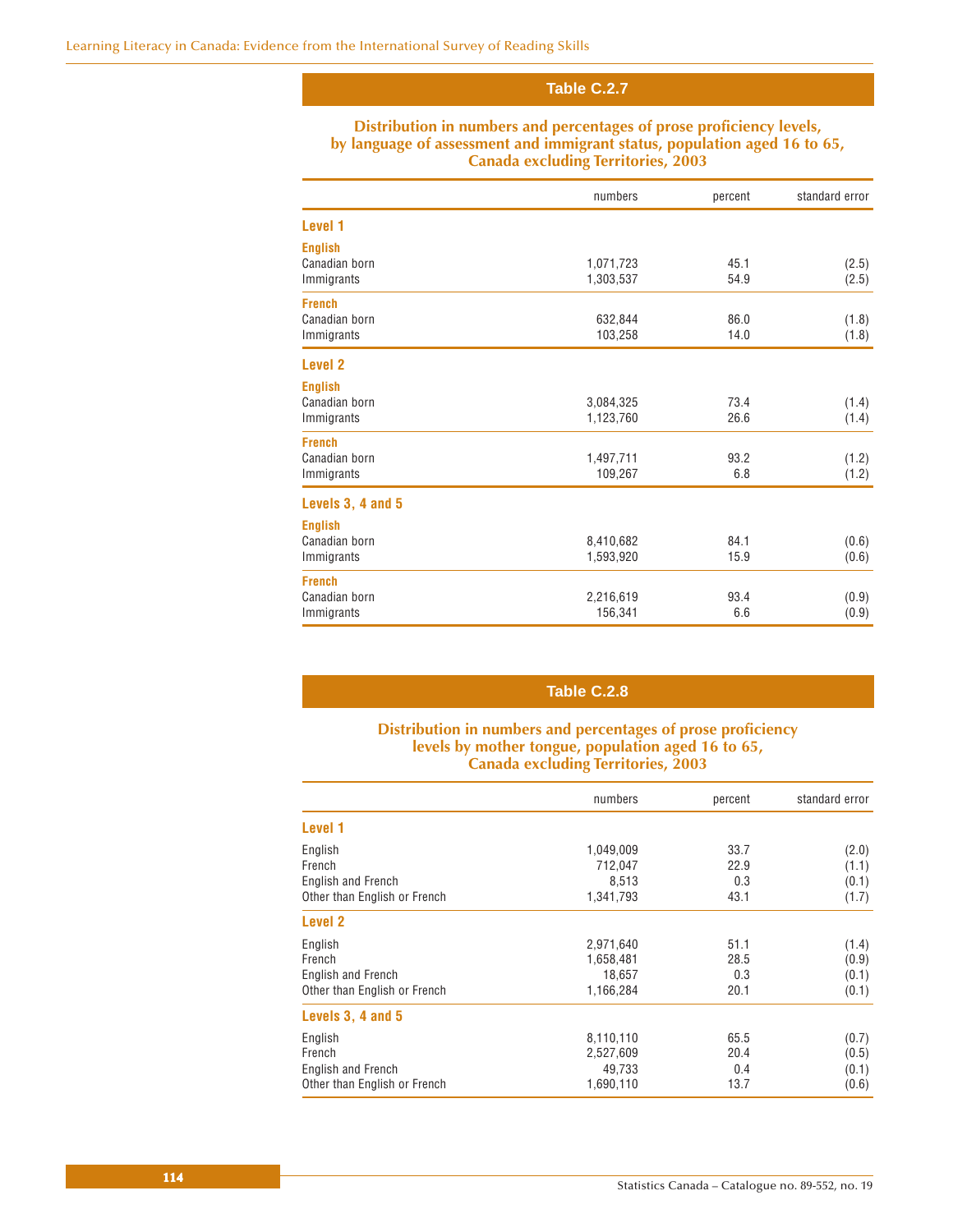## Table C.2.7

### Distribution in numbers and percentages of prose proficiency levels, by language of assessment and immigrant status, population aged 16 to 65, Canada excluding Territories, 2003

| | numbers | percent | standard error |
|---|---|---|---|
| **Level 1** | | | |
| **English** | | | |
| Canadian born | 1,071,723 | 45.1 | (2.5) |
| Immigrants | 1,303,537 | 54.9 | (2.5) |
| **French** | | | |
| Canadian born | 632,844 | 86.0 | (1.8) |
| Immigrants | 103,258 | 14.0 | (1.8) |
| **Level 2** | | | |
| **English** | | | |
| Canadian born | 3,084,325 | 73.4 | (1.4) |
| Immigrants | 1,123,760 | 26.6 | (1.4) |
| **French** | | | |
| Canadian born | 1,497,711 | 93.2 | (1.2) |
| Immigrants | 109,267 | 6.8 | (1.2) |
| **Levels 3, 4 and 5** | | | |
| **English** | | | |
| Canadian born | 8,410,682 | 84.1 | (0.6) |
| Immigrants | 1,593,920 | 15.9 | (0.6) |
| **French** | | | |
| Canadian born | 2,216,619 | 93.4 | (0.9) |
| Immigrants | 156,341 | 6.6 | (0.9) |

## Table C.2.8

### Distribution in numbers and percentages of prose proficiency levels by mother tongue, population aged 16 to 65, Canada excluding Territories, 2003

| | numbers | percent | standard error |
|---|---|---|---|
| **Level 1** | | | |
| English | 1,049,009 | 33.7 | (2.0) |
| French | 712,047 | 22.9 | (1.1) |
| English and French | 8,513 | 0.3 | (0.1) |
| Other than English or French | 1,341,793 | 43.1 | (1.7) |
| **Level 2** | | | |
| English | 2,971,640 | 51.1 | (1.4) |
| French | 1,658,481 | 28.5 | (0.9) |
| English and French | 18,657 | 0.3 | (0.1) |
| Other than English or French | 1,166,284 | 20.1 | (0.1) |
| **Levels 3, 4 and 5** | | | |
| English | 8,110,110 | 65.5 | (0.7) |
| French | 2,527,609 | 20.4 | (0.5) |
| English and French | 49,733 | 0.4 | (0.1) |
| Other than English or French | 1,690,110 | 13.7 | (0.6) |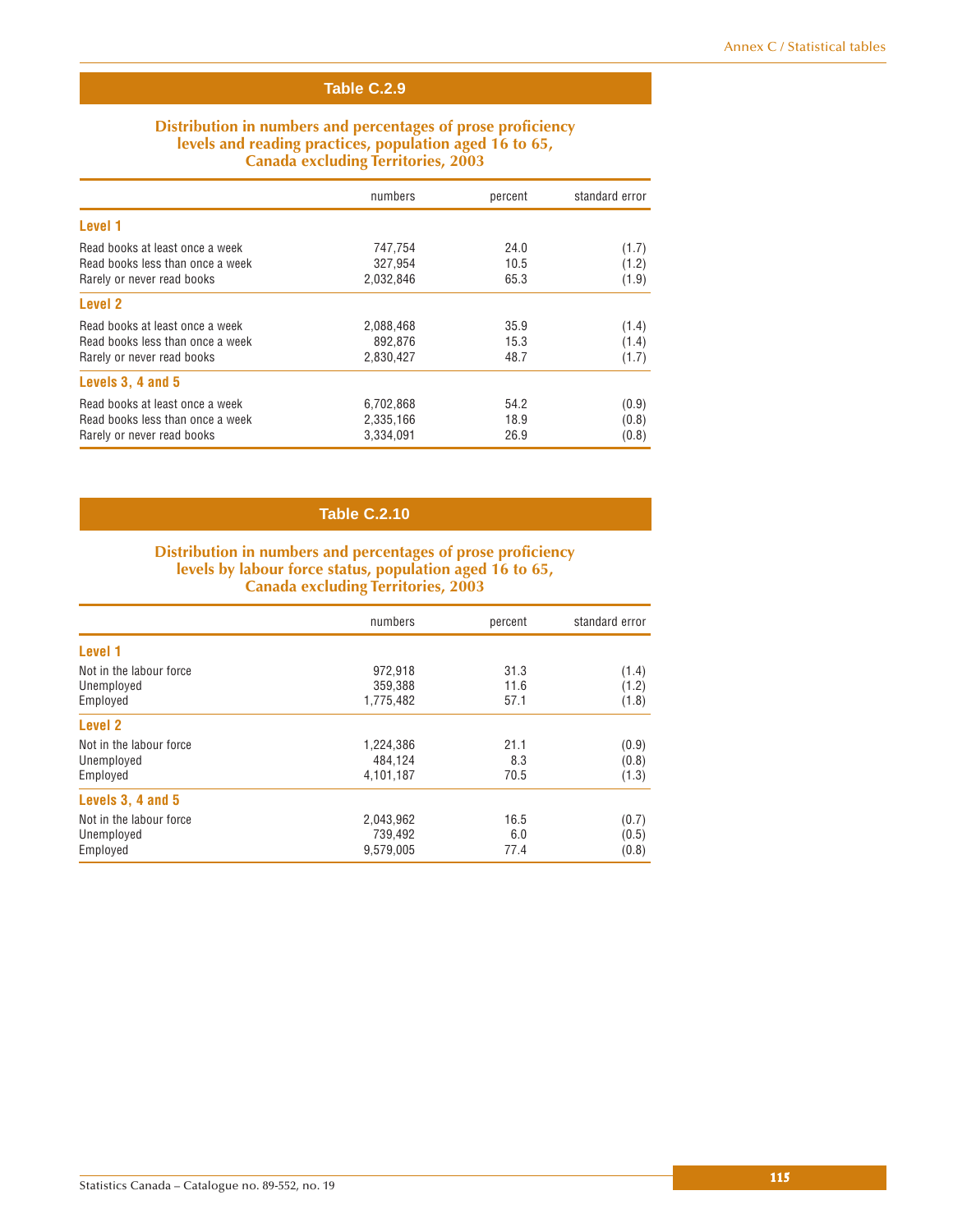## Table C.2.9

### Distribution in numbers and percentages of prose proficiency levels and reading practices, population aged 16 to 65, Canada excluding Territories, 2003

| | numbers | percent | standard error |
|---|---|---|---|
| **Level 1** | | | |
| Read books at least once a week | 747,754 | 24.0 | (1.7) |
| Read books less than once a week | 327,954 | 10.5 | (1.2) |
| Rarely or never read books | 2,032,846 | 65.3 | (1.9) |
| **Level 2** | | | |
| Read books at least once a week | 2,088,468 | 35.9 | (1.4) |
| Read books less than once a week | 892,876 | 15.3 | (1.4) |
| Rarely or never read books | 2,830,427 | 48.7 | (1.7) |
| **Levels 3, 4 and 5** | | | |
| Read books at least once a week | 6,702,868 | 54.2 | (0.9) |
| Read books less than once a week | 2,335,166 | 18.9 | (0.8) |
| Rarely or never read books | 3,334,091 | 26.9 | (0.8) |

## Table C.2.10

### Distribution in numbers and percentages of prose proficiency levels by labour force status, population aged 16 to 65, Canada excluding Territories, 2003

| | numbers | percent | standard error |
|---|---|---|---|
| **Level 1** | | | |
| Not in the labour force | 972,918 | 31.3 | (1.4) |
| Unemployed | 359,388 | 11.6 | (1.2) |
| Employed | 1,775,482 | 57.1 | (1.8) |
| **Level 2** | | | |
| Not in the labour force | 1,224,386 | 21.1 | (0.9) |
| Unemployed | 484,124 | 8.3 | (0.8) |
| Employed | 4,101,187 | 70.5 | (1.3) |
| **Levels 3, 4 and 5** | | | |
| Not in the labour force | 2,043,962 | 16.5 | (0.7) |
| Unemployed | 739,492 | 6.0 | (0.5) |
| Employed | 9,579,005 | 77.4 | (0.8) |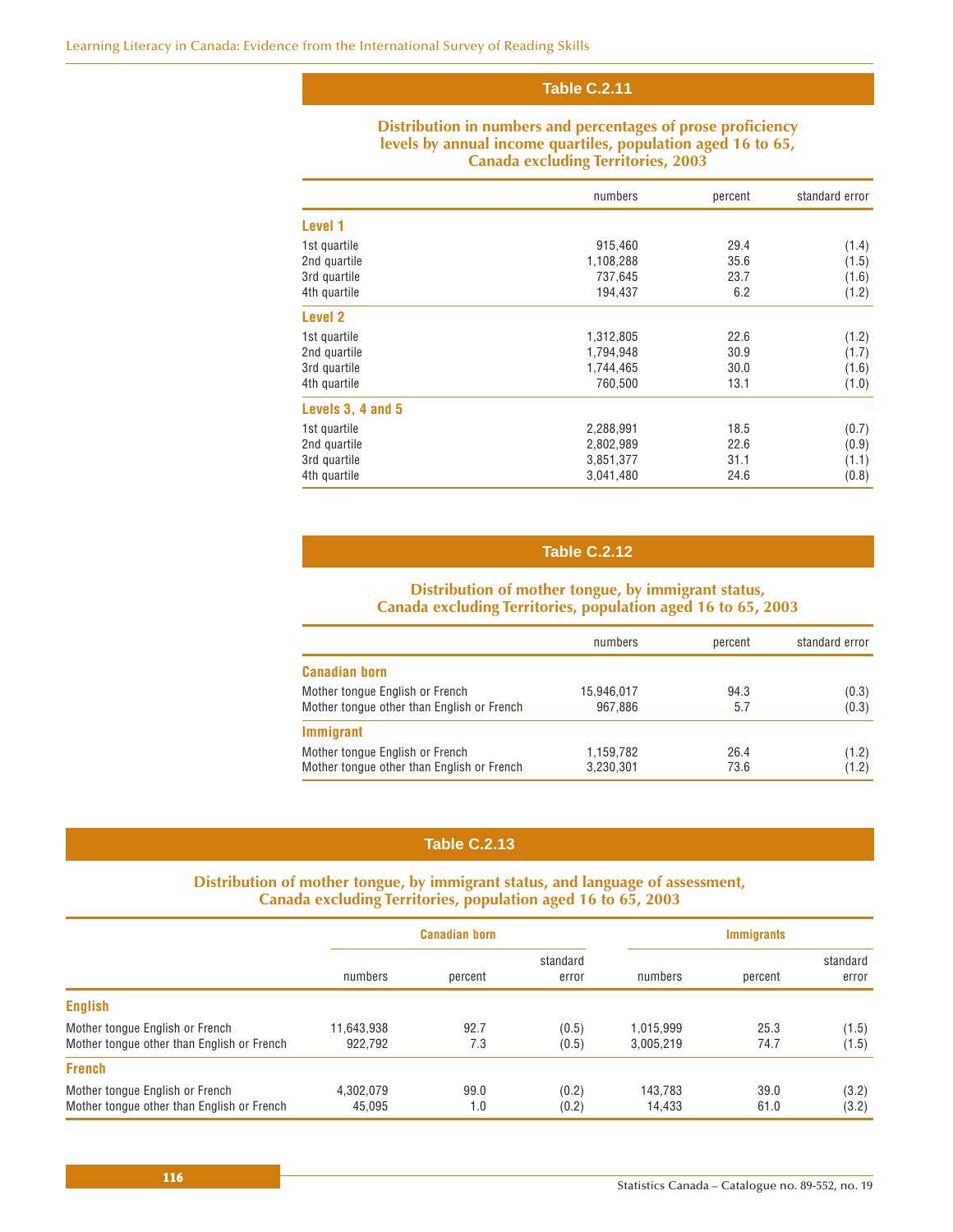## Table C.2.11

### Distribution in numbers and percentages of prose proficiency levels by annual income quartiles, population aged 16 to 65, Canada excluding Territories, 2003

| | numbers | percent | standard error |
|---|---|---|---|
| **Level 1** | | | |
| 1st quartile | 915,460 | 29.4 | (1.4) |
| 2nd quartile | 1,108,288 | 35.6 | (1.5) |
| 3rd quartile | 737,645 | 23.7 | (1.6) |
| 4th quartile | 194,437 | 6.2 | (1.2) |
| **Level 2** | | | |
| 1st quartile | 1,312,805 | 22.6 | (1.2) |
| 2nd quartile | 1,794,948 | 30.9 | (1.7) |
| 3rd quartile | 1,744,465 | 30.0 | (1.6) |
| 4th quartile | 760,500 | 13.1 | (1.0) |
| **Levels 3, 4 and 5** | | | |
| 1st quartile | 2,288,991 | 18.5 | (0.7) |
| 2nd quartile | 2,802,989 | 22.6 | (0.9) |
| 3rd quartile | 3,851,377 | 31.1 | (1.1) |
| 4th quartile | 3,041,480 | 24.6 | (0.8) |

## Table C.2.12

### Distribution of mother tongue, by immigrant status, Canada excluding Territories, population aged 16 to 65, 2003

| | numbers | percent | standard error |
|---|---|---|---|
| **Canadian born** | | | |
| Mother tongue English or French | 15,946,017 | 94.3 | (0.3) |
| Mother tongue other than English or French | 967,886 | 5.7 | (0.3) |
| **Immigrant** | | | |
| Mother tongue English or French | 1,159,782 | 26.4 | (1.2) |
| Mother tongue other than English or French | 3,230,301 | 73.6 | (1.2) |

## Table C.2.13

### Distribution of mother tongue, by immigrant status, and language of assessment, Canada excluding Territories, population aged 16 to 65, 2003

| | Canadian born | | | Immigrants | | |
|---|---|---|---|---|---|---|
| | numbers | percent | standard error | numbers | percent | standard error |
| **English** | | | | | | |
| Mother tongue English or French | 11,643,938 | 92.7 | (0.5) | 1,015,999 | 25.3 | (1.5) |
| Mother tongue other than English or French | 922,792 | 7.3 | (0.5) | 3,005,219 | 74.7 | (1.5) |
| **French** | | | | | | |
| Mother tongue English or French | 4,302,079 | 99.0 | (0.2) | 143,783 | 39.0 | (3.2) |
| Mother tongue other than English or French | 45,095 | 1.0 | (0.2) | 14,433 | 61.0 | (3.2) |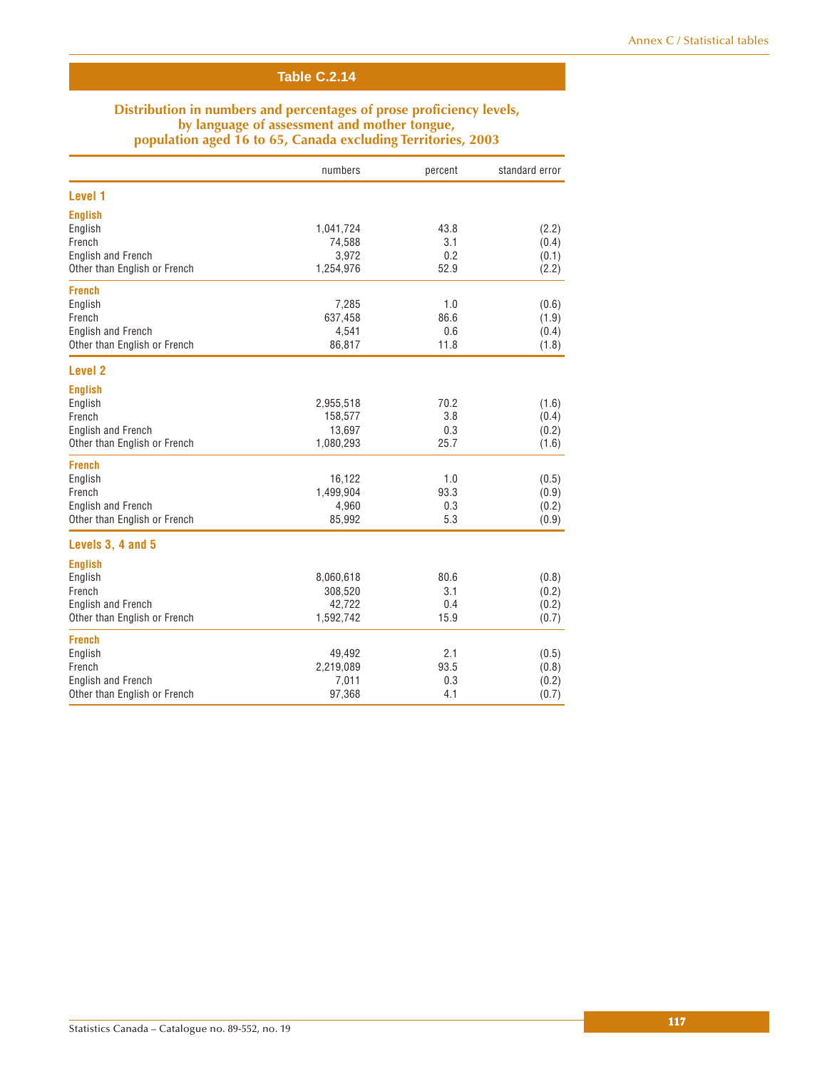## Table C.2.14

### Distribution in numbers and percentages of prose proficiency levels, by language of assessment and mother tongue, population aged 16 to 65, Canada excluding Territories, 2003

| | numbers | percent | standard error |
|---|---|---|---|
| **Level 1** | | | |
| **English** | | | |
| English | 1,041,724 | 43.8 | (2.2) |
| French | 74,588 | 3.1 | (0.4) |
| English and French | 3,972 | 0.2 | (0.1) |
| Other than English or French | 1,254,976 | 52.9 | (2.2) |
| **French** | | | |
| English | 7,285 | 1.0 | (0.6) |
| French | 637,458 | 86.6 | (1.9) |
| English and French | 4,541 | 0.6 | (0.4) |
| Other than English or French | 86,817 | 11.8 | (1.8) |
| **Level 2** | | | |
| **English** | | | |
| English | 2,955,518 | 70.2 | (1.6) |
| French | 158,577 | 3.8 | (0.4) |
| English and French | 13,697 | 0.3 | (0.2) |
| Other than English or French | 1,080,293 | 25.7 | (1.6) |
| **French** | | | |
| English | 16,122 | 1.0 | (0.5) |
| French | 1,499,904 | 93.3 | (0.9) |
| English and French | 4,960 | 0.3 | (0.2) |
| Other than English or French | 85,992 | 5.3 | (0.9) |
| **Levels 3, 4 and 5** | | | |
| **English** | | | |
| English | 8,060,618 | 80.6 | (0.8) |
| French | 308,520 | 3.1 | (0.2) |
| English and French | 42,722 | 0.4 | (0.2) |
| Other than English or French | 1,592,742 | 15.9 | (0.7) |
| **French** | | | |
| English | 49,492 | 2.1 | (0.5) |
| French | 2,219,089 | 93.5 | (0.8) |
| English and French | 7,011 | 0.3 | (0.2) |
| Other than English or French | 97,368 | 4.1 | (0.7) |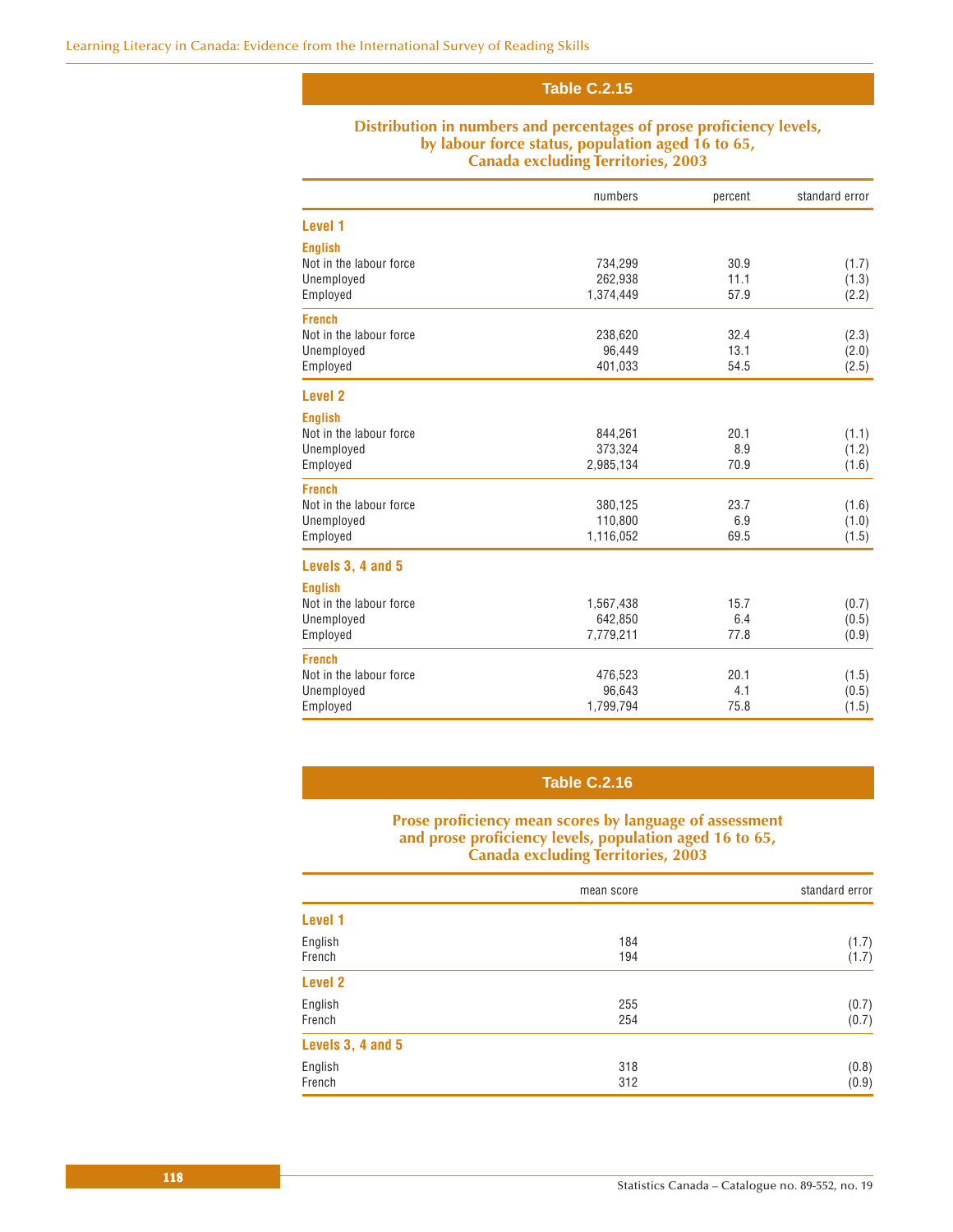## Table C.2.15

### Distribution in numbers and percentages of prose proficiency levels, by labour force status, population aged 16 to 65, Canada excluding Territories, 2003

| | numbers | percent | standard error |
|---|---|---|---|
| **Level 1** | | | |
| **English** | | | |
| Not in the labour force | 734,299 | 30.9 | (1.7) |
| Unemployed | 262,938 | 11.1 | (1.3) |
| Employed | 1,374,449 | 57.9 | (2.2) |
| **French** | | | |
| Not in the labour force | 238,620 | 32.4 | (2.3) |
| Unemployed | 96,449 | 13.1 | (2.0) |
| Employed | 401,033 | 54.5 | (2.5) |
| **Level 2** | | | |
| **English** | | | |
| Not in the labour force | 844,261 | 20.1 | (1.1) |
| Unemployed | 373,324 | 8.9 | (1.2) |
| Employed | 2,985,134 | 70.9 | (1.6) |
| **French** | | | |
| Not in the labour force | 380,125 | 23.7 | (1.6) |
| Unemployed | 110,800 | 6.9 | (1.0) |
| Employed | 1,116,052 | 69.5 | (1.5) |
| **Levels 3, 4 and 5** | | | |
| **English** | | | |
| Not in the labour force | 1,567,438 | 15.7 | (0.7) |
| Unemployed | 642,850 | 6.4 | (0.5) |
| Employed | 7,779,211 | 77.8 | (0.9) |
| **French** | | | |
| Not in the labour force | 476,523 | 20.1 | (1.5) |
| Unemployed | 96,643 | 4.1 | (0.5) |
| Employed | 1,799,794 | 75.8 | (1.5) |

## Table C.2.16

### Prose proficiency mean scores by language of assessment and prose proficiency levels, population aged 16 to 65, Canada excluding Territories, 2003

| | mean score | standard error |
|---|---|---|
| **Level 1** | | |
| English | 184 | (1.7) |
| French | 194 | (1.7) |
| **Level 2** | | |
| English | 255 | (0.7) |
| French | 254 | (0.7) |
| **Levels 3, 4 and 5** | | |
| English | 318 | (0.8) |
| French | 312 | (0.9) |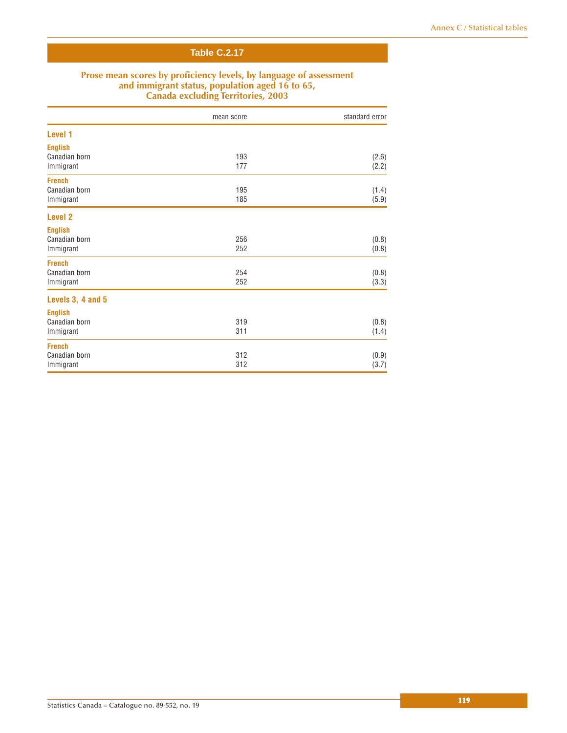## Table C.2.17

### Prose mean scores by proficiency levels, by language of assessment and immigrant status, population aged 16 to 65, Canada excluding Territories, 2003

| | mean score | standard error |
|---|---|---|
| **Level 1** | | |
| **English** | | |
| Canadian born | 193 | (2.6) |
| Immigrant | 177 | (2.2) |
| **French** | | |
| Canadian born | 195 | (1.4) |
| Immigrant | 185 | (5.9) |
| **Level 2** | | |
| **English** | | |
| Canadian born | 256 | (0.8) |
| Immigrant | 252 | (0.8) |
| **French** | | |
| Canadian born | 254 | (0.8) |
| Immigrant | 252 | (3.3) |
| **Levels 3, 4 and 5** | | |
| **English** | | |
| Canadian born | 319 | (0.8) |
| Immigrant | 311 | (1.4) |
| **French** | | |
| Canadian born | 312 | (0.9) |
| Immigrant | 312 | (3.7) |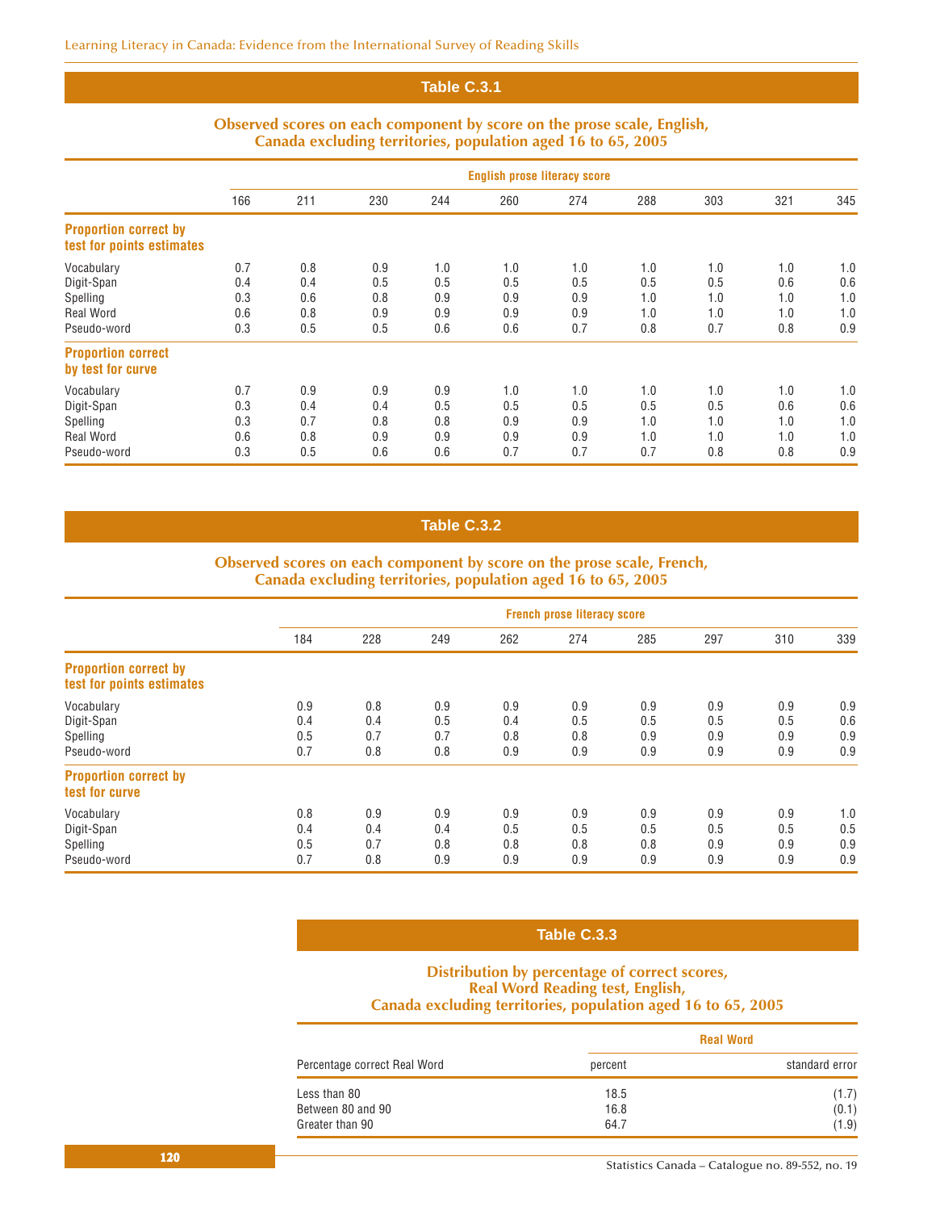## Table C.3.1

### Observed scores on each component by score on the prose scale, English, Canada excluding territories, population aged 16 to 65, 2005

| | English prose literacy score | | | | | | | | | |
|---|---|---|---|---|---|---|---|---|---|---|
| | 166 | 211 | 230 | 244 | 260 | 274 | 288 | 303 | 321 | 345 |
| **Proportion correct by test for points estimates** | | | | | | | | | | |
| Vocabulary | 0.7 | 0.8 | 0.9 | 1.0 | 1.0 | 1.0 | 1.0 | 1.0 | 1.0 | 1.0 |
| Digit-Span | 0.4 | 0.4 | 0.5 | 0.5 | 0.5 | 0.5 | 0.5 | 0.5 | 0.6 | 0.6 |
| Spelling | 0.3 | 0.6 | 0.8 | 0.9 | 0.9 | 0.9 | 1.0 | 1.0 | 1.0 | 1.0 |
| Real Word | 0.6 | 0.8 | 0.9 | 0.9 | 0.9 | 0.9 | 1.0 | 1.0 | 1.0 | 1.0 |
| Pseudo-word | 0.3 | 0.5 | 0.5 | 0.6 | 0.6 | 0.7 | 0.8 | 0.7 | 0.8 | 0.9 |
| **Proportion correct by test for curve** | | | | | | | | | | |
| Vocabulary | 0.7 | 0.9 | 0.9 | 0.9 | 1.0 | 1.0 | 1.0 | 1.0 | 1.0 | 1.0 |
| Digit-Span | 0.3 | 0.4 | 0.4 | 0.5 | 0.5 | 0.5 | 0.5 | 0.5 | 0.6 | 0.6 |
| Spelling | 0.3 | 0.7 | 0.8 | 0.8 | 0.9 | 0.9 | 1.0 | 1.0 | 1.0 | 1.0 |
| Real Word | 0.6 | 0.8 | 0.9 | 0.9 | 0.9 | 0.9 | 1.0 | 1.0 | 1.0 | 1.0 |
| Pseudo-word | 0.3 | 0.5 | 0.6 | 0.6 | 0.7 | 0.7 | 0.7 | 0.8 | 0.8 | 0.9 |

## Table C.3.2

### Observed scores on each component by score on the prose scale, French, Canada excluding territories, population aged 16 to 65, 2005

| | French prose literacy score | | | | | | | | |
|---|---|---|---|---|---|---|---|---|---|
| | 184 | 228 | 249 | 262 | 274 | 285 | 297 | 310 | 339 |
| **Proportion correct by test for points estimates** | | | | | | | | | |
| Vocabulary | 0.9 | 0.8 | 0.9 | 0.9 | 0.9 | 0.9 | 0.9 | 0.9 | 0.9 |
| Digit-Span | 0.4 | 0.4 | 0.5 | 0.4 | 0.5 | 0.5 | 0.5 | 0.5 | 0.6 |
| Spelling | 0.5 | 0.7 | 0.7 | 0.8 | 0.8 | 0.9 | 0.9 | 0.9 | 0.9 |
| Pseudo-word | 0.7 | 0.8 | 0.8 | 0.9 | 0.9 | 0.9 | 0.9 | 0.9 | 0.9 |
| **Proportion correct by test for curve** | | | | | | | | | |
| Vocabulary | 0.8 | 0.9 | 0.9 | 0.9 | 0.9 | 0.9 | 0.9 | 0.9 | 1.0 |
| Digit-Span | 0.4 | 0.4 | 0.4 | 0.5 | 0.5 | 0.5 | 0.5 | 0.5 | 0.5 |
| Spelling | 0.5 | 0.7 | 0.8 | 0.8 | 0.8 | 0.8 | 0.9 | 0.9 | 0.9 |
| Pseudo-word | 0.7 | 0.8 | 0.9 | 0.9 | 0.9 | 0.9 | 0.9 | 0.9 | 0.9 |

## Table C.3.3

### Distribution by percentage of correct scores, Real Word Reading test, English, Canada excluding territories, population aged 16 to 65, 2005

| | Real Word | |
|---|---|---|
| Percentage correct Real Word | percent | standard error |
| Less than 80 | 18.5 | (1.7) |
| Between 80 and 90 | 16.8 | (0.1) |
| Greater than 90 | 64.7 | (1.9) |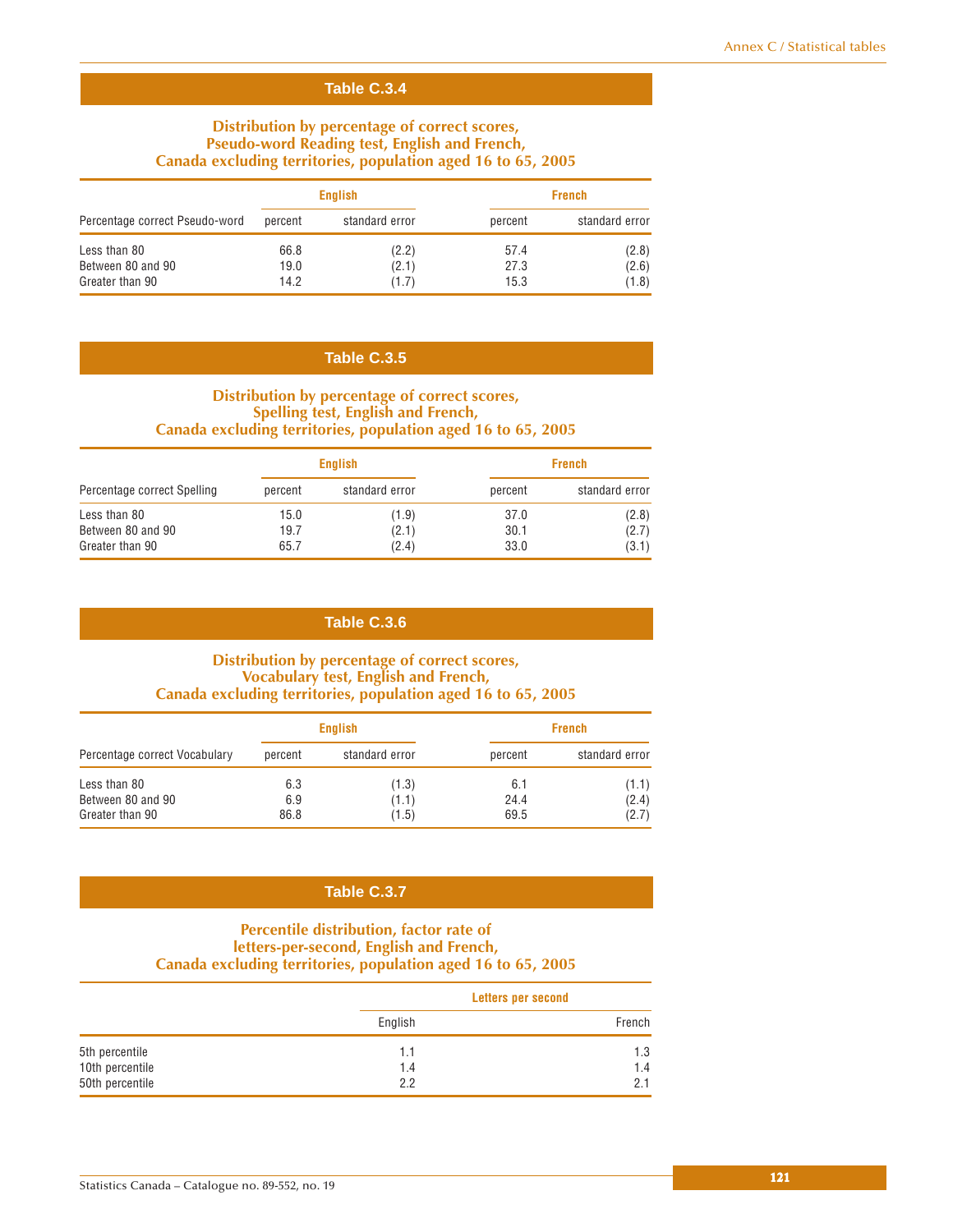## Table C.3.4

### Distribution by percentage of correct scores, Pseudo-word Reading test, English and French, Canada excluding territories, population aged 16 to 65, 2005

| Percentage correct Pseudo-word | English | | French | |
|---|---|---|---|---|
| | percent | standard error | percent | standard error |
| Less than 80 | 66.8 | (2.2) | 57.4 | (2.8) |
| Between 80 and 90 | 19.0 | (2.1) | 27.3 | (2.6) |
| Greater than 90 | 14.2 | (1.7) | 15.3 | (1.8) |

## Table C.3.5

### Distribution by percentage of correct scores, Spelling test, English and French, Canada excluding territories, population aged 16 to 65, 2005

| Percentage correct Spelling | English | | French | |
|---|---|---|---|---|
| | percent | standard error | percent | standard error |
| Less than 80 | 15.0 | (1.9) | 37.0 | (2.8) |
| Between 80 and 90 | 19.7 | (2.1) | 30.1 | (2.7) |
| Greater than 90 | 65.7 | (2.4) | 33.0 | (3.1) |

## Table C.3.6

### Distribution by percentage of correct scores, Vocabulary test, English and French, Canada excluding territories, population aged 16 to 65, 2005

| Percentage correct Vocabulary | English | | French | |
|---|---|---|---|---|
| | percent | standard error | percent | standard error |
| Less than 80 | 6.3 | (1.3) | 6.1 | (1.1) |
| Between 80 and 90 | 6.9 | (1.1) | 24.4 | (2.4) |
| Greater than 90 | 86.8 | (1.5) | 69.5 | (2.7) |

## Table C.3.7

### Percentile distribution, factor rate of letters-per-second, English and French, Canada excluding territories, population aged 16 to 65, 2005

| | Letters per second | |
|---|---|---|
| | English | French |
| 5th percentile | 1.1 | 1.3 |
| 10th percentile | 1.4 | 1.4 |
| 50th percentile | 2.2 | 2.1 |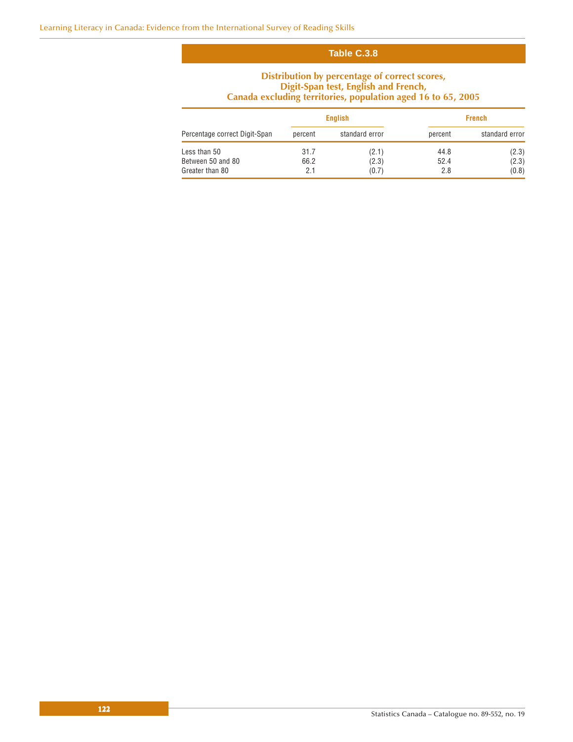## Table C.3.8

### Distribution by percentage of correct scores, Digit-Span test, English and French, Canada excluding territories, population aged 16 to 65, 2005

| Percentage correct Digit-Span | English | | French | |
|---|---|---|---|---|
| | percent | standard error | percent | standard error |
| Less than 50 | 31.7 | (2.1) | 44.8 | (2.3) |
| Between 50 and 80 | 66.2 | (2.3) | 52.4 | (2.3) |
| Greater than 80 | 2.1 | (0.7) | 2.8 | (0.8) |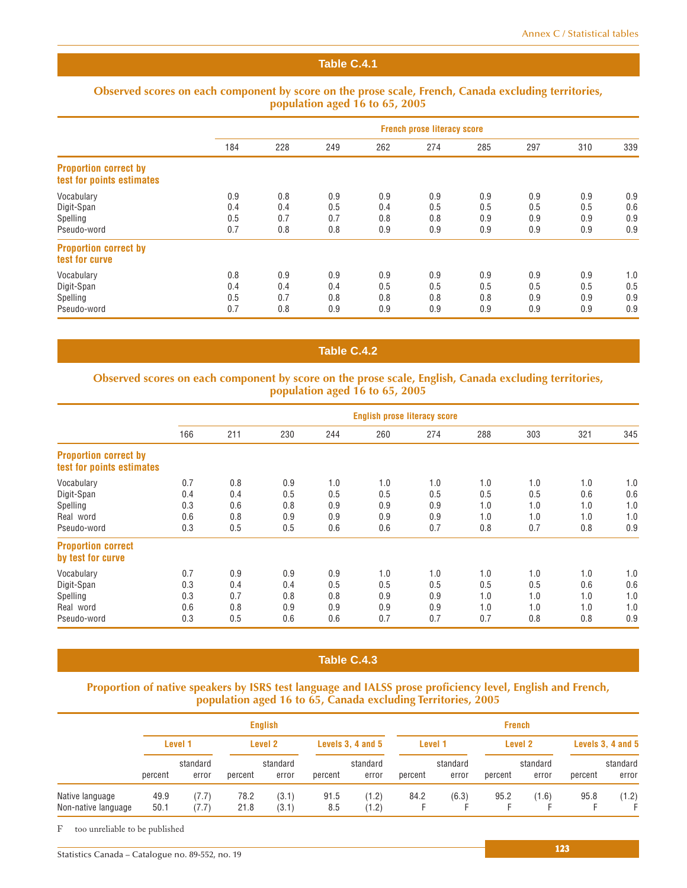## Table C.4.1

### Observed scores on each component by score on the prose scale, French, Canada excluding territories, population aged 16 to 65, 2005

| | French prose literacy score | | | | | | | | |
|---|---|---|---|---|---|---|---|---|---|
| | 184 | 228 | 249 | 262 | 274 | 285 | 297 | 310 | 339 |
| **Proportion correct by test for points estimates** | | | | | | | | | |
| Vocabulary | 0.9 | 0.8 | 0.9 | 0.9 | 0.9 | 0.9 | 0.9 | 0.9 | 0.9 |
| Digit-Span | 0.4 | 0.4 | 0.5 | 0.4 | 0.5 | 0.5 | 0.5 | 0.5 | 0.6 |
| Spelling | 0.5 | 0.7 | 0.7 | 0.8 | 0.8 | 0.9 | 0.9 | 0.9 | 0.9 |
| Pseudo-word | 0.7 | 0.8 | 0.8 | 0.9 | 0.9 | 0.9 | 0.9 | 0.9 | 0.9 |
| **Proportion correct by test for curve** | | | | | | | | | |
| Vocabulary | 0.8 | 0.9 | 0.9 | 0.9 | 0.9 | 0.9 | 0.9 | 0.9 | 1.0 |
| Digit-Span | 0.4 | 0.4 | 0.4 | 0.5 | 0.5 | 0.5 | 0.5 | 0.5 | 0.5 |
| Spelling | 0.5 | 0.7 | 0.8 | 0.8 | 0.8 | 0.8 | 0.9 | 0.9 | 0.9 |
| Pseudo-word | 0.7 | 0.8 | 0.9 | 0.9 | 0.9 | 0.9 | 0.9 | 0.9 | 0.9 |

## Table C.4.2

### Observed scores on each component by score on the prose scale, English, Canada excluding territories, population aged 16 to 65, 2005

| | English prose literacy score | | | | | | | | | |
|---|---|---|---|---|---|---|---|---|---|---|
| | 166 | 211 | 230 | 244 | 260 | 274 | 288 | 303 | 321 | 345 |
| **Proportion correct by test for points estimates** | | | | | | | | | | |
| Vocabulary | 0.7 | 0.8 | 0.9 | 1.0 | 1.0 | 1.0 | 1.0 | 1.0 | 1.0 | 1.0 |
| Digit-Span | 0.4 | 0.4 | 0.5 | 0.5 | 0.5 | 0.5 | 0.5 | 0.5 | 0.6 | 0.6 |
| Spelling | 0.3 | 0.6 | 0.8 | 0.9 | 0.9 | 0.9 | 1.0 | 1.0 | 1.0 | 1.0 |
| Real word | 0.6 | 0.8 | 0.9 | 0.9 | 0.9 | 0.9 | 1.0 | 1.0 | 1.0 | 1.0 |
| Pseudo-word | 0.3 | 0.5 | 0.5 | 0.6 | 0.6 | 0.7 | 0.8 | 0.7 | 0.8 | 0.9 |
| **Proportion correct by test for curve** | | | | | | | | | | |
| Vocabulary | 0.7 | 0.9 | 0.9 | 0.9 | 1.0 | 1.0 | 1.0 | 1.0 | 1.0 | 1.0 |
| Digit-Span | 0.3 | 0.4 | 0.4 | 0.5 | 0.5 | 0.5 | 0.5 | 0.5 | 0.6 | 0.6 |
| Spelling | 0.3 | 0.7 | 0.8 | 0.8 | 0.9 | 0.9 | 1.0 | 1.0 | 1.0 | 1.0 |
| Real word | 0.6 | 0.8 | 0.9 | 0.9 | 0.9 | 0.9 | 1.0 | 1.0 | 1.0 | 1.0 |
| Pseudo-word | 0.3 | 0.5 | 0.6 | 0.6 | 0.7 | 0.7 | 0.7 | 0.8 | 0.8 | 0.9 |

## Table C.4.3

### Proportion of native speakers by ISRS test language and IALSS prose proficiency level, English and French, population aged 16 to 65, Canada excluding Territories, 2005

| | English | | | | | | French | | | | | |
|---|---|---|---|---|---|---|---|---|---|---|---|---|
| | Level 1 | | Level 2 | | Levels 3, 4 and 5 | | Level 1 | | Level 2 | | Levels 3, 4 and 5 | |
| | percent | standard error | percent | standard error | percent | standard error | percent | standard error | percent | standard error | percent | standard error |
| Native language | 49.9 | (7.7) | 78.2 | (3.1) | 91.5 | (1.2) | 84.2 | (6.3) | 95.2 | (1.6) | 95.8 | (1.2) |
| Non-native language | 50.1 | (7.7) | 21.8 | (3.1) | 8.5 | (1.2) | F | F | F | F | F | F |

F too unreliable to be published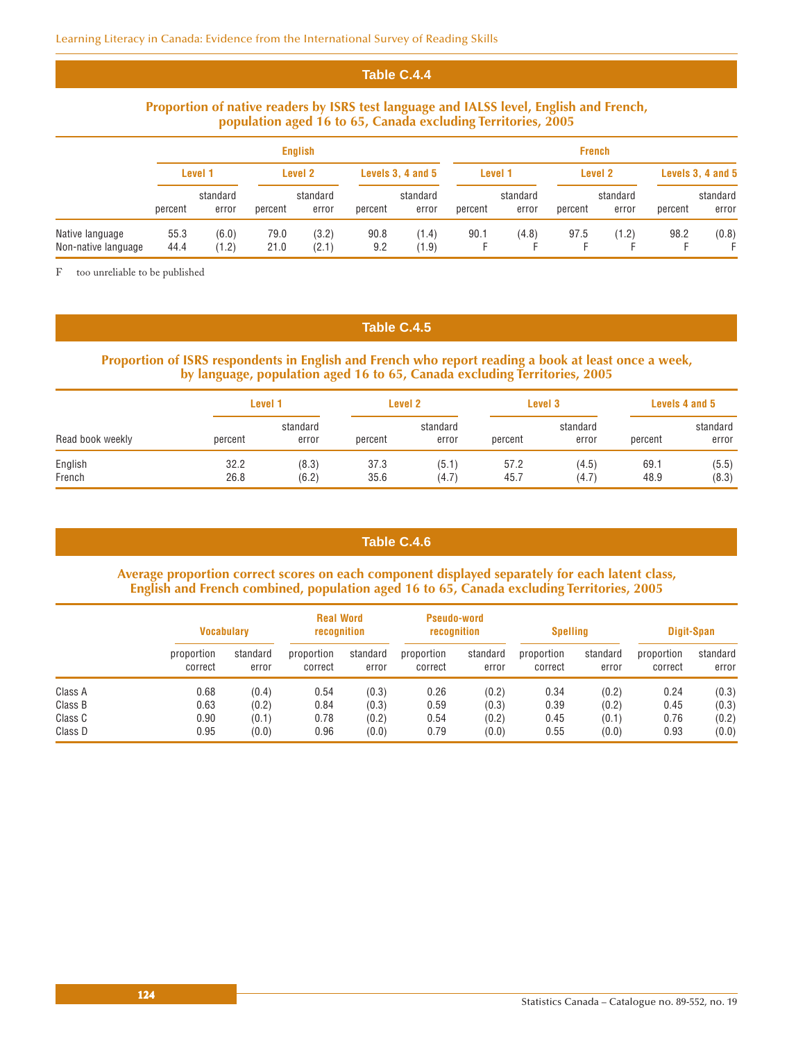## Table C.4.4

**Proportion of native readers by ISRS test language and IALSS level, English and French, population aged 16 to 65, Canada excluding Territories, 2005**

| | English | | | | | | French | | | | | |
|---|---|---|---|---|---|---|---|---|---|---|---|---|
| | Level 1 | | Level 2 | | Levels 3, 4 and 5 | | Level 1 | | Level 2 | | Levels 3, 4 and 5 | |
| | percent | standard error | percent | standard error | percent | standard error | percent | standard error | percent | standard error | percent | standard error |
| Native language | 55.3 | (6.0) | 79.0 | (3.2) | 90.8 | (1.4) | 90.1 | (4.8) | 97.5 | (1.2) | 98.2 | (0.8) |
| Non-native language | 44.4 | (1.2) | 21.0 | (2.1) | 9.2 | (1.9) | F | F | F | F | F | F |

F too unreliable to be published

## Table C.4.5

**Proportion of ISRS respondents in English and French who report reading a book at least once a week, by language, population aged 16 to 65, Canada excluding Territories, 2005**

| | Level 1 | | Level 2 | | Level 3 | | Levels 4 and 5 | |
|---|---|---|---|---|---|---|---|---|
| Read book weekly | percent | standard error | percent | standard error | percent | standard error | percent | standard error |
| English | 32.2 | (8.3) | 37.3 | (5.1) | 57.2 | (4.5) | 69.1 | (5.5) |
| French | 26.8 | (6.2) | 35.6 | (4.7) | 45.7 | (4.7) | 48.9 | (8.3) |

## Table C.4.6

**Average proportion correct scores on each component displayed separately for each latent class, English and French combined, population aged 16 to 65, Canada excluding Territories, 2005**

| | Vocabulary | | Real Word recognition | | Pseudo-word recognition | | Spelling | | Digit-Span | |
|---|---|---|---|---|---|---|---|---|---|---|
| | proportion correct | standard error | proportion correct | standard error | proportion correct | standard error | proportion correct | standard error | proportion correct | standard error |
| Class A | 0.68 | (0.4) | 0.54 | (0.3) | 0.26 | (0.2) | 0.34 | (0.2) | 0.24 | (0.3) |
| Class B | 0.63 | (0.2) | 0.84 | (0.3) | 0.59 | (0.3) | 0.39 | (0.2) | 0.45 | (0.3) |
| Class C | 0.90 | (0.1) | 0.78 | (0.2) | 0.54 | (0.2) | 0.45 | (0.1) | 0.76 | (0.2) |
| Class D | 0.95 | (0.0) | 0.96 | (0.0) | 0.79 | (0.0) | 0.55 | (0.0) | 0.93 | (0.0) |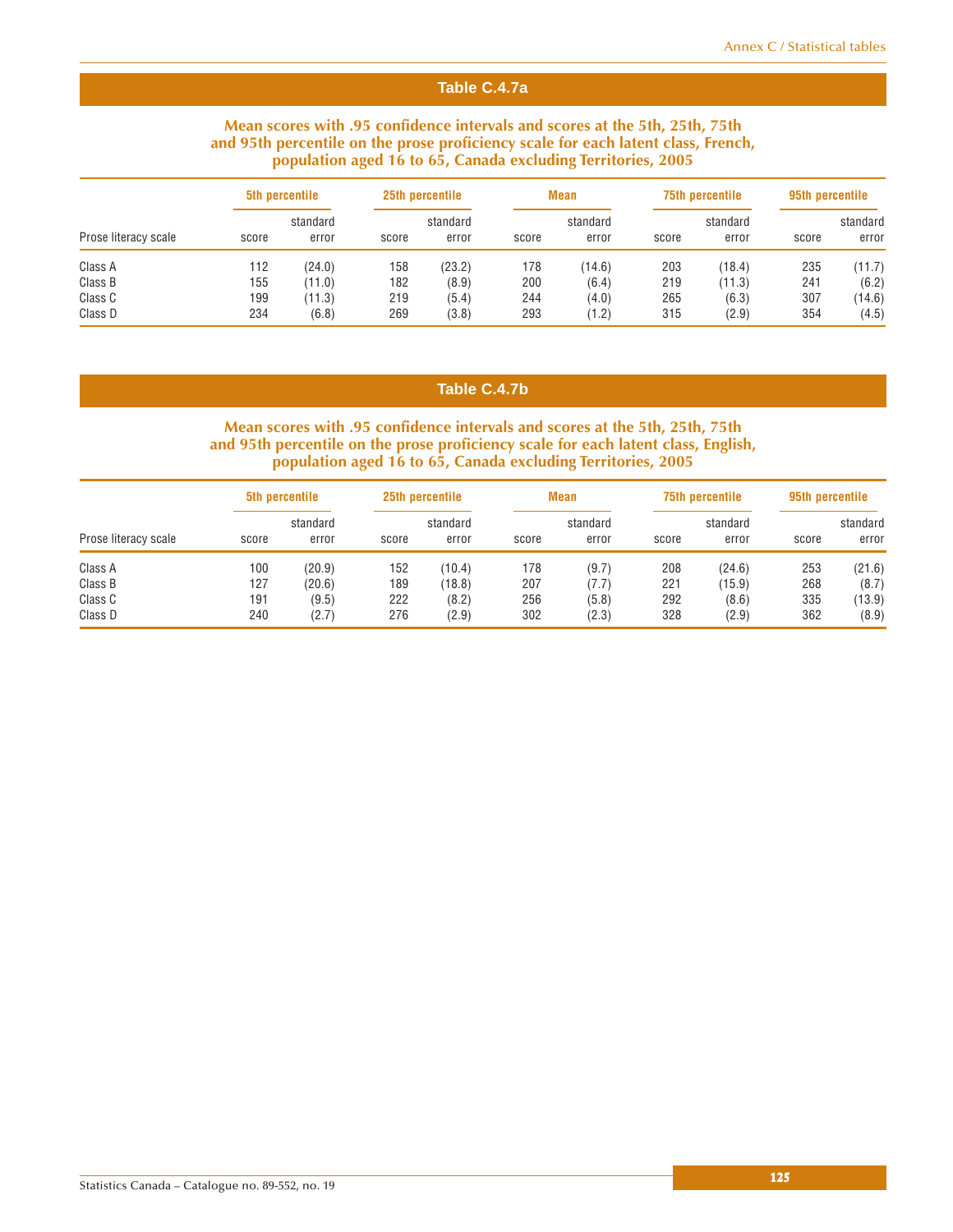## Table C.4.7a

### Mean scores with .95 confidence intervals and scores at the 5th, 25th, 75th and 95th percentile on the prose proficiency scale for each latent class, French, population aged 16 to 65, Canada excluding Territories, 2005

| | 5th percentile | | 25th percentile | | Mean | | 75th percentile | | 95th percentile | |
|---|---|---|---|---|---|---|---|---|---|---|
| Prose literacy scale | score | standard error | score | standard error | score | standard error | score | standard error | score | standard error |
| Class A | 112 | (24.0) | 158 | (23.2) | 178 | (14.6) | 203 | (18.4) | 235 | (11.7) |
| Class B | 155 | (11.0) | 182 | (8.9) | 200 | (6.4) | 219 | (11.3) | 241 | (6.2) |
| Class C | 199 | (11.3) | 219 | (5.4) | 244 | (4.0) | 265 | (6.3) | 307 | (14.6) |
| Class D | 234 | (6.8) | 269 | (3.8) | 293 | (1.2) | 315 | (2.9) | 354 | (4.5) |

## Table C.4.7b

### Mean scores with .95 confidence intervals and scores at the 5th, 25th, 75th and 95th percentile on the prose proficiency scale for each latent class, English, population aged 16 to 65, Canada excluding Territories, 2005

| | 5th percentile | | 25th percentile | | Mean | | 75th percentile | | 95th percentile | |
|---|---|---|---|---|---|---|---|---|---|---|
| Prose literacy scale | score | standard error | score | standard error | score | standard error | score | standard error | score | standard error |
| Class A | 100 | (20.9) | 152 | (10.4) | 178 | (9.7) | 208 | (24.6) | 253 | (21.6) |
| Class B | 127 | (20.6) | 189 | (18.8) | 207 | (7.7) | 221 | (15.9) | 268 | (8.7) |
| Class C | 191 | (9.5) | 222 | (8.2) | 256 | (5.8) | 292 | (8.6) | 335 | (13.9) |
| Class D | 240 | (2.7) | 276 | (2.9) | 302 | (2.3) | 328 | (2.9) | 362 | (8.9) |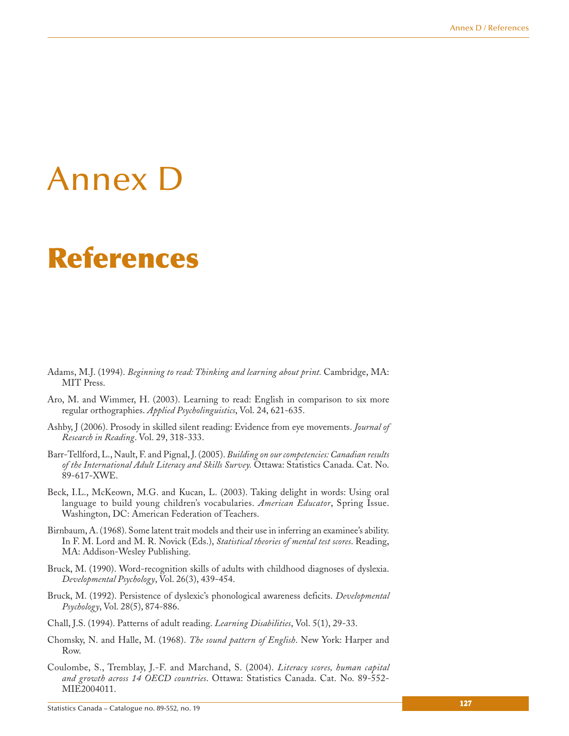# Annex D

## References

Adams, M.J. (1994). *Beginning to read: Thinking and learning about print.* Cambridge, MA: MIT Press.

Aro, M. and Wimmer, H. (2003). Learning to read: English in comparison to six more regular orthographies. *Applied Psycholinguistics*, Vol. 24, 621-635.

Ashby, J (2006). Prosody in skilled silent reading: Evidence from eye movements. *Journal of Research in Reading*. Vol. 29, 318-333.

Barr-Tellford, L., Nault, F. and Pignal, J. (2005). *Building on our competencies: Canadian results of the International Adult Literacy and Skills Survey.* Ottawa: Statistics Canada. Cat. No. 89-617-XWE.

Beck, I.L., McKeown, M.G. and Kucan, L. (2003). Taking delight in words: Using oral language to build young children's vocabularies. *American Educator*, Spring Issue. Washington, DC: American Federation of Teachers.

Birnbaum, A. (1968). Some latent trait models and their use in inferring an examinee's ability. In F. M. Lord and M. R. Novick (Eds.), *Statistical theories of mental test scores*. Reading, MA: Addison-Wesley Publishing.

Bruck, M. (1990). Word-recognition skills of adults with childhood diagnoses of dyslexia. *Developmental Psychology*, Vol. 26(3), 439-454.

Bruck, M. (1992). Persistence of dyslexic's phonological awareness deficits. *Developmental Psychology*, Vol. 28(5), 874-886.

Chall, J.S. (1994). Patterns of adult reading. *Learning Disabilities*, Vol. 5(1), 29-33.

Chomsky, N. and Halle, M. (1968). *The sound pattern of English*. New York: Harper and Row.

Coulombe, S., Tremblay, J.-F. and Marchand, S. (2004). *Literacy scores, human capital and growth across 14 OECD countries*. Ottawa: Statistics Canada. Cat. No. 89-552-MIE2004011.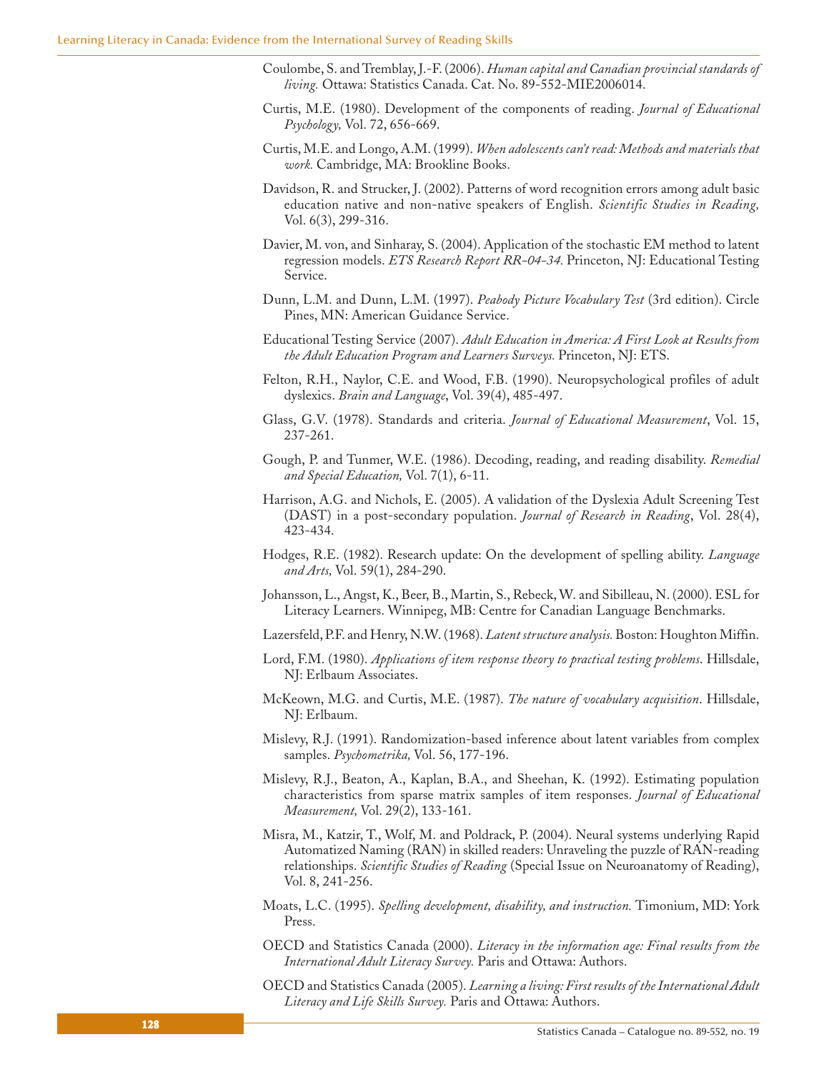Coulombe, S. and Tremblay, J.-F. (2006). *Human capital and Canadian provincial standards of living.* Ottawa: Statistics Canada. Cat. No. 89-552-MIE2006014.

Curtis, M.E. (1980). Development of the components of reading. *Journal of Educational Psychology,* Vol. 72, 656-669.

Curtis, M.E. and Longo, A.M. (1999). *When adolescents can't read: Methods and materials that work.* Cambridge, MA: Brookline Books.

Davidson, R. and Strucker, J. (2002). Patterns of word recognition errors among adult basic education native and non-native speakers of English. *Scientific Studies in Reading,* Vol. 6(3), 299-316.

Davier, M. von, and Sinharay, S. (2004). Application of the stochastic EM method to latent regression models. *ETS Research Report RR-04-34.* Princeton, NJ: Educational Testing Service.

Dunn, L.M. and Dunn, L.M. (1997). *Peabody Picture Vocabulary Test* (3rd edition). Circle Pines, MN: American Guidance Service.

Educational Testing Service (2007). *Adult Education in America: A First Look at Results from the Adult Education Program and Learners Surveys.* Princeton, NJ: ETS.

Felton, R.H., Naylor, C.E. and Wood, F.B. (1990). Neuropsychological profiles of adult dyslexics. *Brain and Language*, Vol. 39(4), 485-497.

Glass, G.V. (1978). Standards and criteria. *Journal of Educational Measurement*, Vol. 15, 237-261.

Gough, P. and Tunmer, W.E. (1986). Decoding, reading, and reading disability. *Remedial and Special Education,* Vol. 7(1), 6-11.

Harrison, A.G. and Nichols, E. (2005). A validation of the Dyslexia Adult Screening Test (DAST) in a post-secondary population. *Journal of Research in Reading*, Vol. 28(4), 423-434.

Hodges, R.E. (1982). Research update: On the development of spelling ability. *Language and Arts,* Vol. 59(1), 284-290.

Johansson, L., Angst, K., Beer, B., Martin, S., Rebeck, W. and Sibilleau, N. (2000). ESL for Literacy Learners. Winnipeg, MB: Centre for Canadian Language Benchmarks.

Lazersfeld, P.F. and Henry, N.W. (1968). *Latent structure analysis.* Boston: Houghton Miffin.

Lord, F.M. (1980). *Applications of item response theory to practical testing problems.* Hillsdale, NJ: Erlbaum Associates.

McKeown, M.G. and Curtis, M.E. (1987). *The nature of vocabulary acquisition*. Hillsdale, NJ: Erlbaum.

Mislevy, R.J. (1991). Randomization-based inference about latent variables from complex samples. *Psychometrika,* Vol. 56, 177-196.

Mislevy, R.J., Beaton, A., Kaplan, B.A., and Sheehan, K. (1992). Estimating population characteristics from sparse matrix samples of item responses. *Journal of Educational Measurement,* Vol. 29(2), 133-161.

Misra, M., Katzir, T., Wolf, M. and Poldrack, P. (2004). Neural systems underlying Rapid Automatized Naming (RAN) in skilled readers: Unraveling the puzzle of RAN-reading relationships. *Scientific Studies of Reading* (Special Issue on Neuroanatomy of Reading), Vol. 8, 241-256.

Moats, L.C. (1995). *Spelling development, disability, and instruction.* Timonium, MD: York Press.

OECD and Statistics Canada (2000). *Literacy in the information age: Final results from the International Adult Literacy Survey.* Paris and Ottawa: Authors.

OECD and Statistics Canada (2005). *Learning a living: First results of the International Adult Literacy and Life Skills Survey.* Paris and Ottawa: Authors.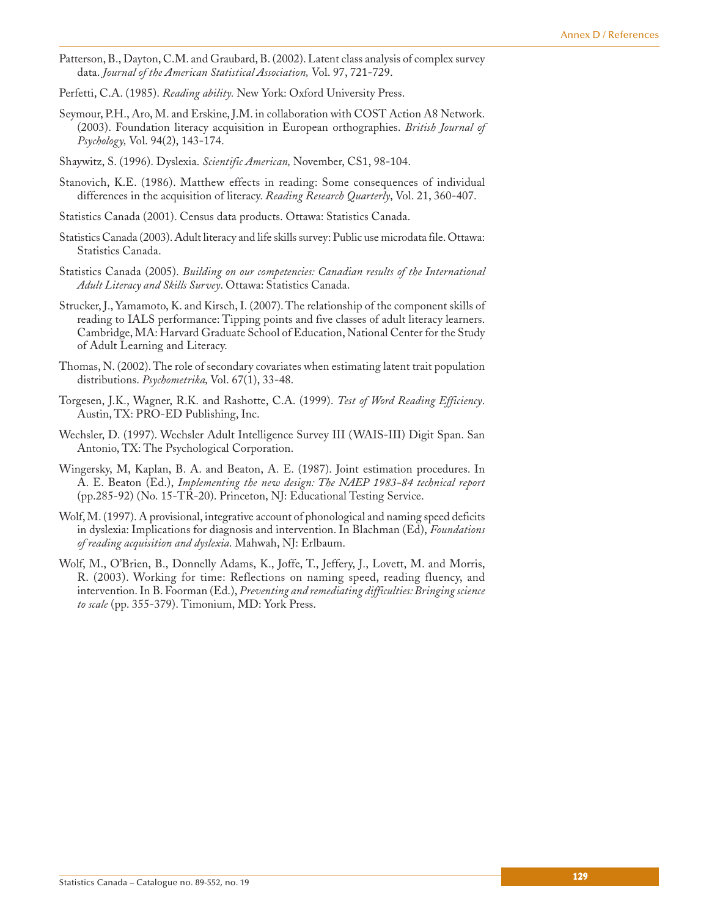Patterson, B., Dayton, C.M. and Graubard, B. (2002). Latent class analysis of complex survey data. *Journal of the American Statistical Association,* Vol. 97, 721-729.

Perfetti, C.A. (1985). *Reading ability.* New York: Oxford University Press.

Seymour, P.H., Aro, M. and Erskine, J.M. in collaboration with COST Action A8 Network. (2003). Foundation literacy acquisition in European orthographies. *British Journal of Psychology,* Vol. 94(2), 143-174.

Shaywitz, S. (1996). Dyslexia. *Scientific American,* November, CS1, 98-104.

Stanovich, K.E. (1986). Matthew effects in reading: Some consequences of individual differences in the acquisition of literacy. *Reading Research Quarterly*, Vol. 21, 360-407.

Statistics Canada (2001). Census data products. Ottawa: Statistics Canada.

Statistics Canada (2003). Adult literacy and life skills survey: Public use microdata file. Ottawa: Statistics Canada.

Statistics Canada (2005). *Building on our competencies: Canadian results of the International Adult Literacy and Skills Survey*. Ottawa: Statistics Canada.

Strucker, J., Yamamoto, K. and Kirsch, I. (2007). The relationship of the component skills of reading to IALS performance: Tipping points and five classes of adult literacy learners. Cambridge, MA: Harvard Graduate School of Education, National Center for the Study of Adult Learning and Literacy.

Thomas, N. (2002). The role of secondary covariates when estimating latent trait population distributions. *Psychometrika,* Vol. 67(1), 33-48.

Torgesen, J.K., Wagner, R.K. and Rashotte, C.A. (1999). *Test of Word Reading Efficiency*. Austin, TX: PRO-ED Publishing, Inc.

Wechsler, D. (1997). Wechsler Adult Intelligence Survey III (WAIS-III) Digit Span. San Antonio, TX: The Psychological Corporation.

Wingersky, M, Kaplan, B. A. and Beaton, A. E. (1987). Joint estimation procedures. In A. E. Beaton (Ed.), *Implementing the new design: The NAEP 1983-84 technical report* (pp.285-92) (No. 15-TR-20). Princeton, NJ: Educational Testing Service.

Wolf, M. (1997). A provisional, integrative account of phonological and naming speed deficits in dyslexia: Implications for diagnosis and intervention. In Blachman (Ed), *Foundations of reading acquisition and dyslexia.* Mahwah, NJ: Erlbaum.

Wolf, M., O'Brien, B., Donnelly Adams, K., Joffe, T., Jeffery, J., Lovett, M. and Morris, R. (2003). Working for time: Reflections on naming speed, reading fluency, and intervention. In B. Foorman (Ed.), *Preventing and remediating difficulties: Bringing science to scale* (pp. 355-379). Timonium, MD: York Press.